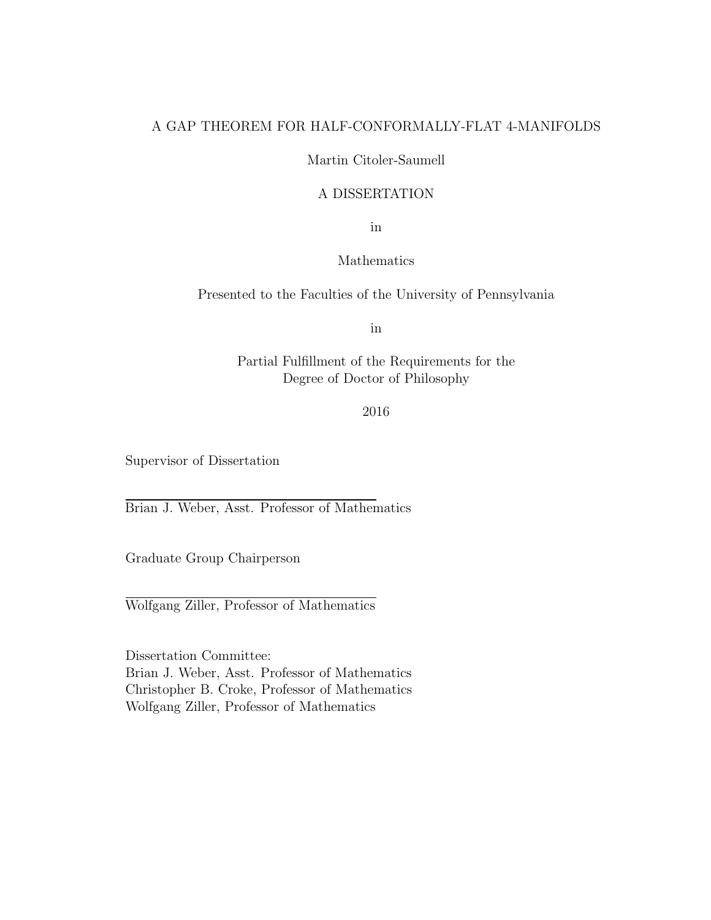# A GAP THEOREM FOR HALF-CONFORMALLY-FLAT 4-MANIFOLDS

Martin Citoler-Saumell

A DISSERTATION

in

Mathematics

Presented to the Faculties of the University of Pennsylvania

in

Partial Fulfillment of the Requirements for the
Degree of Doctor of Philosophy

2016

Supervisor of Dissertation

Brian J. Weber, Asst. Professor of Mathematics

Graduate Group Chairperson

Wolfgang Ziller, Professor of Mathematics

Dissertation Committee:
Brian J. Weber, Asst. Professor of Mathematics
Christopher B. Croke, Professor of Mathematics
Wolfgang Ziller, Professor of Mathematics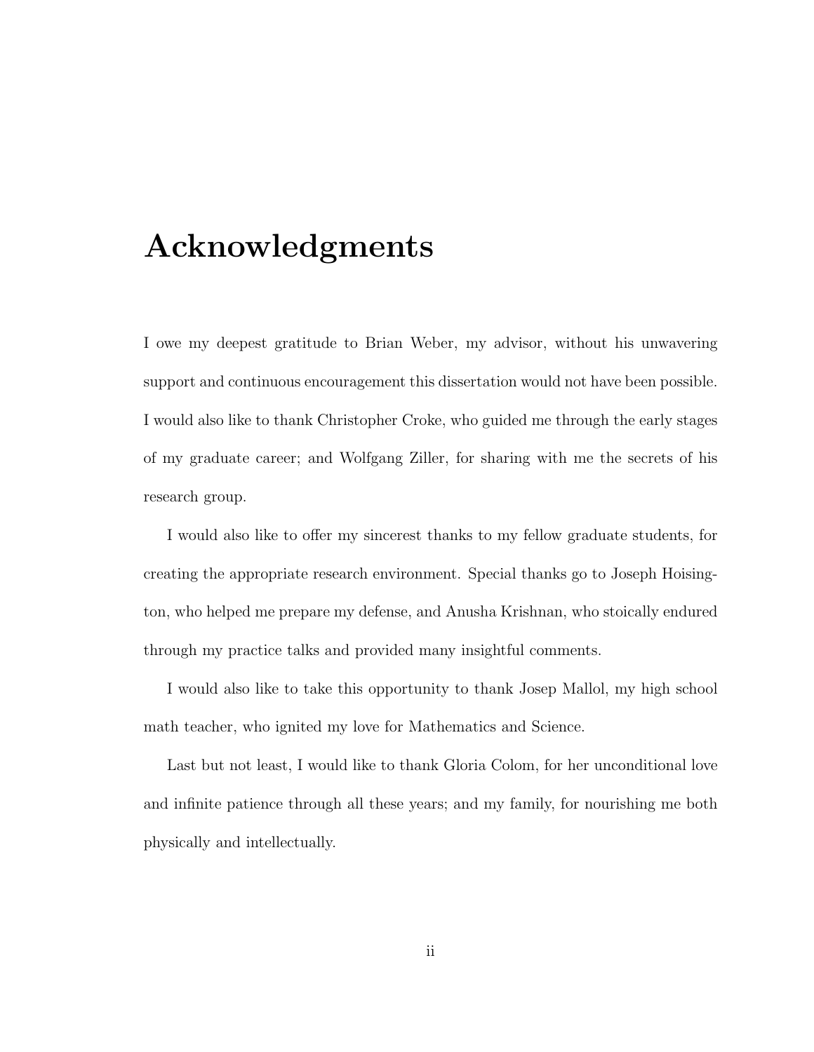# Acknowledgments

I owe my deepest gratitude to Brian Weber, my advisor, without his unwavering support and continuous encouragement this dissertation would not have been possible. I would also like to thank Christopher Croke, who guided me through the early stages of my graduate career; and Wolfgang Ziller, for sharing with me the secrets of his research group.

I would also like to offer my sincerest thanks to my fellow graduate students, for creating the appropriate research environment. Special thanks go to Joseph Hoisington, who helped me prepare my defense, and Anusha Krishnan, who stoically endured through my practice talks and provided many insightful comments.

I would also like to take this opportunity to thank Josep Mallol, my high school math teacher, who ignited my love for Mathematics and Science.

Last but not least, I would like to thank Gloria Colom, for her unconditional love and infinite patience through all these years; and my family, for nourishing me both physically and intellectually.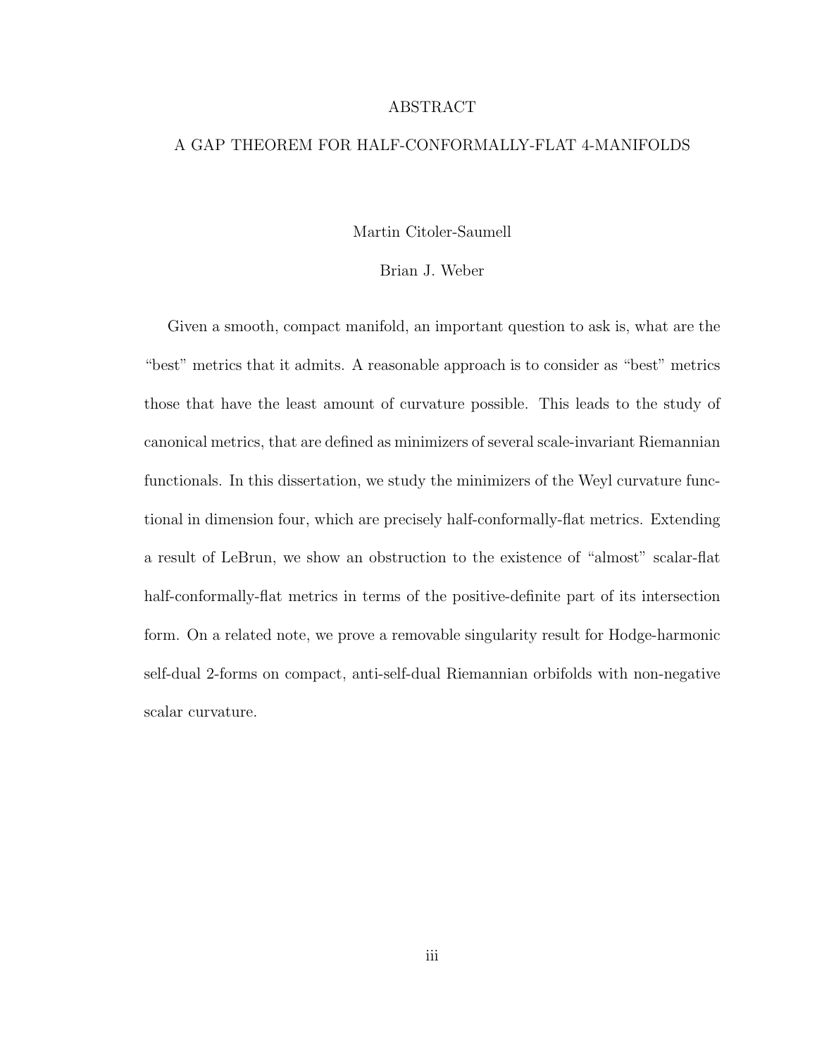# ABSTRACT

## A GAP THEOREM FOR HALF-CONFORMALLY-FLAT 4-MANIFOLDS

Martin Citoler-Saumell

Brian J. Weber

Given a smooth, compact manifold, an important question to ask is, what are the "best" metrics that it admits. A reasonable approach is to consider as "best" metrics those that have the least amount of curvature possible. This leads to the study of canonical metrics, that are defined as minimizers of several scale-invariant Riemannian functionals. In this dissertation, we study the minimizers of the Weyl curvature functional in dimension four, which are precisely half-conformally-flat metrics. Extending a result of LeBrun, we show an obstruction to the existence of "almost" scalar-flat half-conformally-flat metrics in terms of the positive-definite part of its intersection form. On a related note, we prove a removable singularity result for Hodge-harmonic self-dual 2-forms on compact, anti-self-dual Riemannian orbifolds with non-negative scalar curvature.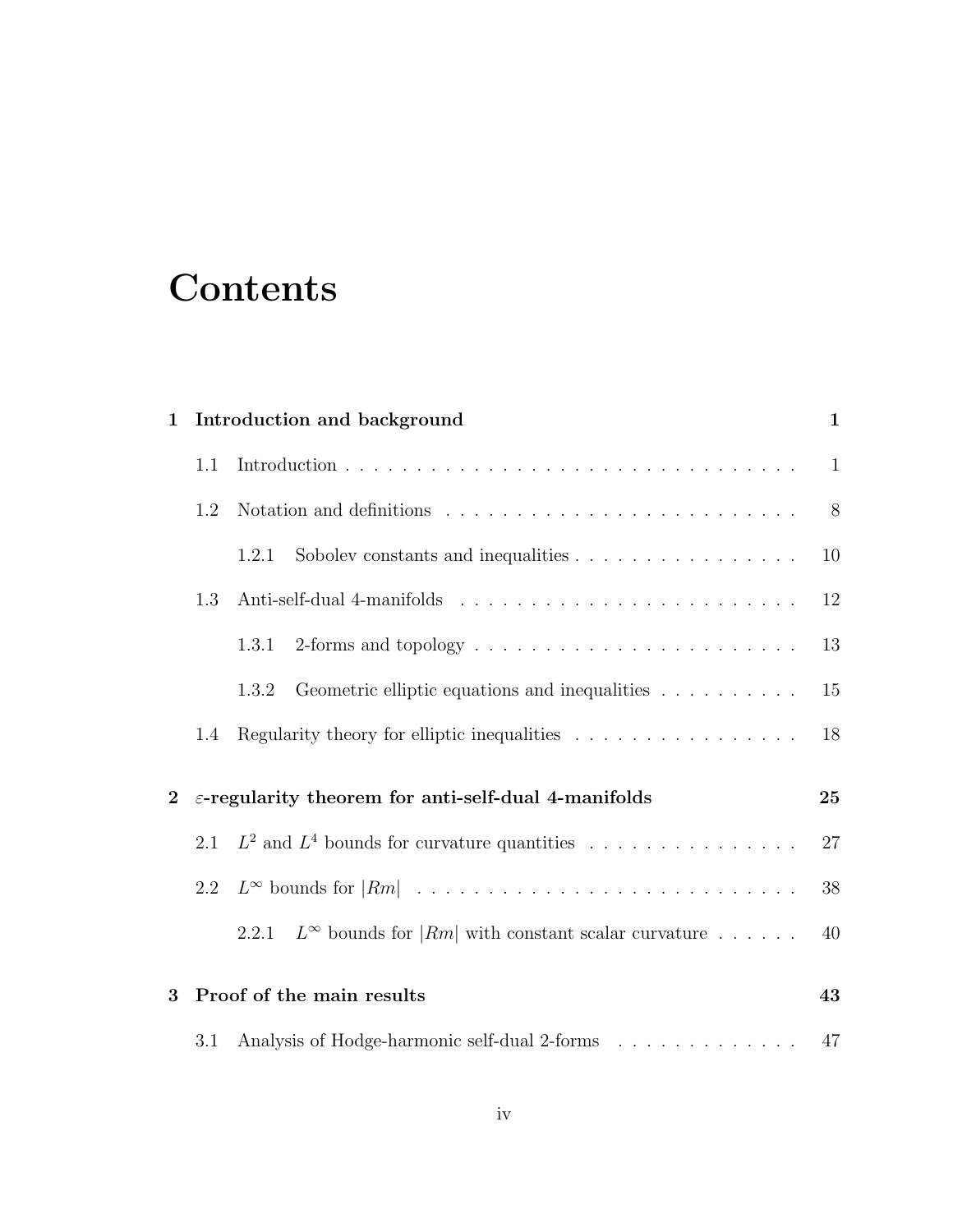# Contents

**1 Introduction and background** **1**

- 1.1 Introduction . . . . . . . . . . . . . . . . . . . . . . . . . . . . . . . . . 1
- 1.2 Notation and definitions . . . . . . . . . . . . . . . . . . . . . . . . . 8
  - 1.2.1 Sobolev constants and inequalities . . . . . . . . . . . . . . . . 10
- 1.3 Anti-self-dual 4-manifolds . . . . . . . . . . . . . . . . . . . . . . . . 12
  - 1.3.1 2-forms and topology . . . . . . . . . . . . . . . . . . . . . . 13
  - 1.3.2 Geometric elliptic equations and inequalities . . . . . . . . . . 15
- 1.4 Regularity theory for elliptic inequalities . . . . . . . . . . . . . . . . 18

**2 $\varepsilon$-regularity theorem for anti-self-dual 4-manifolds** **25**

- 2.1 $L^2$ and $L^4$ bounds for curvature quantities . . . . . . . . . . . . . . . 27
- 2.2 $L^\infty$ bounds for $|Rm|$ . . . . . . . . . . . . . . . . . . . . . . . . . . . 38
  - 2.2.1 $L^\infty$ bounds for $|Rm|$ with constant scalar curvature . . . . . . 40

**3 Proof of the main results** **43**

- 3.1 Analysis of Hodge-harmonic self-dual 2-forms . . . . . . . . . . . . . 47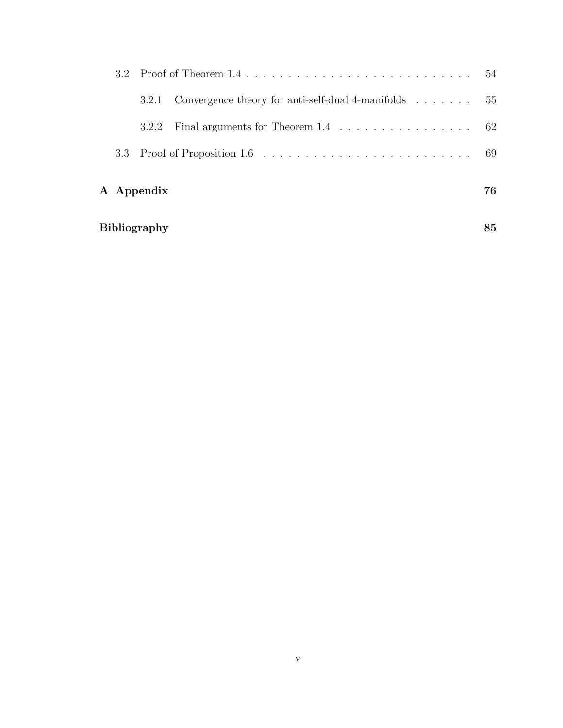3.2 Proof of Theorem 1.4 . . . . . . . . . . . . . . . . . . . . . . . . . . . 54

3.2.1 Convergence theory for anti-self-dual 4-manifolds . . . . . . . 55

3.2.2 Final arguments for Theorem 1.4 . . . . . . . . . . . . . . . . . 62

3.3 Proof of Proposition 1.6 . . . . . . . . . . . . . . . . . . . . . . . . . . 69

**A Appendix** **76**

**Bibliography** **85**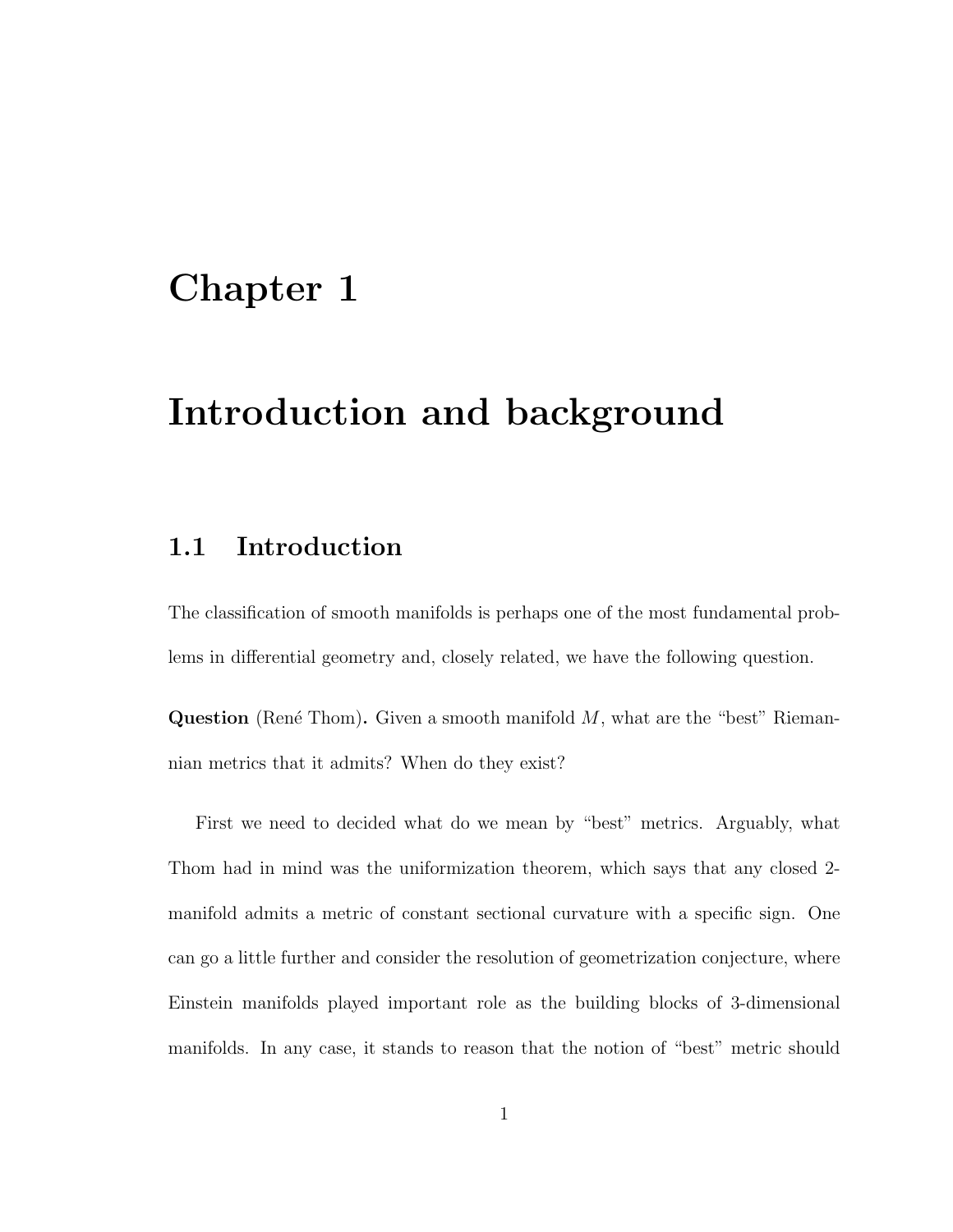# Chapter 1

# Introduction and background

## 1.1 Introduction

The classification of smooth manifolds is perhaps one of the most fundamental problems in differential geometry and, closely related, we have the following question.

**Question** (René Thom)**.** Given a smooth manifold $M$, what are the "best" Riemannian metrics that it admits? When do they exist?

First we need to decided what do we mean by "best" metrics. Arguably, what Thom had in mind was the uniformization theorem, which says that any closed 2-manifold admits a metric of constant sectional curvature with a specific sign. One can go a little further and consider the resolution of geometrization conjecture, where Einstein manifolds played important role as the building blocks of 3-dimensional manifolds. In any case, it stands to reason that the notion of "best" metric should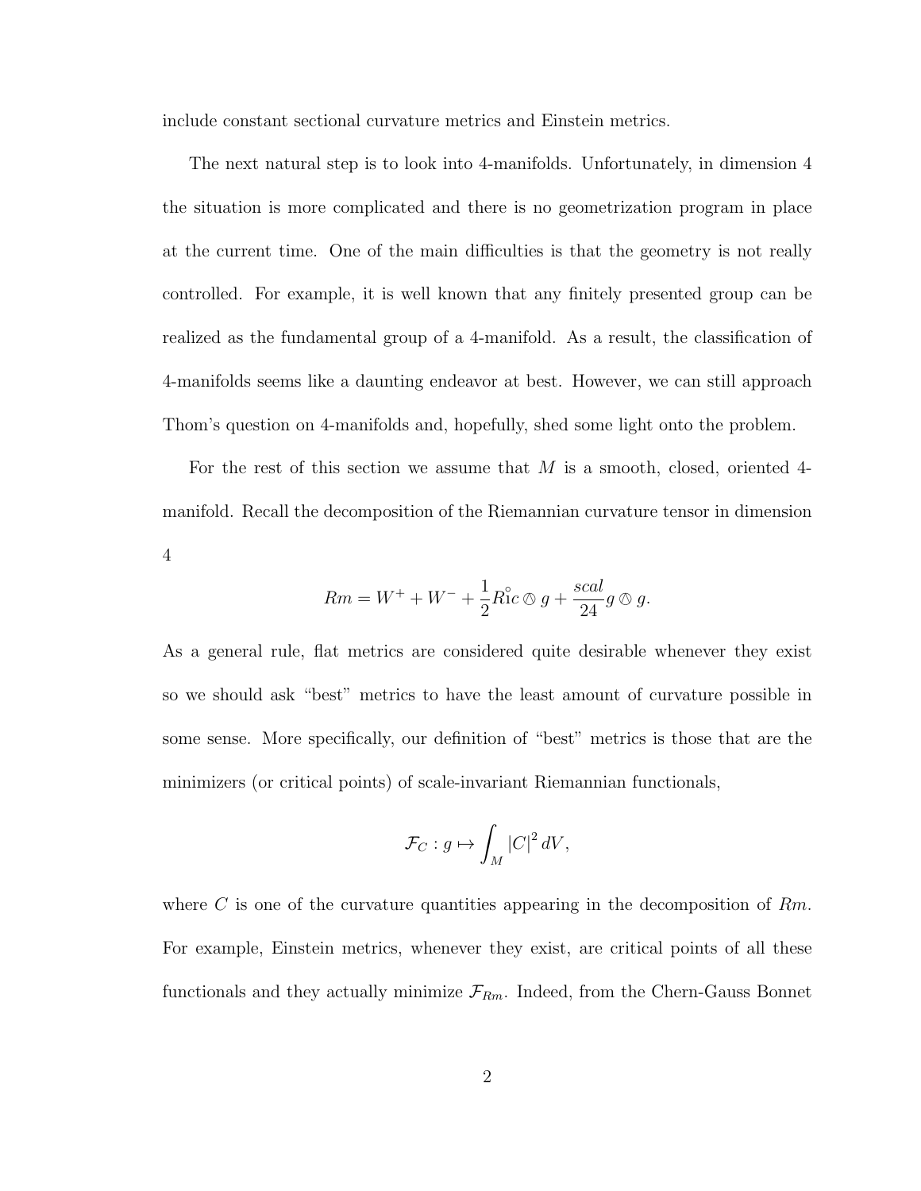include constant sectional curvature metrics and Einstein metrics.

The next natural step is to look into 4-manifolds. Unfortunately, in dimension 4 the situation is more complicated and there is no geometrization program in place at the current time. One of the main difficulties is that the geometry is not really controlled. For example, it is well known that any finitely presented group can be realized as the fundamental group of a 4-manifold. As a result, the classification of 4-manifolds seems like a daunting endeavor at best. However, we can still approach Thom's question on 4-manifolds and, hopefully, shed some light onto the problem.

For the rest of this section we assume that $M$ is a smooth, closed, oriented 4-manifold. Recall the decomposition of the Riemannian curvature tensor in dimension 4

$$Rm = W^+ + W^- + \frac{1}{2}\mathring{Ric} \owedge g + \frac{scal}{24} g \owedge g.$$

As a general rule, flat metrics are considered quite desirable whenever they exist so we should ask "best" metrics to have the least amount of curvature possible in some sense. More specifically, our definition of "best" metrics is those that are the minimizers (or critical points) of scale-invariant Riemannian functionals,

$$\mathcal{F}_C : g \mapsto \int_M |C|^2 \, dV,$$

where $C$ is one of the curvature quantities appearing in the decomposition of $Rm$. For example, Einstein metrics, whenever they exist, are critical points of all these functionals and they actually minimize $\mathcal{F}_{Rm}$. Indeed, from the Chern-Gauss Bonnet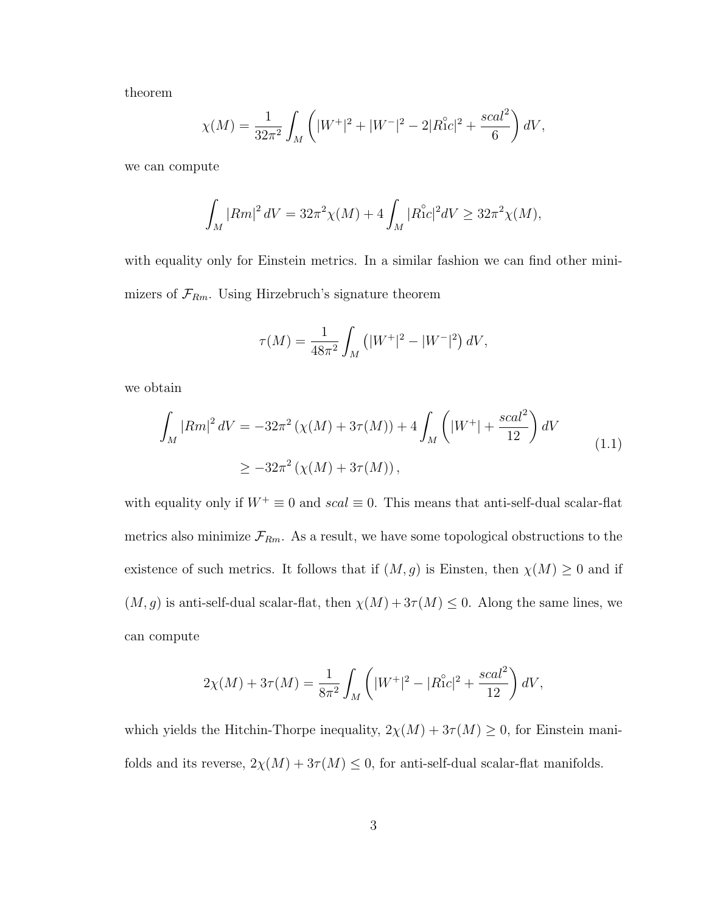theorem

$$\chi(M) = \frac{1}{32\pi^2}\int_M \left( |W^+|^2 + |W^-|^2 - 2|\overset{\circ}{Ric}|^2 + \frac{scal^2}{6} \right) dV,$$

we can compute

$$\int_M |Rm|^2 \, dV = 32\pi^2 \chi(M) + 4\int_M |\overset{\circ}{Ric}|^2 dV \geq 32\pi^2\chi(M),$$

with equality only for Einstein metrics. In a similar fashion we can find other minimizers of $\mathcal{F}_{Rm}$. Using Hirzebruch's signature theorem

$$\tau(M) = \frac{1}{48\pi^2}\int_M \left( |W^+|^2 - |W^-|^2 \right) dV,$$

we obtain

$$\begin{aligned} \int_M |Rm|^2 \, dV &= -32\pi^2 \left( \chi(M) + 3\tau(M) \right) + 4\int_M \left( |W^+| + \frac{scal^2}{12} \right) dV \\ &\geq -32\pi^2 \left( \chi(M) + 3\tau(M) \right), \end{aligned} \tag{1.1}$$

with equality only if $W^+ \equiv 0$ and $scal \equiv 0$. This means that anti-self-dual scalar-flat metrics also minimize $\mathcal{F}_{Rm}$. As a result, we have some topological obstructions to the existence of such metrics. It follows that if $(M, g)$ is Einsten, then $\chi(M) \geq 0$ and if $(M, g)$ is anti-self-dual scalar-flat, then $\chi(M) + 3\tau(M) \leq 0$. Along the same lines, we can compute

$$2\chi(M) + 3\tau(M) = \frac{1}{8\pi^2}\int_M \left( |W^+|^2 - |\overset{\circ}{Ric}|^2 + \frac{scal^2}{12} \right) dV,$$

which yields the Hitchin-Thorpe inequality, $2\chi(M) + 3\tau(M) \geq 0$, for Einstein manifolds and its reverse, $2\chi(M) + 3\tau(M) \leq 0$, for anti-self-dual scalar-flat manifolds.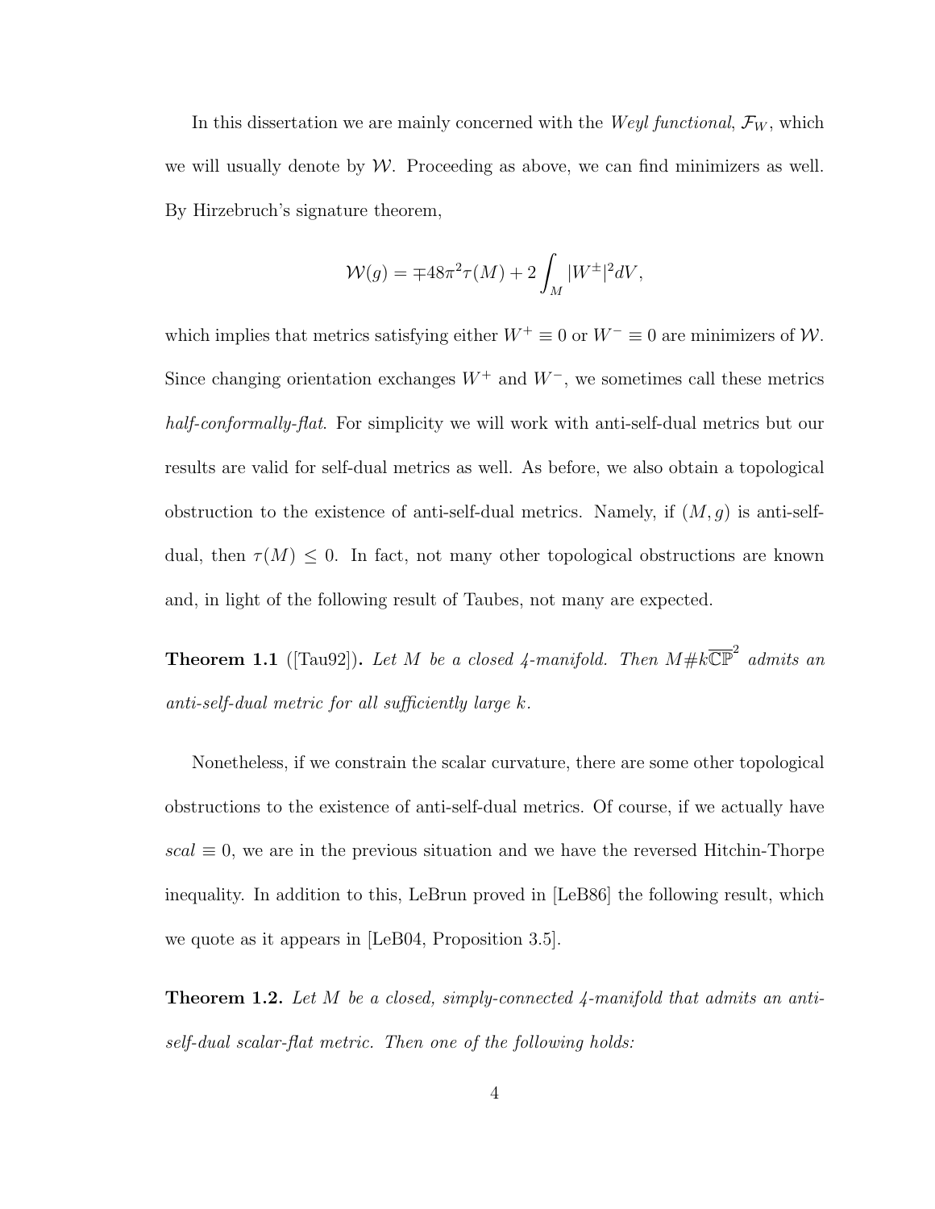In this dissertation we are mainly concerned with the *Weyl functional*, $\mathcal{F}_W$, which we will usually denote by $\mathcal{W}$. Proceeding as above, we can find minimizers as well. By Hirzebruch's signature theorem,

$$\mathcal{W}(g) = \mp 48\pi^2\tau(M) + 2\int_M |W^{\pm}|^2 dV,$$

which implies that metrics satisfying either $W^+ \equiv 0$ or $W^- \equiv 0$ are minimizers of $\mathcal{W}$. Since changing orientation exchanges $W^+$ and $W^-$, we sometimes call these metrics *half-conformally-flat*. For simplicity we will work with anti-self-dual metrics but our results are valid for self-dual metrics as well. As before, we also obtain a topological obstruction to the existence of anti-self-dual metrics. Namely, if $(M, g)$ is anti-self-dual, then $\tau(M) \leq 0$. In fact, not many other topological obstructions are known and, in light of the following result of Taubes, not many are expected.

**Theorem 1.1** ([Tau92])**.** *Let $M$ be a closed 4-manifold. Then $M \# k\overline{\mathbb{CP}}^2$ admits an anti-self-dual metric for all sufficiently large $k$.*

Nonetheless, if we constrain the scalar curvature, there are some other topological obstructions to the existence of anti-self-dual metrics. Of course, if we actually have $scal \equiv 0$, we are in the previous situation and we have the reversed Hitchin-Thorpe inequality. In addition to this, LeBrun proved in [LeB86] the following result, which we quote as it appears in [LeB04, Proposition 3.5].

**Theorem 1.2.** *Let $M$ be a closed, simply-connected 4-manifold that admits an anti-self-dual scalar-flat metric. Then one of the following holds:*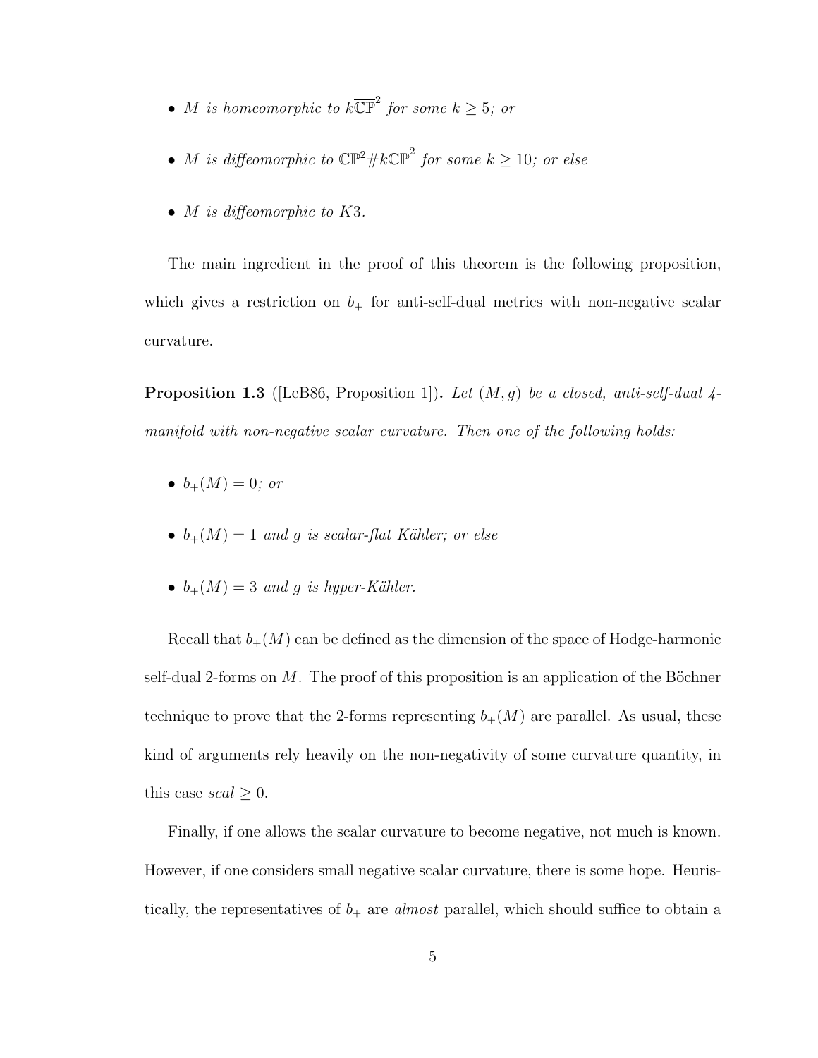- *$M$ is homeomorphic to $k\overline{\mathbb{CP}}^2$ for some $k \geq 5$; or*

- *$M$ is diffeomorphic to $\mathbb{CP}^2 \# k\overline{\mathbb{CP}}^2$ for some $k \geq 10$; or else*

- *$M$ is diffeomorphic to $K3$.*

The main ingredient in the proof of this theorem is the following proposition, which gives a restriction on $b_+$ for anti-self-dual metrics with non-negative scalar curvature.

**Proposition 1.3** ([LeB86, Proposition 1])**.** *Let $(M, g)$ be a closed, anti-self-dual 4-manifold with non-negative scalar curvature. Then one of the following holds:*

- *$b_+(M) = 0$; or*

- *$b_+(M) = 1$ and $g$ is scalar-flat Kähler; or else*

- *$b_+(M) = 3$ and $g$ is hyper-Kähler.*

Recall that $b_+(M)$ can be defined as the dimension of the space of Hodge-harmonic self-dual 2-forms on $M$. The proof of this proposition is an application of the Böchner technique to prove that the 2-forms representing $b_+(M)$ are parallel. As usual, these kind of arguments rely heavily on the non-negativity of some curvature quantity, in this case $scal \geq 0$.

Finally, if one allows the scalar curvature to become negative, not much is known. However, if one considers small negative scalar curvature, there is some hope. Heuristically, the representatives of $b_+$ are *almost* parallel, which should suffice to obtain a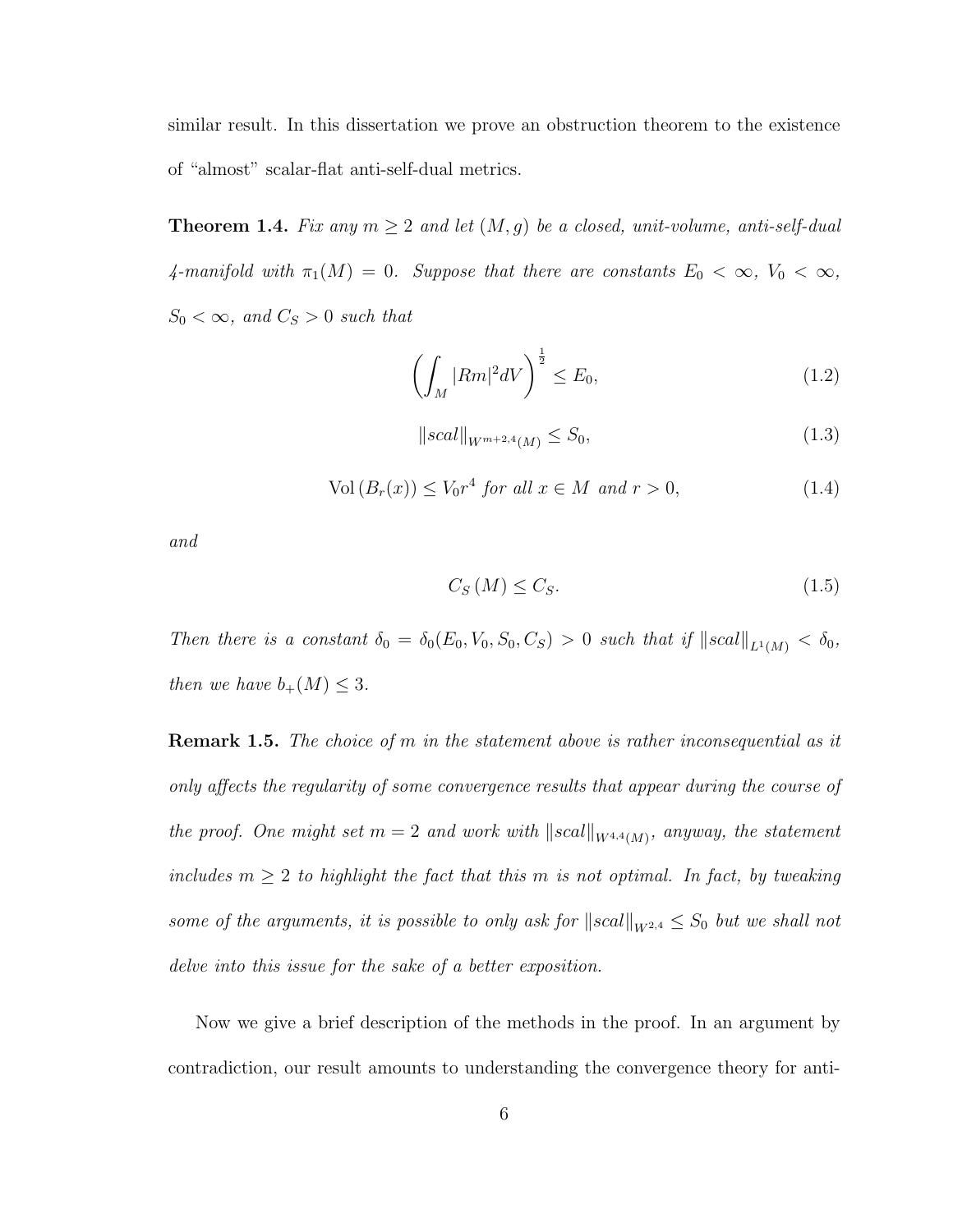similar result. In this dissertation we prove an obstruction theorem to the existence of "almost" scalar-flat anti-self-dual metrics.

**Theorem 1.4.** *Fix any $m \geq 2$ and let $(M, g)$ be a closed, unit-volume, anti-self-dual 4-manifold with $\pi_1(M) = 0$. Suppose that there are constants $E_0 < \infty$, $V_0 < \infty$, $S_0 < \infty$, and $C_S > 0$ such that*

$$\left( \int_M |Rm|^2 dV \right)^{\frac{1}{2}} \leq E_0, \tag{1.2}$$

$$\|scal\|_{W^{m+2,4}(M)} \leq S_0, \tag{1.3}$$

$$\mathrm{Vol}\left(B_r(x)\right) \leq V_0 r^4 \text{ for all } x \in M \text{ and } r > 0, \tag{1.4}$$

*and*

$$C_S\left(M\right) \leq C_S. \tag{1.5}$$

*Then there is a constant $\delta_0 = \delta_0(E_0, V_0, S_0, C_S) > 0$ such that if $\|scal\|_{L^1(M)} < \delta_0$, then we have $b_+(M) \leq 3$.*

**Remark 1.5.** *The choice of $m$ in the statement above is rather inconsequential as it only affects the regularity of some convergence results that appear during the course of the proof. One might set $m = 2$ and work with $\|scal\|_{W^{4,4}(M)}$, anyway, the statement includes $m \geq 2$ to highlight the fact that this $m$ is not optimal. In fact, by tweaking some of the arguments, it is possible to only ask for $\|scal\|_{W^{2,4}} \leq S_0$ but we shall not delve into this issue for the sake of a better exposition.*

Now we give a brief description of the methods in the proof. In an argument by contradiction, our result amounts to understanding the convergence theory for anti-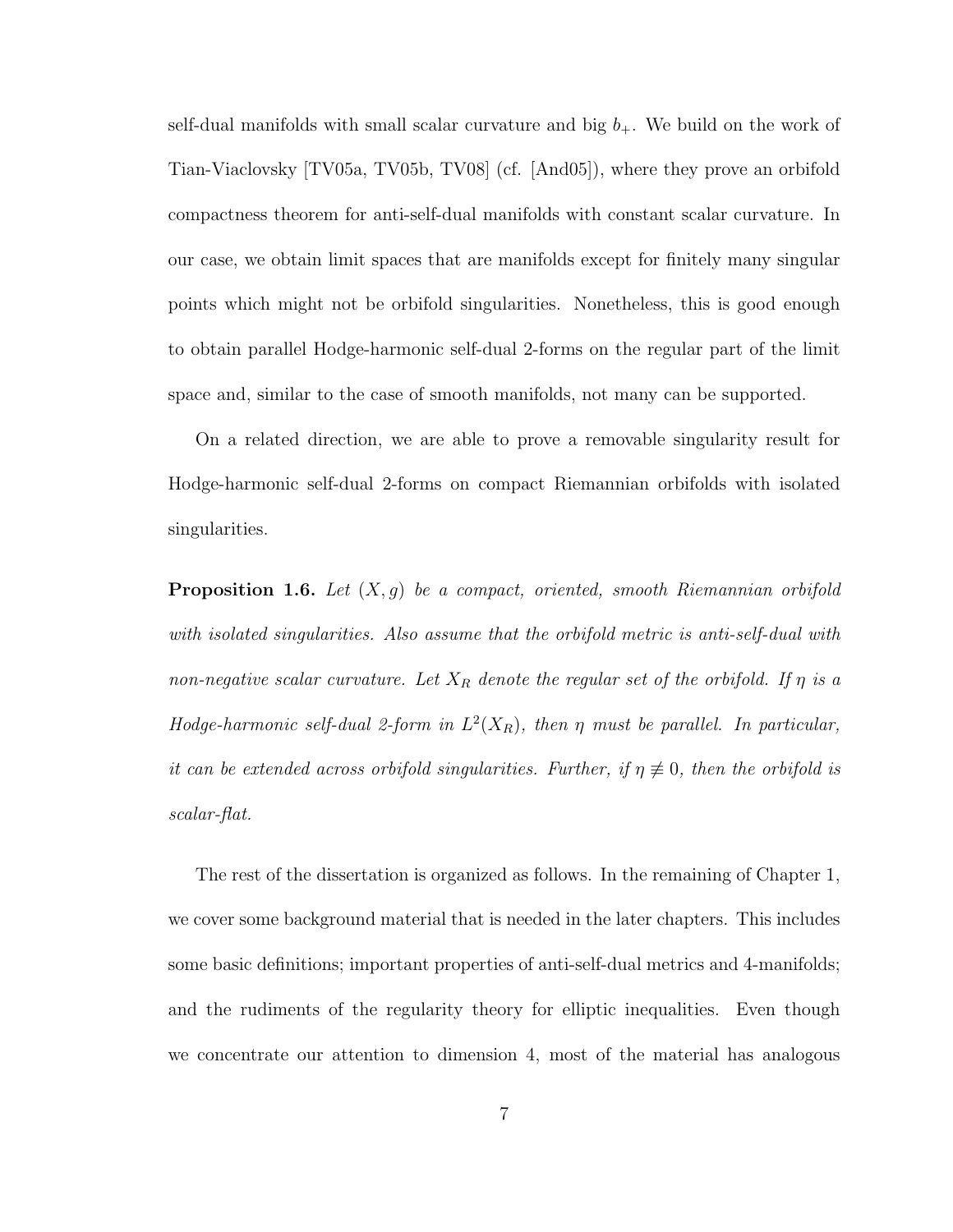self-dual manifolds with small scalar curvature and big $b_+$. We build on the work of Tian-Viaclovsky [TV05a, TV05b, TV08] (cf. [And05]), where they prove an orbifold compactness theorem for anti-self-dual manifolds with constant scalar curvature. In our case, we obtain limit spaces that are manifolds except for finitely many singular points which might not be orbifold singularities. Nonetheless, this is good enough to obtain parallel Hodge-harmonic self-dual 2-forms on the regular part of the limit space and, similar to the case of smooth manifolds, not many can be supported.

On a related direction, we are able to prove a removable singularity result for Hodge-harmonic self-dual 2-forms on compact Riemannian orbifolds with isolated singularities.

**Proposition 1.6.** *Let $(X, g)$ be a compact, oriented, smooth Riemannian orbifold with isolated singularities. Also assume that the orbifold metric is anti-self-dual with non-negative scalar curvature. Let $X_R$ denote the regular set of the orbifold. If $\eta$ is a Hodge-harmonic self-dual 2-form in $L^2(X_R)$, then $\eta$ must be parallel. In particular, it can be extended across orbifold singularities. Further, if $\eta \not\equiv 0$, then the orbifold is scalar-flat.*

The rest of the dissertation is organized as follows. In the remaining of Chapter 1, we cover some background material that is needed in the later chapters. This includes some basic definitions; important properties of anti-self-dual metrics and 4-manifolds; and the rudiments of the regularity theory for elliptic inequalities. Even though we concentrate our attention to dimension 4, most of the material has analogous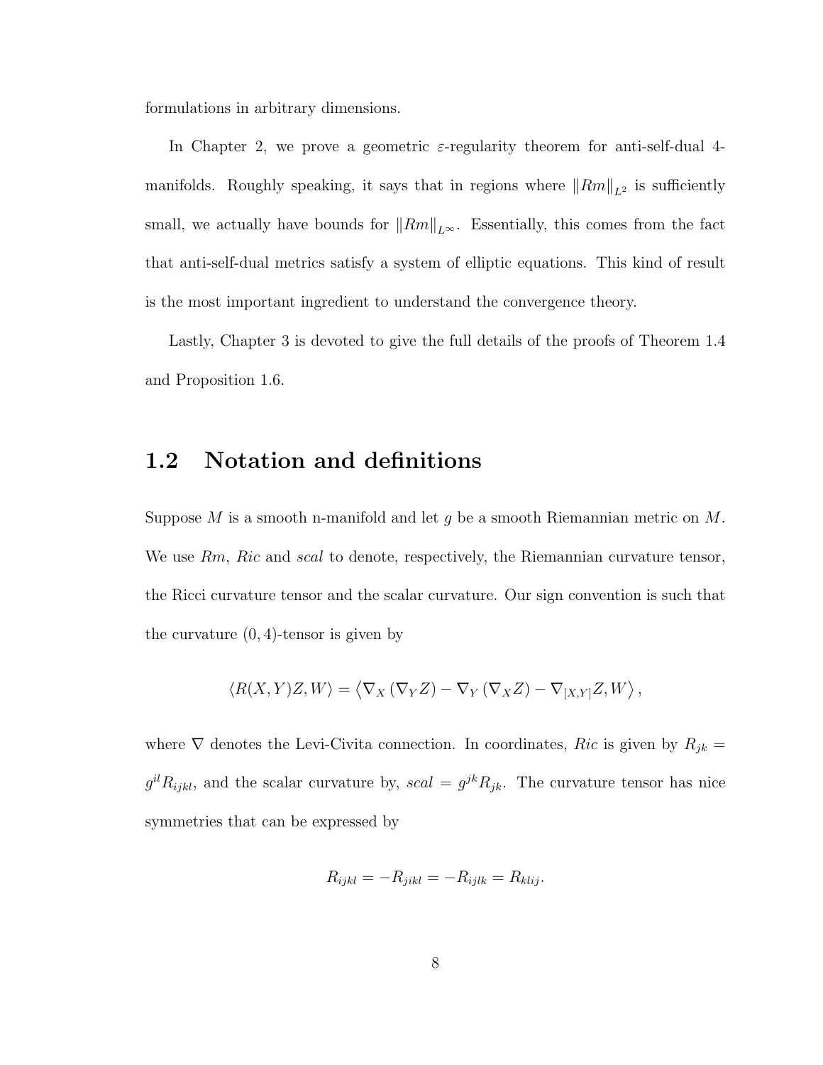formulations in arbitrary dimensions.

In Chapter 2, we prove a geometric $\varepsilon$-regularity theorem for anti-self-dual 4-manifolds. Roughly speaking, it says that in regions where $\|Rm\|_{L^2}$ is sufficiently small, we actually have bounds for $\|Rm\|_{L^\infty}$. Essentially, this comes from the fact that anti-self-dual metrics satisfy a system of elliptic equations. This kind of result is the most important ingredient to understand the convergence theory.

Lastly, Chapter 3 is devoted to give the full details of the proofs of Theorem 1.4 and Proposition 1.6.

## 1.2 Notation and definitions

Suppose $M$ is a smooth n-manifold and let $g$ be a smooth Riemannian metric on $M$. We use $Rm$, $Ric$ and $scal$ to denote, respectively, the Riemannian curvature tensor, the Ricci curvature tensor and the scalar curvature. Our sign convention is such that the curvature $(0,4)$-tensor is given by

$$\langle R(X,Y)Z, W\rangle = \left\langle \nabla_X \left(\nabla_Y Z\right) - \nabla_Y \left(\nabla_X Z\right) - \nabla_{[X,Y]} Z, W \right\rangle,$$

where $\nabla$ denotes the Levi-Civita connection. In coordinates, $Ric$ is given by $R_{jk} = g^{il} R_{ijkl}$, and the scalar curvature by, $scal = g^{jk} R_{jk}$. The curvature tensor has nice symmetries that can be expressed by

$$R_{ijkl} = -R_{jikl} = -R_{ijlk} = R_{klij}.$$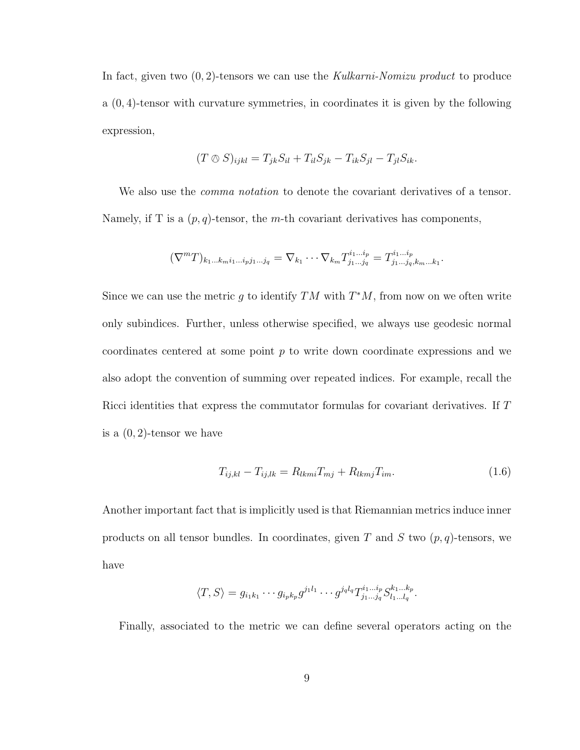In fact, given two $(0,2)$-tensors we can use the *Kulkarni-Nomizu product* to produce a $(0,4)$-tensor with curvature symmetries, in coordinates it is given by the following expression,

$$(T \owedge S)_{ijkl} = T_{jk}S_{il} + T_{il}S_{jk} - T_{ik}S_{jl} - T_{jl}S_{ik}.$$

We also use the *comma notation* to denote the covariant derivatives of a tensor. Namely, if T is a $(p,q)$-tensor, the $m$-th covariant derivatives has components,

$$(\nabla^m T)_{k_1 \dots k_m i_1 \dots i_p j_1 \dots j_q} = \nabla_{k_1} \cdots \nabla_{k_m} T^{i_1 \dots i_p}_{j_1 \dots j_q} = T^{i_1 \dots i_p}_{j_1 \dots j_q, k_m \dots k_1}.$$

Since we can use the metric $g$ to identify $TM$ with $T^*M$, from now on we often write only subindices. Further, unless otherwise specified, we always use geodesic normal coordinates centered at some point $p$ to write down coordinate expressions and we also adopt the convention of summing over repeated indices. For example, recall the Ricci identities that express the commutator formulas for covariant derivatives. If $T$ is a $(0,2)$-tensor we have

$$T_{ij,kl} - T_{ij,lk} = R_{lkmi}T_{mj} + R_{lkmj}T_{im}. \tag{1.6}$$

Another important fact that is implicitly used is that Riemannian metrics induce inner products on all tensor bundles. In coordinates, given $T$ and $S$ two $(p,q)$-tensors, we have

$$\langle T, S \rangle = g_{i_1 k_1} \cdots g_{i_p k_p} g^{j_1 l_1} \cdots g^{j_q l_q} T^{i_1 \dots i_p}_{j_1 \dots j_q} S^{k_1 \dots k_p}_{l_1 \dots l_q}.$$

Finally, associated to the metric we can define several operators acting on the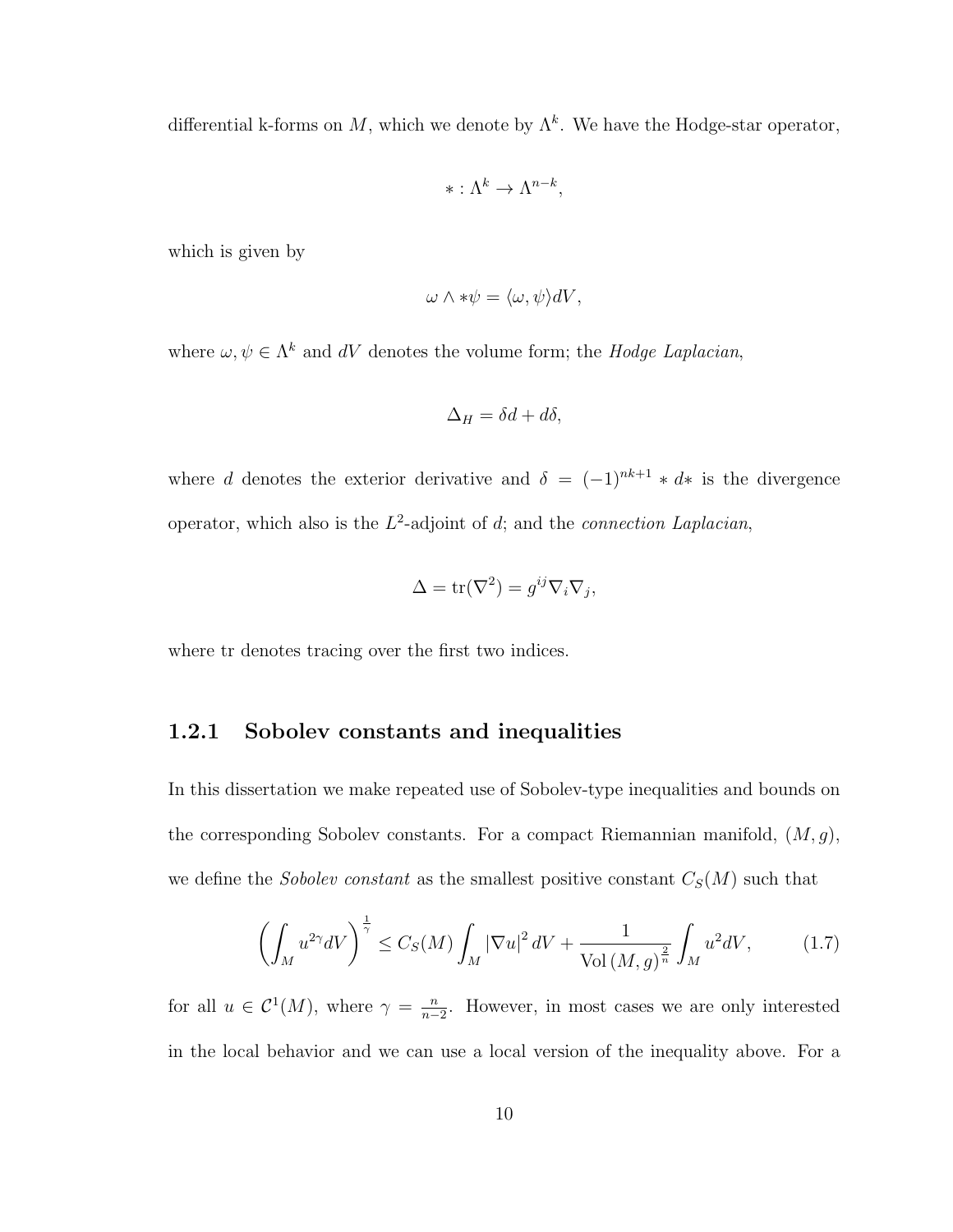differential k-forms on $M$, which we denote by $\Lambda^k$. We have the Hodge-star operator,

$$* : \Lambda^k \to \Lambda^{n-k},$$

which is given by

$$\omega \wedge * \psi = \langle \omega, \psi \rangle dV,$$

where $\omega, \psi \in \Lambda^k$ and $dV$ denotes the volume form; the *Hodge Laplacian*,

$$\Delta_H = \delta d + d\delta,$$

where $d$ denotes the exterior derivative and $\delta = (-1)^{nk+1} * d *$ is the divergence operator, which also is the $L^2$-adjoint of $d$; and the *connection Laplacian*,

$$\Delta = \operatorname{tr}(\nabla^2) = g^{ij} \nabla_i \nabla_j,$$

where tr denotes tracing over the first two indices.

### 1.2.1 Sobolev constants and inequalities

In this dissertation we make repeated use of Sobolev-type inequalities and bounds on the corresponding Sobolev constants. For a compact Riemannian manifold, $(M, g)$, we define the *Sobolev constant* as the smallest positive constant $C_S(M)$ such that

$$\left( \int_M u^{2\gamma} dV \right)^{\frac{1}{\gamma}} \leq C_S(M) \int_M |\nabla u|^2 \, dV + \frac{1}{\operatorname{Vol}(M, g)^{\frac{2}{n}}} \int_M u^2 dV, \tag{1.7}$$

for all $u \in \mathcal{C}^1(M)$, where $\gamma = \frac{n}{n-2}$. However, in most cases we are only interested in the local behavior and we can use a local version of the inequality above. For a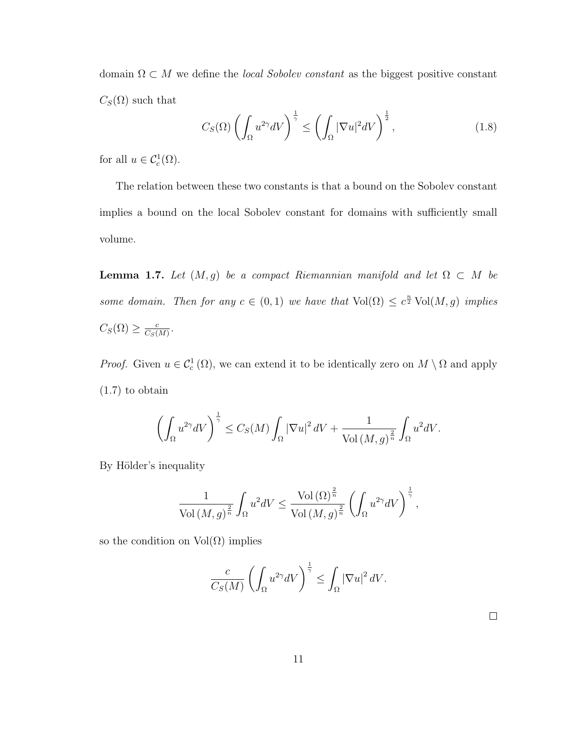domain $\Omega \subset M$ we define the *local Sobolev constant* as the biggest positive constant $C_S(\Omega)$ such that

$$C_S(\Omega)\left(\int_\Omega u^{2\gamma} dV\right)^{\frac{1}{\gamma}} \leq \left(\int_\Omega |\nabla u|^2 dV\right)^{\frac{1}{2}}, \tag{1.8}$$

for all $u \in \mathcal{C}_c^1(\Omega)$.

The relation between these two constants is that a bound on the Sobolev constant implies a bound on the local Sobolev constant for domains with sufficiently small volume.

**Lemma 1.7.** *Let $(M, g)$ be a compact Riemannian manifold and let $\Omega \subset M$ be some domain. Then for any $c \in (0, 1)$ we have that $\operatorname{Vol}(\Omega) \leq c^{\frac{n}{2}} \operatorname{Vol}(M, g)$ implies $C_S(\Omega) \geq \frac{c}{C_S(M)}$.*

*Proof.* Given $u \in \mathcal{C}_c^1(\Omega)$, we can extend it to be identically zero on $M \setminus \Omega$ and apply (1.7) to obtain

$$\left(\int_\Omega u^{2\gamma} dV\right)^{\frac{1}{\gamma}} \leq C_S(M) \int_\Omega |\nabla u|^2 \, dV + \frac{1}{\operatorname{Vol}(M, g)^{\frac{2}{n}}} \int_\Omega u^2 dV.$$

By Hölder's inequality

$$\frac{1}{\operatorname{Vol}(M, g)^{\frac{2}{n}}} \int_\Omega u^2 dV \leq \frac{\operatorname{Vol}(\Omega)^{\frac{2}{n}}}{\operatorname{Vol}(M, g)^{\frac{2}{n}}} \left(\int_\Omega u^{2\gamma} dV\right)^{\frac{1}{\gamma}},$$

so the condition on $\operatorname{Vol}(\Omega)$ implies

$$\frac{c}{C_S(M)} \left(\int_\Omega u^{2\gamma} dV\right)^{\frac{1}{\gamma}} \leq \int_\Omega |\nabla u|^2 \, dV.$$

□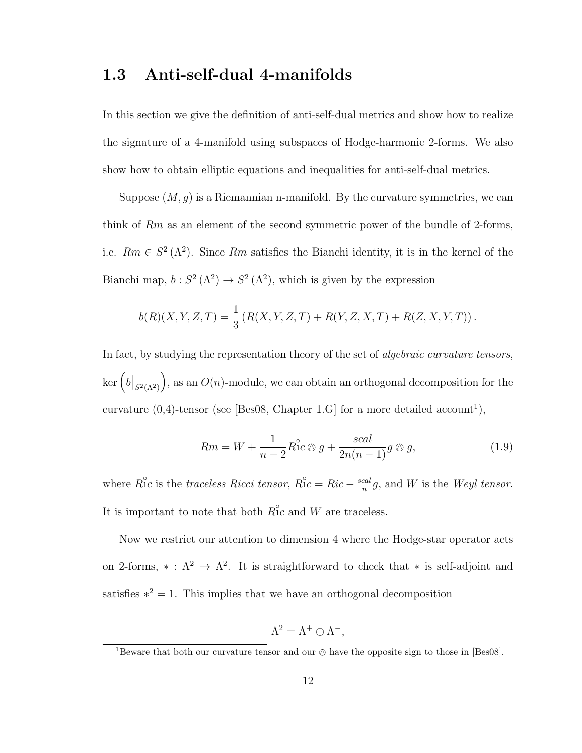## 1.3 Anti-self-dual 4-manifolds

In this section we give the definition of anti-self-dual metrics and show how to realize the signature of a 4-manifold using subspaces of Hodge-harmonic 2-forms. We also show how to obtain elliptic equations and inequalities for anti-self-dual metrics.

Suppose $(M, g)$ is a Riemannian n-manifold. By the curvature symmetries, we can think of $Rm$ as an element of the second symmetric power of the bundle of 2-forms, i.e. $Rm \in S^2(\Lambda^2)$. Since $Rm$ satisfies the Bianchi identity, it is in the kernel of the Bianchi map, $b : S^2(\Lambda^2) \to S^2(\Lambda^2)$, which is given by the expression

$$b(R)(X, Y, Z, T) = \frac{1}{3}\left(R(X, Y, Z, T) + R(Y, Z, X, T) + R(Z, X, Y, T)\right).$$

In fact, by studying the representation theory of the set of *algebraic curvature tensors*, $\ker\left(b\big|_{S^2(\Lambda^2)}\right)$, as an $O(n)$-module, we can obtain an orthogonal decomposition for the curvature (0,4)-tensor (see [Bes08, Chapter 1.G] for a more detailed account[1]),

$$Rm = W + \frac{1}{n-2}\mathring{Ric} \owedge g + \frac{scal}{2n(n-1)} g \owedge g, \tag{1.9}$$

where $\mathring{Ric}$ is the *traceless Ricci tensor*, $\mathring{Ric} = Ric - \frac{scal}{n} g$, and $W$ is the *Weyl tensor*. It is important to note that both $\mathring{Ric}$ and $W$ are traceless.

Now we restrict our attention to dimension 4 where the Hodge-star operator acts on 2-forms, $* : \Lambda^2 \to \Lambda^2$. It is straightforward to check that $*$ is self-adjoint and satisfies $*^2 = 1$. This implies that we have an orthogonal decomposition

$$\Lambda^2 = \Lambda^+ \oplus \Lambda^-,$$

[1] Beware that both our curvature tensor and our $\owedge$ have the opposite sign to those in [Bes08].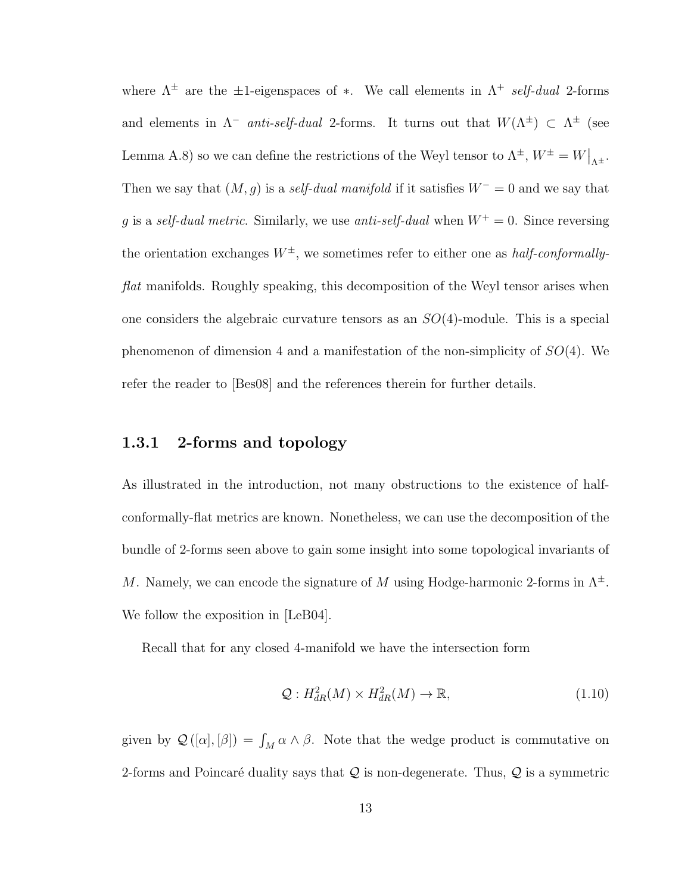where $\Lambda^{\pm}$ are the $\pm 1$-eigenspaces of $*$. We call elements in $\Lambda^+$ *self-dual* 2-forms and elements in $\Lambda^-$ *anti-self-dual* 2-forms. It turns out that $W(\Lambda^{\pm}) \subset \Lambda^{\pm}$ (see Lemma A.8) so we can define the restrictions of the Weyl tensor to $\Lambda^{\pm}$, $W^{\pm} = W\big|_{\Lambda^{\pm}}$. Then we say that $(M, g)$ is a *self-dual manifold* if it satisfies $W^- = 0$ and we say that $g$ is a *self-dual metric*. Similarly, we use *anti-self-dual* when $W^+ = 0$. Since reversing the orientation exchanges $W^{\pm}$, we sometimes refer to either one as *half-conformally-flat* manifolds. Roughly speaking, this decomposition of the Weyl tensor arises when one considers the algebraic curvature tensors as an $SO(4)$-module. This is a special phenomenon of dimension 4 and a manifestation of the non-simplicity of $SO(4)$. We refer the reader to [Bes08] and the references therein for further details.

### 1.3.1 2-forms and topology

As illustrated in the introduction, not many obstructions to the existence of half-conformally-flat metrics are known. Nonetheless, we can use the decomposition of the bundle of 2-forms seen above to gain some insight into some topological invariants of $M$. Namely, we can encode the signature of $M$ using Hodge-harmonic 2-forms in $\Lambda^{\pm}$. We follow the exposition in [LeB04].

Recall that for any closed 4-manifold we have the intersection form

$$\mathcal{Q} : H^2_{dR}(M) \times H^2_{dR}(M) \to \mathbb{R}, \tag{1.10}$$

given by $\mathcal{Q}([\alpha], [\beta]) = \int_M \alpha \wedge \beta$. Note that the wedge product is commutative on 2-forms and Poincaré duality says that $\mathcal{Q}$ is non-degenerate. Thus, $\mathcal{Q}$ is a symmetric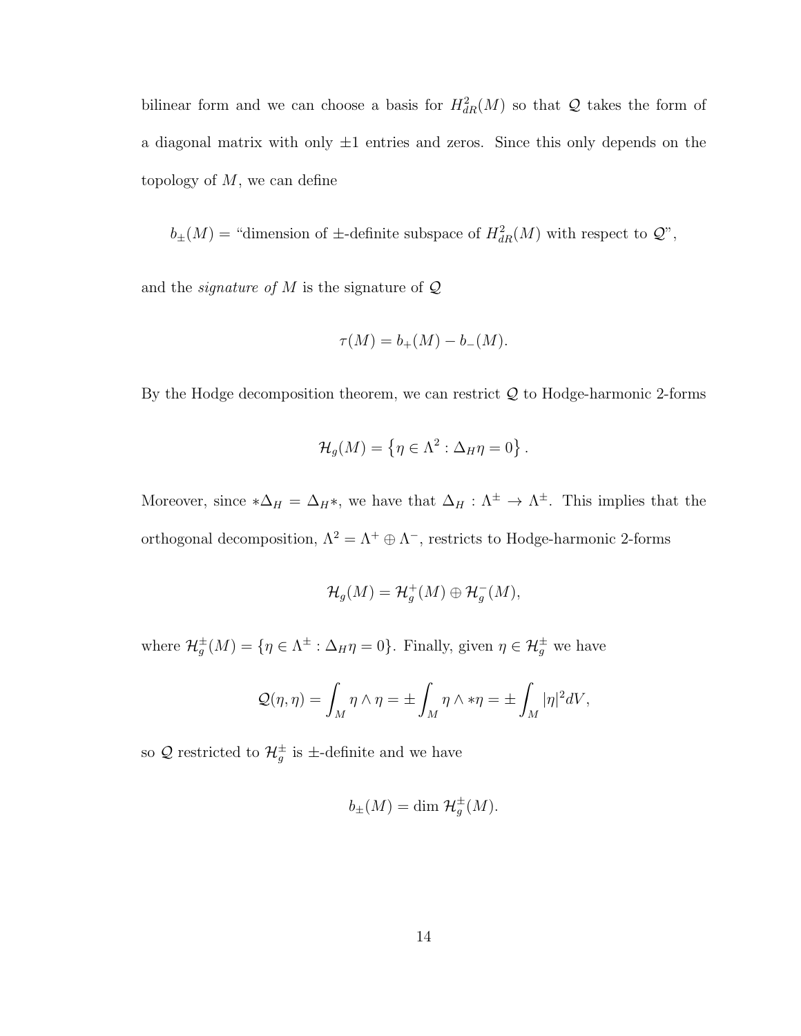bilinear form and we can choose a basis for $H^2_{dR}(M)$ so that $\mathcal{Q}$ takes the form of a diagonal matrix with only $\pm 1$ entries and zeros. Since this only depends on the topology of $M$, we can define

$$b_\pm(M) = \text{“dimension of } \pm\text{-definite subspace of } H^2_{dR}(M) \text{ with respect to } \mathcal{Q}\text{”},$$

and the *signature of* $M$ is the signature of $\mathcal{Q}$

$$\tau(M) = b_+(M) - b_-(M).$$

By the Hodge decomposition theorem, we can restrict $\mathcal{Q}$ to Hodge-harmonic 2-forms

$$\mathcal{H}_g(M) = \left\{ \eta \in \Lambda^2 : \Delta_H \eta = 0 \right\}.$$

Moreover, since $*\Delta_H = \Delta_H *$, we have that $\Delta_H : \Lambda^\pm \to \Lambda^\pm$. This implies that the orthogonal decomposition, $\Lambda^2 = \Lambda^+ \oplus \Lambda^-$, restricts to Hodge-harmonic 2-forms

$$\mathcal{H}_g(M) = \mathcal{H}_g^+(M) \oplus \mathcal{H}_g^-(M),$$

where $\mathcal{H}_g^\pm(M) = \{\eta \in \Lambda^\pm : \Delta_H \eta = 0\}$. Finally, given $\eta \in \mathcal{H}_g^\pm$ we have

$$\mathcal{Q}(\eta, \eta) = \int_M \eta \wedge \eta = \pm \int_M \eta \wedge *\eta = \pm \int_M |\eta|^2 dV,$$

so $\mathcal{Q}$ restricted to $\mathcal{H}_g^\pm$ is $\pm$-definite and we have

$$b_\pm(M) = \dim \mathcal{H}_g^\pm(M).$$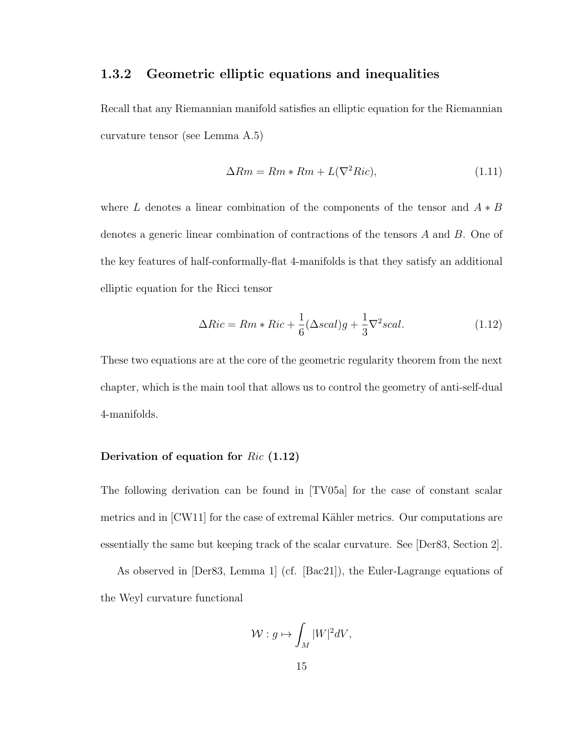### 1.3.2 Geometric elliptic equations and inequalities

Recall that any Riemannian manifold satisfies an elliptic equation for the Riemannian curvature tensor (see Lemma A.5)

$$\Delta Rm = Rm * Rm + L(\nabla^2 Ric), \tag{1.11}$$

where $L$ denotes a linear combination of the components of the tensor and $A * B$ denotes a generic linear combination of contractions of the tensors $A$ and $B$. One of the key features of half-conformally-flat 4-manifolds is that they satisfy an additional elliptic equation for the Ricci tensor

$$\Delta Ric = Rm * Ric + \frac{1}{6}(\Delta scal)g + \frac{1}{3}\nabla^2 scal. \tag{1.12}$$

These two equations are at the core of the geometric regularity theorem from the next chapter, which is the main tool that allows us to control the geometry of anti-self-dual 4-manifolds.

#### Derivation of equation for $Ric$ (1.12)

The following derivation can be found in [TV05a] for the case of constant scalar metrics and in [CW11] for the case of extremal Kähler metrics. Our computations are essentially the same but keeping track of the scalar curvature. See [Der83, Section 2].

As observed in [Der83, Lemma 1] (cf. [Bac21]), the Euler-Lagrange equations of the Weyl curvature functional

$$\mathcal{W} : g \mapsto \int_M |W|^2 dV,$$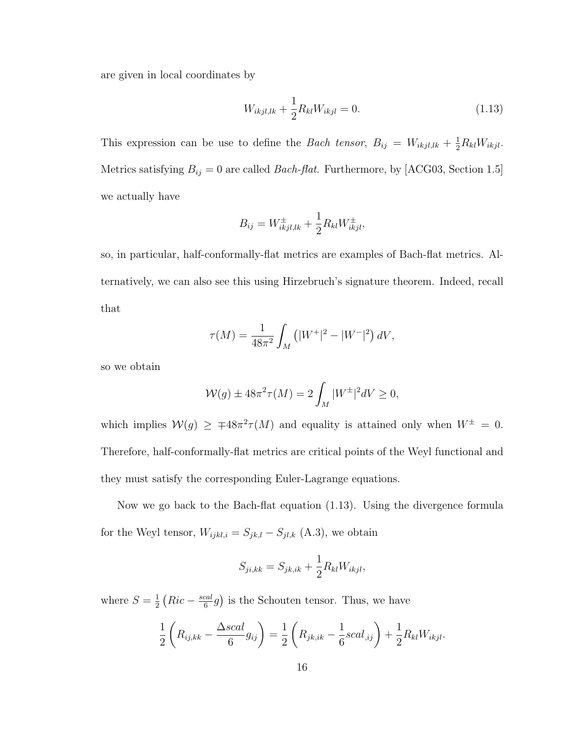are given in local coordinates by

$$W_{ikjl,lk} + \frac{1}{2} R_{kl} W_{ikjl} = 0. \tag{1.13}$$

This expression can be use to define the *Bach tensor*, $B_{ij} = W_{ikjl,lk} + \frac{1}{2} R_{kl} W_{ikjl}$. Metrics satisfying $B_{ij} = 0$ are called *Bach-flat*. Furthermore, by [ACG03, Section 1.5] we actually have

$$B_{ij} = W^{\pm}_{ikjl,lk} + \frac{1}{2} R_{kl} W^{\pm}_{ikjl},$$

so, in particular, half-conformally-flat metrics are examples of Bach-flat metrics. Alternatively, we can also see this using Hirzebruch's signature theorem. Indeed, recall that

$$\tau(M) = \frac{1}{48\pi^2} \int_M \left( |W^+|^2 - |W^-|^2 \right) dV,$$

so we obtain

$$\mathcal{W}(g) \pm 48\pi^2 \tau(M) = 2 \int_M |W^{\pm}|^2 dV \geq 0,$$

which implies $\mathcal{W}(g) \geq \mp 48\pi^2 \tau(M)$ and equality is attained only when $W^{\pm} = 0$. Therefore, half-conformally-flat metrics are critical points of the Weyl functional and they must satisfy the corresponding Euler-Lagrange equations.

Now we go back to the Bach-flat equation (1.13). Using the divergence formula for the Weyl tensor, $W_{ijkl,i} = S_{jk,l} - S_{jl,k}$ (A.3), we obtain

$$S_{ji,kk} = S_{jk,ik} + \frac{1}{2} R_{kl} W_{ikjl},$$

where $S = \frac{1}{2} \left( Ric - \frac{scal}{6} g \right)$ is the Schouten tensor. Thus, we have

$$\frac{1}{2} \left( R_{ij,kk} - \frac{\Delta scal}{6} g_{ij} \right) = \frac{1}{2} \left( R_{jk,ik} - \frac{1}{6} scal_{,ij} \right) + \frac{1}{2} R_{kl} W_{ikjl}.$$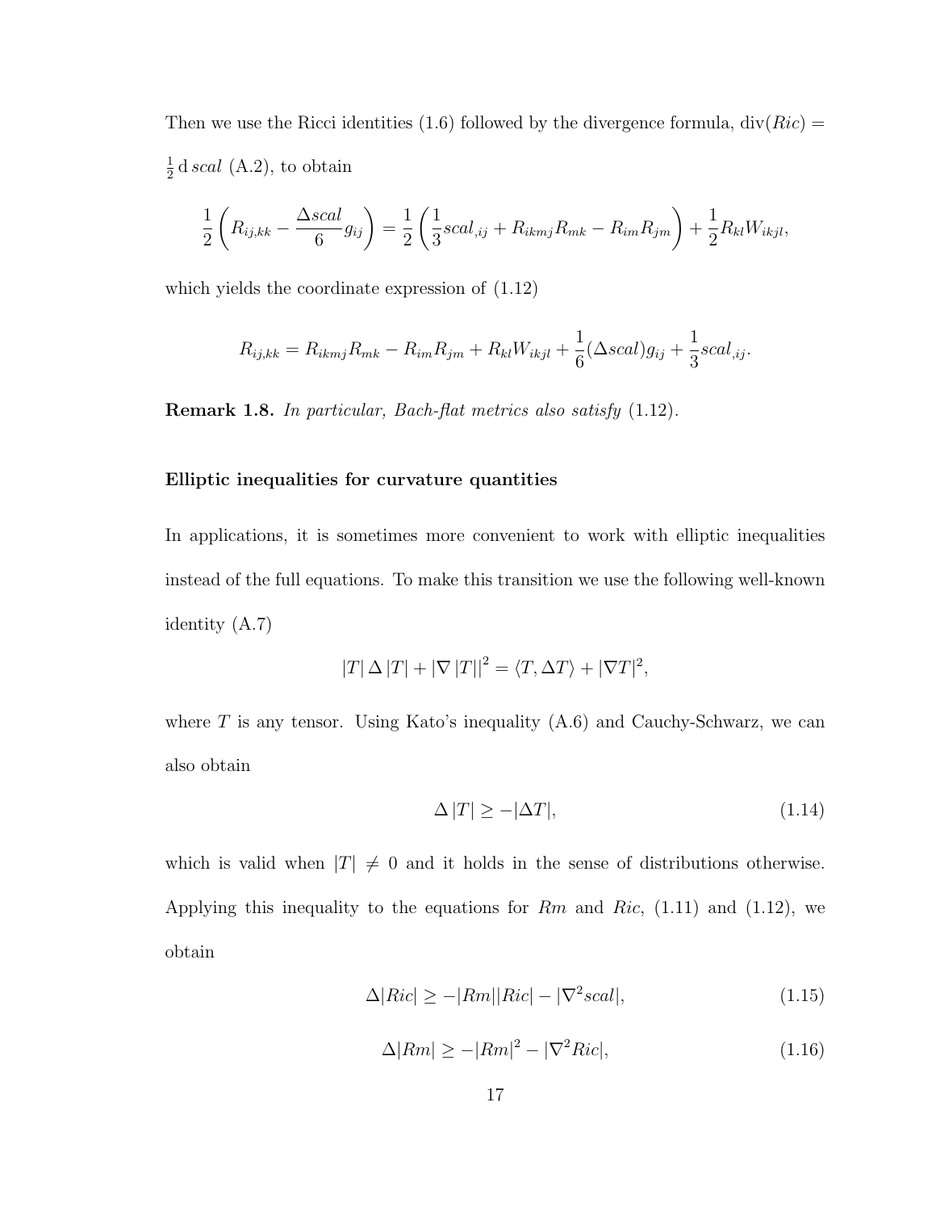Then we use the Ricci identities (1.6) followed by the divergence formula, $\mathrm{div}(Ric) = \frac{1}{2}\,\mathrm{d}\,scal$ (A.2), to obtain

$$\frac{1}{2}\left(R_{ij,kk} - \frac{\Delta scal}{6} g_{ij}\right) = \frac{1}{2}\left(\frac{1}{3} scal_{,ij} + R_{ikmj}R_{mk} - R_{im}R_{jm}\right) + \frac{1}{2} R_{kl}W_{ikjl},$$

which yields the coordinate expression of (1.12)

$$R_{ij,kk} = R_{ikmj}R_{mk} - R_{im}R_{jm} + R_{kl}W_{ikjl} + \frac{1}{6}(\Delta scal) g_{ij} + \frac{1}{3} scal_{,ij}.$$

**Remark 1.8.** *In particular, Bach-flat metrics also satisfy* (1.12).

### Elliptic inequalities for curvature quantities

In applications, it is sometimes more convenient to work with elliptic inequalities instead of the full equations. To make this transition we use the following well-known identity (A.7)

$$|T|\,\Delta\,|T| + |\nabla\,|T||^2 = \langle T, \Delta T\rangle + |\nabla T|^2,$$

where $T$ is any tensor. Using Kato's inequality (A.6) and Cauchy-Schwarz, we can also obtain

$$\Delta\,|T| \geq -|\Delta T|, \tag{1.14}$$

which is valid when $|T| \neq 0$ and it holds in the sense of distributions otherwise. Applying this inequality to the equations for $Rm$ and $Ric$, (1.11) and (1.12), we obtain

$$\Delta|Ric| \geq -|Rm||Ric| - |\nabla^2 scal|, \tag{1.15}$$

$$\Delta|Rm| \geq -|Rm|^2 - |\nabla^2 Ric|, \tag{1.16}$$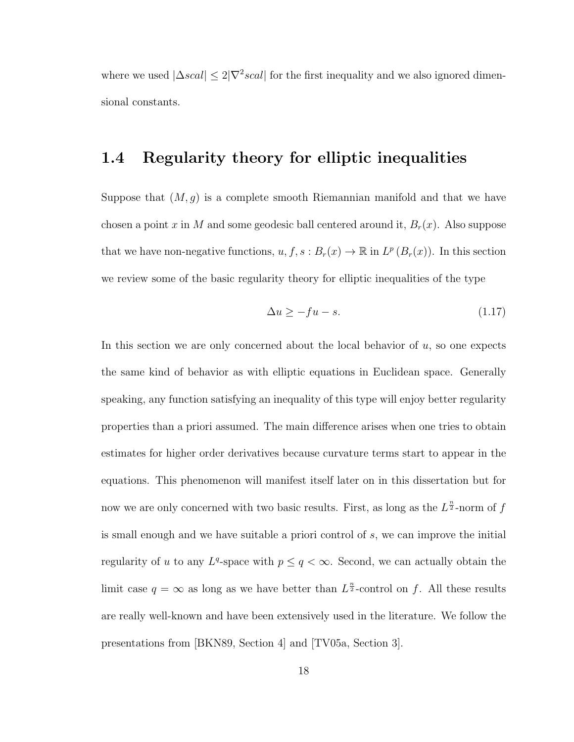where we used $|\Delta scal| \leq 2|\nabla^2 scal|$ for the first inequality and we also ignored dimensional constants.

## 1.4 Regularity theory for elliptic inequalities

Suppose that $(M, g)$ is a complete smooth Riemannian manifold and that we have chosen a point $x$ in $M$ and some geodesic ball centered around it, $B_r(x)$. Also suppose that we have non-negative functions, $u, f, s : B_r(x) \to \mathbb{R}$ in $L^p(B_r(x))$. In this section we review some of the basic regularity theory for elliptic inequalities of the type

$$\Delta u \geq -fu - s. \tag{1.17}$$

In this section we are only concerned about the local behavior of $u$, so one expects the same kind of behavior as with elliptic equations in Euclidean space. Generally speaking, any function satisfying an inequality of this type will enjoy better regularity properties than a priori assumed. The main difference arises when one tries to obtain estimates for higher order derivatives because curvature terms start to appear in the equations. This phenomenon will manifest itself later on in this dissertation but for now we are only concerned with two basic results. First, as long as the $L^{\frac{n}{2}}$-norm of $f$ is small enough and we have suitable a priori control of $s$, we can improve the initial regularity of $u$ to any $L^q$-space with $p \leq q < \infty$. Second, we can actually obtain the limit case $q = \infty$ as long as we have better than $L^{\frac{n}{2}}$-control on $f$. All these results are really well-known and have been extensively used in the literature. We follow the presentations from [BKN89, Section 4] and [TV05a, Section 3].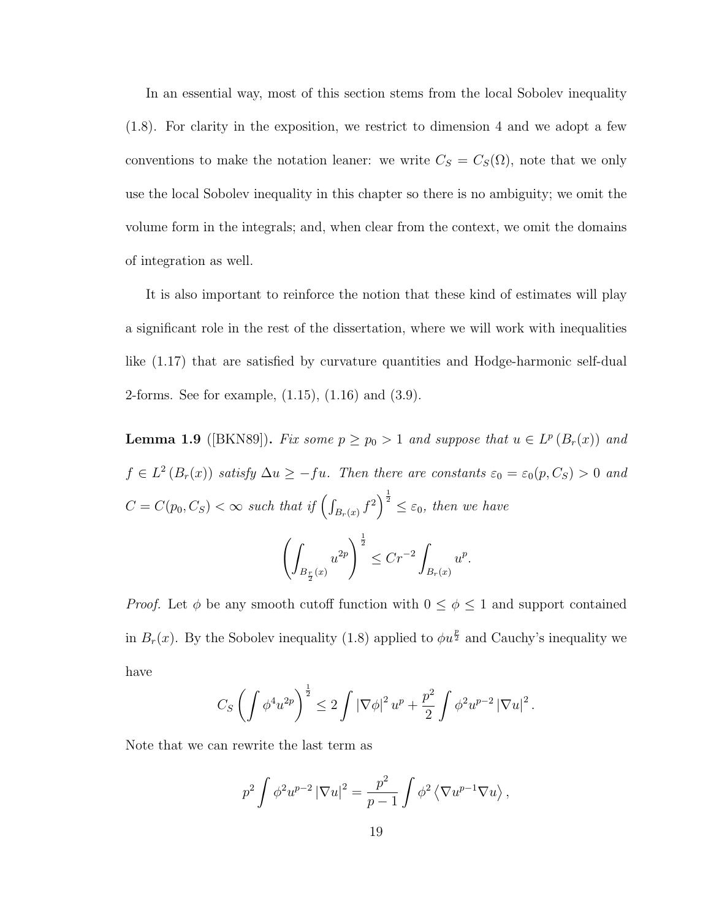In an essential way, most of this section stems from the local Sobolev inequality (1.8). For clarity in the exposition, we restrict to dimension 4 and we adopt a few conventions to make the notation leaner: we write $C_S = C_S(\Omega)$, note that we only use the local Sobolev inequality in this chapter so there is no ambiguity; we omit the volume form in the integrals; and, when clear from the context, we omit the domains of integration as well.

It is also important to reinforce the notion that these kind of estimates will play a significant role in the rest of the dissertation, where we will work with inequalities like (1.17) that are satisfied by curvature quantities and Hodge-harmonic self-dual 2-forms. See for example, (1.15), (1.16) and (3.9).

**Lemma 1.9** ([BKN89]). *Fix some $p \geq p_0 > 1$ and suppose that $u \in L^p(B_r(x))$ and $f \in L^2(B_r(x))$ satisfy $\Delta u \geq -fu$. Then there are constants $\varepsilon_0 = \varepsilon_0(p, C_S) > 0$ and $C = C(p_0, C_S) < \infty$ such that if $\left(\int_{B_r(x)} f^2\right)^{\frac{1}{2}} \leq \varepsilon_0$, then we have*

$$\left(\int_{B_{\frac{r}{2}}(x)} u^{2p}\right)^{\frac{1}{2}} \leq Cr^{-2} \int_{B_r(x)} u^p.$$

*Proof.* Let $\phi$ be any smooth cutoff function with $0 \leq \phi \leq 1$ and support contained in $B_r(x)$. By the Sobolev inequality (1.8) applied to $\phi u^{\frac{p}{2}}$ and Cauchy's inequality we have

$$C_S \left(\int \phi^4 u^{2p}\right)^{\frac{1}{2}} \leq 2 \int |\nabla \phi|^2 u^p + \frac{p^2}{2} \int \phi^2 u^{p-2} |\nabla u|^2.$$

Note that we can rewrite the last term as

$$p^2 \int \phi^2 u^{p-2} |\nabla u|^2 = \frac{p^2}{p-1} \int \phi^2 \left\langle \nabla u^{p-1} \nabla u \right\rangle,$$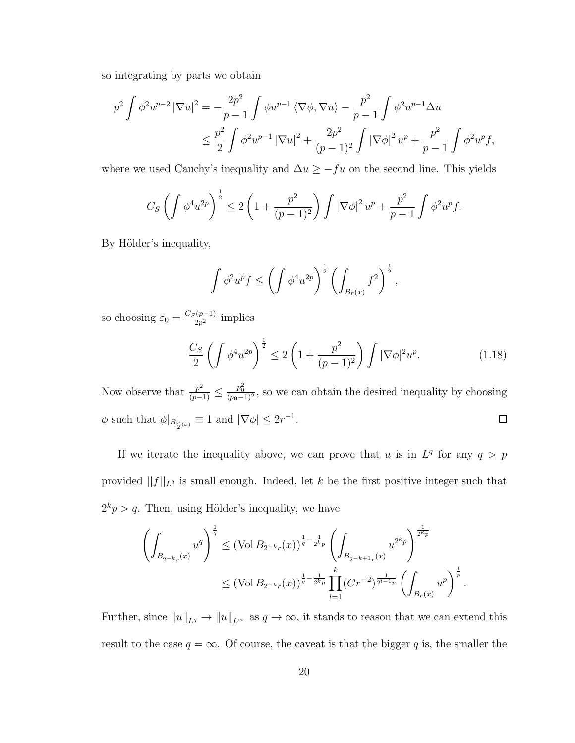so integrating by parts we obtain

$$p^2 \int \phi^2 u^{p-2} |\nabla u|^2 = -\frac{2p^2}{p-1} \int \phi u^{p-1} \langle \nabla \phi, \nabla u \rangle - \frac{p^2}{p-1} \int \phi^2 u^{p-1} \Delta u$$
$$\leq \frac{p^2}{2} \int \phi^2 u^{p-1} |\nabla u|^2 + \frac{2p^2}{(p-1)^2} \int |\nabla \phi|^2 u^p + \frac{p^2}{p-1} \int \phi^2 u^p f,$$

where we used Cauchy's inequality and $\Delta u \geq -fu$ on the second line. This yields

$$C_S \left( \int \phi^4 u^{2p} \right)^{\frac{1}{2}} \leq 2 \left( 1 + \frac{p^2}{(p-1)^2} \right) \int |\nabla \phi|^2 u^p + \frac{p^2}{p-1} \int \phi^2 u^p f.$$

By Hölder's inequality,

$$\int \phi^2 u^p f \leq \left( \int \phi^4 u^{2p} \right)^{\frac{1}{2}} \left( \int_{B_r(x)} f^2 \right)^{\frac{1}{2}},$$

so choosing $\varepsilon_0 = \frac{C_S(p-1)}{2p^2}$ implies

$$\frac{C_S}{2} \left( \int \phi^4 u^{2p} \right)^{\frac{1}{2}} \leq 2 \left( 1 + \frac{p^2}{(p-1)^2} \right) \int |\nabla \phi|^2 u^p. \tag{1.18}$$

Now observe that $\frac{p^2}{(p-1)} \leq \frac{p_0^2}{(p_0-1)^2}$, so we can obtain the desired inequality by choosing $\phi$ such that $\phi|_{B_{\frac{r}{2}(x)}} \equiv 1$ and $|\nabla \phi| \leq 2r^{-1}$. $\square$

If we iterate the inequality above, we can prove that $u$ is in $L^q$ for any $q > p$ provided $||f||_{L^2}$ is small enough. Indeed, let $k$ be the first positive integer such that $2^k p > q$. Then, using Hölder's inequality, we have

$$\left( \int_{B_{2^{-k}r}(x)} u^q \right)^{\frac{1}{q}} \leq (\operatorname{Vol} B_{2^{-k}r}(x))^{\frac{1}{q} - \frac{1}{2^k p}} \left( \int_{B_{2^{-k+1}r}(x)} u^{2^k p} \right)^{\frac{1}{2^k p}}$$
$$\leq (\operatorname{Vol} B_{2^{-k}r}(x))^{\frac{1}{q} - \frac{1}{2^k p}} \prod_{l=1}^{k} (Cr^{-2})^{\frac{1}{2^{l-1}p}} \left( \int_{B_r(x)} u^p \right)^{\frac{1}{p}}.$$

Further, since $\|u\|_{L^q} \to \|u\|_{L^\infty}$ as $q \to \infty$, it stands to reason that we can extend this result to the case $q = \infty$. Of course, the caveat is that the bigger $q$ is, the smaller the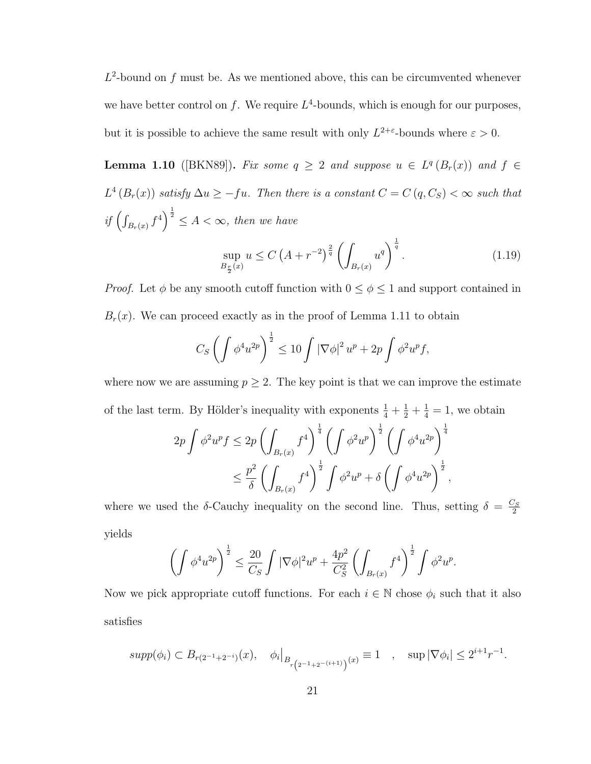$L^2$-bound on $f$ must be. As we mentioned above, this can be circumvented whenever we have better control on $f$. We require $L^4$-bounds, which is enough for our purposes, but it is possible to achieve the same result with only $L^{2+\varepsilon}$-bounds where $\varepsilon > 0$.

**Lemma 1.10** ([BKN89]). *Fix some $q \geq 2$ and suppose $u \in L^q(B_r(x))$ and $f \in L^4(B_r(x))$ satisfy $\Delta u \geq -fu$. Then there is a constant $C = C(q, C_S) < \infty$ such that if $\left(\int_{B_r(x)} f^4\right)^{\frac{1}{2}} \leq A < \infty$, then we have*

$$\sup_{B_{\frac{r}{2}}(x)} u \leq C\left(A + r^{-2}\right)^{\frac{2}{q}} \left(\int_{B_r(x)} u^q\right)^{\frac{1}{q}}. \tag{1.19}$$

*Proof.* Let $\phi$ be any smooth cutoff function with $0 \leq \phi \leq 1$ and support contained in $B_r(x)$. We can proceed exactly as in the proof of Lemma 1.11 to obtain

$$C_S \left(\int \phi^4 u^{2p}\right)^{\frac{1}{2}} \leq 10 \int |\nabla \phi|^2 u^p + 2p \int \phi^2 u^p f,$$

where now we are assuming $p \geq 2$. The key point is that we can improve the estimate of the last term. By Hölder's inequality with exponents $\frac{1}{4} + \frac{1}{2} + \frac{1}{4} = 1$, we obtain

$$\begin{aligned}
2p \int \phi^2 u^p f &\leq 2p \left(\int_{B_r(x)} f^4\right)^{\frac{1}{4}} \left(\int \phi^2 u^p\right)^{\frac{1}{2}} \left(\int \phi^4 u^{2p}\right)^{\frac{1}{4}} \\
&\leq \frac{p^2}{\delta} \left(\int_{B_r(x)} f^4\right)^{\frac{1}{2}} \int \phi^2 u^p + \delta \left(\int \phi^4 u^{2p}\right)^{\frac{1}{2}},
\end{aligned}$$

where we used the $\delta$-Cauchy inequality on the second line. Thus, setting $\delta = \frac{C_S}{2}$ yields

$$\left(\int \phi^4 u^{2p}\right)^{\frac{1}{2}} \leq \frac{20}{C_S} \int |\nabla \phi|^2 u^p + \frac{4p^2}{C_S^2} \left(\int_{B_r(x)} f^4\right)^{\frac{1}{2}} \int \phi^2 u^p.$$

Now we pick appropriate cutoff functions. For each $i \in \mathbb{N}$ chose $\phi_i$ such that it also satisfies

$$supp(\phi_i) \subset B_{r(2^{-1}+2^{-i})}(x), \quad \phi_i\big|_{B_{r\left(2^{-1}+2^{-(i+1)}\right)}(x)} \equiv 1 \quad , \quad \sup |\nabla \phi_i| \leq 2^{i+1} r^{-1}.$$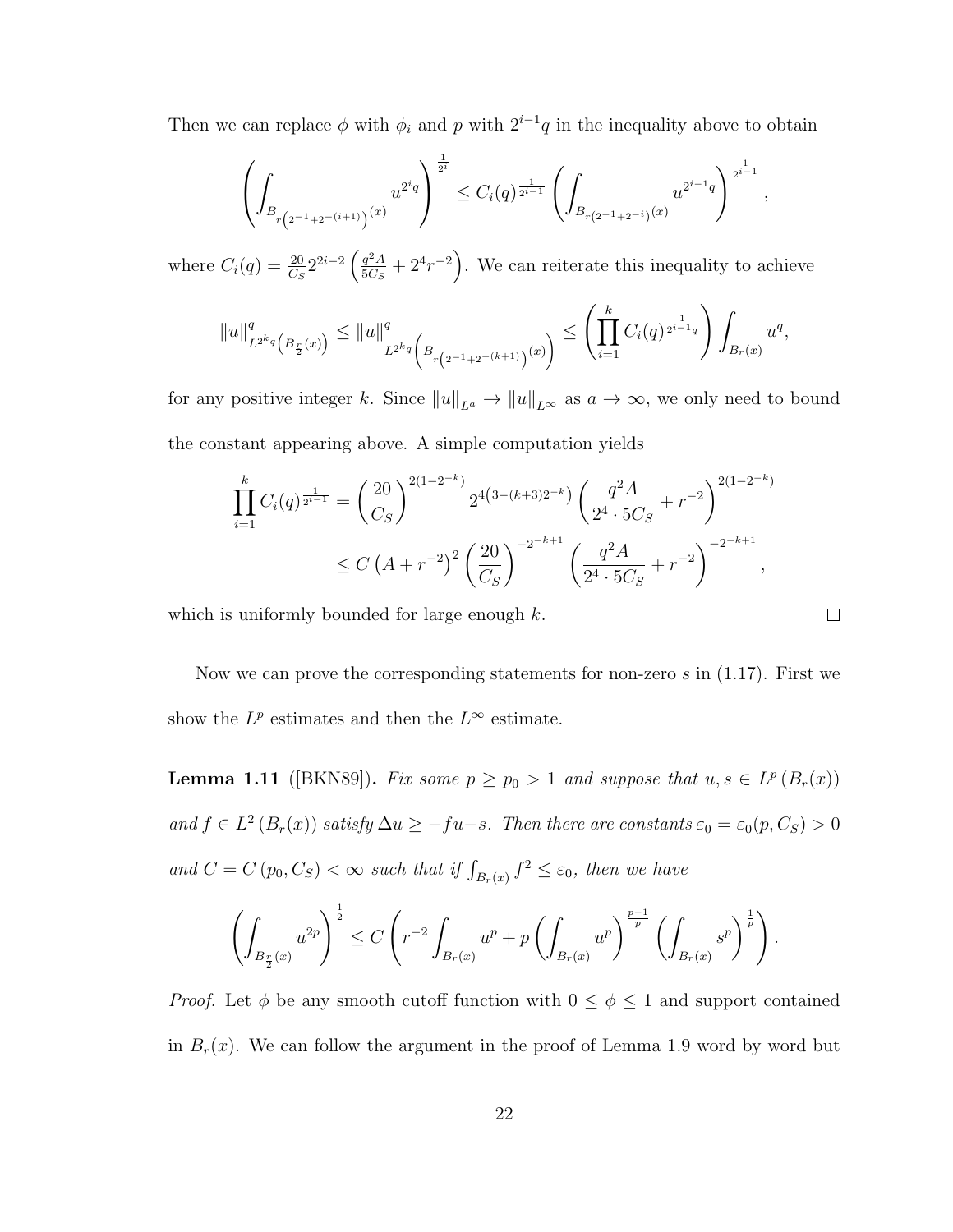Then we can replace $\phi$ with $\phi_i$ and $p$ with $2^{i-1}q$ in the inequality above to obtain

$$\left(\int_{B_{r\left(2^{-1}+2^{-(i+1)}\right)}(x)} u^{2^i q}\right)^{\frac{1}{2^i}} \leq C_i(q)^{\frac{1}{2^{i-1}}} \left(\int_{B_{r\left(2^{-1}+2^{-i}\right)}(x)} u^{2^{i-1}q}\right)^{\frac{1}{2^{i-1}}},$$

where $C_i(q) = \frac{20}{C_S} 2^{2i-2}\left(\frac{q^2 A}{5C_S} + 2^4 r^{-2}\right)$. We can reiterate this inequality to achieve

$$\|u\|^q_{L^{2^k q}\left(B_{\frac{r}{2}}(x)\right)} \leq \|u\|^q_{L^{2^k q}\left(B_{r\left(2^{-1}+2^{-(k+1)}\right)}(x)\right)} \leq \left(\prod_{i=1}^{k} C_i(q)^{\frac{1}{2^{i-1}q}}\right) \int_{B_r(x)} u^q,$$

for any positive integer $k$. Since $\|u\|_{L^a} \to \|u\|_{L^\infty}$ as $a \to \infty$, we only need to bound the constant appearing above. A simple computation yields

$$\begin{aligned}
\prod_{i=1}^{k} C_i(q)^{\frac{1}{2^{i-1}}} &= \left(\frac{20}{C_S}\right)^{2(1-2^{-k})} 2^{4\left(3-(k+3)2^{-k}\right)} \left(\frac{q^2 A}{2^4 \cdot 5C_S} + r^{-2}\right)^{2(1-2^{-k})} \\
&\leq C\left(A + r^{-2}\right)^2 \left(\frac{20}{C_S}\right)^{-2^{-k+1}} \left(\frac{q^2 A}{2^4 \cdot 5C_S} + r^{-2}\right)^{-2^{-k+1}},
\end{aligned}$$

which is uniformly bounded for large enough $k$. ☐

Now we can prove the corresponding statements for non-zero $s$ in (1.17). First we show the $L^p$ estimates and then the $L^\infty$ estimate.

**Lemma 1.11** ([BKN89]). *Fix some $p \geq p_0 > 1$ and suppose that $u, s \in L^p(B_r(x))$ and $f \in L^2(B_r(x))$ satisfy $\Delta u \geq -fu - s$. Then there are constants $\varepsilon_0 = \varepsilon_0(p, C_S) > 0$ and $C = C(p_0, C_S) < \infty$ such that if $\int_{B_r(x)} f^2 \leq \varepsilon_0$, then we have*

$$\left(\int_{B_{\frac{r}{2}}(x)} u^{2p}\right)^{\frac{1}{2}} \leq C\left(r^{-2}\int_{B_r(x)} u^p + p\left(\int_{B_r(x)} u^p\right)^{\frac{p-1}{p}} \left(\int_{B_r(x)} s^p\right)^{\frac{1}{p}}\right).$$

*Proof.* Let $\phi$ be any smooth cutoff function with $0 \leq \phi \leq 1$ and support contained in $B_r(x)$. We can follow the argument in the proof of Lemma 1.9 word by word but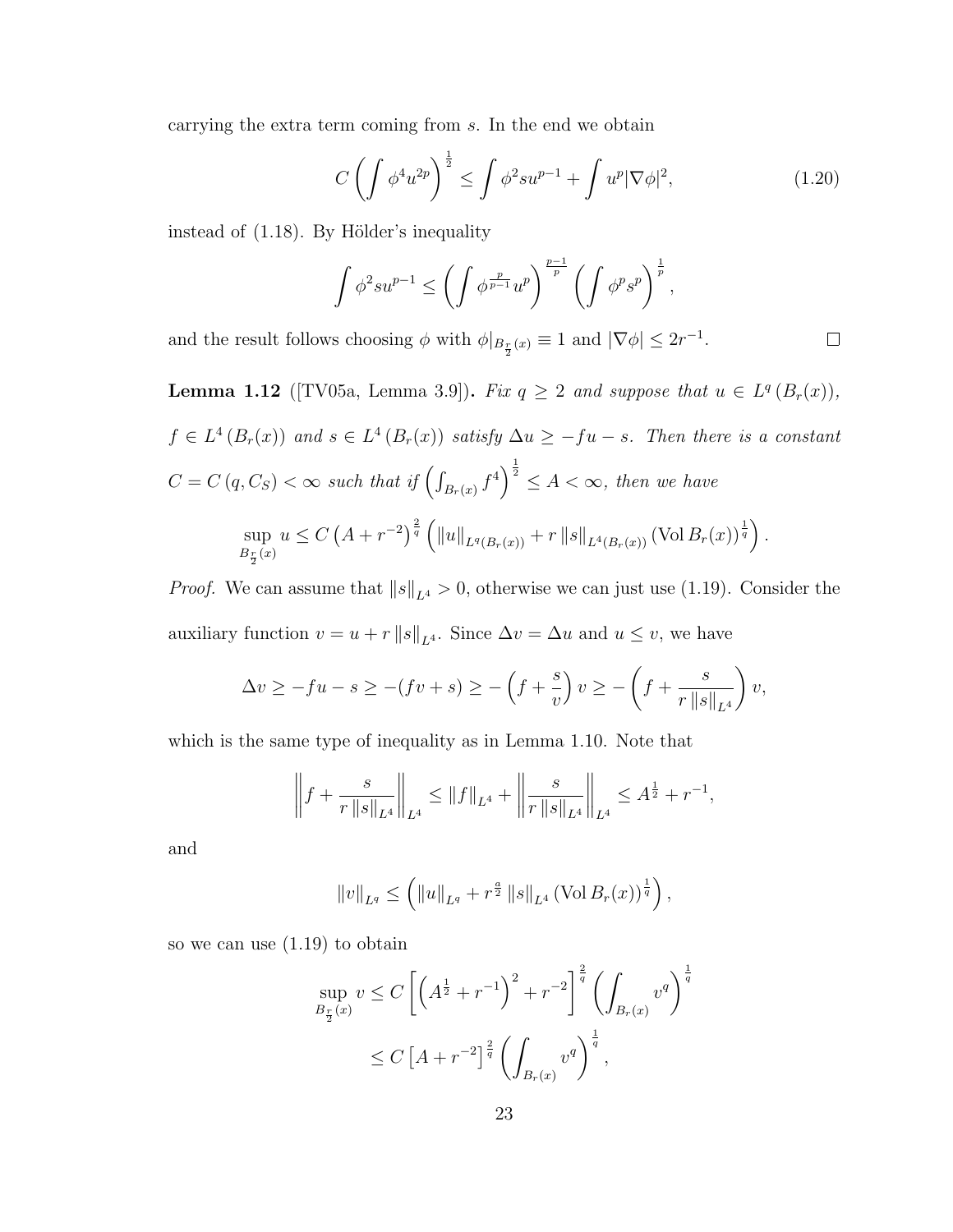carrying the extra term coming from $s$. In the end we obtain

$$C\left(\int \phi^4 u^{2p}\right)^{\frac{1}{2}} \leq \int \phi^2 s u^{p-1} + \int u^p |\nabla \phi|^2, \tag{1.20}$$

instead of (1.18). By Hölder's inequality

$$\int \phi^2 s u^{p-1} \leq \left(\int \phi^{\frac{p}{p-1}} u^p\right)^{\frac{p-1}{p}} \left(\int \phi^p s^p\right)^{\frac{1}{p}},$$

and the result follows choosing $\phi$ with $\phi|_{B_{\frac{r}{2}}(x)} \equiv 1$ and $|\nabla \phi| \leq 2r^{-1}$. $\square$

**Lemma 1.12** ([TV05a, Lemma 3.9])**.** *Fix $q \geq 2$ and suppose that $u \in L^q(B_r(x))$, $f \in L^4(B_r(x))$ and $s \in L^4(B_r(x))$ satisfy $\Delta u \geq -fu - s$. Then there is a constant $C = C(q, C_S) < \infty$ such that if $\left(\int_{B_r(x)} f^4\right)^{\frac{1}{2}} \leq A < \infty$, then we have*

$$\sup_{B_{\frac{r}{2}}(x)} u \leq C\left(A + r^{-2}\right)^{\frac{2}{q}} \left(\|u\|_{L^q(B_r(x))} + r\|s\|_{L^4(B_r(x))} (\operatorname{Vol} B_r(x))^{\frac{1}{q}}\right).$$

*Proof.* We can assume that $\|s\|_{L^4} > 0$, otherwise we can just use (1.19). Consider the auxiliary function $v = u + r\|s\|_{L^4}$. Since $\Delta v = \Delta u$ and $u \leq v$, we have

$$\Delta v \geq -fu - s \geq -(fv + s) \geq -\left(f + \frac{s}{v}\right)v \geq -\left(f + \frac{s}{r\|s\|_{L^4}}\right)v,$$

which is the same type of inequality as in Lemma 1.10. Note that

$$\left\|f + \frac{s}{r\|s\|_{L^4}}\right\|_{L^4} \leq \|f\|_{L^4} + \left\|\frac{s}{r\|s\|_{L^4}}\right\|_{L^4} \leq A^{\frac{1}{2}} + r^{-1},$$

and

$$\|v\|_{L^q} \leq \left(\|u\|_{L^q} + r^{\frac{a}{2}}\|s\|_{L^4} (\operatorname{Vol} B_r(x))^{\frac{1}{q}}\right),$$

so we can use (1.19) to obtain

$$\begin{aligned}
\sup_{B_{\frac{r}{2}}(x)} v &\leq C\left[\left(A^{\frac{1}{2}} + r^{-1}\right)^2 + r^{-2}\right]^{\frac{2}{q}} \left(\int_{B_r(x)} v^q\right)^{\frac{1}{q}} \\
&\leq C\left[A + r^{-2}\right]^{\frac{2}{q}} \left(\int_{B_r(x)} v^q\right)^{\frac{1}{q}},
\end{aligned}$$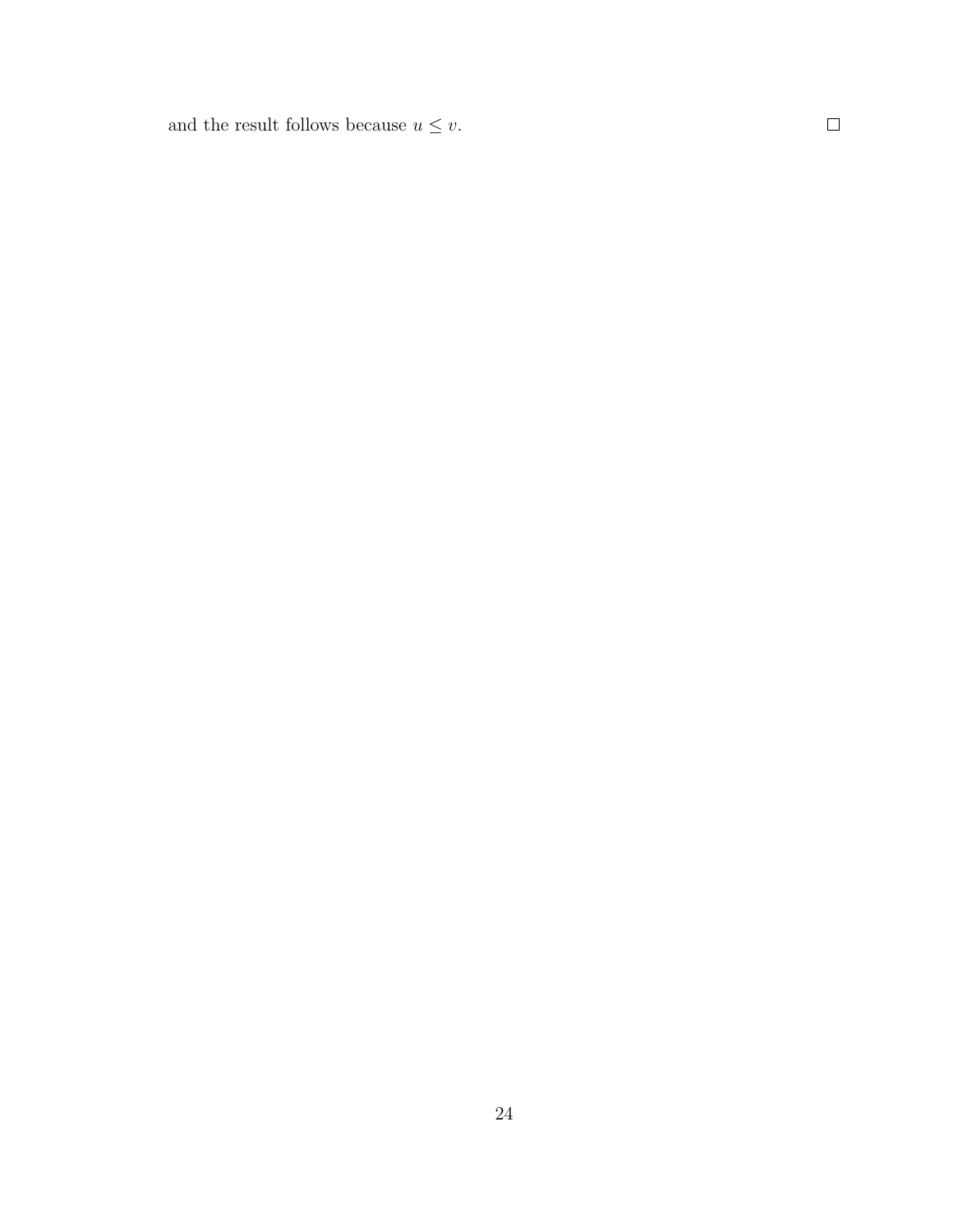and the result follows because $u \leq v$. $\square$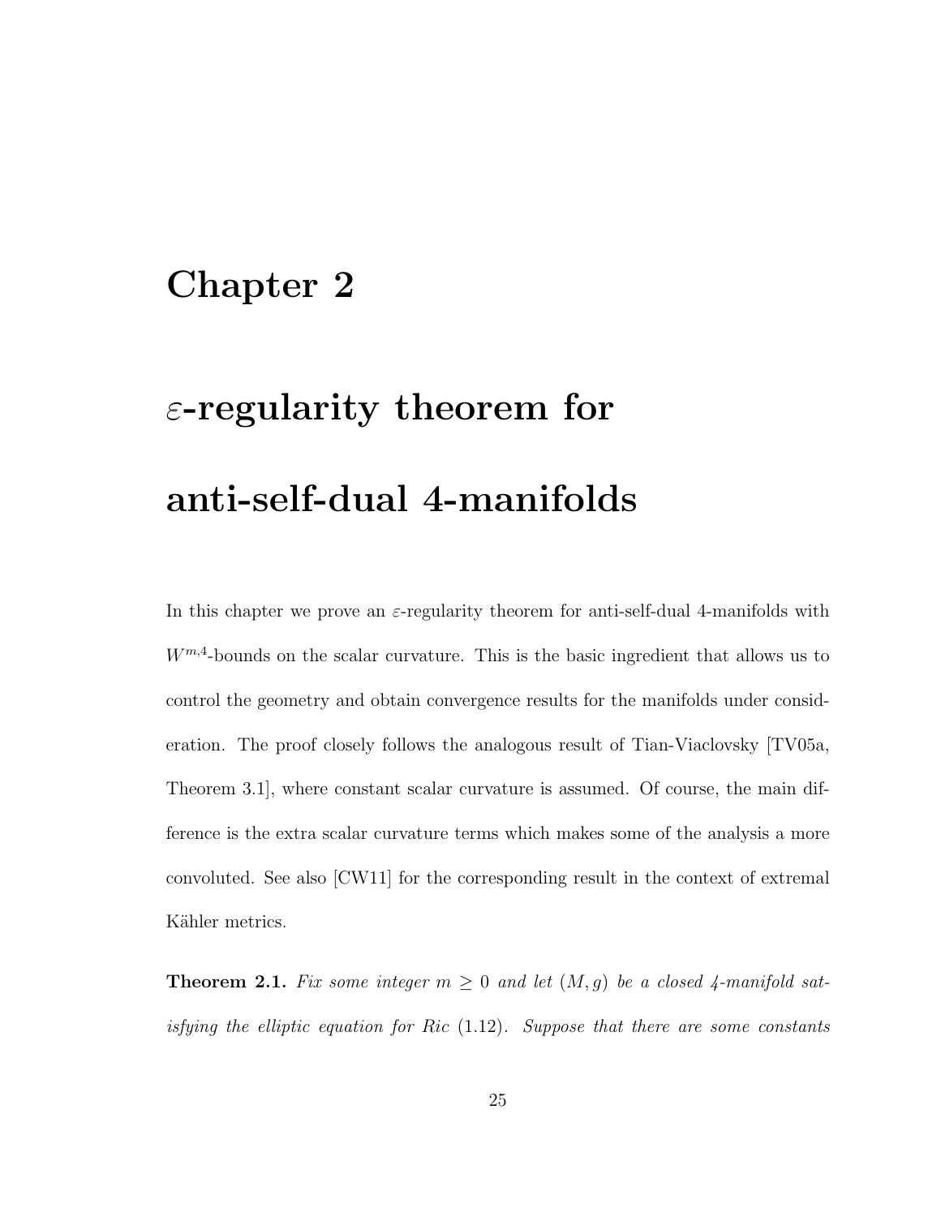# Chapter 2

# $\varepsilon$-regularity theorem for anti-self-dual 4-manifolds

In this chapter we prove an $\varepsilon$-regularity theorem for anti-self-dual 4-manifolds with $W^{m,4}$-bounds on the scalar curvature. This is the basic ingredient that allows us to control the geometry and obtain convergence results for the manifolds under consideration. The proof closely follows the analogous result of Tian-Viaclovsky [TV05a, Theorem 3.1], where constant scalar curvature is assumed. Of course, the main difference is the extra scalar curvature terms which makes some of the analysis a more convoluted. See also [CW11] for the corresponding result in the context of extremal Kähler metrics.

**Theorem 2.1.** *Fix some integer $m \geq 0$ and let $(M, g)$ be a closed 4-manifold satisfying the elliptic equation for Ric (1.12). Suppose that there are some constants*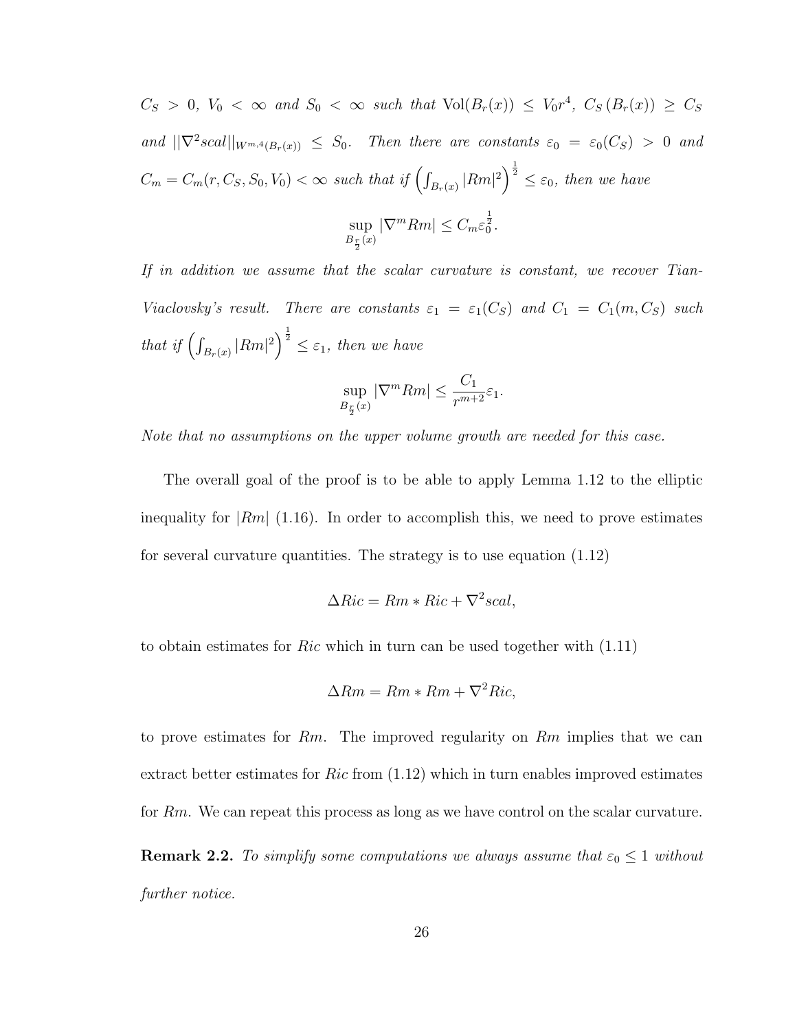*$C_S > 0$, $V_0 < \infty$ and $S_0 < \infty$ such that* $\mathrm{Vol}(B_r(x)) \leq V_0 r^4$*,* $C_S(B_r(x)) \geq C_S$ *and* $||\nabla^2 scal||_{W^{m,4}(B_r(x))} \leq S_0$*. Then there are constants $\varepsilon_0 = \varepsilon_0(C_S) > 0$ and $C_m = C_m(r, C_S, S_0, V_0) < \infty$ such that if* $\left(\int_{B_r(x)} |Rm|^2\right)^{\frac{1}{2}} \leq \varepsilon_0$*, then we have*

$$\sup_{B_{\frac{r}{2}}(x)} |\nabla^m Rm| \leq C_m \varepsilon_0^{\frac{1}{2}}.$$

*If in addition we assume that the scalar curvature is constant, we recover Tian-Viaclovsky's result. There are constants $\varepsilon_1 = \varepsilon_1(C_S)$ and $C_1 = C_1(m, C_S)$ such that if* $\left(\int_{B_r(x)} |Rm|^2\right)^{\frac{1}{2}} \leq \varepsilon_1$*, then we have*

$$\sup_{B_{\frac{r}{2}}(x)} |\nabla^m Rm| \leq \frac{C_1}{r^{m+2}} \varepsilon_1.$$

*Note that no assumptions on the upper volume growth are needed for this case.*

The overall goal of the proof is to be able to apply Lemma 1.12 to the elliptic inequality for $|Rm|$ (1.16). In order to accomplish this, we need to prove estimates for several curvature quantities. The strategy is to use equation (1.12)

$$\Delta Ric = Rm * Ric + \nabla^2 scal,$$

to obtain estimates for $Ric$ which in turn can be used together with (1.11)

$$\Delta Rm = Rm * Rm + \nabla^2 Ric,$$

to prove estimates for $Rm$. The improved regularity on $Rm$ implies that we can extract better estimates for $Ric$ from (1.12) which in turn enables improved estimates for $Rm$. We can repeat this process as long as we have control on the scalar curvature.

**Remark 2.2.** *To simplify some computations we always assume that $\varepsilon_0 \leq 1$ without further notice.*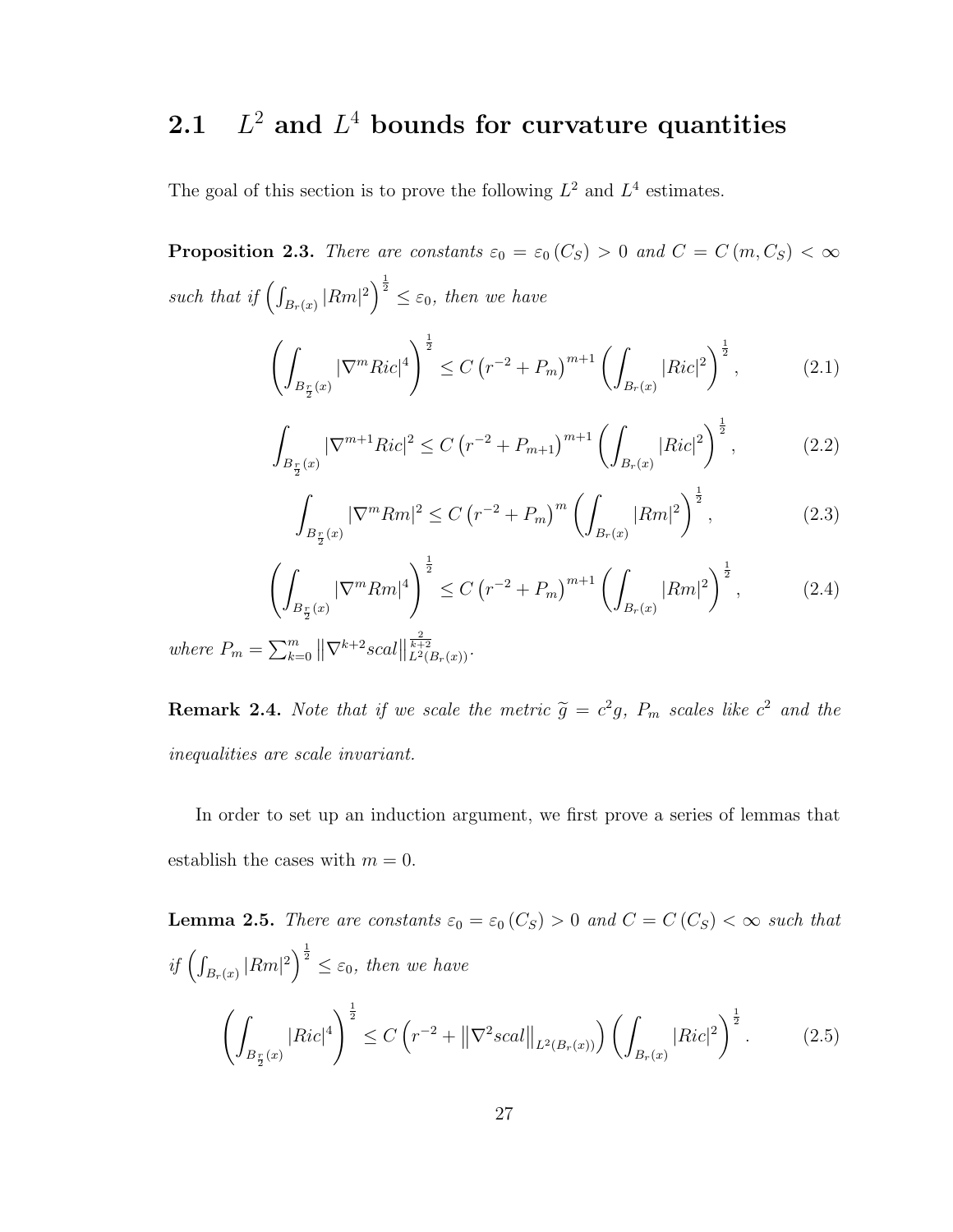## 2.1 $L^2$ and $L^4$ bounds for curvature quantities

The goal of this section is to prove the following $L^2$ and $L^4$ estimates.

**Proposition 2.3.** *There are constants $\varepsilon_0 = \varepsilon_0(C_S) > 0$ and $C = C(m, C_S) < \infty$ such that if $\left(\int_{B_r(x)} |Rm|^2\right)^{\frac{1}{2}} \leq \varepsilon_0$, then we have*

$$\left(\int_{B_{\frac{r}{2}}(x)} |\nabla^m Ric|^4\right)^{\frac{1}{2}} \leq C\left(r^{-2} + P_m\right)^{m+1}\left(\int_{B_r(x)} |Ric|^2\right)^{\frac{1}{2}}, \tag{2.1}$$

$$\int_{B_{\frac{r}{2}}(x)} |\nabla^{m+1} Ric|^2 \leq C\left(r^{-2} + P_{m+1}\right)^{m+1}\left(\int_{B_r(x)} |Ric|^2\right)^{\frac{1}{2}}, \tag{2.2}$$

$$\int_{B_{\frac{r}{2}}(x)} |\nabla^m Rm|^2 \leq C\left(r^{-2} + P_m\right)^{m}\left(\int_{B_r(x)} |Rm|^2\right)^{\frac{1}{2}}, \tag{2.3}$$

$$\left(\int_{B_{\frac{r}{2}}(x)} |\nabla^m Rm|^4\right)^{\frac{1}{2}} \leq C\left(r^{-2} + P_m\right)^{m+1}\left(\int_{B_r(x)} |Rm|^2\right)^{\frac{1}{2}}, \tag{2.4}$$

*where $P_m = \sum_{k=0}^{m} \left\|\nabla^{k+2} scal\right\|_{L^2(B_r(x))}^{\frac{2}{k+2}}$.*

**Remark 2.4.** *Note that if we scale the metric $\widetilde{g} = c^2 g$, $P_m$ scales like $c^2$ and the inequalities are scale invariant.*

In order to set up an induction argument, we first prove a series of lemmas that establish the cases with $m = 0$.

**Lemma 2.5.** *There are constants $\varepsilon_0 = \varepsilon_0(C_S) > 0$ and $C = C(C_S) < \infty$ such that if $\left(\int_{B_r(x)} |Rm|^2\right)^{\frac{1}{2}} \leq \varepsilon_0$, then we have*

$$\left(\int_{B_{\frac{r}{2}}(x)} |Ric|^4\right)^{\frac{1}{2}} \leq C\left(r^{-2} + \left\|\nabla^2 scal\right\|_{L^2(B_r(x))}\right)\left(\int_{B_r(x)} |Ric|^2\right)^{\frac{1}{2}}. \tag{2.5}$$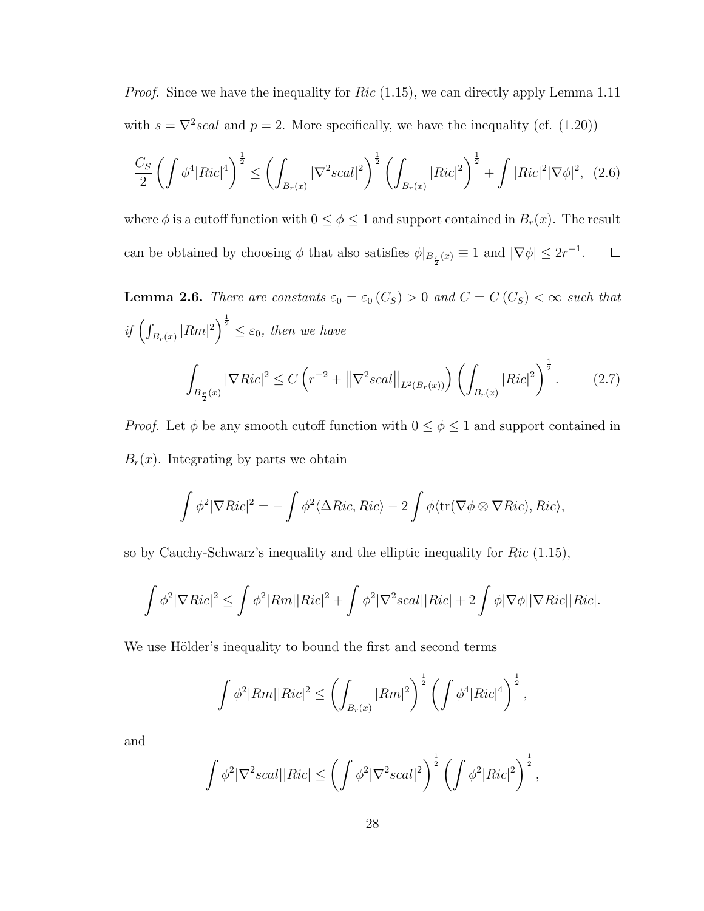*Proof.* Since we have the inequality for $Ric$ (1.15), we can directly apply Lemma 1.11 with $s = \nabla^2 scal$ and $p = 2$. More specifically, we have the inequality (cf. (1.20))

$$\frac{C_S}{2}\left(\int \phi^4 |Ric|^4\right)^{\frac{1}{2}} \leq \left(\int_{B_r(x)} |\nabla^2 scal|^2\right)^{\frac{1}{2}} \left(\int_{B_r(x)} |Ric|^2\right)^{\frac{1}{2}} + \int |Ric|^2 |\nabla \phi|^2, \quad (2.6)$$

where $\phi$ is a cutoff function with $0 \leq \phi \leq 1$ and support contained in $B_r(x)$. The result can be obtained by choosing $\phi$ that also satisfies $\phi|_{B_{\frac{r}{2}}(x)} \equiv 1$ and $|\nabla \phi| \leq 2r^{-1}$. $\square$

**Lemma 2.6.** *There are constants $\varepsilon_0 = \varepsilon_0(C_S) > 0$ and $C = C(C_S) < \infty$ such that if $\left(\int_{B_r(x)} |Rm|^2\right)^{\frac{1}{2}} \leq \varepsilon_0$, then we have*

$$\int_{B_{\frac{r}{2}}(x)} |\nabla Ric|^2 \leq C\left(r^{-2} + \left\|\nabla^2 scal\right\|_{L^2(B_r(x))}\right)\left(\int_{B_r(x)} |Ric|^2\right)^{\frac{1}{2}}. \quad (2.7)$$

*Proof.* Let $\phi$ be any smooth cutoff function with $0 \leq \phi \leq 1$ and support contained in $B_r(x)$. Integrating by parts we obtain

$$\int \phi^2 |\nabla Ric|^2 = -\int \phi^2 \langle \Delta Ric, Ric\rangle - 2\int \phi \langle \mathrm{tr}(\nabla \phi \otimes \nabla Ric), Ric\rangle,$$

so by Cauchy-Schwarz's inequality and the elliptic inequality for $Ric$ (1.15),

$$\int \phi^2 |\nabla Ric|^2 \leq \int \phi^2 |Rm||Ric|^2 + \int \phi^2 |\nabla^2 scal||Ric| + 2\int \phi |\nabla \phi||\nabla Ric||Ric|.$$

We use Hölder's inequality to bound the first and second terms

$$\int \phi^2 |Rm||Ric|^2 \leq \left(\int_{B_r(x)} |Rm|^2\right)^{\frac{1}{2}} \left(\int \phi^4 |Ric|^4\right)^{\frac{1}{2}},$$

and

$$\int \phi^2 |\nabla^2 scal||Ric| \leq \left(\int \phi^2 |\nabla^2 scal|^2\right)^{\frac{1}{2}} \left(\int \phi^2 |Ric|^2\right)^{\frac{1}{2}},$$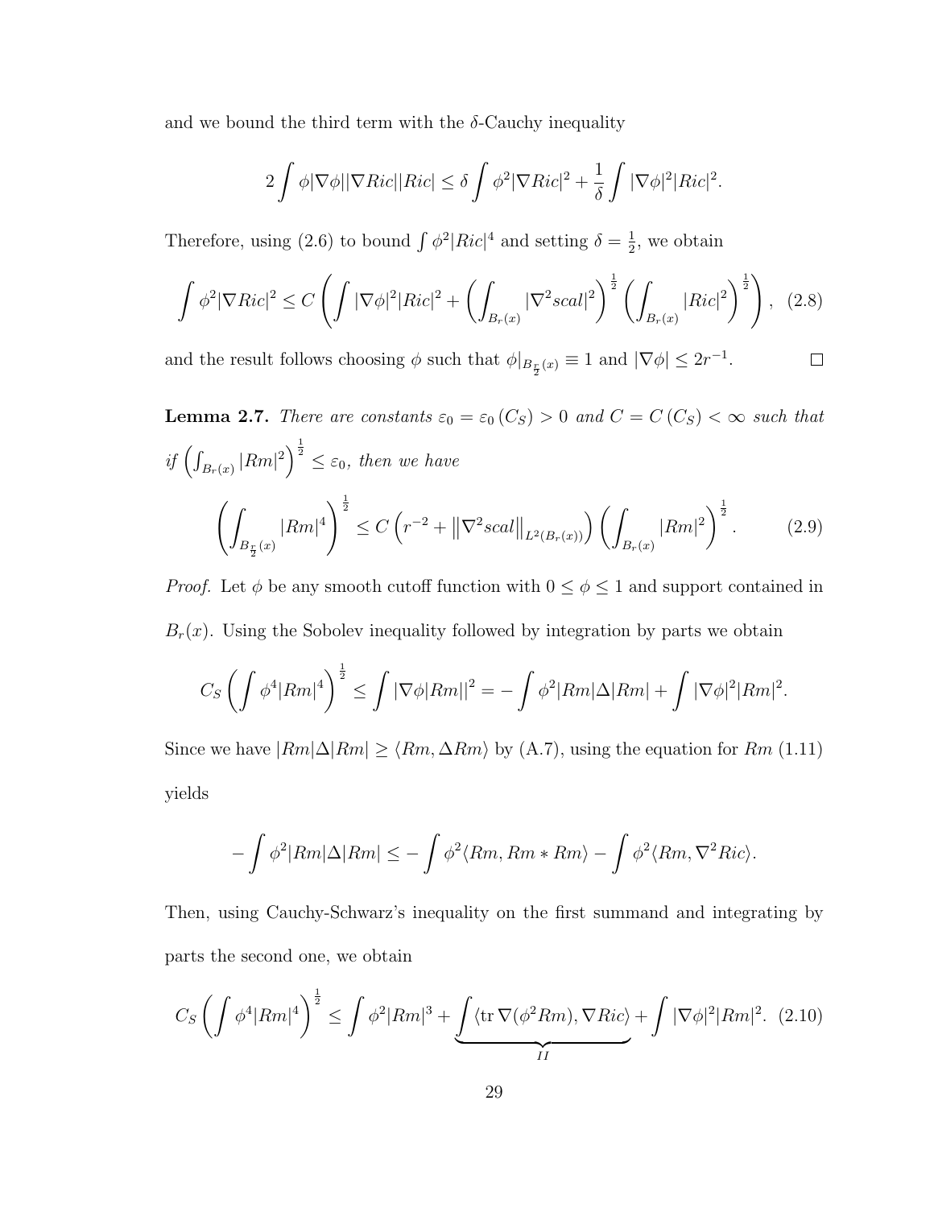and we bound the third term with the $\delta$-Cauchy inequality

$$2\int \phi|\nabla\phi||\nabla Ric||Ric| \leq \delta \int \phi^2|\nabla Ric|^2 + \frac{1}{\delta}\int |\nabla\phi|^2|Ric|^2.$$

Therefore, using (2.6) to bound $\int \phi^2|Ric|^4$ and setting $\delta = \frac{1}{2}$, we obtain

$$\int \phi^2|\nabla Ric|^2 \leq C\left(\int |\nabla\phi|^2|Ric|^2 + \left(\int_{B_r(x)} |\nabla^2 scal|^2\right)^{\frac{1}{2}}\left(\int_{B_r(x)} |Ric|^2\right)^{\frac{1}{2}}\right), \quad (2.8)$$

and the result follows choosing $\phi$ such that $\phi|_{B_{\frac{r}{2}}(x)} \equiv 1$ and $|\nabla\phi| \leq 2r^{-1}$. $\square$

**Lemma 2.7.** *There are constants $\varepsilon_0 = \varepsilon_0(C_S) > 0$ and $C = C(C_S) < \infty$ such that if $\left(\int_{B_r(x)} |Rm|^2\right)^{\frac{1}{2}} \leq \varepsilon_0$, then we have*

$$\left(\int_{B_{\frac{r}{2}}(x)} |Rm|^4\right)^{\frac{1}{2}} \leq C\left(r^{-2} + \left\|\nabla^2 scal\right\|_{L^2(B_r(x))}\right)\left(\int_{B_r(x)} |Rm|^2\right)^{\frac{1}{2}}. \quad (2.9)$$

*Proof.* Let $\phi$ be any smooth cutoff function with $0 \leq \phi \leq 1$ and support contained in $B_r(x)$. Using the Sobolev inequality followed by integration by parts we obtain

$$C_S\left(\int \phi^4|Rm|^4\right)^{\frac{1}{2}} \leq \int |\nabla\phi|Rm||^2 = -\int \phi^2|Rm|\Delta|Rm| + \int |\nabla\phi|^2|Rm|^2.$$

Since we have $|Rm|\Delta|Rm| \geq \langle Rm, \Delta Rm\rangle$ by (A.7), using the equation for $Rm$ (1.11) yields

$$-\int \phi^2|Rm|\Delta|Rm| \leq -\int \phi^2\langle Rm, Rm * Rm\rangle - \int \phi^2\langle Rm, \nabla^2 Ric\rangle.$$

Then, using Cauchy-Schwarz's inequality on the first summand and integrating by parts the second one, we obtain

$$C_S\left(\int \phi^4|Rm|^4\right)^{\frac{1}{2}} \leq \int \phi^2|Rm|^3 + \underbrace{\int \langle \operatorname{tr}\nabla(\phi^2 Rm), \nabla Ric\rangle}_{II} + \int |\nabla\phi|^2|Rm|^2. \quad (2.10)$$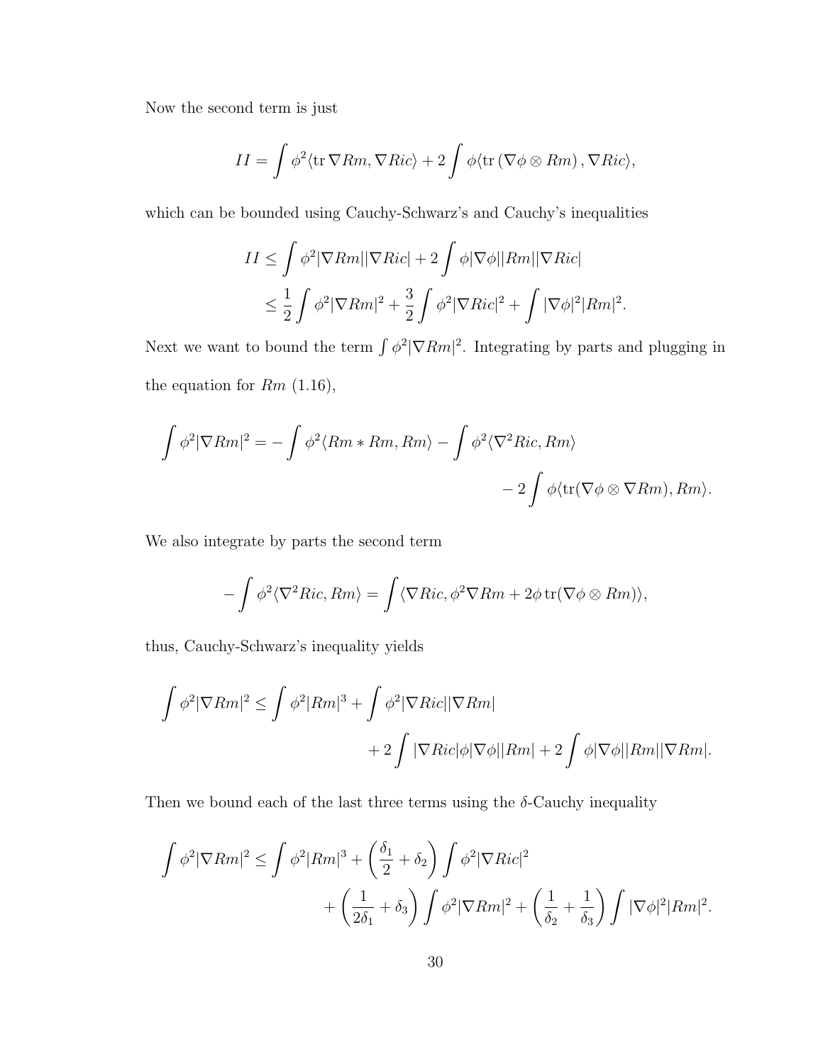Now the second term is just

$$
II = \int \phi^2 \langle \operatorname{tr} \nabla Rm, \nabla Ric \rangle + 2 \int \phi \langle \operatorname{tr} \left( \nabla \phi \otimes Rm \right), \nabla Ric \rangle,
$$

which can be bounded using Cauchy-Schwarz's and Cauchy's inequalities

$$
\begin{aligned}
II &\leq \int \phi^2 |\nabla Rm| |\nabla Ric| + 2 \int \phi |\nabla \phi| |Rm| |\nabla Ric| \\
&\leq \frac{1}{2} \int \phi^2 |\nabla Rm|^2 + \frac{3}{2} \int \phi^2 |\nabla Ric|^2 + \int |\nabla \phi|^2 |Rm|^2.
\end{aligned}
$$

Next we want to bound the term $\int \phi^2 |\nabla Rm|^2$. Integrating by parts and plugging in the equation for $Rm$ (1.16),

$$
\begin{aligned}
\int \phi^2 |\nabla Rm|^2 = - \int \phi^2 \langle Rm * Rm, Rm \rangle - \int \phi^2 \langle \nabla^2 Ric, Rm \rangle \\
- 2 \int \phi \langle \operatorname{tr}(\nabla \phi \otimes \nabla Rm), Rm \rangle.
\end{aligned}
$$

We also integrate by parts the second term

$$
- \int \phi^2 \langle \nabla^2 Ric, Rm \rangle = \int \langle \nabla Ric, \phi^2 \nabla Rm + 2\phi \operatorname{tr}(\nabla \phi \otimes Rm) \rangle,
$$

thus, Cauchy-Schwarz's inequality yields

$$
\begin{aligned}
\int \phi^2 |\nabla Rm|^2 \leq \int \phi^2 |Rm|^3 + \int \phi^2 |\nabla Ric| |\nabla Rm| \\
+ 2 \int |\nabla Ric| \phi |\nabla \phi| |Rm| + 2 \int \phi |\nabla \phi| |Rm| |\nabla Rm|.
\end{aligned}
$$

Then we bound each of the last three terms using the $\delta$-Cauchy inequality

$$
\begin{aligned}
\int \phi^2 |\nabla Rm|^2 \leq \int \phi^2 |Rm|^3 + \left( \frac{\delta_1}{2} + \delta_2 \right) \int \phi^2 |\nabla Ric|^2 \\
+ \left( \frac{1}{2\delta_1} + \delta_3 \right) \int \phi^2 |\nabla Rm|^2 + \left( \frac{1}{\delta_2} + \frac{1}{\delta_3} \right) \int |\nabla \phi|^2 |Rm|^2.
\end{aligned}
$$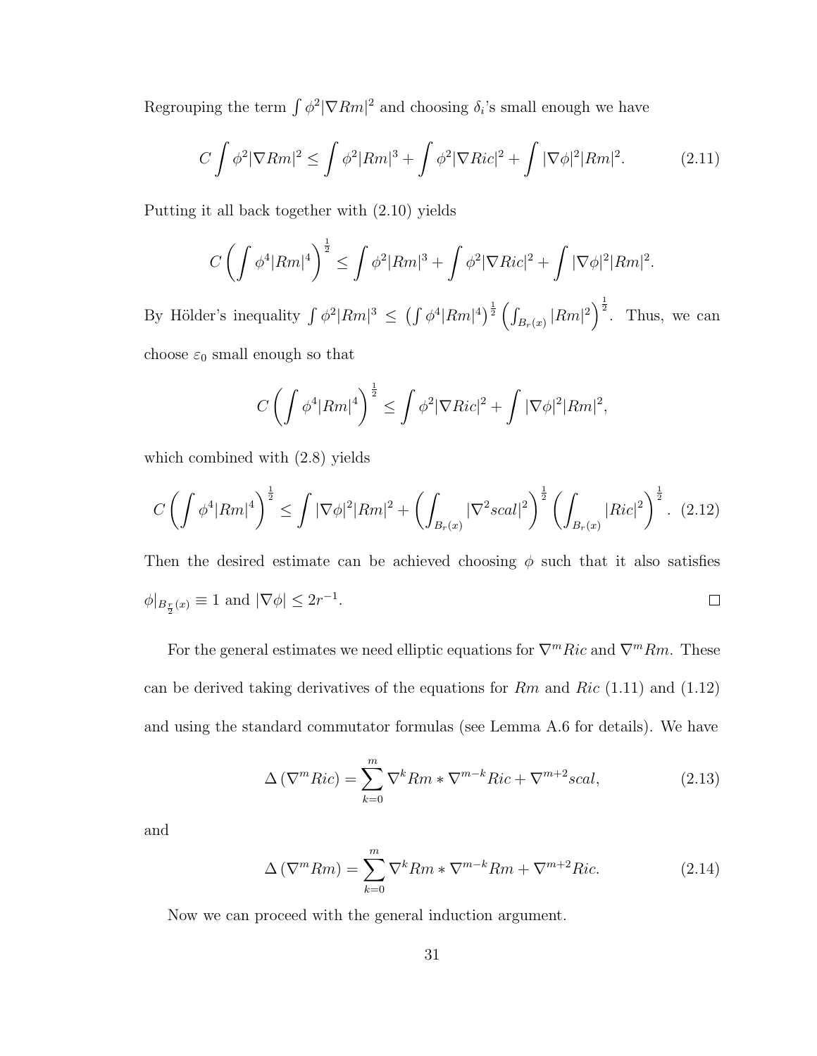Regrouping the term $\int \phi^2 |\nabla Rm|^2$ and choosing $\delta_i$'s small enough we have

$$C \int \phi^2 |\nabla Rm|^2 \leq \int \phi^2 |Rm|^3 + \int \phi^2 |\nabla Ric|^2 + \int |\nabla \phi|^2 |Rm|^2. \tag{2.11}$$

Putting it all back together with (2.10) yields

$$C \left( \int \phi^4 |Rm|^4 \right)^{\frac{1}{2}} \leq \int \phi^2 |Rm|^3 + \int \phi^2 |\nabla Ric|^2 + \int |\nabla \phi|^2 |Rm|^2.$$

By Hölder's inequality $\int \phi^2 |Rm|^3 \leq \left( \int \phi^4 |Rm|^4 \right)^{\frac{1}{2}} \left( \int_{B_r(x)} |Rm|^2 \right)^{\frac{1}{2}}$. Thus, we can choose $\varepsilon_0$ small enough so that

$$C \left( \int \phi^4 |Rm|^4 \right)^{\frac{1}{2}} \leq \int \phi^2 |\nabla Ric|^2 + \int |\nabla \phi|^2 |Rm|^2,$$

which combined with (2.8) yields

$$C \left( \int \phi^4 |Rm|^4 \right)^{\frac{1}{2}} \leq \int |\nabla \phi|^2 |Rm|^2 + \left( \int_{B_r(x)} |\nabla^2 scal|^2 \right)^{\frac{1}{2}} \left( \int_{B_r(x)} |Ric|^2 \right)^{\frac{1}{2}}. \tag{2.12}$$

Then the desired estimate can be achieved choosing $\phi$ such that it also satisfies $\phi|_{B_{\frac{r}{2}}(x)} \equiv 1$ and $|\nabla \phi| \leq 2r^{-1}$. $\square$

For the general estimates we need elliptic equations for $\nabla^m Ric$ and $\nabla^m Rm$. These can be derived taking derivatives of the equations for $Rm$ and $Ric$ (1.11) and (1.12) and using the standard commutator formulas (see Lemma A.6 for details). We have

$$\Delta \left( \nabla^m Ric \right) = \sum_{k=0}^{m} \nabla^k Rm * \nabla^{m-k} Ric + \nabla^{m+2} scal, \tag{2.13}$$

and

$$\Delta \left( \nabla^m Rm \right) = \sum_{k=0}^{m} \nabla^k Rm * \nabla^{m-k} Rm + \nabla^{m+2} Ric. \tag{2.14}$$

Now we can proceed with the general induction argument.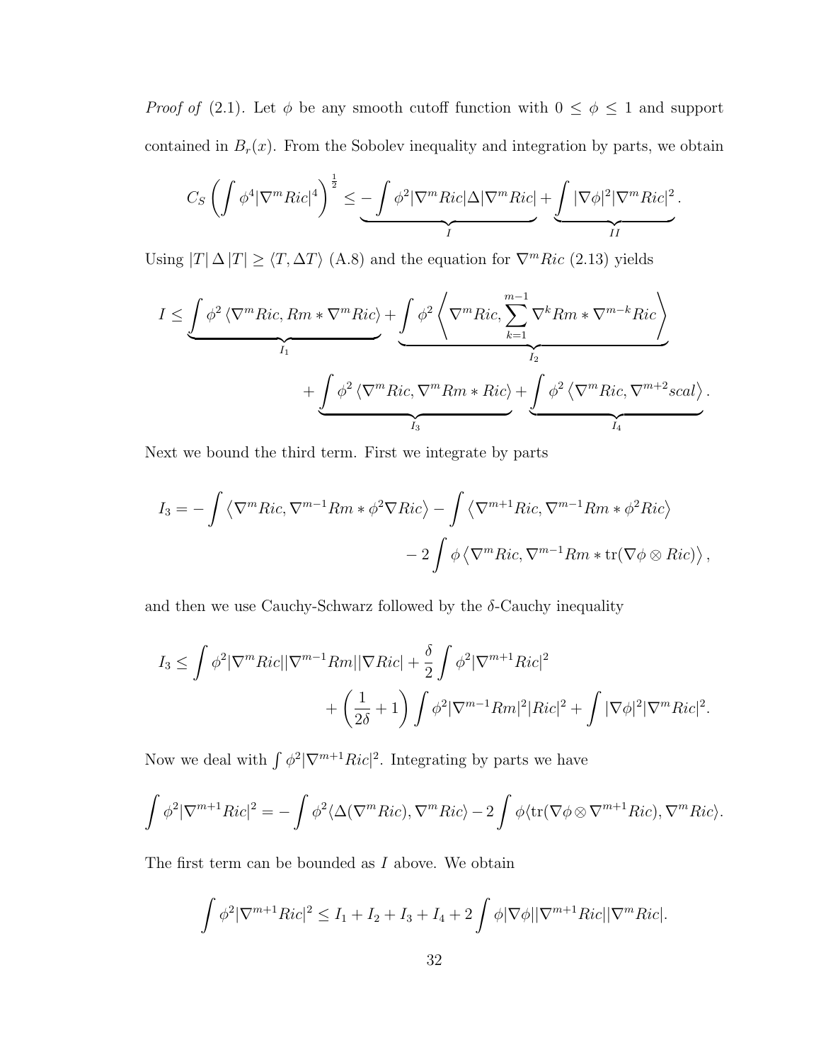*Proof of* (2.1). Let $\phi$ be any smooth cutoff function with $0 \leq \phi \leq 1$ and support contained in $B_r(x)$. From the Sobolev inequality and integration by parts, we obtain

$$C_S \left( \int \phi^4 |\nabla^m Ric|^4 \right)^{\frac{1}{2}} \leq \underbrace{- \int \phi^2 |\nabla^m Ric| \Delta |\nabla^m Ric|}_{I} + \underbrace{\int |\nabla \phi|^2 |\nabla^m Ric|^2}_{II}.$$

Using $|T| \, \Delta \, |T| \geq \langle T, \Delta T \rangle$ (A.8) and the equation for $\nabla^m Ric$ (2.13) yields

$$I \leq \underbrace{\int \phi^2 \left\langle \nabla^m Ric, Rm * \nabla^m Ric \right\rangle}_{I_1} + \underbrace{\int \phi^2 \left\langle \nabla^m Ric, \sum_{k=1}^{m-1} \nabla^k Rm * \nabla^{m-k} Ric \right\rangle}_{I_2}$$

$$+ \underbrace{\int \phi^2 \left\langle \nabla^m Ric, \nabla^m Rm * Ric \right\rangle}_{I_3} + \underbrace{\int \phi^2 \left\langle \nabla^m Ric, \nabla^{m+2} scal \right\rangle}_{I_4}.$$

Next we bound the third term. First we integrate by parts

$$I_3 = - \int \left\langle \nabla^m Ric, \nabla^{m-1} Rm * \phi^2 \nabla Ric \right\rangle - \int \left\langle \nabla^{m+1} Ric, \nabla^{m-1} Rm * \phi^2 Ric \right\rangle$$
$$- 2 \int \phi \left\langle \nabla^m Ric, \nabla^{m-1} Rm * \mathrm{tr}(\nabla \phi \otimes Ric) \right\rangle,$$

and then we use Cauchy-Schwarz followed by the $\delta$-Cauchy inequality

$$I_3 \leq \int \phi^2 |\nabla^m Ric| |\nabla^{m-1} Rm| |\nabla Ric| + \frac{\delta}{2} \int \phi^2 |\nabla^{m+1} Ric|^2$$
$$+ \left( \frac{1}{2\delta} + 1 \right) \int \phi^2 |\nabla^{m-1} Rm|^2 |Ric|^2 + \int |\nabla \phi|^2 |\nabla^m Ric|^2.$$

Now we deal with $\int \phi^2 |\nabla^{m+1} Ric|^2$. Integrating by parts we have

$$\int \phi^2 |\nabla^{m+1} Ric|^2 = - \int \phi^2 \langle \Delta(\nabla^m Ric), \nabla^m Ric \rangle - 2 \int \phi \langle \mathrm{tr}(\nabla \phi \otimes \nabla^{m+1} Ric), \nabla^m Ric \rangle.$$

The first term can be bounded as $I$ above. We obtain

$$\int \phi^2 |\nabla^{m+1} Ric|^2 \leq I_1 + I_2 + I_3 + I_4 + 2 \int \phi |\nabla \phi| |\nabla^{m+1} Ric| |\nabla^m Ric|.$$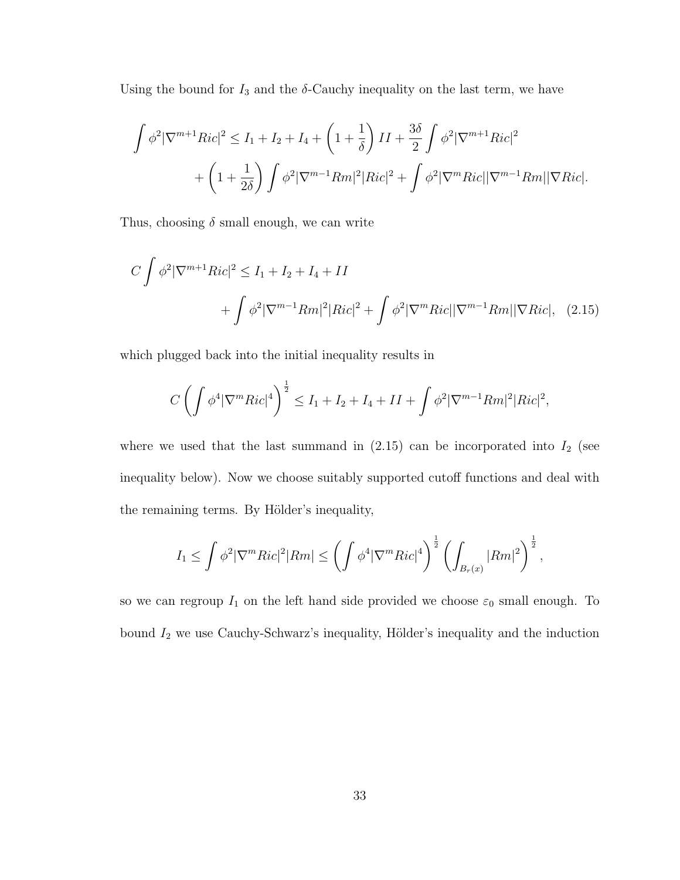Using the bound for $I_3$ and the $\delta$-Cauchy inequality on the last term, we have

$$\int \phi^2 |\nabla^{m+1} Ric|^2 \leq I_1 + I_2 + I_4 + \left(1 + \frac{1}{\delta}\right) II + \frac{3\delta}{2} \int \phi^2 |\nabla^{m+1} Ric|^2$$
$$+ \left(1 + \frac{1}{2\delta}\right) \int \phi^2 |\nabla^{m-1} Rm|^2 |Ric|^2 + \int \phi^2 |\nabla^m Ric| |\nabla^{m-1} Rm| |\nabla Ric|.$$

Thus, choosing $\delta$ small enough, we can write

$$C \int \phi^2 |\nabla^{m+1} Ric|^2 \leq I_1 + I_2 + I_4 + II$$
$$+ \int \phi^2 |\nabla^{m-1} Rm|^2 |Ric|^2 + \int \phi^2 |\nabla^m Ric| |\nabla^{m-1} Rm| |\nabla Ric|, \quad (2.15)$$

which plugged back into the initial inequality results in

$$C \left( \int \phi^4 |\nabla^m Ric|^4 \right)^{\frac{1}{2}} \leq I_1 + I_2 + I_4 + II + \int \phi^2 |\nabla^{m-1} Rm|^2 |Ric|^2,$$

where we used that the last summand in (2.15) can be incorporated into $I_2$ (see inequality below). Now we choose suitably supported cutoff functions and deal with the remaining terms. By Hölder's inequality,

$$I_1 \leq \int \phi^2 |\nabla^m Ric|^2 |Rm| \leq \left( \int \phi^4 |\nabla^m Ric|^4 \right)^{\frac{1}{2}} \left( \int_{B_r(x)} |Rm|^2 \right)^{\frac{1}{2}},$$

so we can regroup $I_1$ on the left hand side provided we choose $\varepsilon_0$ small enough. To bound $I_2$ we use Cauchy-Schwarz's inequality, Hölder's inequality and the induction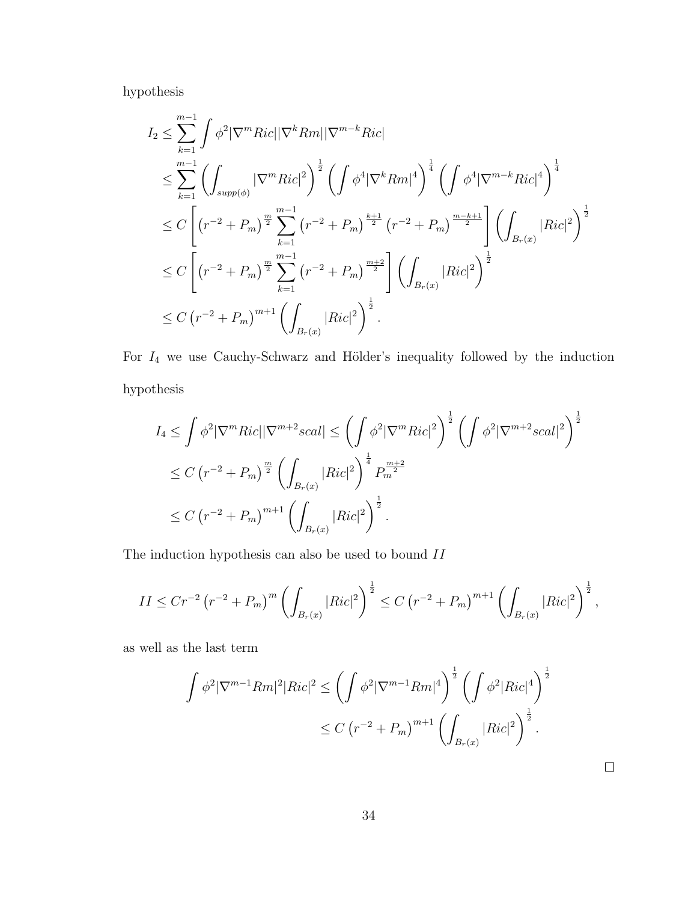hypothesis

$$
\begin{aligned}
I_2 &\leq \sum_{k=1}^{m-1} \int \phi^2 |\nabla^m Ric| |\nabla^k Rm| |\nabla^{m-k} Ric| \\
&\leq \sum_{k=1}^{m-1} \left( \int_{supp(\phi)} |\nabla^m Ric|^2 \right)^{\frac{1}{2}} \left( \int \phi^4 |\nabla^k Rm|^4 \right)^{\frac{1}{4}} \left( \int \phi^4 |\nabla^{m-k} Ric|^4 \right)^{\frac{1}{4}} \\
&\leq C \left[ \left(r^{-2} + P_m\right)^{\frac{m}{2}} \sum_{k=1}^{m-1} \left(r^{-2} + P_m\right)^{\frac{k+1}{2}} \left(r^{-2} + P_m\right)^{\frac{m-k+1}{2}} \right] \left( \int_{B_r(x)} |Ric|^2 \right)^{\frac{1}{2}} \\
&\leq C \left[ \left(r^{-2} + P_m\right)^{\frac{m}{2}} \sum_{k=1}^{m-1} \left(r^{-2} + P_m\right)^{\frac{m+2}{2}} \right] \left( \int_{B_r(x)} |Ric|^2 \right)^{\frac{1}{2}} \\
&\leq C \left(r^{-2} + P_m\right)^{m+1} \left( \int_{B_r(x)} |Ric|^2 \right)^{\frac{1}{2}}.
\end{aligned}
$$

For $I_4$ we use Cauchy-Schwarz and Hölder's inequality followed by the induction hypothesis

$$
\begin{aligned}
I_4 &\leq \int \phi^2 |\nabla^m Ric| |\nabla^{m+2} scal| \leq \left( \int \phi^2 |\nabla^m Ric|^2 \right)^{\frac{1}{2}} \left( \int \phi^2 |\nabla^{m+2} scal|^2 \right)^{\frac{1}{2}} \\
&\leq C \left(r^{-2} + P_m\right)^{\frac{m}{2}} \left( \int_{B_r(x)} |Ric|^2 \right)^{\frac{1}{4}} P_m^{\frac{m+2}{2}} \\
&\leq C \left(r^{-2} + P_m\right)^{m+1} \left( \int_{B_r(x)} |Ric|^2 \right)^{\frac{1}{2}}.
\end{aligned}
$$

The induction hypothesis can also be used to bound $II$

$$
II \leq Cr^{-2} \left(r^{-2} + P_m\right)^m \left( \int_{B_r(x)} |Ric|^2 \right)^{\frac{1}{2}} \leq C \left(r^{-2} + P_m\right)^{m+1} \left( \int_{B_r(x)} |Ric|^2 \right)^{\frac{1}{2}},
$$

as well as the last term

$$
\begin{aligned}
\int \phi^2 |\nabla^{m-1} Rm|^2 |Ric|^2 &\leq \left( \int \phi^2 |\nabla^{m-1} Rm|^4 \right)^{\frac{1}{2}} \left( \int \phi^2 |Ric|^4 \right)^{\frac{1}{2}} \\
&\leq C \left(r^{-2} + P_m\right)^{m+1} \left( \int_{B_r(x)} |Ric|^2 \right)^{\frac{1}{2}}.
\end{aligned}
$$

□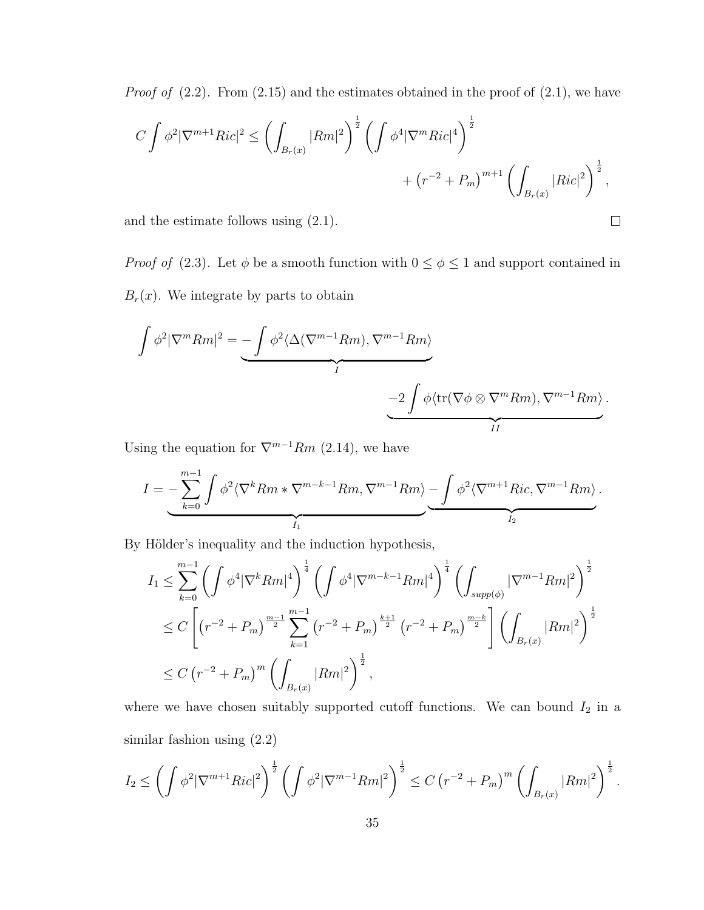*Proof of* (2.2). From (2.15) and the estimates obtained in the proof of (2.1), we have

$$C \int \phi^2 |\nabla^{m+1} Ric|^2 \leq \left( \int_{B_r(x)} |Rm|^2 \right)^{\frac{1}{2}} \left( \int \phi^4 |\nabla^m Ric|^4 \right)^{\frac{1}{2}} + \left( r^{-2} + P_m \right)^{m+1} \left( \int_{B_r(x)} |Ric|^2 \right)^{\frac{1}{2}},$$

and the estimate follows using (2.1). $\square$

*Proof of* (2.3). Let $\phi$ be a smooth function with $0 \leq \phi \leq 1$ and support contained in $B_r(x)$. We integrate by parts to obtain

$$\int \phi^2 |\nabla^m Rm|^2 = \underbrace{- \int \phi^2 \langle \Delta(\nabla^{m-1} Rm), \nabla^{m-1} Rm \rangle}_{I} \underbrace{- 2 \int \phi \langle \mathrm{tr}(\nabla \phi \otimes \nabla^m Rm), \nabla^{m-1} Rm \rangle}_{II}.$$

Using the equation for $\nabla^{m-1} Rm$ (2.14), we have

$$I = \underbrace{- \sum_{k=0}^{m-1} \int \phi^2 \langle \nabla^k Rm * \nabla^{m-k-1} Rm, \nabla^{m-1} Rm \rangle}_{I_1} \underbrace{- \int \phi^2 \langle \nabla^{m+1} Ric, \nabla^{m-1} Rm \rangle}_{I_2}.$$

By Hölder's inequality and the induction hypothesis,

$$\begin{aligned}
I_1 &\leq \sum_{k=0}^{m-1} \left( \int \phi^4 |\nabla^k Rm|^4 \right)^{\frac{1}{4}} \left( \int \phi^4 |\nabla^{m-k-1} Rm|^4 \right)^{\frac{1}{4}} \left( \int_{supp(\phi)} |\nabla^{m-1} Rm|^2 \right)^{\frac{1}{2}} \\
&\leq C \left[ \left( r^{-2} + P_m \right)^{\frac{m-1}{2}} \sum_{k=1}^{m-1} \left( r^{-2} + P_m \right)^{\frac{k+1}{2}} \left( r^{-2} + P_m \right)^{\frac{m-k}{2}} \right] \left( \int_{B_r(x)} |Rm|^2 \right)^{\frac{1}{2}} \\
&\leq C \left( r^{-2} + P_m \right)^m \left( \int_{B_r(x)} |Rm|^2 \right)^{\frac{1}{2}},
\end{aligned}$$

where we have chosen suitably supported cutoff functions. We can bound $I_2$ in a similar fashion using (2.2)

$$I_2 \leq \left( \int \phi^2 |\nabla^{m+1} Ric|^2 \right)^{\frac{1}{2}} \left( \int \phi^2 |\nabla^{m-1} Rm|^2 \right)^{\frac{1}{2}} \leq C \left( r^{-2} + P_m \right)^m \left( \int_{B_r(x)} |Rm|^2 \right)^{\frac{1}{2}}.$$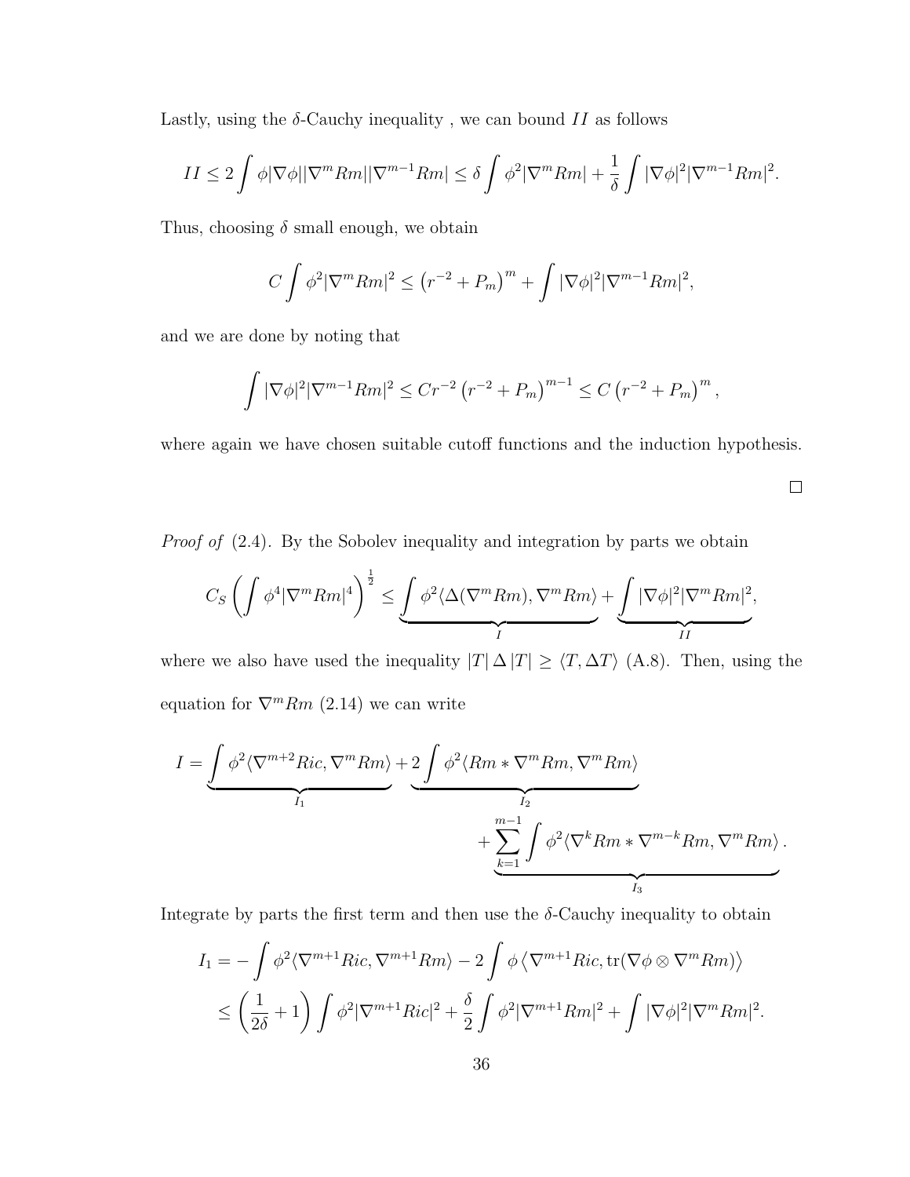Lastly, using the $\delta$-Cauchy inequality , we can bound $II$ as follows

$$II \leq 2\int \phi|\nabla\phi||\nabla^m Rm||\nabla^{m-1}Rm| \leq \delta \int \phi^2|\nabla^m Rm| + \frac{1}{\delta}\int |\nabla\phi|^2|\nabla^{m-1}Rm|^2.$$

Thus, choosing $\delta$ small enough, we obtain

$$C\int \phi^2|\nabla^m Rm|^2 \leq \left(r^{-2}+P_m\right)^m + \int |\nabla\phi|^2|\nabla^{m-1}Rm|^2,$$

and we are done by noting that

$$\int |\nabla\phi|^2|\nabla^{m-1}Rm|^2 \leq Cr^{-2}\left(r^{-2}+P_m\right)^{m-1} \leq C\left(r^{-2}+P_m\right)^m,$$

where again we have chosen suitable cutoff functions and the induction hypothesis.

□

*Proof of* (2.4). By the Sobolev inequality and integration by parts we obtain

$$C_S\left(\int \phi^4|\nabla^m Rm|^4\right)^{\frac{1}{2}} \leq \underbrace{\int \phi^2\langle\Delta(\nabla^m Rm),\nabla^m Rm\rangle}_{I} + \underbrace{\int |\nabla\phi|^2|\nabla^m Rm|^2}_{II},$$

where we also have used the inequality $|T|\,\Delta\,|T| \geq \langle T,\Delta T\rangle$ (A.8). Then, using the equation for $\nabla^m Rm$ (2.14) we can write

$$I = \underbrace{\int \phi^2\langle\nabla^{m+2}Ric,\nabla^m Rm\rangle}_{I_1} + \underbrace{2\int \phi^2\langle Rm*\nabla^m Rm,\nabla^m Rm\rangle}_{I_2} + \underbrace{\sum_{k=1}^{m-1}\int \phi^2\langle\nabla^k Rm*\nabla^{m-k}Rm,\nabla^m Rm\rangle}_{I_3}.$$

Integrate by parts the first term and then use the $\delta$-Cauchy inequality to obtain

$$\begin{aligned}
I_1 &= -\int \phi^2\langle\nabla^{m+1}Ric,\nabla^{m+1}Rm\rangle - 2\int \phi\left\langle\nabla^{m+1}Ric,\operatorname{tr}(\nabla\phi\otimes\nabla^m Rm)\right\rangle \\
&\leq \left(\frac{1}{2\delta}+1\right)\int \phi^2|\nabla^{m+1}Ric|^2 + \frac{\delta}{2}\int \phi^2|\nabla^{m+1}Rm|^2 + \int |\nabla\phi|^2|\nabla^m Rm|^2.
\end{aligned}$$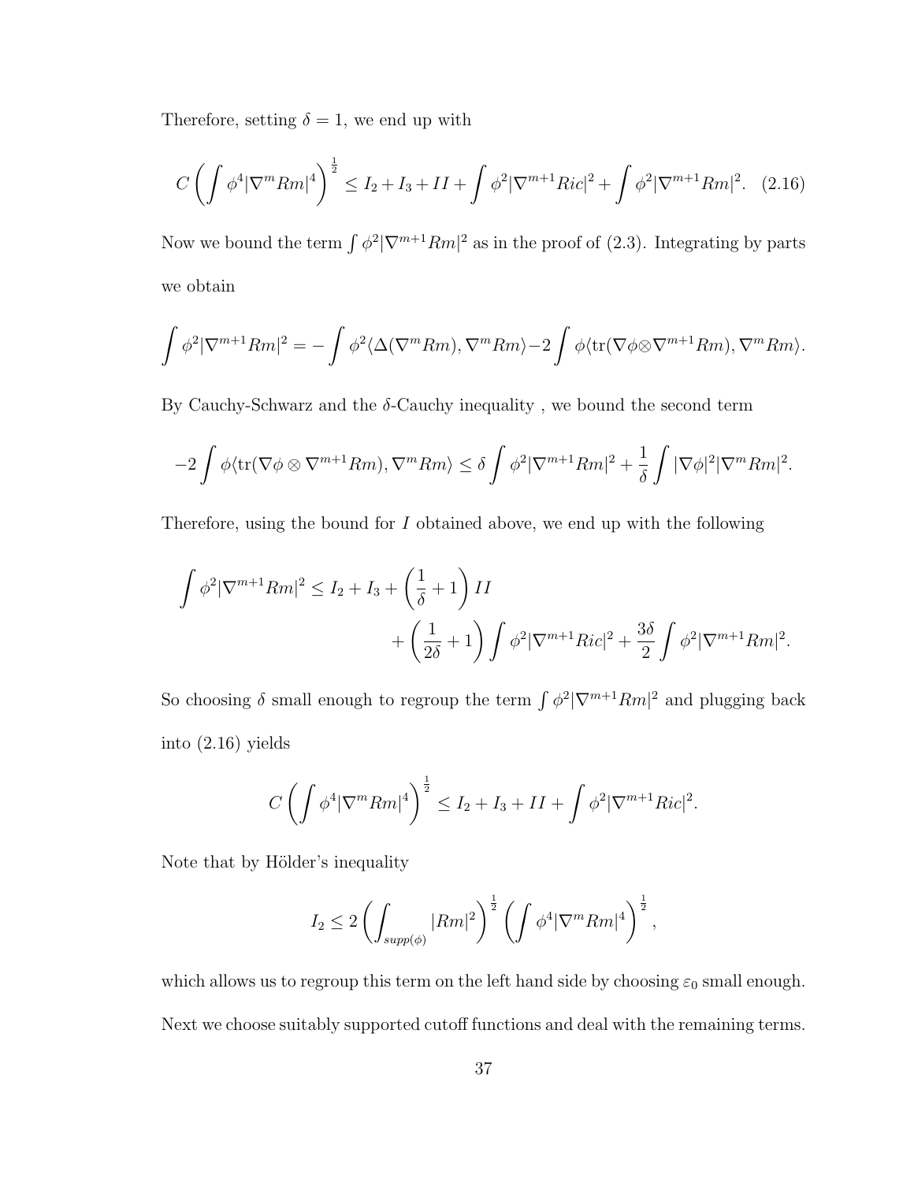Therefore, setting $\delta = 1$, we end up with

$$C\left(\int \phi^4 |\nabla^m Rm|^4\right)^{\frac{1}{2}} \leq I_2 + I_3 + II + \int \phi^2 |\nabla^{m+1} Ric|^2 + \int \phi^2 |\nabla^{m+1} Rm|^2. \quad (2.16)$$

Now we bound the term $\int \phi^2 |\nabla^{m+1} Rm|^2$ as in the proof of (2.3). Integrating by parts we obtain

$$\int \phi^2 |\nabla^{m+1} Rm|^2 = -\int \phi^2 \langle \Delta(\nabla^m Rm), \nabla^m Rm\rangle - 2\int \phi \langle \mathrm{tr}(\nabla\phi \otimes \nabla^{m+1} Rm), \nabla^m Rm\rangle.$$

By Cauchy-Schwarz and the $\delta$-Cauchy inequality , we bound the second term

$$-2\int \phi \langle \mathrm{tr}(\nabla\phi \otimes \nabla^{m+1} Rm), \nabla^m Rm\rangle \leq \delta \int \phi^2 |\nabla^{m+1} Rm|^2 + \frac{1}{\delta}\int |\nabla\phi|^2 |\nabla^m Rm|^2.$$

Therefore, using the bound for $I$ obtained above, we end up with the following

$$\int \phi^2 |\nabla^{m+1} Rm|^2 \leq I_2 + I_3 + \left(\frac{1}{\delta} + 1\right) II + \left(\frac{1}{2\delta} + 1\right) \int \phi^2 |\nabla^{m+1} Ric|^2 + \frac{3\delta}{2}\int \phi^2 |\nabla^{m+1} Rm|^2.$$

So choosing $\delta$ small enough to regroup the term $\int \phi^2 |\nabla^{m+1} Rm|^2$ and plugging back into (2.16) yields

$$C\left(\int \phi^4 |\nabla^m Rm|^4\right)^{\frac{1}{2}} \leq I_2 + I_3 + II + \int \phi^2 |\nabla^{m+1} Ric|^2.$$

Note that by Hölder's inequality

$$I_2 \leq 2\left(\int_{supp(\phi)} |Rm|^2\right)^{\frac{1}{2}} \left(\int \phi^4 |\nabla^m Rm|^4\right)^{\frac{1}{2}},$$

which allows us to regroup this term on the left hand side by choosing $\varepsilon_0$ small enough. Next we choose suitably supported cutoff functions and deal with the remaining terms.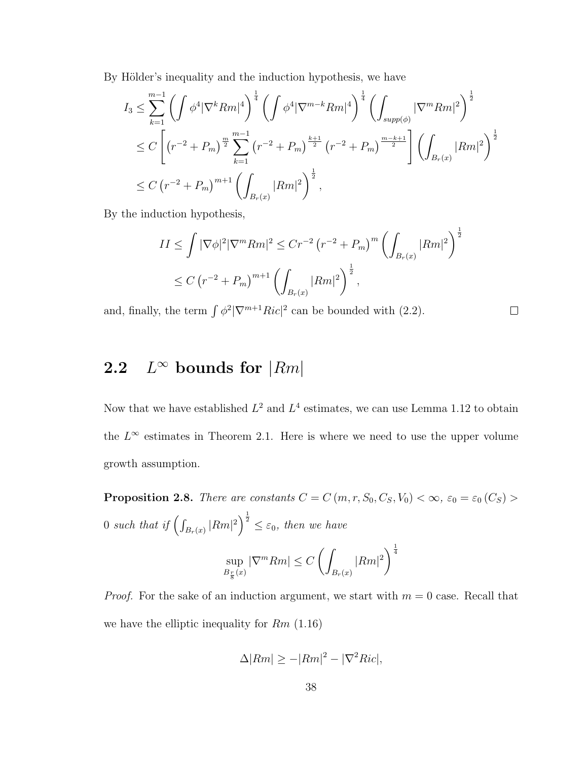By Hölder's inequality and the induction hypothesis, we have

$$
\begin{aligned}
I_3 &\leq \sum_{k=1}^{m-1} \left( \int \phi^4 |\nabla^k Rm|^4 \right)^{\frac{1}{4}} \left( \int \phi^4 |\nabla^{m-k} Rm|^4 \right)^{\frac{1}{4}} \left( \int_{supp(\phi)} |\nabla^m Rm|^2 \right)^{\frac{1}{2}} \\
&\leq C \left[ \left(r^{-2} + P_m\right)^{\frac{m}{2}} \sum_{k=1}^{m-1} \left(r^{-2} + P_m\right)^{\frac{k+1}{2}} \left(r^{-2} + P_m\right)^{\frac{m-k+1}{2}} \right] \left( \int_{B_r(x)} |Rm|^2 \right)^{\frac{1}{2}} \\
&\leq C \left(r^{-2} + P_m\right)^{m+1} \left( \int_{B_r(x)} |Rm|^2 \right)^{\frac{1}{2}},
\end{aligned}
$$

By the induction hypothesis,

$$
\begin{aligned}
II &\leq \int |\nabla \phi|^2 |\nabla^m Rm|^2 \leq C r^{-2} \left(r^{-2} + P_m\right)^m \left( \int_{B_r(x)} |Rm|^2 \right)^{\frac{1}{2}} \\
&\leq C \left(r^{-2} + P_m\right)^{m+1} \left( \int_{B_r(x)} |Rm|^2 \right)^{\frac{1}{2}},
\end{aligned}
$$

and, finally, the term $\int \phi^2 |\nabla^{m+1} Ric|^2$ can be bounded with (2.2). $\square$

## 2.2 $L^\infty$ bounds for $|Rm|$

Now that we have established $L^2$ and $L^4$ estimates, we can use Lemma 1.12 to obtain the $L^\infty$ estimates in Theorem 2.1. Here is where we need to use the upper volume growth assumption.

**Proposition 2.8.** *There are constants $C = C(m, r, S_0, C_S, V_0) < \infty$, $\varepsilon_0 = \varepsilon_0(C_S) > 0$ such that if $\left( \int_{B_r(x)} |Rm|^2 \right)^{\frac{1}{2}} \leq \varepsilon_0$, then we have*

$$
\sup_{B_{\frac{r}{8}}(x)} |\nabla^m Rm| \leq C \left( \int_{B_r(x)} |Rm|^2 \right)^{\frac{1}{4}}
$$

*Proof.* For the sake of an induction argument, we start with $m = 0$ case. Recall that we have the elliptic inequality for $Rm$ (1.16)

$$
\Delta |Rm| \geq -|Rm|^2 - |\nabla^2 Ric|,
$$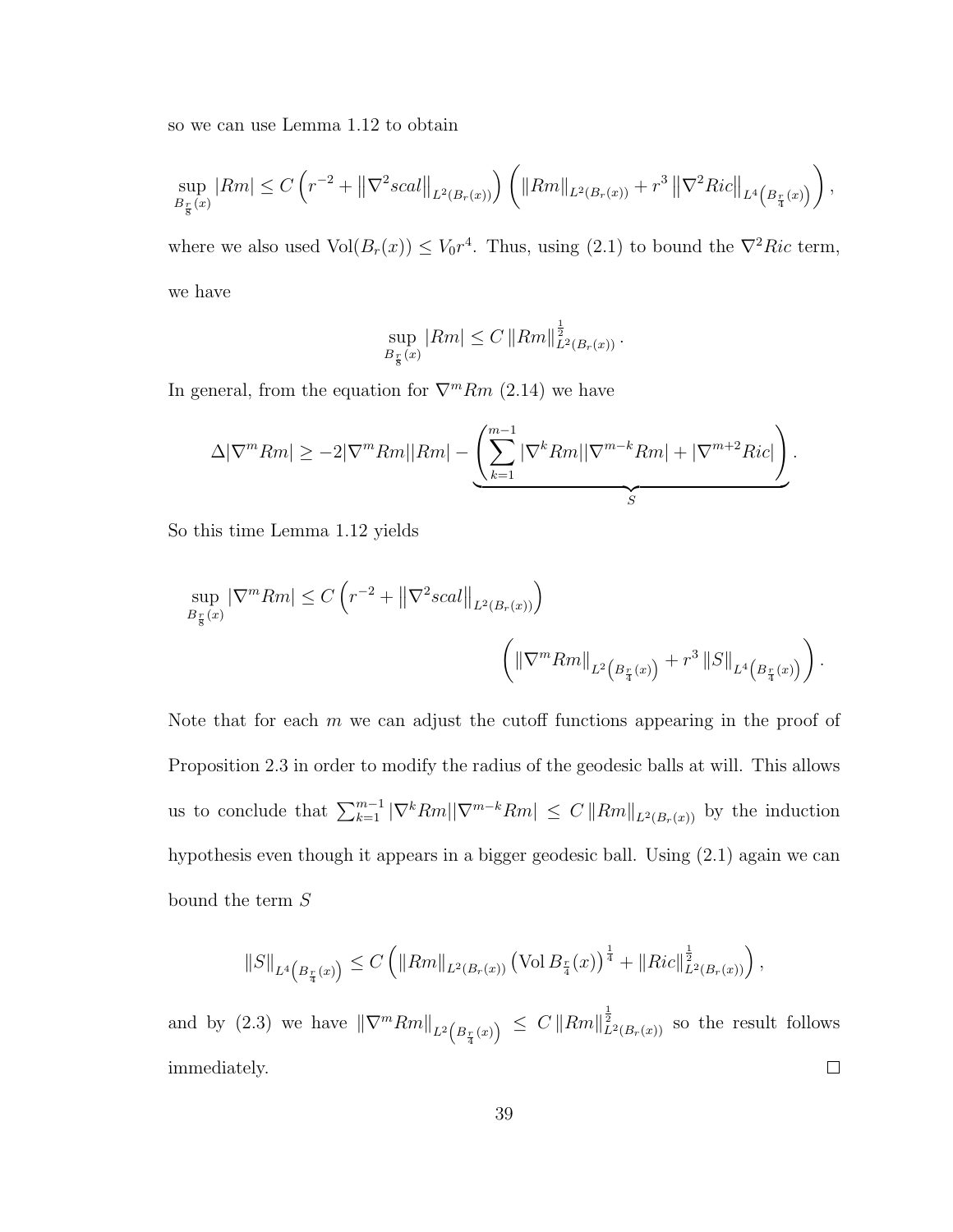so we can use Lemma 1.12 to obtain

$$\sup_{B_{\frac{r}{8}}(x)} |Rm| \leq C\left(r^{-2} + \left\|\nabla^2 scal\right\|_{L^2(B_r(x))}\right)\left(\|Rm\|_{L^2(B_r(x))} + r^3 \left\|\nabla^2 Ric\right\|_{L^4\left(B_{\frac{r}{4}}(x)\right)}\right),$$

where we also used $\mathrm{Vol}(B_r(x)) \leq V_0 r^4$. Thus, using (2.1) to bound the $\nabla^2 Ric$ term, we have

$$\sup_{B_{\frac{r}{8}}(x)} |Rm| \leq C \|Rm\|^{\frac{1}{2}}_{L^2(B_r(x))}.$$

In general, from the equation for $\nabla^m Rm$ (2.14) we have

$$\Delta|\nabla^m Rm| \geq -2|\nabla^m Rm||Rm| - \underbrace{\left(\sum_{k=1}^{m-1} |\nabla^k Rm||\nabla^{m-k} Rm| + |\nabla^{m+2} Ric|\right)}_{S}.$$

So this time Lemma 1.12 yields

$$\sup_{B_{\frac{r}{8}}(x)} |\nabla^m Rm| \leq C\left(r^{-2} + \left\|\nabla^2 scal\right\|_{L^2(B_r(x))}\right)$$
$$\left(\|\nabla^m Rm\|_{L^2\left(B_{\frac{r}{4}}(x)\right)} + r^3 \|S\|_{L^4\left(B_{\frac{r}{4}}(x)\right)}\right).$$

Note that for each $m$ we can adjust the cutoff functions appearing in the proof of Proposition 2.3 in order to modify the radius of the geodesic balls at will. This allows us to conclude that $\sum_{k=1}^{m-1} |\nabla^k Rm||\nabla^{m-k} Rm| \leq C \|Rm\|_{L^2(B_r(x))}$ by the induction hypothesis even though it appears in a bigger geodesic ball. Using (2.1) again we can bound the term $S$

$$\|S\|_{L^4\left(B_{\frac{r}{4}}(x)\right)} \leq C\left(\|Rm\|_{L^2(B_r(x))} \left(\mathrm{Vol}\, B_{\frac{r}{4}}(x)\right)^{\frac{1}{4}} + \|Ric\|^{\frac{1}{2}}_{L^2(B_r(x))}\right),$$

and by (2.3) we have $\|\nabla^m Rm\|_{L^2\left(B_{\frac{r}{4}}(x)\right)} \leq C \|Rm\|^{\frac{1}{2}}_{L^2(B_r(x))}$ so the result follows immediately. $\square$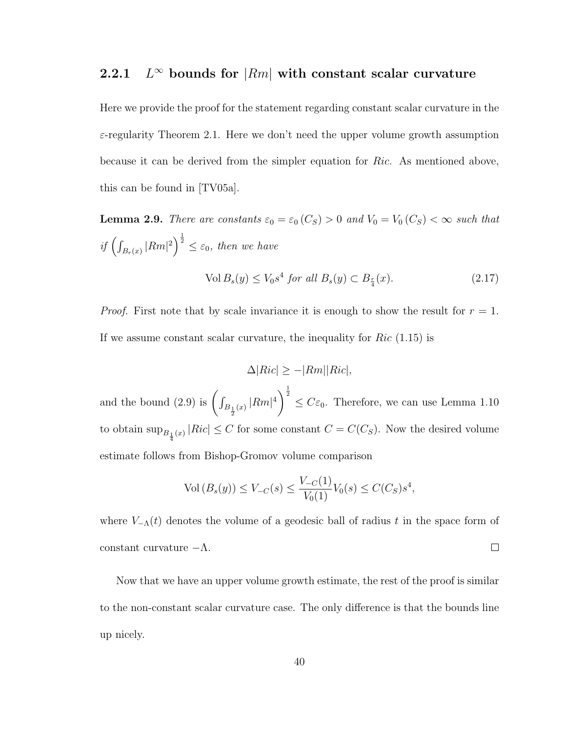### 2.2.1 $L^\infty$ bounds for $|Rm|$ with constant scalar curvature

Here we provide the proof for the statement regarding constant scalar curvature in the $\varepsilon$-regularity Theorem 2.1. Here we don't need the upper volume growth assumption because it can be derived from the simpler equation for $Ric$. As mentioned above, this can be found in [TV05a].

**Lemma 2.9.** *There are constants $\varepsilon_0 = \varepsilon_0(C_S) > 0$ and $V_0 = V_0(C_S) < \infty$ such that if $\left(\int_{B_r(x)} |Rm|^2\right)^{\frac{1}{2}} \leq \varepsilon_0$, then we have*

$$\operatorname{Vol} B_s(y) \leq V_0 s^4 \text{ for all } B_s(y) \subset B_{\frac{r}{4}}(x). \tag{2.17}$$

*Proof.* First note that by scale invariance it is enough to show the result for $r = 1$. If we assume constant scalar curvature, the inequality for $Ric$ (1.15) is

$$\Delta |Ric| \geq -|Rm||Ric|,$$

and the bound (2.9) is $\left(\int_{B_{\frac{1}{2}}(x)} |Rm|^4\right)^{\frac{1}{2}} \leq C\varepsilon_0$. Therefore, we can use Lemma 1.10 to obtain $\sup_{B_{\frac{1}{4}}(x)} |Ric| \leq C$ for some constant $C = C(C_S)$. Now the desired volume estimate follows from Bishop-Gromov volume comparison

$$\operatorname{Vol}(B_s(y)) \leq V_{-C}(s) \leq \frac{V_{-C}(1)}{V_0(1)} V_0(s) \leq C(C_S)s^4,$$

where $V_{-\Lambda}(t)$ denotes the volume of a geodesic ball of radius $t$ in the space form of constant curvature $-\Lambda$. $\square$

Now that we have an upper volume growth estimate, the rest of the proof is similar to the non-constant scalar curvature case. The only difference is that the bounds line up nicely.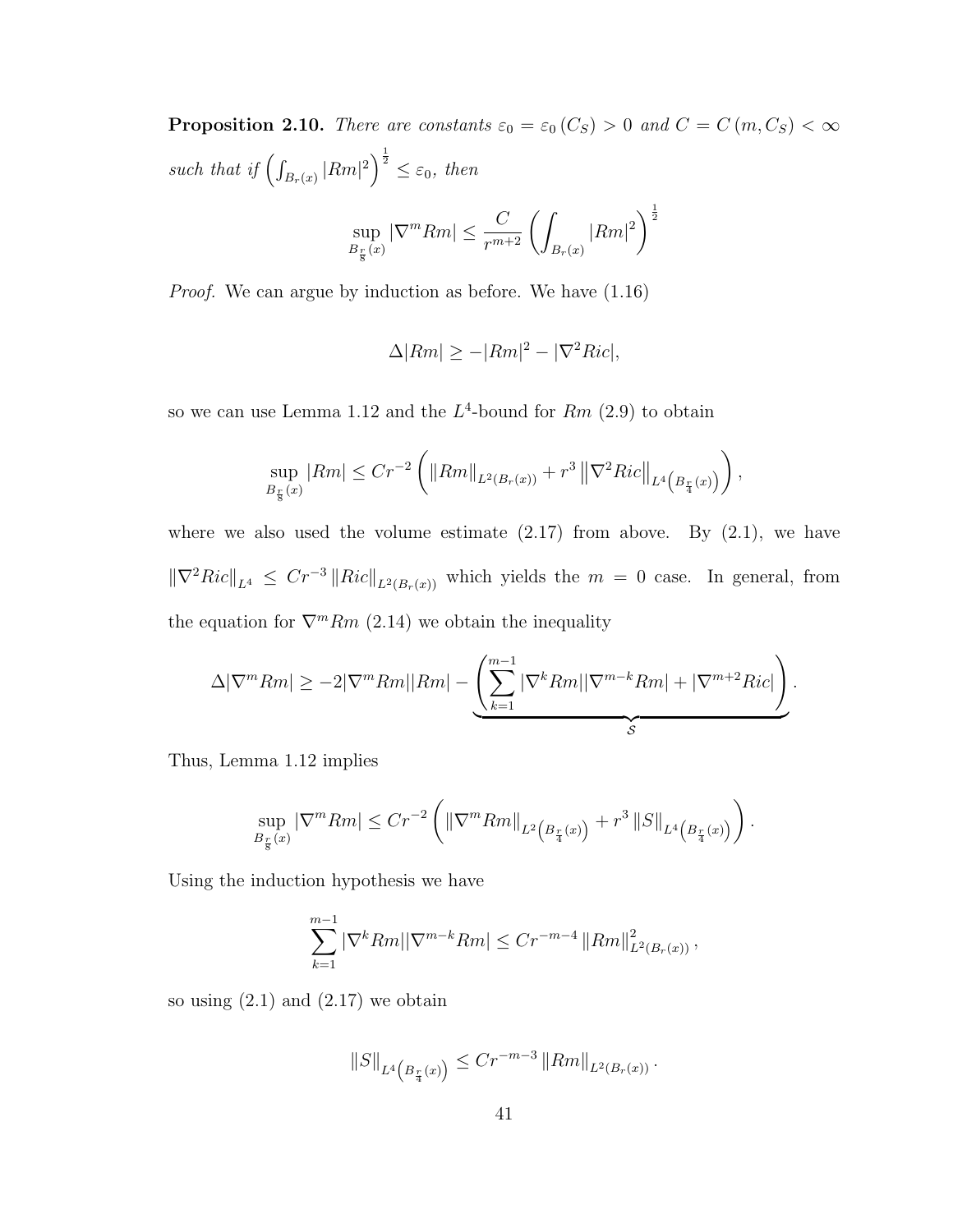**Proposition 2.10.** *There are constants $\varepsilon_0 = \varepsilon_0(C_S) > 0$ and $C = C(m, C_S) < \infty$ such that if $\left(\int_{B_r(x)} |Rm|^2\right)^{\frac{1}{2}} \leq \varepsilon_0$, then*

$$\sup_{B_{\frac{r}{8}}(x)} |\nabla^m Rm| \leq \frac{C}{r^{m+2}} \left(\int_{B_r(x)} |Rm|^2\right)^{\frac{1}{2}}$$

*Proof.* We can argue by induction as before. We have (1.16)

$$\Delta |Rm| \geq -|Rm|^2 - |\nabla^2 Ric|,$$

so we can use Lemma 1.12 and the $L^4$-bound for $Rm$ (2.9) to obtain

$$\sup_{B_{\frac{r}{8}}(x)} |Rm| \leq Cr^{-2} \left( \|Rm\|_{L^2(B_r(x))} + r^3 \left\|\nabla^2 Ric\right\|_{L^4\left(B_{\frac{r}{4}}(x)\right)} \right),$$

where we also used the volume estimate (2.17) from above. By (2.1), we have $\|\nabla^2 Ric\|_{L^4} \leq Cr^{-3} \|Ric\|_{L^2(B_r(x))}$ which yields the $m = 0$ case. In general, from the equation for $\nabla^m Rm$ (2.14) we obtain the inequality

$$\Delta |\nabla^m Rm| \geq -2|\nabla^m Rm||Rm| - \underbrace{\left( \sum_{k=1}^{m-1} |\nabla^k Rm||\nabla^{m-k} Rm| + |\nabla^{m+2} Ric| \right)}_{\mathcal{S}}.$$

Thus, Lemma 1.12 implies

$$\sup_{B_{\frac{r}{8}}(x)} |\nabla^m Rm| \leq Cr^{-2} \left( \|\nabla^m Rm\|_{L^2\left(B_{\frac{r}{4}}(x)\right)} + r^3 \|S\|_{L^4\left(B_{\frac{r}{4}}(x)\right)} \right).$$

Using the induction hypothesis we have

$$\sum_{k=1}^{m-1} |\nabla^k Rm||\nabla^{m-k} Rm| \leq Cr^{-m-4} \|Rm\|^2_{L^2(B_r(x))},$$

so using (2.1) and (2.17) we obtain

$$\|S\|_{L^4\left(B_{\frac{r}{4}}(x)\right)} \leq Cr^{-m-3} \|Rm\|_{L^2(B_r(x))}.$$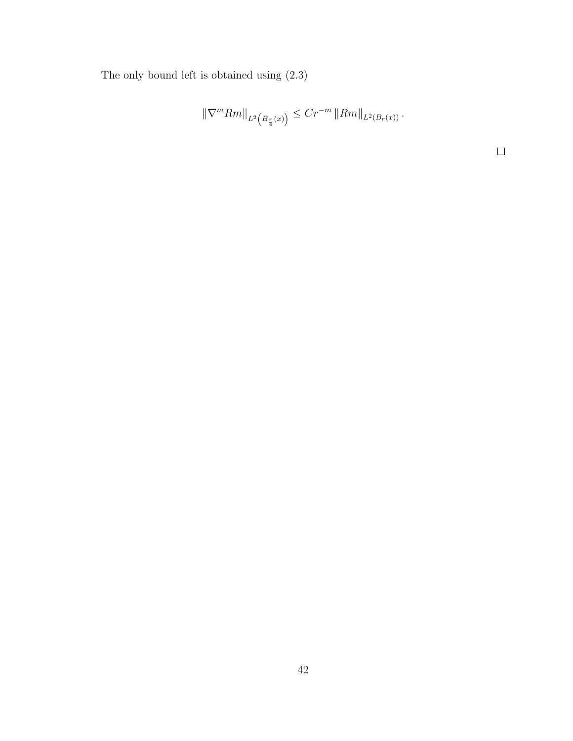The only bound left is obtained using (2.3)

$$\|\nabla^m Rm\|_{L^2\left(B_{\frac{r}{4}}(x)\right)} \leq Cr^{-m} \|Rm\|_{L^2(B_r(x))}.$$

$\square$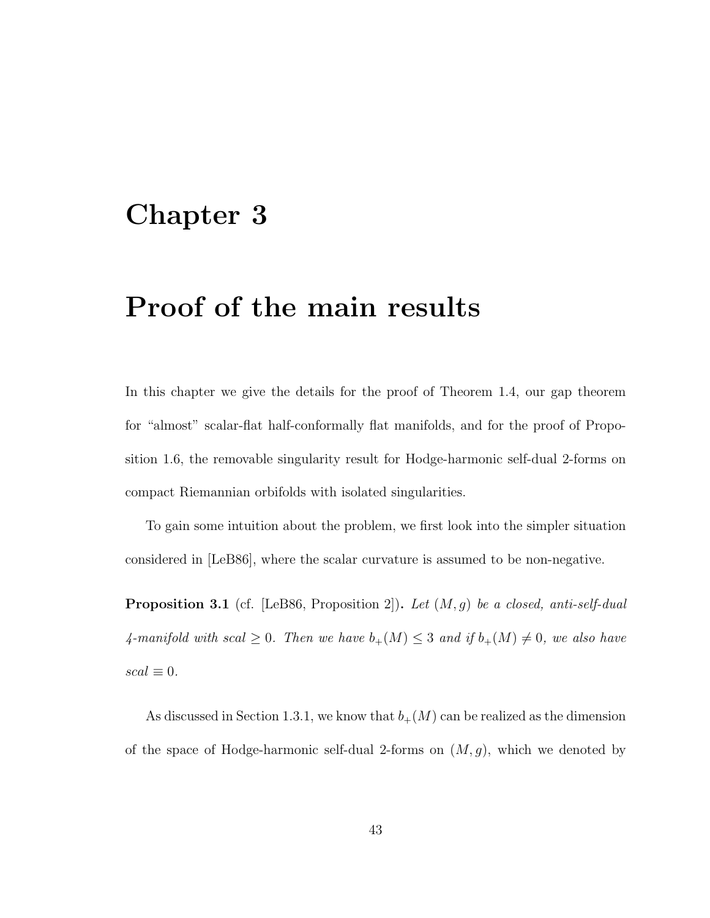# Chapter 3

# Proof of the main results

In this chapter we give the details for the proof of Theorem 1.4, our gap theorem for "almost" scalar-flat half-conformally flat manifolds, and for the proof of Proposition 1.6, the removable singularity result for Hodge-harmonic self-dual 2-forms on compact Riemannian orbifolds with isolated singularities.

To gain some intuition about the problem, we first look into the simpler situation considered in [LeB86], where the scalar curvature is assumed to be non-negative.

**Proposition 3.1** (cf. [LeB86, Proposition 2]). *Let $(M, g)$ be a closed, anti-self-dual 4-manifold with $scal \geq 0$. Then we have $b_+(M) \leq 3$ and if $b_+(M) \neq 0$, we also have $scal \equiv 0$.*

As discussed in Section 1.3.1, we know that $b_+(M)$ can be realized as the dimension of the space of Hodge-harmonic self-dual 2-forms on $(M, g)$, which we denoted by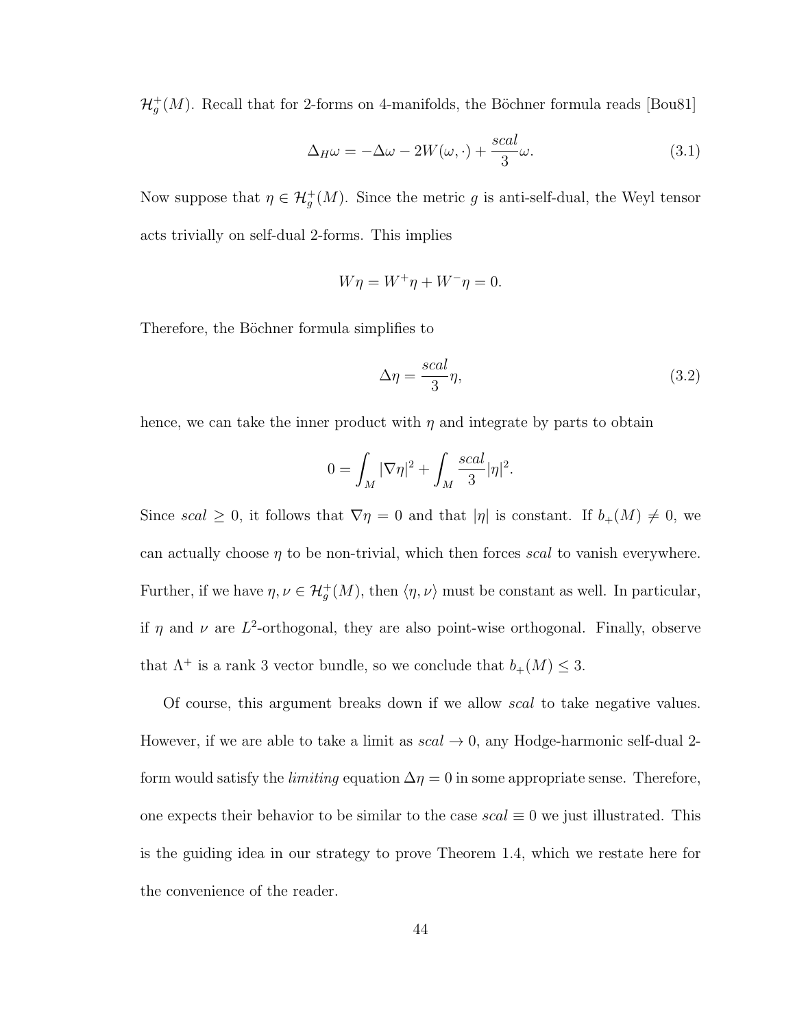$\mathcal{H}^+_g(M)$. Recall that for 2-forms on 4-manifolds, the Böchner formula reads [Bou81]

$$\Delta_H \omega = -\Delta\omega - 2W(\omega, \cdot) + \frac{scal}{3}\omega. \tag{3.1}$$

Now suppose that $\eta \in \mathcal{H}^+_g(M)$. Since the metric $g$ is anti-self-dual, the Weyl tensor acts trivially on self-dual 2-forms. This implies

$$W\eta = W^+\eta + W^-\eta = 0.$$

Therefore, the Böchner formula simplifies to

$$\Delta\eta = \frac{scal}{3}\eta, \tag{3.2}$$

hence, we can take the inner product with $\eta$ and integrate by parts to obtain

$$0 = \int_M |\nabla\eta|^2 + \int_M \frac{scal}{3}|\eta|^2.$$

Since $scal \geq 0$, it follows that $\nabla\eta = 0$ and that $|\eta|$ is constant. If $b_+(M) \neq 0$, we can actually choose $\eta$ to be non-trivial, which then forces $scal$ to vanish everywhere. Further, if we have $\eta, \nu \in \mathcal{H}^+_g(M)$, then $\langle \eta, \nu \rangle$ must be constant as well. In particular, if $\eta$ and $\nu$ are $L^2$-orthogonal, they are also point-wise orthogonal. Finally, observe that $\Lambda^+$ is a rank 3 vector bundle, so we conclude that $b_+(M) \leq 3$.

Of course, this argument breaks down if we allow $scal$ to take negative values. However, if we are able to take a limit as $scal \to 0$, any Hodge-harmonic self-dual 2-form would satisfy the *limiting* equation $\Delta\eta = 0$ in some appropriate sense. Therefore, one expects their behavior to be similar to the case $scal \equiv 0$ we just illustrated. This is the guiding idea in our strategy to prove Theorem 1.4, which we restate here for the convenience of the reader.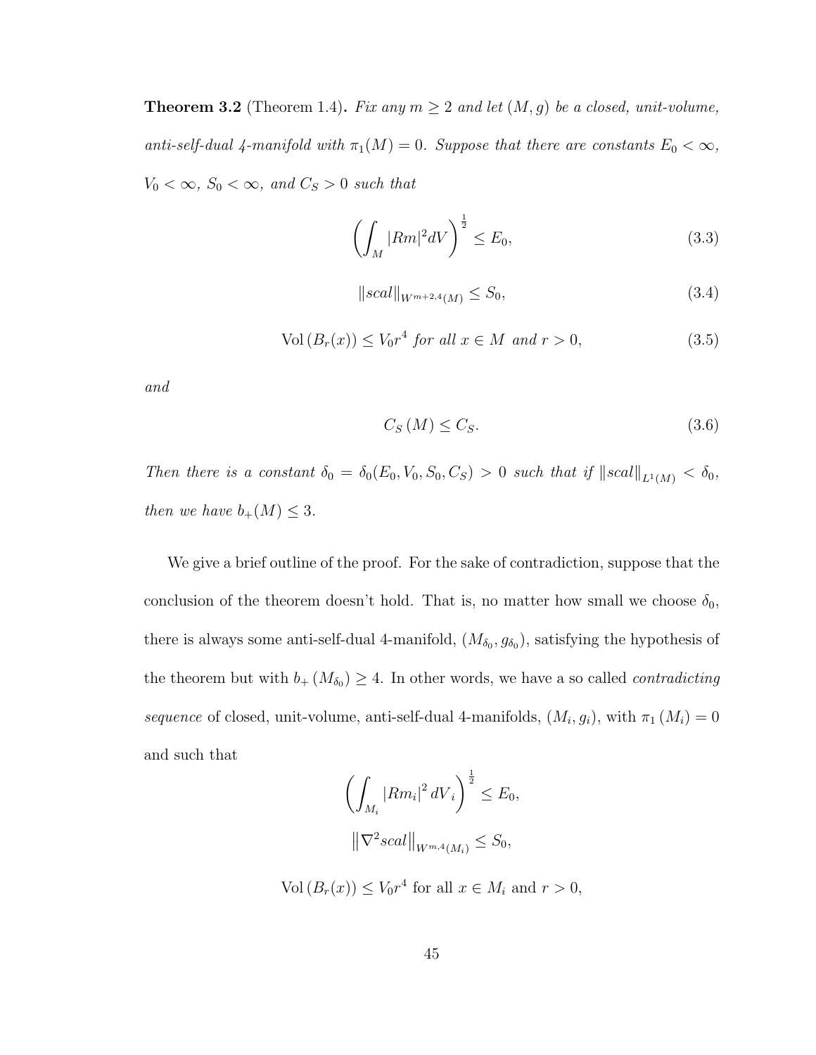**Theorem 3.2** (Theorem 1.4)**.** *Fix any $m \geq 2$ and let $(M, g)$ be a closed, unit-volume, anti-self-dual 4-manifold with $\pi_1(M) = 0$. Suppose that there are constants $E_0 < \infty$, $V_0 < \infty$, $S_0 < \infty$, and $C_S > 0$ such that*

$$\left( \int_M |Rm|^2 dV \right)^{\frac{1}{2}} \leq E_0, \tag{3.3}$$

$$\|scal\|_{W^{m+2,4}(M)} \leq S_0, \tag{3.4}$$

$$\mathrm{Vol}\left(B_r(x)\right) \leq V_0 r^4 \text{ for all } x \in M \text{ and } r > 0, \tag{3.5}$$

*and*

$$C_S\left(M\right) \leq C_S. \tag{3.6}$$

*Then there is a constant $\delta_0 = \delta_0(E_0, V_0, S_0, C_S) > 0$ such that if $\|scal\|_{L^1(M)} < \delta_0$, then we have $b_+(M) \leq 3$.*

We give a brief outline of the proof. For the sake of contradiction, suppose that the conclusion of the theorem doesn't hold. That is, no matter how small we choose $\delta_0$, there is always some anti-self-dual 4-manifold, $(M_{\delta_0}, g_{\delta_0})$, satisfying the hypothesis of the theorem but with $b_+\left(M_{\delta_0}\right) \geq 4$. In other words, we have a so called *contradicting sequence* of closed, unit-volume, anti-self-dual 4-manifolds, $(M_i, g_i)$, with $\pi_1\left(M_i\right) = 0$ and such that

$$\left( \int_{M_i} |Rm_i|^2 \, dV_i \right)^{\frac{1}{2}} \leq E_0,$$

$$\left\| \nabla^2 scal \right\|_{W^{m,4}(M_i)} \leq S_0,$$

$$\mathrm{Vol}\left(B_r(x)\right) \leq V_0 r^4 \text{ for all } x \in M_i \text{ and } r > 0,$$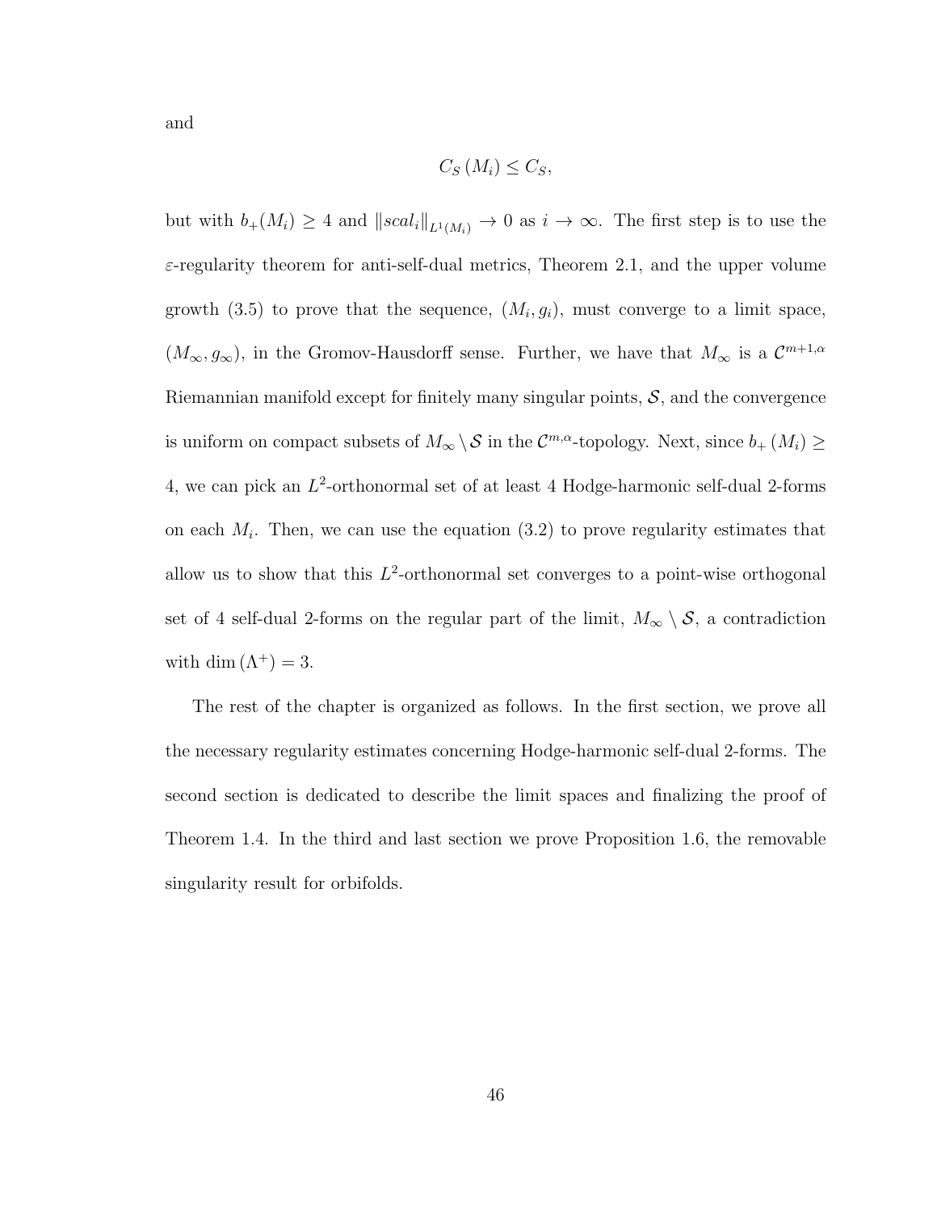and

$$C_S\left(M_i\right) \leq C_S,$$

but with $b_+(M_i) \geq 4$ and $\|scal_i\|_{L^1(M_i)} \to 0$ as $i \to \infty$. The first step is to use the $\varepsilon$-regularity theorem for anti-self-dual metrics, Theorem 2.1, and the upper volume growth (3.5) to prove that the sequence, $(M_i, g_i)$, must converge to a limit space, $(M_\infty, g_\infty)$, in the Gromov-Hausdorff sense. Further, we have that $M_\infty$ is a $\mathcal{C}^{m+1,\alpha}$ Riemannian manifold except for finitely many singular points, $\mathcal{S}$, and the convergence is uniform on compact subsets of $M_\infty \setminus \mathcal{S}$ in the $\mathcal{C}^{m,\alpha}$-topology. Next, since $b_+\left(M_i\right) \geq 4$, we can pick an $L^2$-orthonormal set of at least 4 Hodge-harmonic self-dual 2-forms on each $M_i$. Then, we can use the equation (3.2) to prove regularity estimates that allow us to show that this $L^2$-orthonormal set converges to a point-wise orthogonal set of 4 self-dual 2-forms on the regular part of the limit, $M_\infty \setminus \mathcal{S}$, a contradiction with $\dim\left(\Lambda^+\right) = 3$.

The rest of the chapter is organized as follows. In the first section, we prove all the necessary regularity estimates concerning Hodge-harmonic self-dual 2-forms. The second section is dedicated to describe the limit spaces and finalizing the proof of Theorem 1.4. In the third and last section we prove Proposition 1.6, the removable singularity result for orbifolds.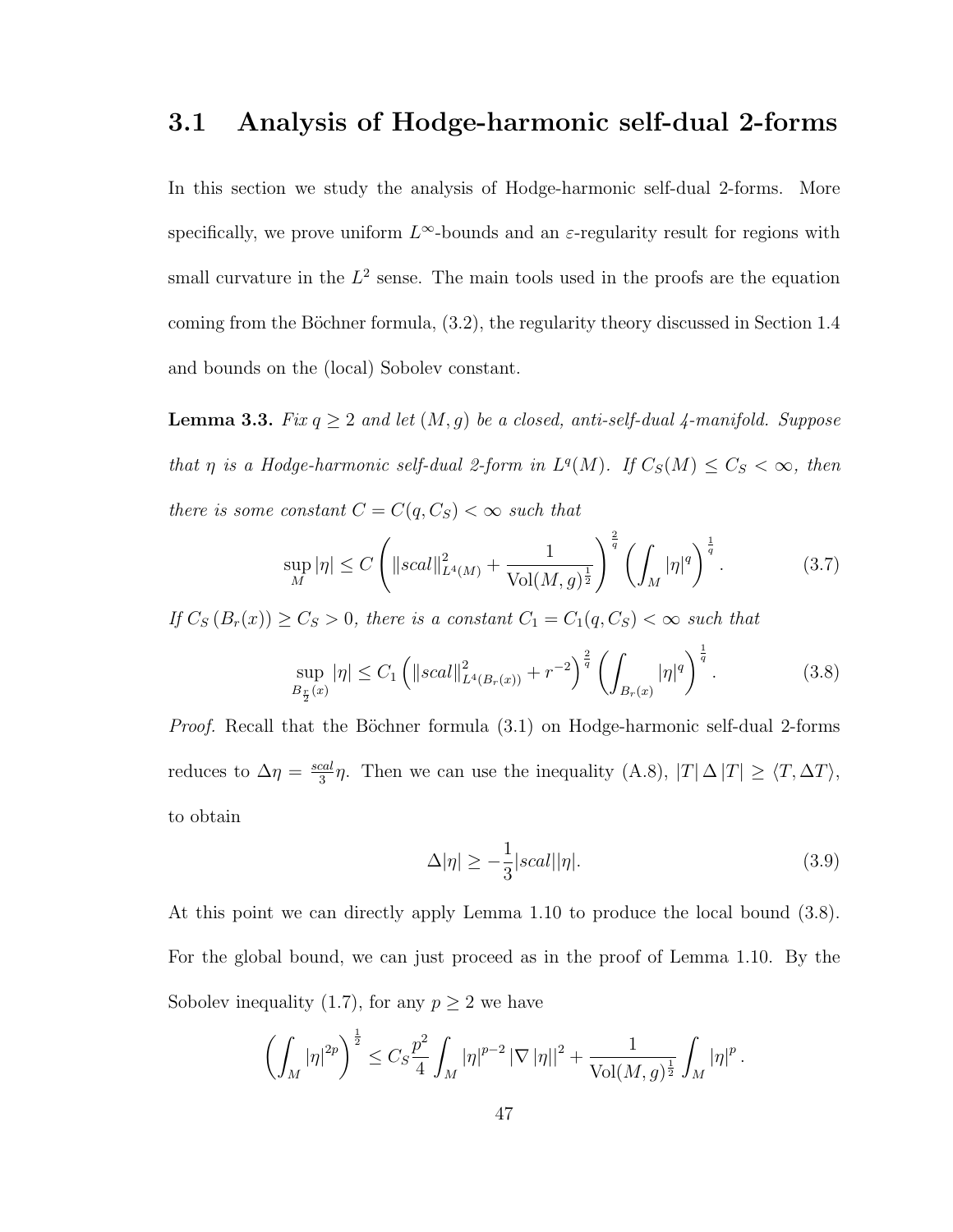## 3.1 Analysis of Hodge-harmonic self-dual 2-forms

In this section we study the analysis of Hodge-harmonic self-dual 2-forms. More specifically, we prove uniform $L^\infty$-bounds and an $\varepsilon$-regularity result for regions with small curvature in the $L^2$ sense. The main tools used in the proofs are the equation coming from the Böchner formula, (3.2), the regularity theory discussed in Section 1.4 and bounds on the (local) Sobolev constant.

**Lemma 3.3.** *Fix $q \geq 2$ and let $(M, g)$ be a closed, anti-self-dual 4-manifold. Suppose that $\eta$ is a Hodge-harmonic self-dual 2-form in $L^q(M)$. If $C_S(M) \leq C_S < \infty$, then there is some constant $C = C(q, C_S) < \infty$ such that*

$$\sup_M |\eta| \leq C \left( \|scal\|^2_{L^4(M)} + \frac{1}{\mathrm{Vol}(M,g)^{\frac{1}{2}}} \right)^{\frac{2}{q}} \left( \int_M |\eta|^q \right)^{\frac{1}{q}}. \tag{3.7}$$

*If $C_S\left(B_r(x)\right) \geq C_S > 0$, there is a constant $C_1 = C_1(q, C_S) < \infty$ such that*

$$\sup_{B_{\frac{r}{2}}(x)} |\eta| \leq C_1 \left( \|scal\|^2_{L^4(B_r(x))} + r^{-2} \right)^{\frac{2}{q}} \left( \int_{B_r(x)} |\eta|^q \right)^{\frac{1}{q}}. \tag{3.8}$$

*Proof.* Recall that the Böchner formula (3.1) on Hodge-harmonic self-dual 2-forms reduces to $\Delta \eta = \frac{scal}{3} \eta$. Then we can use the inequality (A.8), $|T| \Delta |T| \geq \langle T, \Delta T \rangle$, to obtain

$$\Delta |\eta| \geq -\frac{1}{3} |scal| |\eta|. \tag{3.9}$$

At this point we can directly apply Lemma 1.10 to produce the local bound (3.8). For the global bound, we can just proceed as in the proof of Lemma 1.10. By the Sobolev inequality (1.7), for any $p \geq 2$ we have

$$\left( \int_M |\eta|^{2p} \right)^{\frac{1}{2}} \leq C_S \frac{p^2}{4} \int_M |\eta|^{p-2} |\nabla |\eta||^2 + \frac{1}{\mathrm{Vol}(M,g)^{\frac{1}{2}}} \int_M |\eta|^p.$$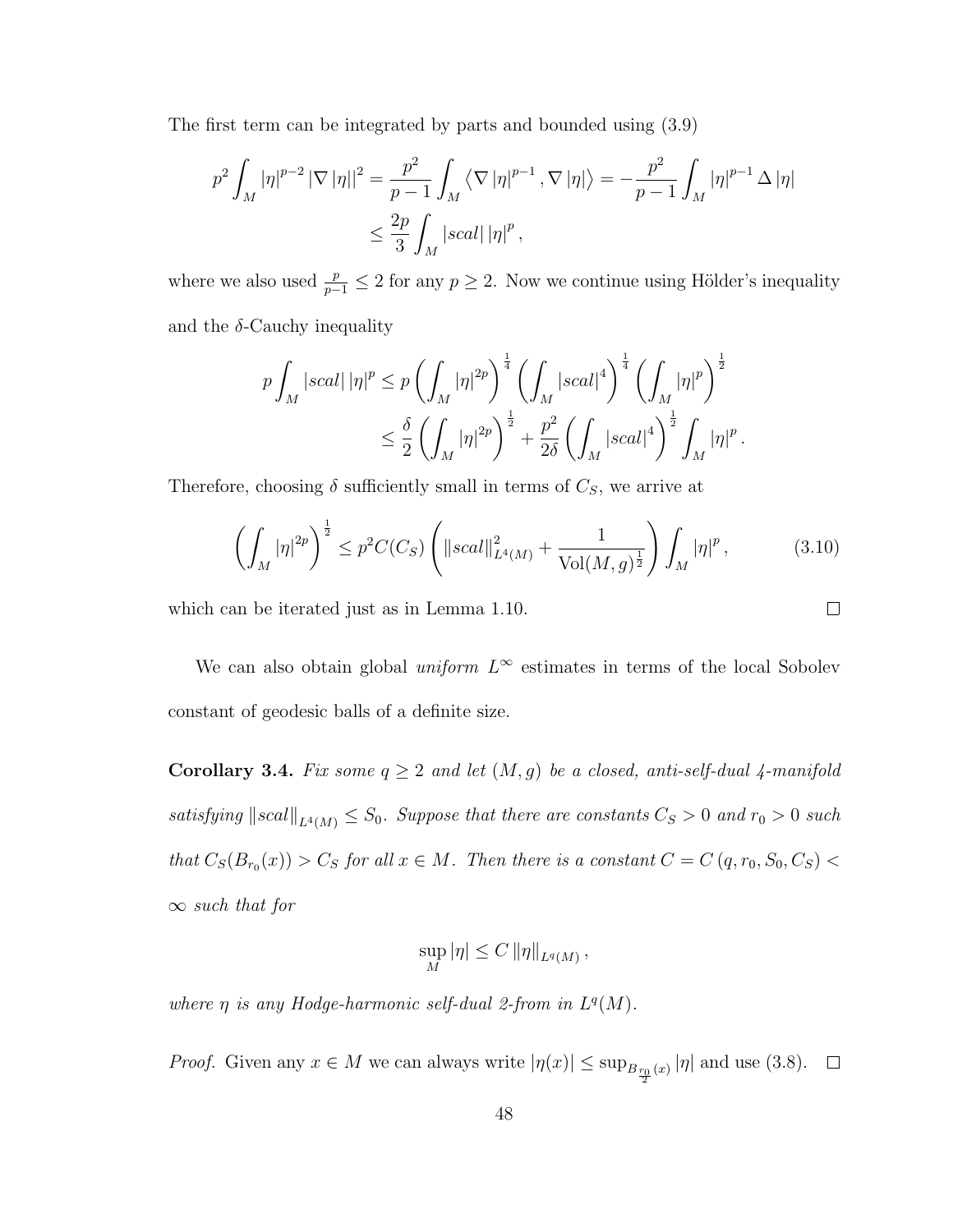The first term can be integrated by parts and bounded using (3.9)

$$
\begin{aligned}
p^2 \int_M |\eta|^{p-2} |\nabla |\eta||^2 &= \frac{p^2}{p-1} \int_M \left\langle \nabla |\eta|^{p-1}, \nabla |\eta| \right\rangle = -\frac{p^2}{p-1} \int_M |\eta|^{p-1} \Delta |\eta| \\
&\leq \frac{2p}{3} \int_M |scal| \, |\eta|^p ,
\end{aligned}
$$

where we also used $\frac{p}{p-1} \leq 2$ for any $p \geq 2$. Now we continue using Hölder's inequality and the $\delta$-Cauchy inequality

$$
\begin{aligned}
p \int_M |scal| \, |\eta|^p &\leq p \left( \int_M |\eta|^{2p} \right)^{\frac{1}{4}} \left( \int_M |scal|^4 \right)^{\frac{1}{4}} \left( \int_M |\eta|^p \right)^{\frac{1}{2}} \\
&\leq \frac{\delta}{2} \left( \int_M |\eta|^{2p} \right)^{\frac{1}{2}} + \frac{p^2}{2\delta} \left( \int_M |scal|^4 \right)^{\frac{1}{2}} \int_M |\eta|^p .
\end{aligned}
$$

Therefore, choosing $\delta$ sufficiently small in terms of $C_S$, we arrive at

$$
\left( \int_M |\eta|^{2p} \right)^{\frac{1}{2}} \leq p^2 C(C_S) \left( \|scal\|^2_{L^4(M)} + \frac{1}{\mathrm{Vol}(M,g)^{\frac{1}{2}}} \right) \int_M |\eta|^p , \tag{3.10}
$$

which can be iterated just as in Lemma 1.10. $\square$

We can also obtain global *uniform* $L^\infty$ estimates in terms of the local Sobolev constant of geodesic balls of a definite size.

**Corollary 3.4.** *Fix some $q \geq 2$ and let $(M, g)$ be a closed, anti-self-dual 4-manifold satisfying $\|scal\|_{L^4(M)} \leq S_0$. Suppose that there are constants $C_S > 0$ and $r_0 > 0$ such that $C_S(B_{r_0}(x)) > C_S$ for all $x \in M$. Then there is a constant $C = C(q, r_0, S_0, C_S) < \infty$ such that for*

$$
\sup_M |\eta| \leq C \, \|\eta\|_{L^q(M)} ,
$$

*where $\eta$ is any Hodge-harmonic self-dual 2-from in $L^q(M)$.*

*Proof.* Given any $x \in M$ we can always write $|\eta(x)| \leq \sup_{B_{\frac{r_0}{2}}(x)} |\eta|$ and use (3.8). $\square$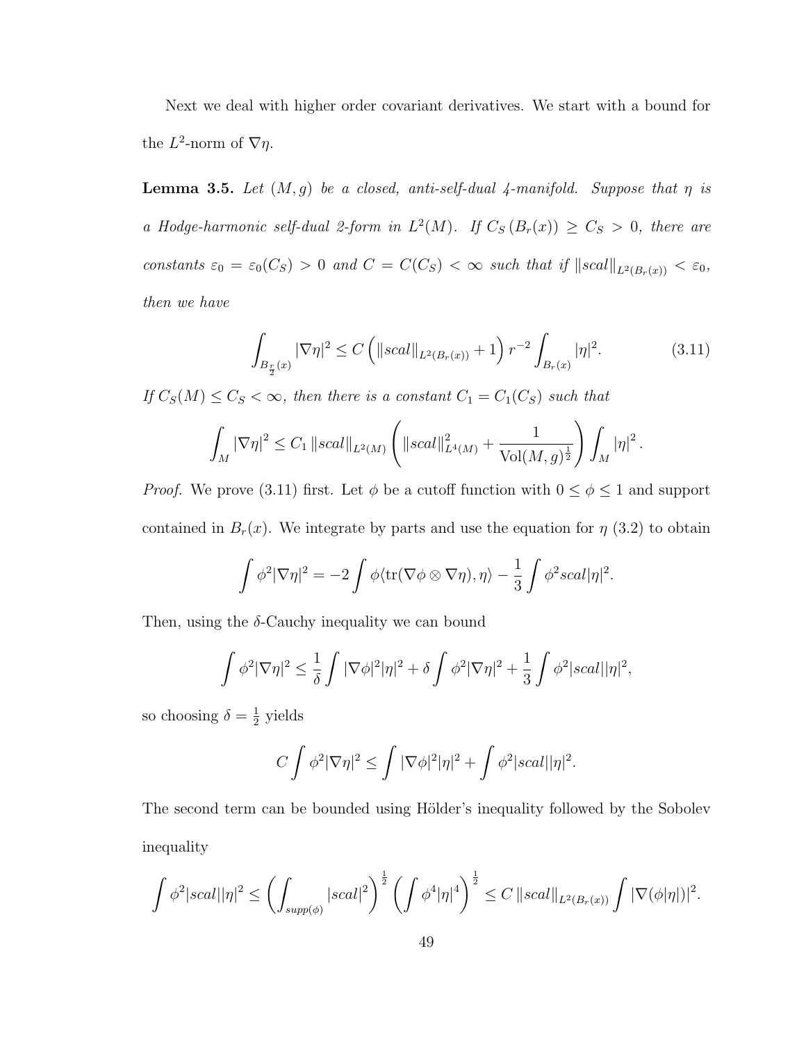Next we deal with higher order covariant derivatives. We start with a bound for the $L^2$-norm of $\nabla\eta$.

**Lemma 3.5.** *Let $(M, g)$ be a closed, anti-self-dual 4-manifold. Suppose that $\eta$ is a Hodge-harmonic self-dual 2-form in $L^2(M)$. If $C_S(B_r(x)) \geq C_S > 0$, there are constants $\varepsilon_0 = \varepsilon_0(C_S) > 0$ and $C = C(C_S) < \infty$ such that if $\|scal\|_{L^2(B_r(x))} < \varepsilon_0$, then we have*

$$\int_{B_{\frac{r}{2}}(x)} |\nabla\eta|^2 \leq C\left(\|scal\|_{L^2(B_r(x))} + 1\right) r^{-2} \int_{B_r(x)} |\eta|^2. \tag{3.11}$$

*If $C_S(M) \leq C_S < \infty$, then there is a constant $C_1 = C_1(C_S)$ such that*

$$\int_M |\nabla\eta|^2 \leq C_1 \|scal\|_{L^2(M)} \left(\|scal\|^2_{L^4(M)} + \frac{1}{\mathrm{Vol}(M,g)^{\frac{1}{2}}}\right) \int_M |\eta|^2.$$

*Proof.* We prove (3.11) first. Let $\phi$ be a cutoff function with $0 \leq \phi \leq 1$ and support contained in $B_r(x)$. We integrate by parts and use the equation for $\eta$ (3.2) to obtain

$$\int \phi^2 |\nabla\eta|^2 = -2\int \phi\langle \mathrm{tr}(\nabla\phi \otimes \nabla\eta), \eta\rangle - \frac{1}{3}\int \phi^2 scal|\eta|^2.$$

Then, using the $\delta$-Cauchy inequality we can bound

$$\int \phi^2|\nabla\eta|^2 \leq \frac{1}{\delta}\int |\nabla\phi|^2|\eta|^2 + \delta\int \phi^2|\nabla\eta|^2 + \frac{1}{3}\int \phi^2|scal||\eta|^2,$$

so choosing $\delta = \frac{1}{2}$ yields

$$C\int \phi^2|\nabla\eta|^2 \leq \int |\nabla\phi|^2|\eta|^2 + \int \phi^2|scal||\eta|^2.$$

The second term can be bounded using Hölder's inequality followed by the Sobolev inequality

$$\int \phi^2|scal||\eta|^2 \leq \left(\int_{supp(\phi)} |scal|^2\right)^{\frac{1}{2}} \left(\int \phi^4|\eta|^4\right)^{\frac{1}{2}} \leq C\|scal\|_{L^2(B_r(x))} \int |\nabla(\phi|\eta|)|^2.$$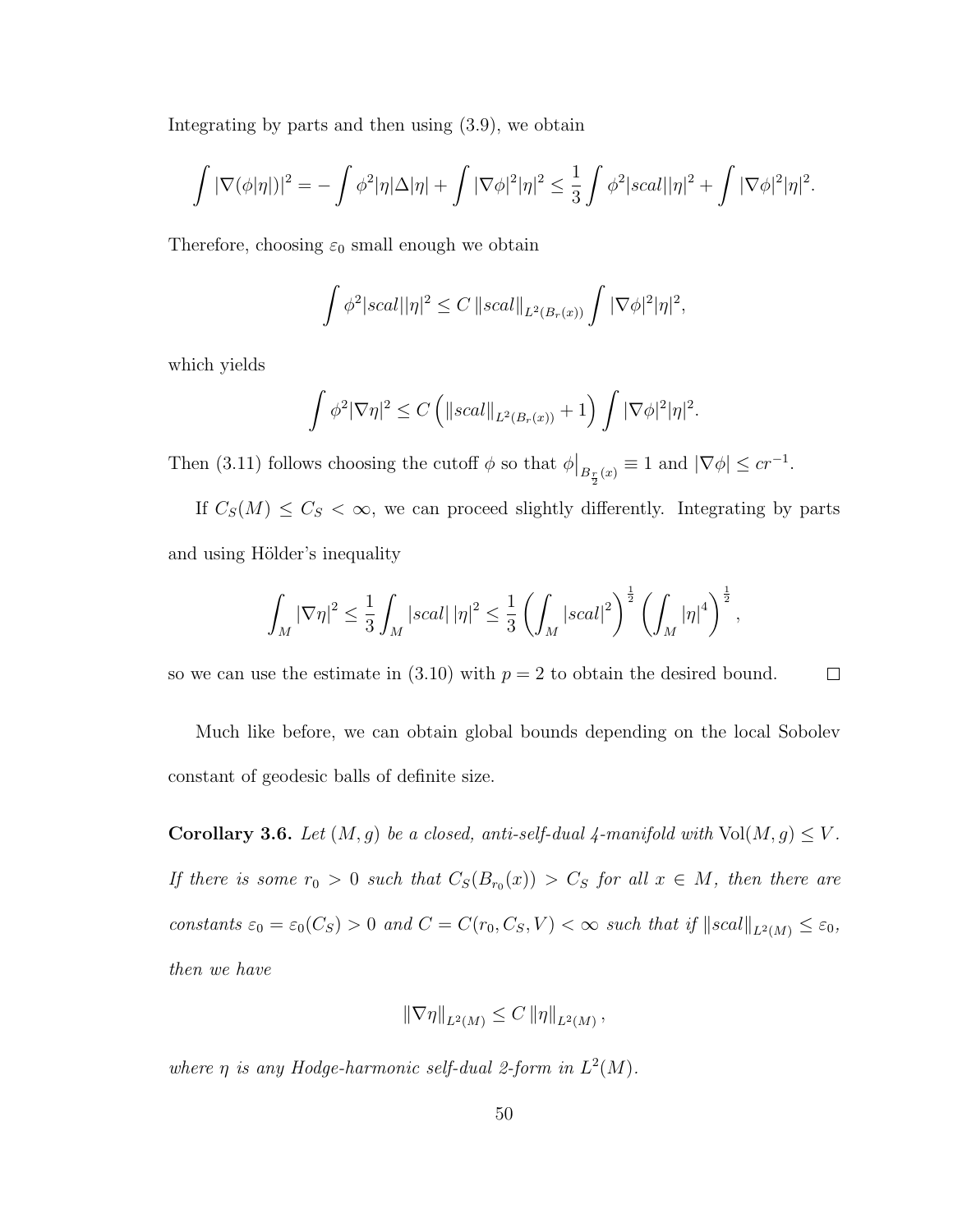Integrating by parts and then using (3.9), we obtain

$$\int |\nabla(\phi|\eta|)|^2 = -\int \phi^2|\eta|\Delta|\eta| + \int |\nabla\phi|^2|\eta|^2 \leq \frac{1}{3}\int \phi^2|scal||\eta|^2 + \int |\nabla\phi|^2|\eta|^2.$$

Therefore, choosing $\varepsilon_0$ small enough we obtain

$$\int \phi^2|scal||\eta|^2 \leq C\,\|scal\|_{L^2(B_r(x))}\int |\nabla\phi|^2|\eta|^2,$$

which yields

$$\int \phi^2|\nabla\eta|^2 \leq C\left(\|scal\|_{L^2(B_r(x))} + 1\right)\int |\nabla\phi|^2|\eta|^2.$$

Then (3.11) follows choosing the cutoff $\phi$ so that $\phi\big|_{B_{\frac{r}{2}}(x)} \equiv 1$ and $|\nabla\phi| \leq cr^{-1}$.

If $C_S(M) \leq C_S < \infty$, we can proceed slightly differently. Integrating by parts and using Hölder's inequality

$$\int_M |\nabla\eta|^2 \leq \frac{1}{3}\int_M |scal|\,|\eta|^2 \leq \frac{1}{3}\left(\int_M |scal|^2\right)^{\frac{1}{2}}\left(\int_M |\eta|^4\right)^{\frac{1}{2}},$$

so we can use the estimate in (3.10) with $p = 2$ to obtain the desired bound. $\square$

Much like before, we can obtain global bounds depending on the local Sobolev constant of geodesic balls of definite size.

**Corollary 3.6.** *Let $(M, g)$ be a closed, anti-self-dual 4-manifold with $\mathrm{Vol}(M, g) \leq V$. If there is some $r_0 > 0$ such that $C_S(B_{r_0}(x)) > C_S$ for all $x \in M$, then there are constants $\varepsilon_0 = \varepsilon_0(C_S) > 0$ and $C = C(r_0, C_S, V) < \infty$ such that if $\|scal\|_{L^2(M)} \leq \varepsilon_0$, then we have*

$$\|\nabla\eta\|_{L^2(M)} \leq C\,\|\eta\|_{L^2(M)},$$

*where $\eta$ is any Hodge-harmonic self-dual 2-form in $L^2(M)$.*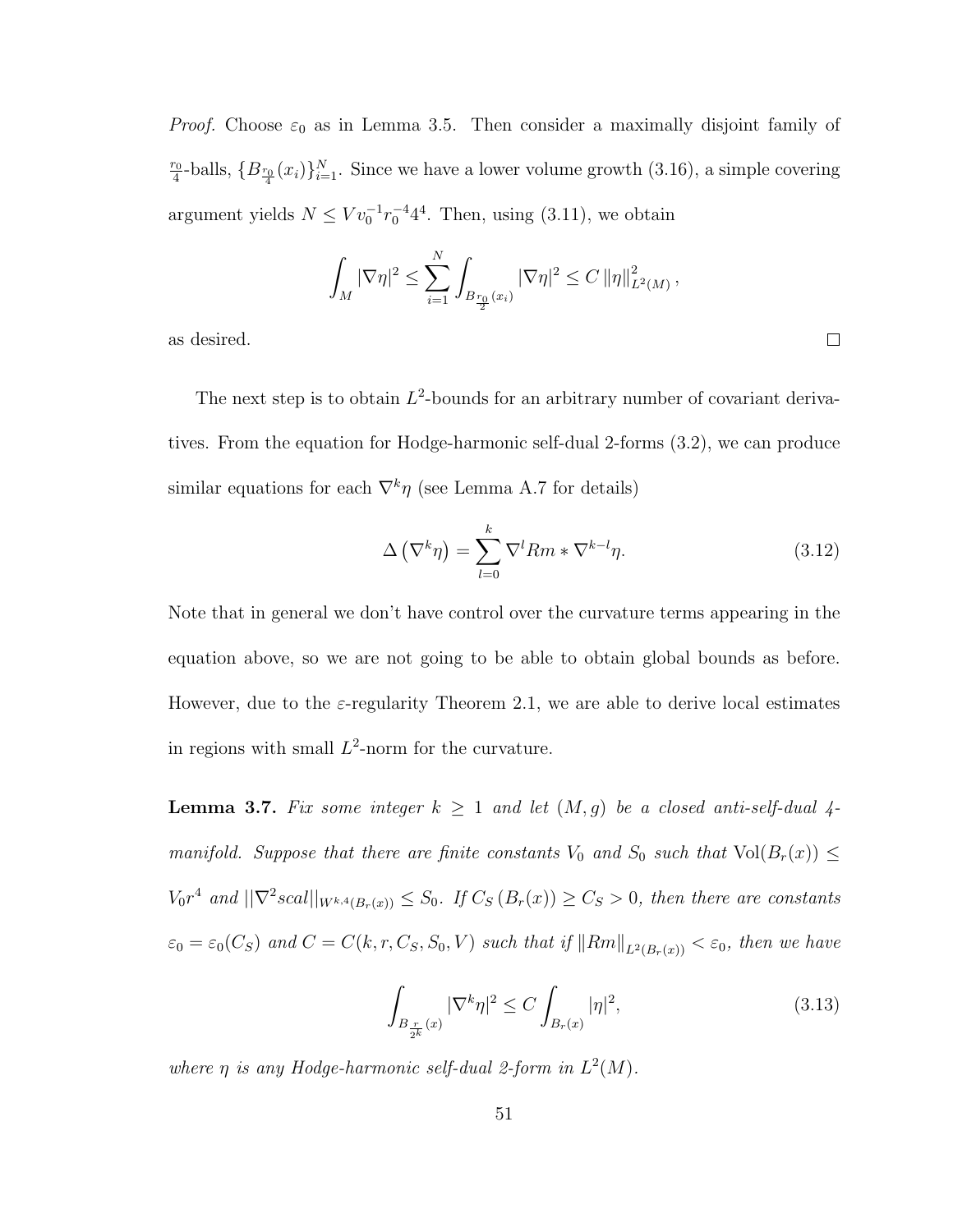*Proof.* Choose $\varepsilon_0$ as in Lemma 3.5. Then consider a maximally disjoint family of $\frac{r_0}{4}$-balls, $\{B_{\frac{r_0}{4}}(x_i)\}_{i=1}^N$. Since we have a lower volume growth (3.16), a simple covering argument yields $N \leq V v_0^{-1} r_0^{-4} 4^4$. Then, using (3.11), we obtain

$$\int_M |\nabla \eta|^2 \leq \sum_{i=1}^N \int_{B_{\frac{r_0}{2}}(x_i)} |\nabla \eta|^2 \leq C \|\eta\|_{L^2(M)}^2 ,$$

as desired. □

The next step is to obtain $L^2$-bounds for an arbitrary number of covariant derivatives. From the equation for Hodge-harmonic self-dual 2-forms (3.2), we can produce similar equations for each $\nabla^k \eta$ (see Lemma A.7 for details)

$$\Delta \left(\nabla^k \eta\right) = \sum_{l=0}^{k} \nabla^l Rm * \nabla^{k-l} \eta. \tag{3.12}$$

Note that in general we don't have control over the curvature terms appearing in the equation above, so we are not going to be able to obtain global bounds as before. However, due to the $\varepsilon$-regularity Theorem 2.1, we are able to derive local estimates in regions with small $L^2$-norm for the curvature.

**Lemma 3.7.** *Fix some integer $k \geq 1$ and let $(M, g)$ be a closed anti-self-dual 4-manifold. Suppose that there are finite constants $V_0$ and $S_0$ such that $\mathrm{Vol}(B_r(x)) \leq V_0 r^4$ and $||\nabla^2 scal||_{W^{k,4}(B_r(x))} \leq S_0$. If $C_S\left(B_r(x)\right) \geq C_S > 0$, then there are constants $\varepsilon_0 = \varepsilon_0(C_S)$ and $C = C(k, r, C_S, S_0, V)$ such that if $\|Rm\|_{L^2(B_r(x))} < \varepsilon_0$, then we have*

$$\int_{B_{\frac{r}{2^k}}(x)} |\nabla^k \eta|^2 \leq C \int_{B_r(x)} |\eta|^2, \tag{3.13}$$

*where $\eta$ is any Hodge-harmonic self-dual 2-form in $L^2(M)$.*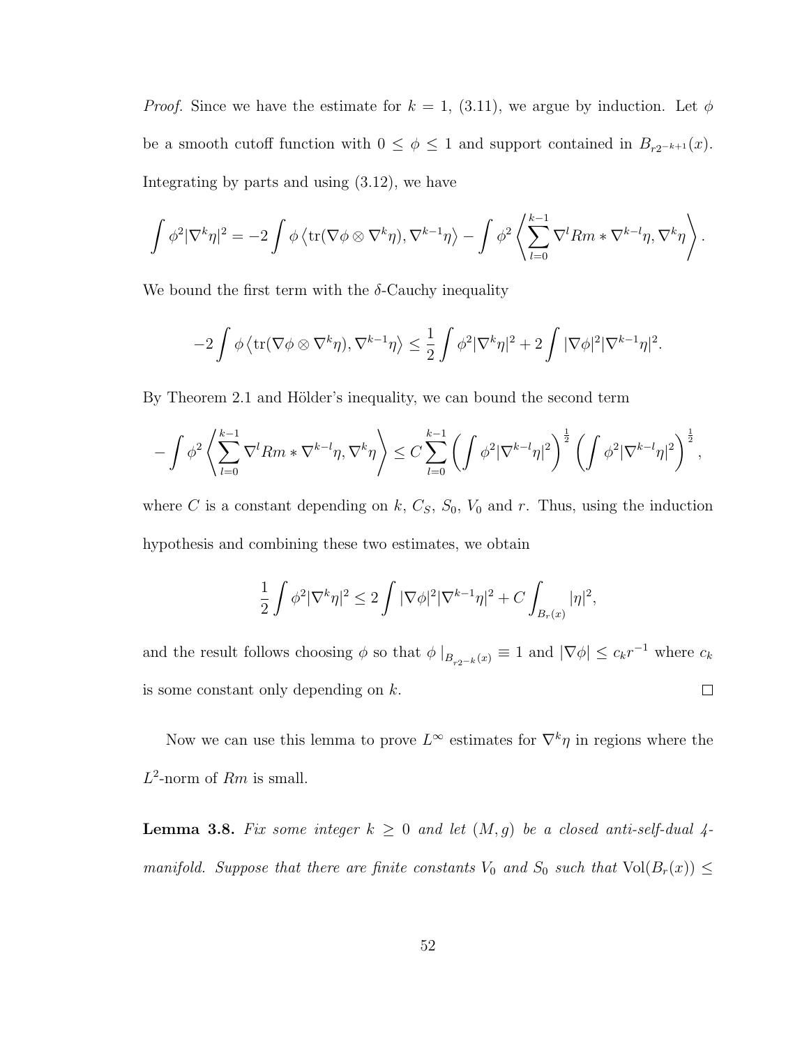*Proof.* Since we have the estimate for $k = 1$, (3.11), we argue by induction. Let $\phi$ be a smooth cutoff function with $0 \leq \phi \leq 1$ and support contained in $B_{r2^{-k+1}}(x)$. Integrating by parts and using (3.12), we have

$$\int \phi^2 |\nabla^k \eta|^2 = -2 \int \phi \left\langle \mathrm{tr}(\nabla \phi \otimes \nabla^k \eta), \nabla^{k-1}\eta \right\rangle - \int \phi^2 \left\langle \sum_{l=0}^{k-1} \nabla^l Rm * \nabla^{k-l}\eta, \nabla^k \eta \right\rangle.$$

We bound the first term with the $\delta$-Cauchy inequality

$$-2 \int \phi \left\langle \mathrm{tr}(\nabla \phi \otimes \nabla^k \eta), \nabla^{k-1}\eta \right\rangle \leq \frac{1}{2} \int \phi^2 |\nabla^k \eta|^2 + 2 \int |\nabla \phi|^2 |\nabla^{k-1}\eta|^2.$$

By Theorem 2.1 and Hölder's inequality, we can bound the second term

$$-\int \phi^2 \left\langle \sum_{l=0}^{k-1} \nabla^l Rm * \nabla^{k-l}\eta, \nabla^k \eta \right\rangle \leq C \sum_{l=0}^{k-1} \left( \int \phi^2 |\nabla^{k-l}\eta|^2 \right)^{\frac{1}{2}} \left( \int \phi^2 |\nabla^{k-l}\eta|^2 \right)^{\frac{1}{2}},$$

where $C$ is a constant depending on $k$, $C_S$, $S_0$, $V_0$ and $r$. Thus, using the induction hypothesis and combining these two estimates, we obtain

$$\frac{1}{2} \int \phi^2 |\nabla^k \eta|^2 \leq 2 \int |\nabla \phi|^2 |\nabla^{k-1}\eta|^2 + C \int_{B_r(x)} |\eta|^2,$$

and the result follows choosing $\phi$ so that $\phi\,|_{B_{r2^{-k}}(x)} \equiv 1$ and $|\nabla \phi| \leq c_k r^{-1}$ where $c_k$ is some constant only depending on $k$. $\square$

Now we can use this lemma to prove $L^\infty$ estimates for $\nabla^k \eta$ in regions where the $L^2$-norm of $Rm$ is small.

**Lemma 3.8.** *Fix some integer $k \geq 0$ and let $(M, g)$ be a closed anti-self-dual 4-manifold. Suppose that there are finite constants $V_0$ and $S_0$ such that* $\mathrm{Vol}(B_r(x)) \leq$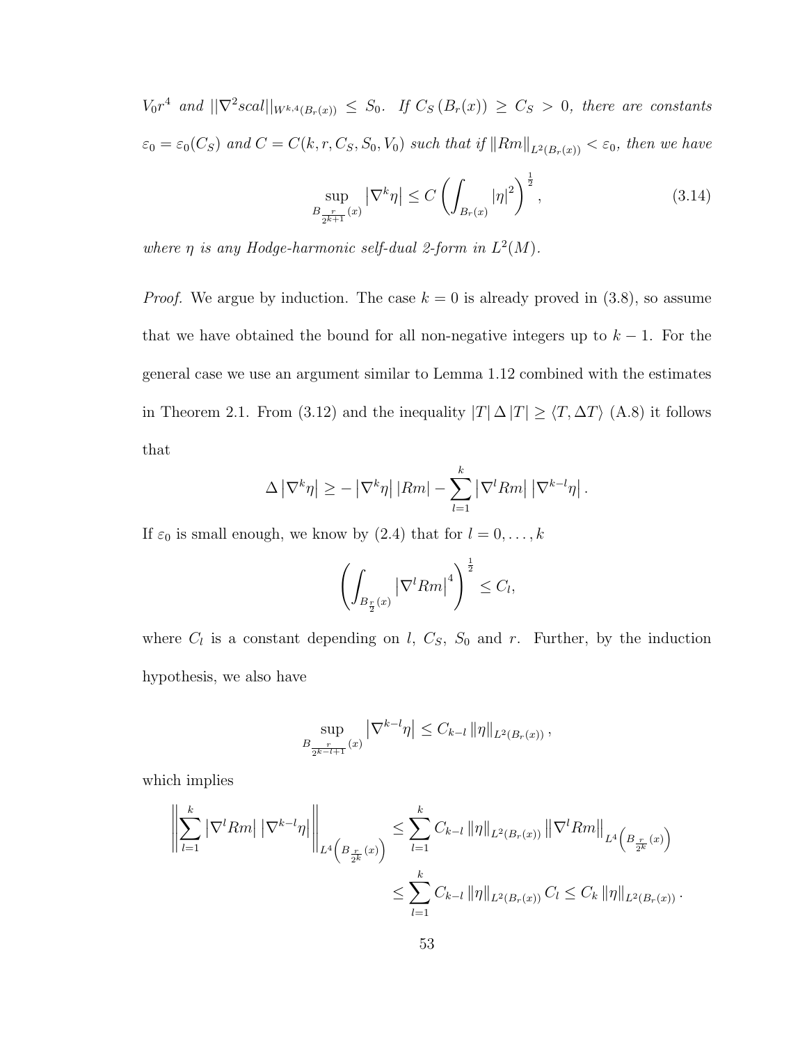*$V_0 r^4$ and $||\nabla^2 scal||_{W^{k,4}(B_r(x))} \leq S_0$. If $C_S(B_r(x)) \geq C_S > 0$, there are constants $\varepsilon_0 = \varepsilon_0(C_S)$ and $C = C(k, r, C_S, S_0, V_0)$ such that if $\|Rm\|_{L^2(B_r(x))} < \varepsilon_0$, then we have*

$$\sup_{B_{\frac{r}{2^{k+1}}}(x)} \left|\nabla^k \eta\right| \leq C \left( \int_{B_r(x)} |\eta|^2 \right)^{\frac{1}{2}}, \tag{3.14}$$

*where $\eta$ is any Hodge-harmonic self-dual 2-form in $L^2(M)$.*

*Proof.* We argue by induction. The case $k = 0$ is already proved in (3.8), so assume that we have obtained the bound for all non-negative integers up to $k-1$. For the general case we use an argument similar to Lemma 1.12 combined with the estimates in Theorem 2.1. From (3.12) and the inequality $|T| \Delta |T| \geq \langle T, \Delta T \rangle$ (A.8) it follows that

$$\Delta \left|\nabla^k \eta\right| \geq -\left|\nabla^k \eta\right| |Rm| - \sum_{l=1}^{k} \left|\nabla^l Rm\right| \left|\nabla^{k-l} \eta\right|.$$

If $\varepsilon_0$ is small enough, we know by (2.4) that for $l = 0, \ldots, k$

$$\left( \int_{B_{\frac{r}{2}}(x)} \left|\nabla^l Rm\right|^4 \right)^{\frac{1}{2}} \leq C_l,$$

where $C_l$ is a constant depending on $l$, $C_S$, $S_0$ and $r$. Further, by the induction hypothesis, we also have

$$\sup_{B_{\frac{r}{2^{k-l+1}}}(x)} \left|\nabla^{k-l} \eta\right| \leq C_{k-l} \|\eta\|_{L^2(B_r(x))},$$

which implies

$$\begin{aligned}
\left\| \sum_{l=1}^{k} \left|\nabla^l Rm\right| \left|\nabla^{k-l} \eta\right| \right\|_{L^4\left(B_{\frac{r}{2^k}}(x)\right)} &\leq \sum_{l=1}^{k} C_{k-l} \|\eta\|_{L^2(B_r(x))} \left\|\nabla^l Rm\right\|_{L^4\left(B_{\frac{r}{2^k}}(x)\right)} \\
&\leq \sum_{l=1}^{k} C_{k-l} \|\eta\|_{L^2(B_r(x))} C_l \leq C_k \|\eta\|_{L^2(B_r(x))}.
\end{aligned}$$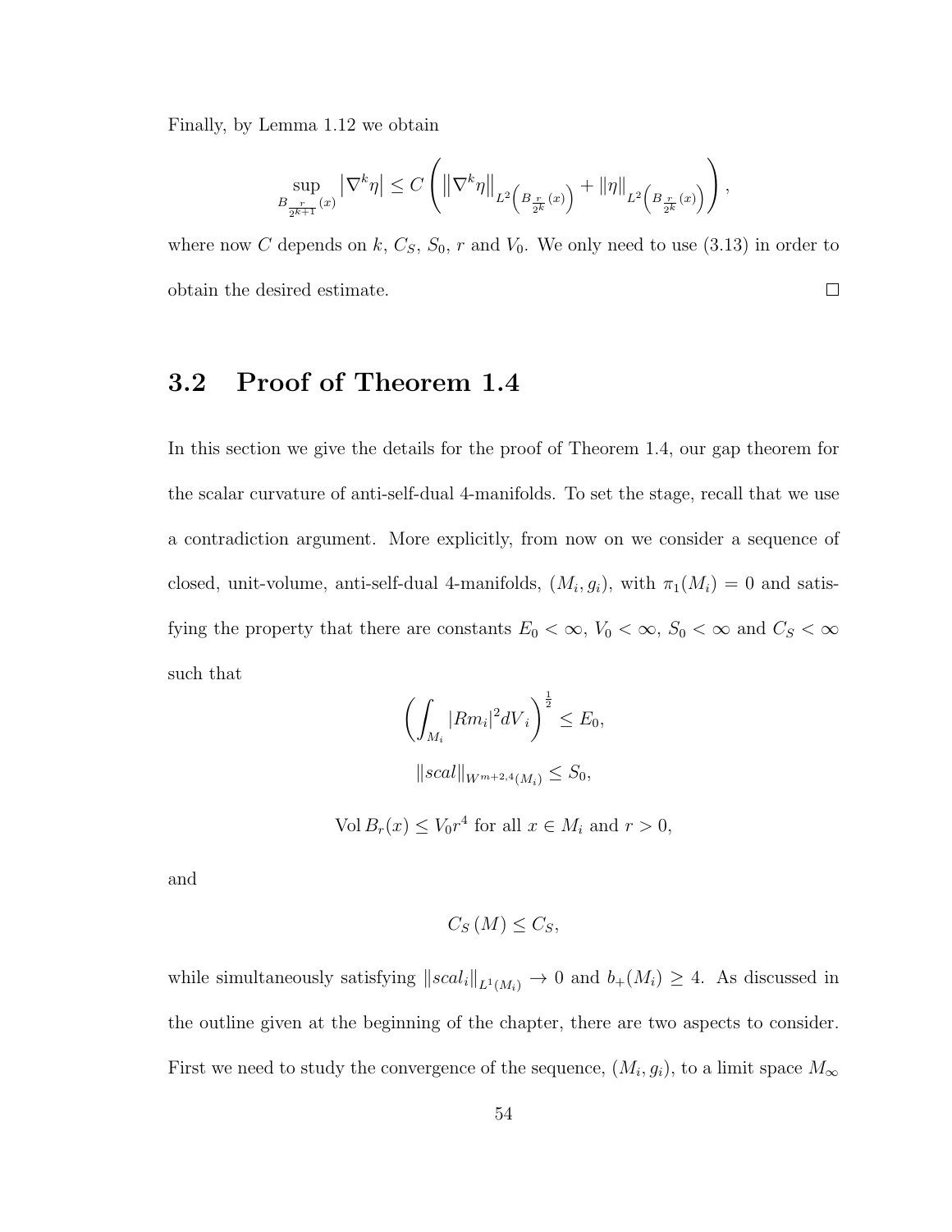Finally, by Lemma 1.12 we obtain

$$\sup_{B_{\frac{r}{2^{k+1}}}(x)} \left|\nabla^k \eta\right| \leq C \left( \left\|\nabla^k \eta\right\|_{L^2\left(B_{\frac{r}{2^k}}(x)\right)} + \|\eta\|_{L^2\left(B_{\frac{r}{2^k}}(x)\right)} \right),$$

where now $C$ depends on $k$, $C_S$, $S_0$, $r$ and $V_0$. We only need to use (3.13) in order to obtain the desired estimate. $\square$

## 3.2 Proof of Theorem 1.4

In this section we give the details for the proof of Theorem 1.4, our gap theorem for the scalar curvature of anti-self-dual 4-manifolds. To set the stage, recall that we use a contradiction argument. More explicitly, from now on we consider a sequence of closed, unit-volume, anti-self-dual 4-manifolds, $(M_i, g_i)$, with $\pi_1(M_i) = 0$ and satisfying the property that there are constants $E_0 < \infty$, $V_0 < \infty$, $S_0 < \infty$ and $C_S < \infty$ such that

$$\left( \int_{M_i} |Rm_i|^2 dV_i \right)^{\frac{1}{2}} \leq E_0,$$

$$\|scal\|_{W^{m+2,4}(M_i)} \leq S_0,$$

$$\operatorname{Vol} B_r(x) \leq V_0 r^4 \text{ for all } x \in M_i \text{ and } r > 0,$$

and

$$C_S\left(M\right) \leq C_S,$$

while simultaneously satisfying $\|scal_i\|_{L^1(M_i)} \to 0$ and $b_+(M_i) \geq 4$. As discussed in the outline given at the beginning of the chapter, there are two aspects to consider. First we need to study the convergence of the sequence, $(M_i, g_i)$, to a limit space $M_\infty$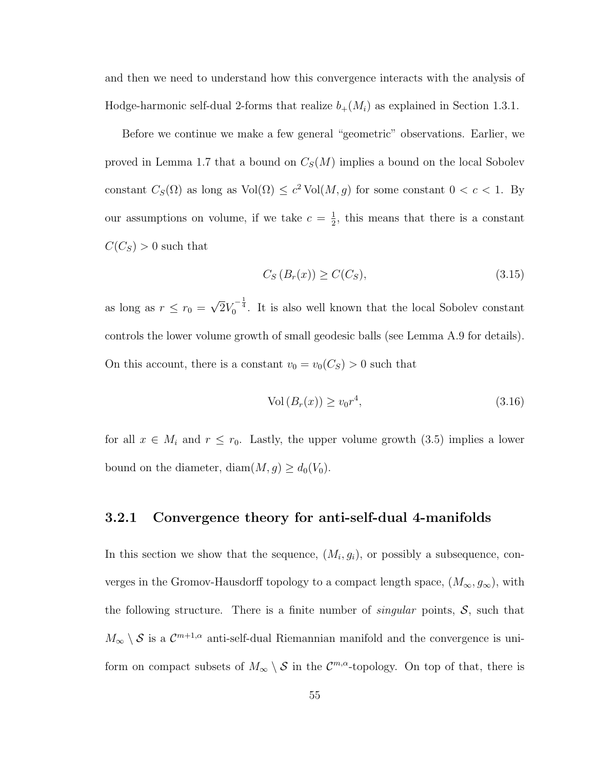and then we need to understand how this convergence interacts with the analysis of Hodge-harmonic self-dual 2-forms that realize $b_+(M_i)$ as explained in Section 1.3.1.

Before we continue we make a few general "geometric" observations. Earlier, we proved in Lemma 1.7 that a bound on $C_S(M)$ implies a bound on the local Sobolev constant $C_S(\Omega)$ as long as $\mathrm{Vol}(\Omega) \leq c^2 \mathrm{Vol}(M, g)$ for some constant $0 < c < 1$. By our assumptions on volume, if we take $c = \frac{1}{2}$, this means that there is a constant $C(C_S) > 0$ such that

$$C_S\left(B_r(x)\right) \geq C(C_S), \tag{3.15}$$

as long as $r \leq r_0 = \sqrt{2} V_0^{-\frac{1}{4}}$. It is also well known that the local Sobolev constant controls the lower volume growth of small geodesic balls (see Lemma A.9 for details). On this account, there is a constant $v_0 = v_0(C_S) > 0$ such that

$$\mathrm{Vol}\left(B_r(x)\right) \geq v_0 r^4, \tag{3.16}$$

for all $x \in M_i$ and $r \leq r_0$. Lastly, the upper volume growth (3.5) implies a lower bound on the diameter, $\mathrm{diam}(M, g) \geq d_0(V_0)$.

### 3.2.1 Convergence theory for anti-self-dual 4-manifolds

In this section we show that the sequence, $(M_i, g_i)$, or possibly a subsequence, converges in the Gromov-Hausdorff topology to a compact length space, $(M_\infty, g_\infty)$, with the following structure. There is a finite number of *singular* points, $\mathcal{S}$, such that $M_\infty \setminus \mathcal{S}$ is a $\mathcal{C}^{m+1,\alpha}$ anti-self-dual Riemannian manifold and the convergence is uniform on compact subsets of $M_\infty \setminus \mathcal{S}$ in the $\mathcal{C}^{m,\alpha}$-topology. On top of that, there is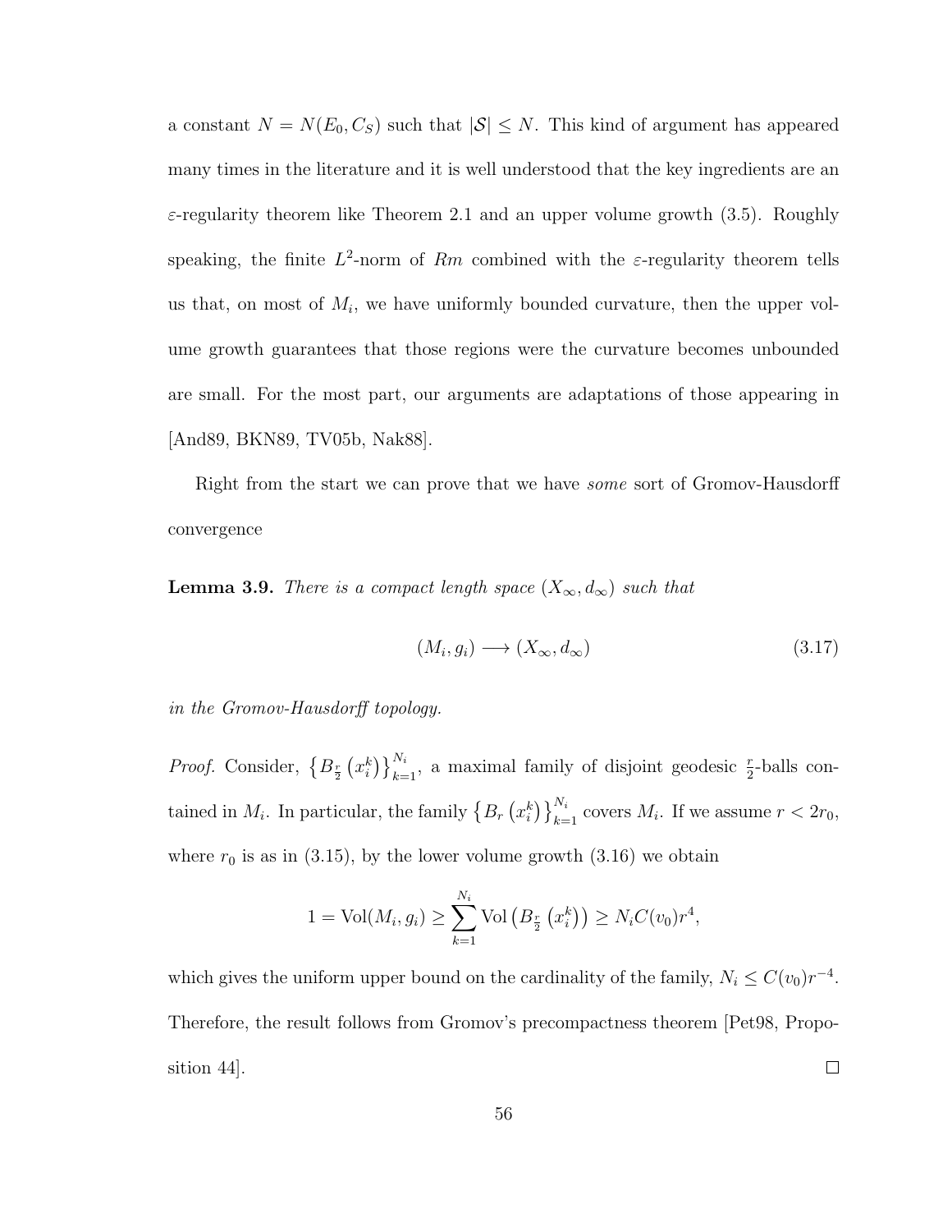a constant $N = N(E_0, C_S)$ such that $|\mathcal{S}| \leq N$. This kind of argument has appeared many times in the literature and it is well understood that the key ingredients are an $\varepsilon$-regularity theorem like Theorem 2.1 and an upper volume growth (3.5). Roughly speaking, the finite $L^2$-norm of $Rm$ combined with the $\varepsilon$-regularity theorem tells us that, on most of $M_i$, we have uniformly bounded curvature, then the upper volume growth guarantees that those regions were the curvature becomes unbounded are small. For the most part, our arguments are adaptations of those appearing in [And89, BKN89, TV05b, Nak88].

Right from the start we can prove that we have *some* sort of Gromov-Hausdorff convergence

**Lemma 3.9.** *There is a compact length space $(X_\infty, d_\infty)$ such that*

$$(M_i, g_i) \longrightarrow (X_\infty, d_\infty) \tag{3.17}$$

*in the Gromov-Hausdorff topology.*

*Proof.* Consider, $\left\{B_{\frac{r}{2}}\left(x_i^k\right)\right\}_{k=1}^{N_i}$, a maximal family of disjoint geodesic $\frac{r}{2}$-balls contained in $M_i$. In particular, the family $\left\{B_r\left(x_i^k\right)\right\}_{k=1}^{N_i}$ covers $M_i$. If we assume $r < 2r_0$, where $r_0$ is as in (3.15), by the lower volume growth (3.16) we obtain

$$1 = \mathrm{Vol}(M_i, g_i) \geq \sum_{k=1}^{N_i} \mathrm{Vol}\left(B_{\frac{r}{2}}\left(x_i^k\right)\right) \geq N_i C(v_0) r^4,$$

which gives the uniform upper bound on the cardinality of the family, $N_i \leq C(v_0) r^{-4}$. Therefore, the result follows from Gromov's precompactness theorem [Pet98, Proposition 44]. $\square$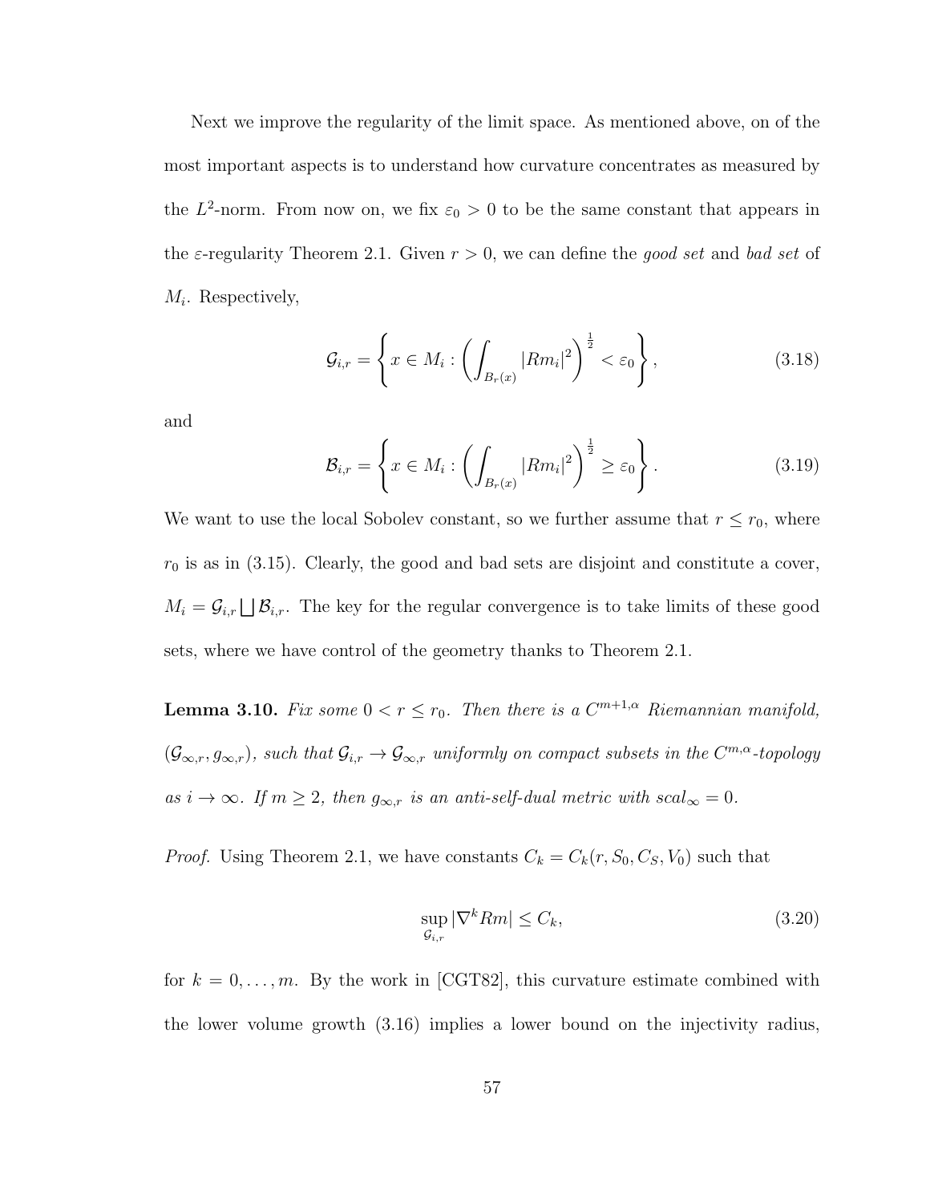Next we improve the regularity of the limit space. As mentioned above, on of the most important aspects is to understand how curvature concentrates as measured by the $L^2$-norm. From now on, we fix $\varepsilon_0 > 0$ to be the same constant that appears in the $\varepsilon$-regularity Theorem 2.1. Given $r > 0$, we can define the *good set* and *bad set* of $M_i$. Respectively,

$$\mathcal{G}_{i,r} = \left\{ x \in M_i : \left( \int_{B_r(x)} |Rm_i|^2 \right)^{\frac{1}{2}} < \varepsilon_0 \right\}, \tag{3.18}$$

and

$$\mathcal{B}_{i,r} = \left\{ x \in M_i : \left( \int_{B_r(x)} |Rm_i|^2 \right)^{\frac{1}{2}} \geq \varepsilon_0 \right\}. \tag{3.19}$$

We want to use the local Sobolev constant, so we further assume that $r \leq r_0$, where $r_0$ is as in (3.15). Clearly, the good and bad sets are disjoint and constitute a cover, $M_i = \mathcal{G}_{i,r} \bigsqcup \mathcal{B}_{i,r}$. The key for the regular convergence is to take limits of these good sets, where we have control of the geometry thanks to Theorem 2.1.

**Lemma 3.10.** *Fix some $0 < r \leq r_0$. Then there is a $C^{m+1,\alpha}$ Riemannian manifold, $(\mathcal{G}_{\infty,r}, g_{\infty,r})$, such that $\mathcal{G}_{i,r} \to \mathcal{G}_{\infty,r}$ uniformly on compact subsets in the $C^{m,\alpha}$-topology as $i \to \infty$. If $m \geq 2$, then $g_{\infty,r}$ is an anti-self-dual metric with $scal_\infty = 0$.*

*Proof.* Using Theorem 2.1, we have constants $C_k = C_k(r, S_0, C_S, V_0)$ such that

$$\sup_{\mathcal{G}_{i,r}} |\nabla^k Rm| \leq C_k, \tag{3.20}$$

for $k = 0, \ldots, m$. By the work in [CGT82], this curvature estimate combined with the lower volume growth (3.16) implies a lower bound on the injectivity radius,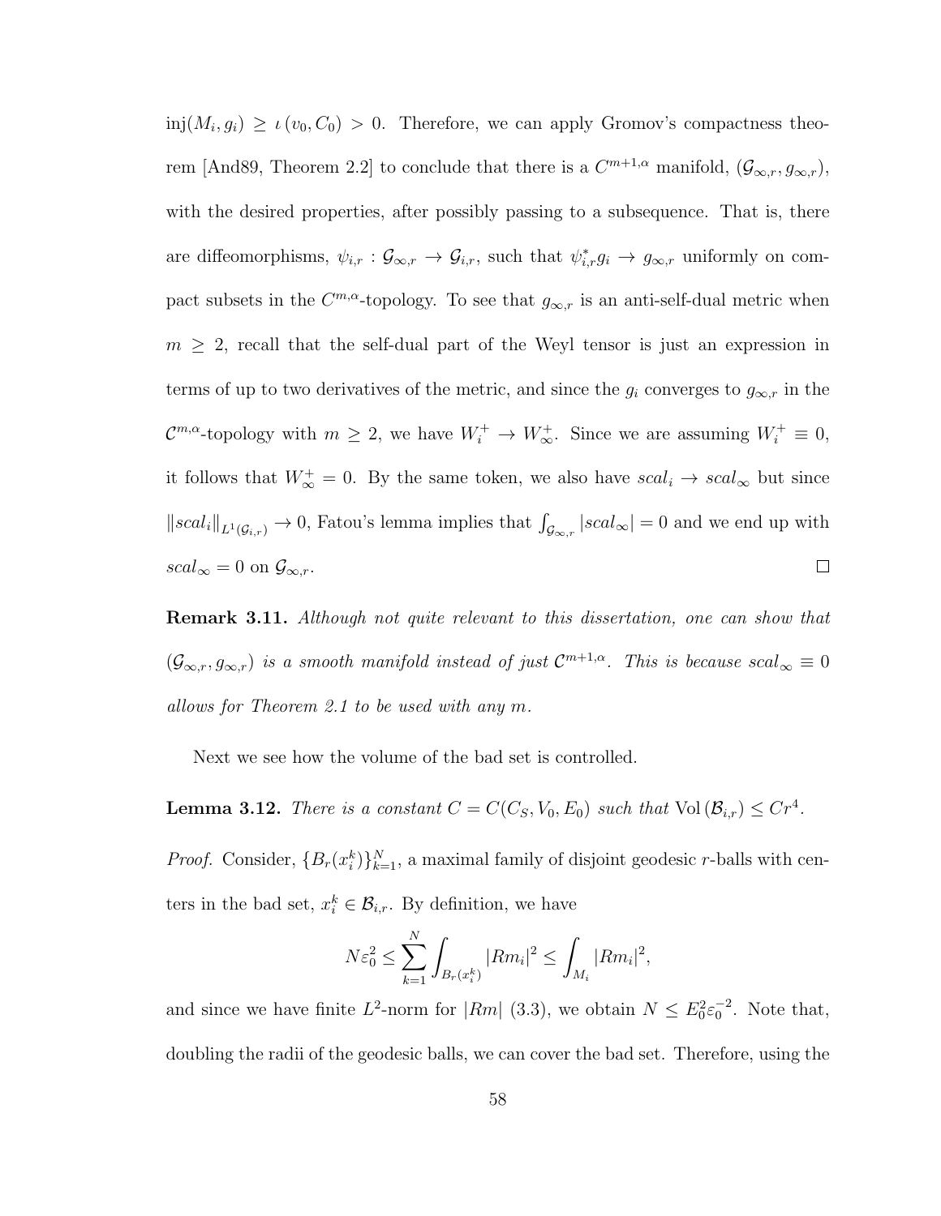$\operatorname{inj}(M_i, g_i) \geq \iota(v_0, C_0) > 0$. Therefore, we can apply Gromov's compactness theorem [And89, Theorem 2.2] to conclude that there is a $C^{m+1,\alpha}$ manifold, $(\mathcal{G}_{\infty,r}, g_{\infty,r})$, with the desired properties, after possibly passing to a subsequence. That is, there are diffeomorphisms, $\psi_{i,r} : \mathcal{G}_{\infty,r} \to \mathcal{G}_{i,r}$, such that $\psi_{i,r}^* g_i \to g_{\infty,r}$ uniformly on compact subsets in the $C^{m,\alpha}$-topology. To see that $g_{\infty,r}$ is an anti-self-dual metric when $m \geq 2$, recall that the self-dual part of the Weyl tensor is just an expression in terms of up to two derivatives of the metric, and since the $g_i$ converges to $g_{\infty,r}$ in the $\mathcal{C}^{m,\alpha}$-topology with $m \geq 2$, we have $W_i^+ \to W_\infty^+$. Since we are assuming $W_i^+ \equiv 0$, it follows that $W_\infty^+ = 0$. By the same token, we also have $scal_i \to scal_\infty$ but since $\|scal_i\|_{L^1(\mathcal{G}_{i,r})} \to 0$, Fatou's lemma implies that $\int_{\mathcal{G}_{\infty,r}} |scal_\infty| = 0$ and we end up with $scal_\infty = 0$ on $\mathcal{G}_{\infty,r}$. □

**Remark 3.11.** *Although not quite relevant to this dissertation, one can show that $(\mathcal{G}_{\infty,r}, g_{\infty,r})$ is a smooth manifold instead of just $\mathcal{C}^{m+1,\alpha}$. This is because $scal_\infty \equiv 0$ allows for Theorem 2.1 to be used with any $m$.*

Next we see how the volume of the bad set is controlled.

**Lemma 3.12.** *There is a constant $C = C(C_S, V_0, E_0)$ such that $\operatorname{Vol}(\mathcal{B}_{i,r}) \leq Cr^4$.*

*Proof.* Consider, $\{B_r(x_i^k)\}_{k=1}^N$, a maximal family of disjoint geodesic $r$-balls with centers in the bad set, $x_i^k \in \mathcal{B}_{i,r}$. By definition, we have

$$N\varepsilon_0^2 \leq \sum_{k=1}^{N} \int_{B_r(x_i^k)} |Rm_i|^2 \leq \int_{M_i} |Rm_i|^2,$$

and since we have finite $L^2$-norm for $|Rm|$ (3.3), we obtain $N \leq E_0^2 \varepsilon_0^{-2}$. Note that, doubling the radii of the geodesic balls, we can cover the bad set. Therefore, using the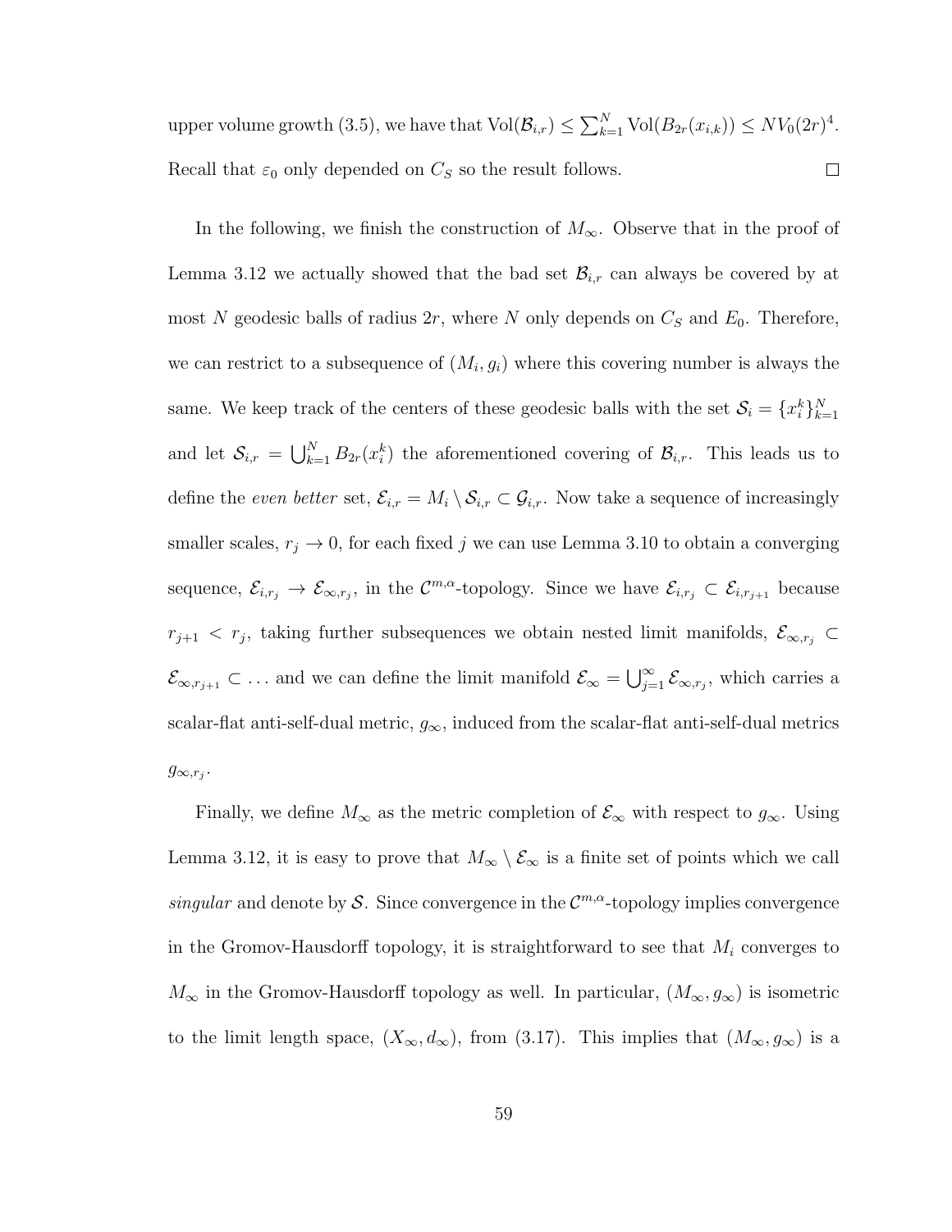upper volume growth (3.5), we have that $\mathrm{Vol}(\mathcal{B}_{i,r}) \leq \sum_{k=1}^{N} \mathrm{Vol}(B_{2r}(x_{i,k})) \leq NV_0(2r)^4$. Recall that $\varepsilon_0$ only depended on $C_S$ so the result follows. $\square$

In the following, we finish the construction of $M_\infty$. Observe that in the proof of Lemma 3.12 we actually showed that the bad set $\mathcal{B}_{i,r}$ can always be covered by at most $N$ geodesic balls of radius $2r$, where $N$ only depends on $C_S$ and $E_0$. Therefore, we can restrict to a subsequence of $(M_i, g_i)$ where this covering number is always the same. We keep track of the centers of these geodesic balls with the set $\mathcal{S}_i = \{x_i^k\}_{k=1}^N$ and let $\mathcal{S}_{i,r} = \bigcup_{k=1}^N B_{2r}(x_i^k)$ the aforementioned covering of $\mathcal{B}_{i,r}$. This leads us to define the *even better* set, $\mathcal{E}_{i,r} = M_i \setminus \mathcal{S}_{i,r} \subset \mathcal{G}_{i,r}$. Now take a sequence of increasingly smaller scales, $r_j \to 0$, for each fixed $j$ we can use Lemma 3.10 to obtain a converging sequence, $\mathcal{E}_{i,r_j} \to \mathcal{E}_{\infty,r_j}$, in the $\mathcal{C}^{m,\alpha}$-topology. Since we have $\mathcal{E}_{i,r_j} \subset \mathcal{E}_{i,r_{j+1}}$ because $r_{j+1} < r_j$, taking further subsequences we obtain nested limit manifolds, $\mathcal{E}_{\infty,r_j} \subset \mathcal{E}_{\infty,r_{j+1}} \subset \ldots$ and we can define the limit manifold $\mathcal{E}_\infty = \bigcup_{j=1}^\infty \mathcal{E}_{\infty,r_j}$, which carries a scalar-flat anti-self-dual metric, $g_\infty$, induced from the scalar-flat anti-self-dual metrics $g_{\infty,r_j}$.

Finally, we define $M_\infty$ as the metric completion of $\mathcal{E}_\infty$ with respect to $g_\infty$. Using Lemma 3.12, it is easy to prove that $M_\infty \setminus \mathcal{E}_\infty$ is a finite set of points which we call *singular* and denote by $\mathcal{S}$. Since convergence in the $\mathcal{C}^{m,\alpha}$-topology implies convergence in the Gromov-Hausdorff topology, it is straightforward to see that $M_i$ converges to $M_\infty$ in the Gromov-Hausdorff topology as well. In particular, $(M_\infty, g_\infty)$ is isometric to the limit length space, $(X_\infty, d_\infty)$, from (3.17). This implies that $(M_\infty, g_\infty)$ is a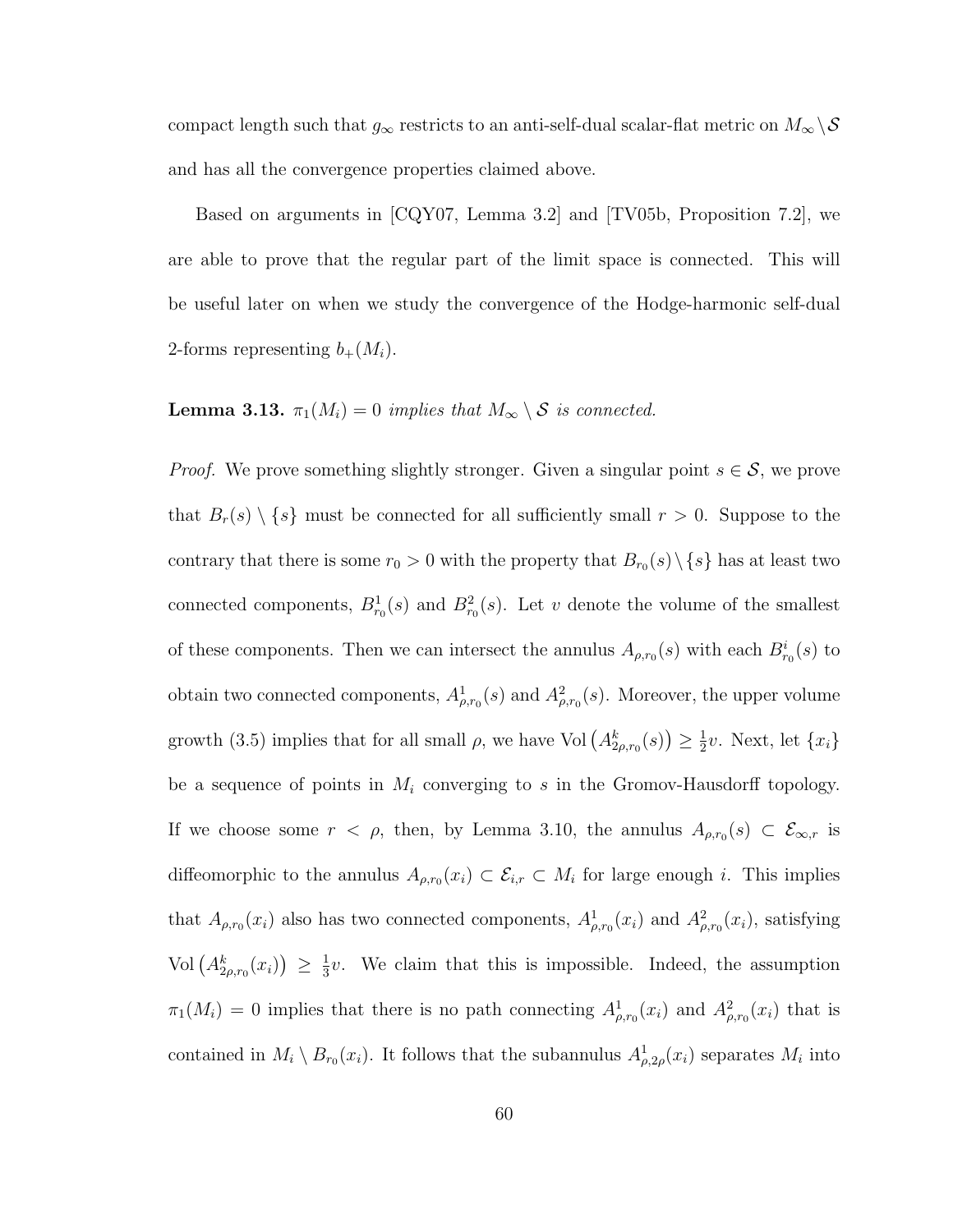compact length such that $g_\infty$ restricts to an anti-self-dual scalar-flat metric on $M_\infty \setminus \mathcal{S}$ and has all the convergence properties claimed above.

Based on arguments in [CQY07, Lemma 3.2] and [TV05b, Proposition 7.2], we are able to prove that the regular part of the limit space is connected. This will be useful later on when we study the convergence of the Hodge-harmonic self-dual 2-forms representing $b_+(M_i)$.

**Lemma 3.13.** *$\pi_1(M_i) = 0$ implies that $M_\infty \setminus \mathcal{S}$ is connected.*

*Proof.* We prove something slightly stronger. Given a singular point $s \in \mathcal{S}$, we prove that $B_r(s) \setminus \{s\}$ must be connected for all sufficiently small $r > 0$. Suppose to the contrary that there is some $r_0 > 0$ with the property that $B_{r_0}(s) \setminus \{s\}$ has at least two connected components, $B^1_{r_0}(s)$ and $B^2_{r_0}(s)$. Let $v$ denote the volume of the smallest of these components. Then we can intersect the annulus $A_{\rho,r_0}(s)$ with each $B^i_{r_0}(s)$ to obtain two connected components, $A^1_{\rho,r_0}(s)$ and $A^2_{\rho,r_0}(s)$. Moreover, the upper volume growth (3.5) implies that for all small $\rho$, we have $\mathrm{Vol}\left(A^k_{2\rho,r_0}(s)\right) \geq \frac{1}{2}v$. Next, let $\{x_i\}$ be a sequence of points in $M_i$ converging to $s$ in the Gromov-Hausdorff topology. If we choose some $r < \rho$, then, by Lemma 3.10, the annulus $A_{\rho,r_0}(s) \subset \mathcal{E}_{\infty,r}$ is diffeomorphic to the annulus $A_{\rho,r_0}(x_i) \subset \mathcal{E}_{i,r} \subset M_i$ for large enough $i$. This implies that $A_{\rho,r_0}(x_i)$ also has two connected components, $A^1_{\rho,r_0}(x_i)$ and $A^2_{\rho,r_0}(x_i)$, satisfying $\mathrm{Vol}\left(A^k_{2\rho,r_0}(x_i)\right) \geq \frac{1}{3}v$. We claim that this is impossible. Indeed, the assumption $\pi_1(M_i) = 0$ implies that there is no path connecting $A^1_{\rho,r_0}(x_i)$ and $A^2_{\rho,r_0}(x_i)$ that is contained in $M_i \setminus B_{r_0}(x_i)$. It follows that the subannulus $A^1_{\rho,2\rho}(x_i)$ separates $M_i$ into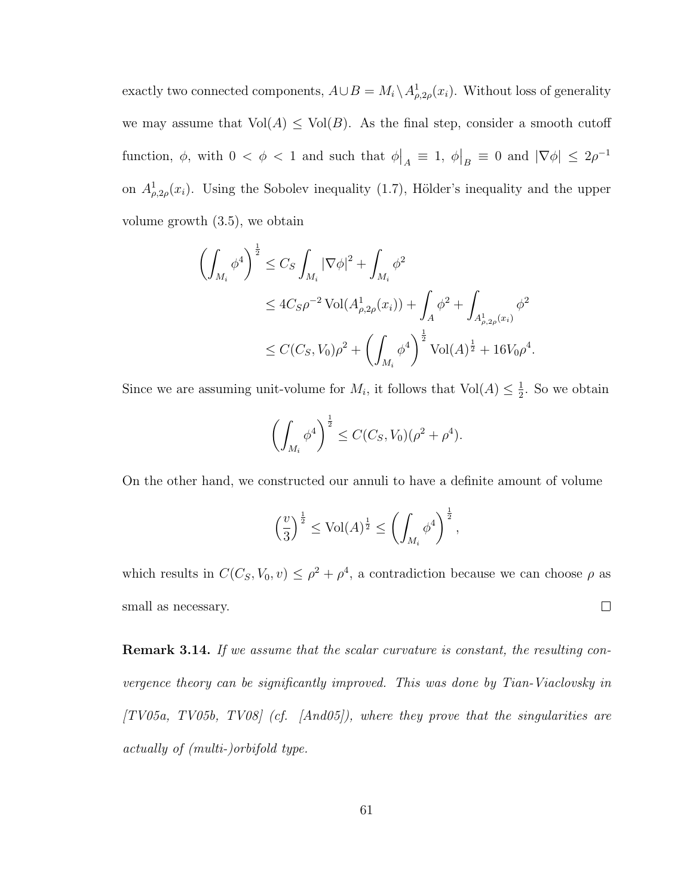exactly two connected components, $A \cup B = M_i \setminus A^1_{\rho,2\rho}(x_i)$. Without loss of generality we may assume that $\mathrm{Vol}(A) \leq \mathrm{Vol}(B)$. As the final step, consider a smooth cutoff function, $\phi$, with $0 < \phi < 1$ and such that $\phi\big|_A \equiv 1$, $\phi\big|_B \equiv 0$ and $|\nabla \phi| \leq 2\rho^{-1}$ on $A^1_{\rho,2\rho}(x_i)$. Using the Sobolev inequality (1.7), Hölder's inequality and the upper volume growth (3.5), we obtain

$$
\begin{aligned}
\left( \int_{M_i} \phi^4 \right)^{\frac{1}{2}} &\leq C_S \int_{M_i} |\nabla \phi|^2 + \int_{M_i} \phi^2 \\
&\leq 4 C_S \rho^{-2} \, \mathrm{Vol}(A^1_{\rho,2\rho}(x_i)) + \int_A \phi^2 + \int_{A^1_{\rho,2\rho}(x_i)} \phi^2 \\
&\leq C(C_S, V_0)\rho^2 + \left( \int_{M_i} \phi^4 \right)^{\frac{1}{2}} \mathrm{Vol}(A)^{\frac{1}{2}} + 16 V_0 \rho^4.
\end{aligned}
$$

Since we are assuming unit-volume for $M_i$, it follows that $\mathrm{Vol}(A) \leq \frac{1}{2}$. So we obtain

$$
\left( \int_{M_i} \phi^4 \right)^{\frac{1}{2}} \leq C(C_S, V_0)(\rho^2 + \rho^4).
$$

On the other hand, we constructed our annuli to have a definite amount of volume

$$
\left( \frac{v}{3} \right)^{\frac{1}{2}} \leq \mathrm{Vol}(A)^{\frac{1}{2}} \leq \left( \int_{M_i} \phi^4 \right)^{\frac{1}{2}},
$$

which results in $C(C_S, V_0, v) \leq \rho^2 + \rho^4$, a contradiction because we can choose $\rho$ as small as necessary. $\square$

**Remark 3.14.** *If we assume that the scalar curvature is constant, the resulting convergence theory can be significantly improved. This was done by Tian-Viaclovsky in [TV05a, TV05b, TV08] (cf. [And05]), where they prove that the singularities are actually of (multi-)orbifold type.*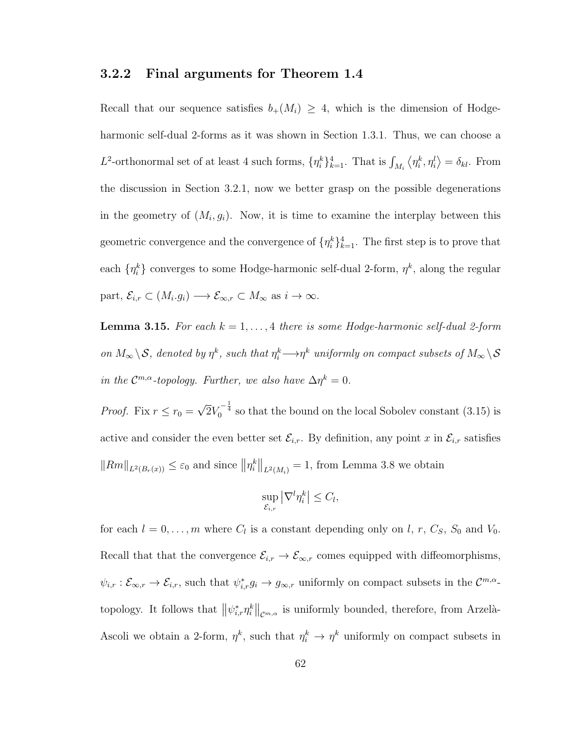### 3.2.2 Final arguments for Theorem 1.4

Recall that our sequence satisfies $b_+(M_i) \geq 4$, which is the dimension of Hodge-harmonic self-dual 2-forms as it was shown in Section 1.3.1. Thus, we can choose a $L^2$-orthonormal set of at least 4 such forms, $\{\eta_i^k\}_{k=1}^4$. That is $\int_{M_i} \langle \eta_i^k, \eta_i^l \rangle = \delta_{kl}$. From the discussion in Section 3.2.1, now we better grasp on the possible degenerations in the geometry of $(M_i, g_i)$. Now, it is time to examine the interplay between this geometric convergence and the convergence of $\{\eta_i^k\}_{k=1}^4$. The first step is to prove that each $\{\eta_i^k\}$ converges to some Hodge-harmonic self-dual 2-form, $\eta^k$, along the regular part, $\mathcal{E}_{i,r} \subset (M_i.g_i) \longrightarrow \mathcal{E}_{\infty,r} \subset M_\infty$ as $i \to \infty$.

**Lemma 3.15.** *For each $k = 1, \ldots, 4$ there is some Hodge-harmonic self-dual 2-form on $M_\infty \setminus \mathcal{S}$, denoted by $\eta^k$, such that $\eta_i^k \longrightarrow \eta^k$ uniformly on compact subsets of $M_\infty \setminus \mathcal{S}$ in the $\mathcal{C}^{m,\alpha}$-topology. Further, we also have $\Delta \eta^k = 0$.*

*Proof.* Fix $r \leq r_0 = \sqrt{2} V_0^{-\frac{1}{4}}$ so that the bound on the local Sobolev constant (3.15) is active and consider the even better set $\mathcal{E}_{i,r}$. By definition, any point $x$ in $\mathcal{E}_{i,r}$ satisfies $\|Rm\|_{L^2(B_r(x))} \leq \varepsilon_0$ and since $\|\eta_i^k\|_{L^2(M_i)} = 1$, from Lemma 3.8 we obtain

$$\sup_{\mathcal{E}_{i,r}} \left| \nabla^l \eta_i^k \right| \leq C_l,$$

for each $l = 0, \ldots, m$ where $C_l$ is a constant depending only on $l$, $r$, $C_S$, $S_0$ and $V_0$. Recall that that the convergence $\mathcal{E}_{i,r} \to \mathcal{E}_{\infty,r}$ comes equipped with diffeomorphisms, $\psi_{i,r} : \mathcal{E}_{\infty,r} \to \mathcal{E}_{i,r}$, such that $\psi_{i,r}^* g_i \to g_{\infty,r}$ uniformly on compact subsets in the $\mathcal{C}^{m,\alpha}$-topology. It follows that $\left\|\psi_{i,r}^* \eta_i^k\right\|_{\mathcal{C}^{m,\alpha}}$ is uniformly bounded, therefore, from Arzelà-Ascoli we obtain a 2-form, $\eta^k$, such that $\eta_i^k \to \eta^k$ uniformly on compact subsets in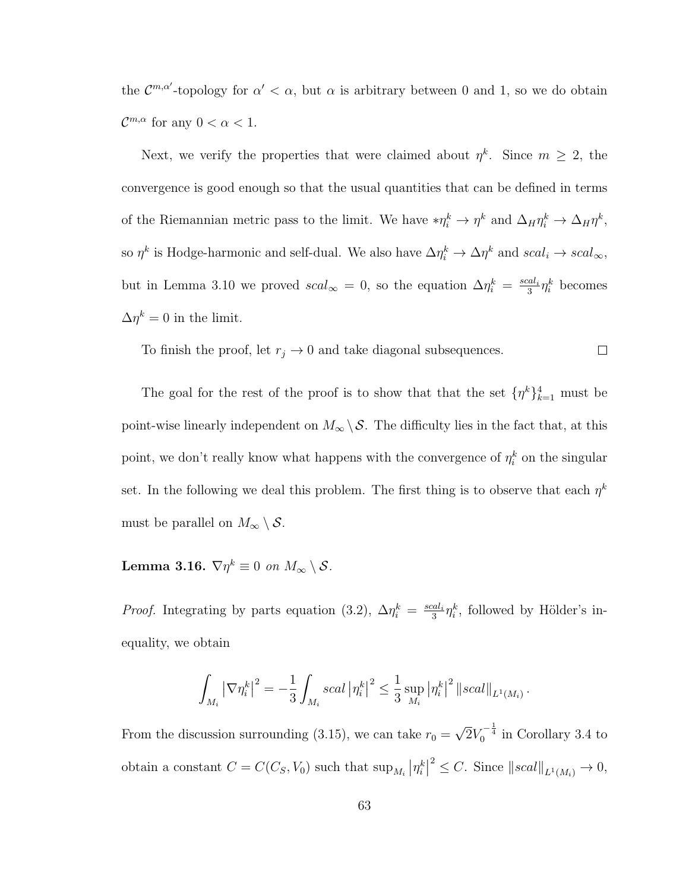the $\mathcal{C}^{m,\alpha'}$-topology for $\alpha' < \alpha$, but $\alpha$ is arbitrary between 0 and 1, so we do obtain $\mathcal{C}^{m,\alpha}$ for any $0 < \alpha < 1$.

Next, we verify the properties that were claimed about $\eta^k$. Since $m \geq 2$, the convergence is good enough so that the usual quantities that can be defined in terms of the Riemannian metric pass to the limit. We have $*\eta_i^k \to \eta^k$ and $\Delta_H \eta_i^k \to \Delta_H \eta^k$, so $\eta^k$ is Hodge-harmonic and self-dual. We also have $\Delta \eta_i^k \to \Delta \eta^k$ and $scal_i \to scal_\infty$, but in Lemma 3.10 we proved $scal_\infty = 0$, so the equation $\Delta \eta_i^k = \frac{scal_i}{3} \eta_i^k$ becomes $\Delta \eta^k = 0$ in the limit.

To finish the proof, let $r_j \to 0$ and take diagonal subsequences. $\square$

The goal for the rest of the proof is to show that that the set $\{\eta^k\}_{k=1}^4$ must be point-wise linearly independent on $M_\infty \setminus \mathcal{S}$. The difficulty lies in the fact that, at this point, we don't really know what happens with the convergence of $\eta_i^k$ on the singular set. In the following we deal this problem. The first thing is to observe that each $\eta^k$ must be parallel on $M_\infty \setminus \mathcal{S}$.

**Lemma 3.16.** *$\nabla \eta^k \equiv 0$ on $M_\infty \setminus \mathcal{S}$.*

*Proof.* Integrating by parts equation (3.2), $\Delta \eta_i^k = \frac{scal_i}{3} \eta_i^k$, followed by Hölder's inequality, we obtain

$$\int_{M_i} \left|\nabla \eta_i^k\right|^2 = -\frac{1}{3} \int_{M_i} scal \left|\eta_i^k\right|^2 \leq \frac{1}{3} \sup_{M_i} \left|\eta_i^k\right|^2 \|scal\|_{L^1(M_i)}.$$

From the discussion surrounding (3.15), we can take $r_0 = \sqrt{2} V_0^{-\frac{1}{4}}$ in Corollary 3.4 to obtain a constant $C = C(C_S, V_0)$ such that $\sup_{M_i} \left|\eta_i^k\right|^2 \leq C$. Since $\|scal\|_{L^1(M_i)} \to 0$,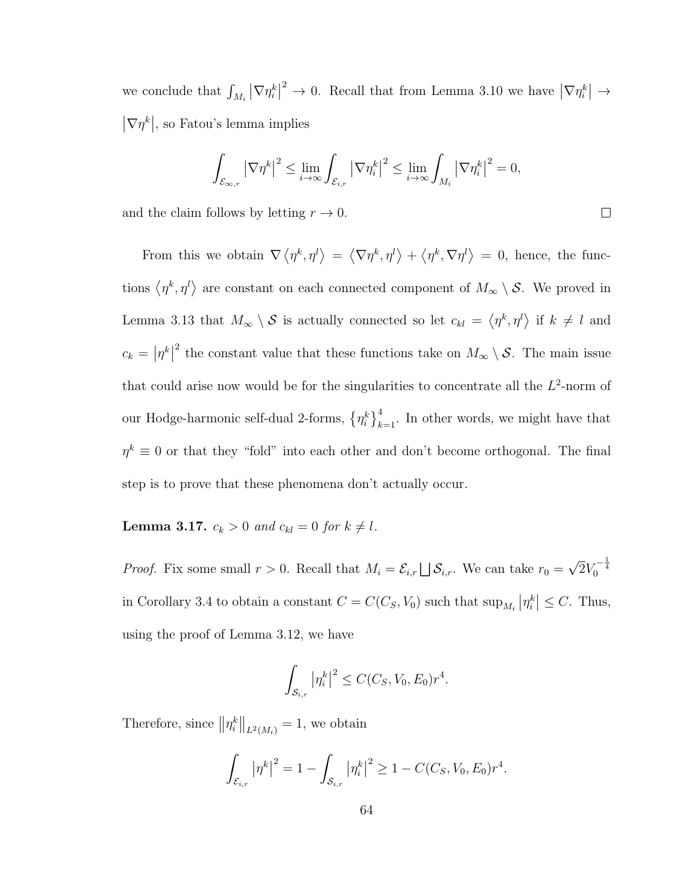we conclude that $\int_{M_i} \left|\nabla \eta_i^k\right|^2 \to 0$. Recall that from Lemma 3.10 we have $\left|\nabla \eta_i^k\right| \to \left|\nabla \eta^k\right|$, so Fatou's lemma implies

$$\int_{\mathcal{E}_{\infty,r}} \left|\nabla \eta^k\right|^2 \leq \varliminf_{i\to\infty} \int_{\mathcal{E}_{i,r}} \left|\nabla \eta_i^k\right|^2 \leq \varliminf_{i\to\infty} \int_{M_i} \left|\nabla \eta_i^k\right|^2 = 0,$$

and the claim follows by letting $r \to 0$. $\square$

From this we obtain $\nabla \left\langle \eta^k, \eta^l \right\rangle = \left\langle \nabla \eta^k, \eta^l \right\rangle + \left\langle \eta^k, \nabla \eta^l \right\rangle = 0$, hence, the functions $\left\langle \eta^k, \eta^l \right\rangle$ are constant on each connected component of $M_\infty \setminus \mathcal{S}$. We proved in Lemma 3.13 that $M_\infty \setminus \mathcal{S}$ is actually connected so let $c_{kl} = \left\langle \eta^k, \eta^l \right\rangle$ if $k \neq l$ and $c_k = \left|\eta^k\right|^2$ the constant value that these functions take on $M_\infty \setminus \mathcal{S}$. The main issue that could arise now would be for the singularities to concentrate all the $L^2$-norm of our Hodge-harmonic self-dual 2-forms, $\left\{\eta_i^k\right\}_{k=1}^4$. In other words, we might have that $\eta^k \equiv 0$ or that they "fold" into each other and don't become orthogonal. The final step is to prove that these phenomena don't actually occur.

**Lemma 3.17.** *$c_k > 0$ and $c_{kl} = 0$ for $k \neq l$.*

*Proof.* Fix some small $r > 0$. Recall that $M_i = \mathcal{E}_{i,r} \bigsqcup \mathcal{S}_{i,r}$. We can take $r_0 = \sqrt{2} V_0^{-\frac{1}{4}}$ in Corollary 3.4 to obtain a constant $C = C(C_S, V_0)$ such that $\sup_{M_i} \left|\eta_i^k\right| \leq C$. Thus, using the proof of Lemma 3.12, we have

$$\int_{\mathcal{S}_{i,r}} \left|\eta_i^k\right|^2 \leq C(C_S, V_0, E_0) r^4.$$

Therefore, since $\left\|\eta_i^k\right\|_{L^2(M_i)} = 1$, we obtain

$$\int_{\mathcal{E}_{i,r}} \left|\eta^k\right|^2 = 1 - \int_{\mathcal{S}_{i,r}} \left|\eta_i^k\right|^2 \geq 1 - C(C_S, V_0, E_0) r^4.$$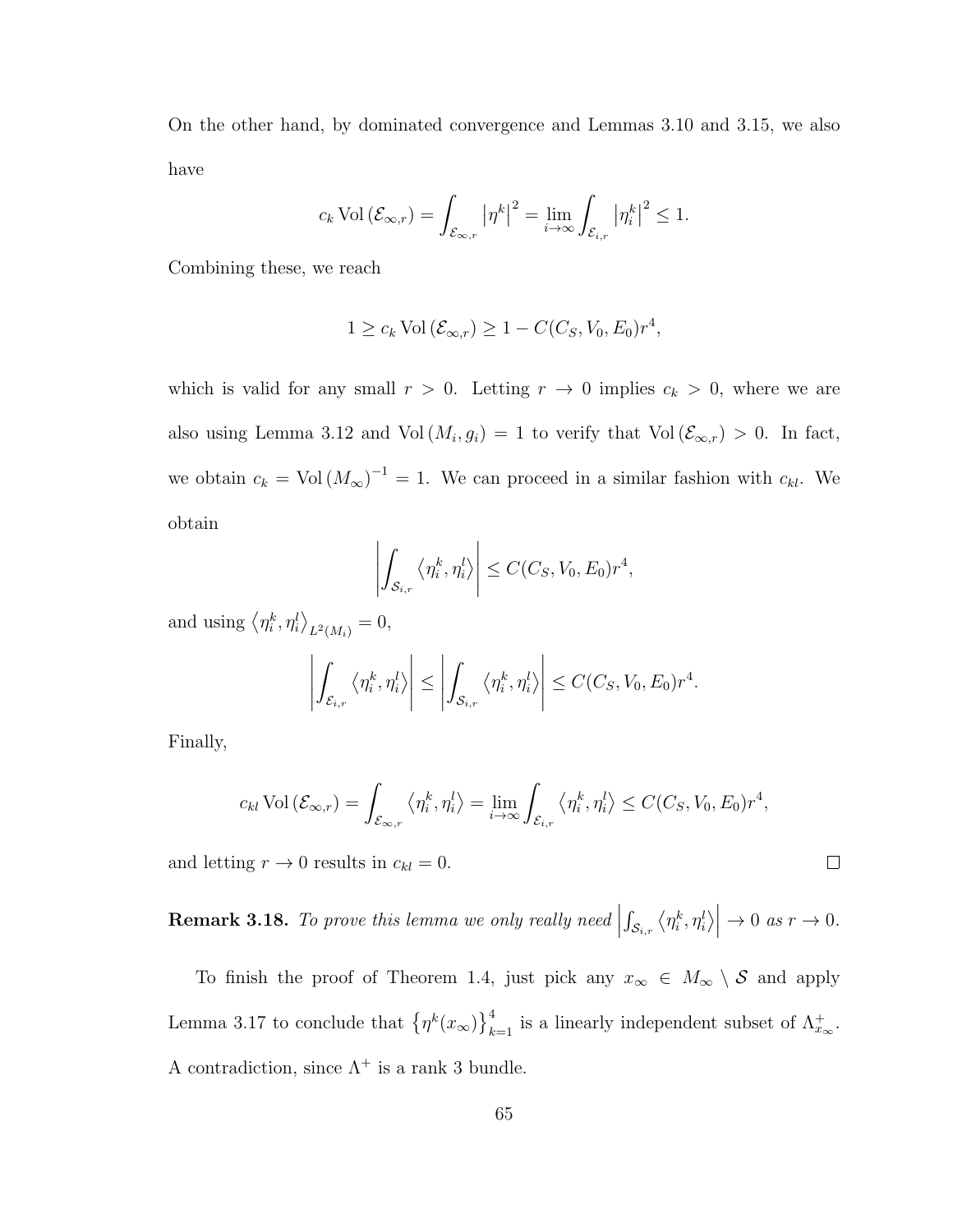On the other hand, by dominated convergence and Lemmas 3.10 and 3.15, we also have

$$c_k \operatorname{Vol}(\mathcal{E}_{\infty,r}) = \int_{\mathcal{E}_{\infty,r}} \left|\eta^k\right|^2 = \lim_{i\to\infty} \int_{\mathcal{E}_{i,r}} \left|\eta_i^k\right|^2 \leq 1.$$

Combining these, we reach

$$1 \geq c_k \operatorname{Vol}(\mathcal{E}_{\infty,r}) \geq 1 - C(C_S, V_0, E_0) r^4,$$

which is valid for any small $r > 0$. Letting $r \to 0$ implies $c_k > 0$, where we are also using Lemma 3.12 and $\operatorname{Vol}(M_i, g_i) = 1$ to verify that $\operatorname{Vol}(\mathcal{E}_{\infty,r}) > 0$. In fact, we obtain $c_k = \operatorname{Vol}(M_\infty)^{-1} = 1$. We can proceed in a similar fashion with $c_{kl}$. We obtain

$$\left| \int_{\mathcal{S}_{i,r}} \left\langle \eta_i^k, \eta_i^l \right\rangle \right| \leq C(C_S, V_0, E_0) r^4,$$

and using $\left\langle \eta_i^k, \eta_i^l \right\rangle_{L^2(M_i)} = 0$,

$$\left| \int_{\mathcal{E}_{i,r}} \left\langle \eta_i^k, \eta_i^l \right\rangle \right| \leq \left| \int_{\mathcal{S}_{i,r}} \left\langle \eta_i^k, \eta_i^l \right\rangle \right| \leq C(C_S, V_0, E_0) r^4.$$

Finally,

$$c_{kl} \operatorname{Vol}(\mathcal{E}_{\infty,r}) = \int_{\mathcal{E}_{\infty,r}} \left\langle \eta_i^k, \eta_i^l \right\rangle = \lim_{i\to\infty} \int_{\mathcal{E}_{i,r}} \left\langle \eta_i^k, \eta_i^l \right\rangle \leq C(C_S, V_0, E_0) r^4,$$

and letting $r \to 0$ results in $c_{kl} = 0$. $\square$

**Remark 3.18.** *To prove this lemma we only really need* $\left| \int_{\mathcal{S}_{i,r}} \left\langle \eta_i^k, \eta_i^l \right\rangle \right| \to 0$ *as* $r \to 0$.

To finish the proof of Theorem 1.4, just pick any $x_\infty \in M_\infty \setminus \mathcal{S}$ and apply Lemma 3.17 to conclude that $\left\{\eta^k(x_\infty)\right\}_{k=1}^4$ is a linearly independent subset of $\Lambda_{x_\infty}^+$. A contradiction, since $\Lambda^+$ is a rank 3 bundle.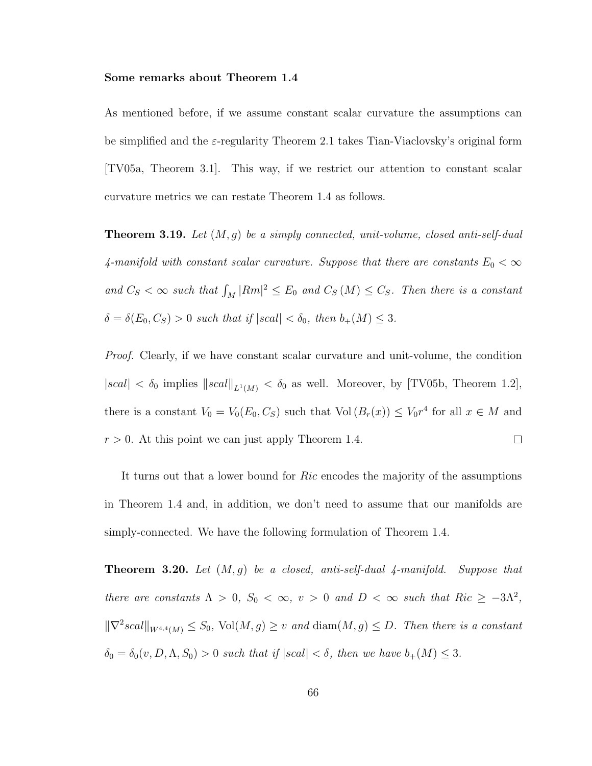**Some remarks about Theorem 1.4**

As mentioned before, if we assume constant scalar curvature the assumptions can be simplified and the $\varepsilon$-regularity Theorem 2.1 takes Tian-Viaclovsky's original form [TV05a, Theorem 3.1]. This way, if we restrict our attention to constant scalar curvature metrics we can restate Theorem 1.4 as follows.

**Theorem 3.19.** *Let $(M, g)$ be a simply connected, unit-volume, closed anti-self-dual 4-manifold with constant scalar curvature. Suppose that there are constants $E_0 < \infty$ and $C_S < \infty$ such that $\int_M |Rm|^2 \leq E_0$ and $C_S\,(M) \leq C_S$. Then there is a constant $\delta = \delta(E_0, C_S) > 0$ such that if $|scal| < \delta_0$, then $b_+(M) \leq 3$.*

*Proof.* Clearly, if we have constant scalar curvature and unit-volume, the condition $|scal| < \delta_0$ implies $\|scal\|_{L^1(M)} < \delta_0$ as well. Moreover, by [TV05b, Theorem 1.2], there is a constant $V_0 = V_0(E_0, C_S)$ such that $\mathrm{Vol}\,(B_r(x)) \leq V_0 r^4$ for all $x \in M$ and $r > 0$. At this point we can just apply Theorem 1.4. $\square$

It turns out that a lower bound for $Ric$ encodes the majority of the assumptions in Theorem 1.4 and, in addition, we don't need to assume that our manifolds are simply-connected. We have the following formulation of Theorem 1.4.

**Theorem 3.20.** *Let $(M, g)$ be a closed, anti-self-dual 4-manifold. Suppose that there are constants $\Lambda > 0$, $S_0 < \infty$, $v > 0$ and $D < \infty$ such that $Ric \geq -3\Lambda^2$, $\|\nabla^2 scal\|_{W^{4,4}(M)} \leq S_0$, $\mathrm{Vol}(M, g) \geq v$ and $\mathrm{diam}(M, g) \leq D$. Then there is a constant $\delta_0 = \delta_0(v, D, \Lambda, S_0) > 0$ such that if $|scal| < \delta$, then we have $b_+(M) \leq 3$.*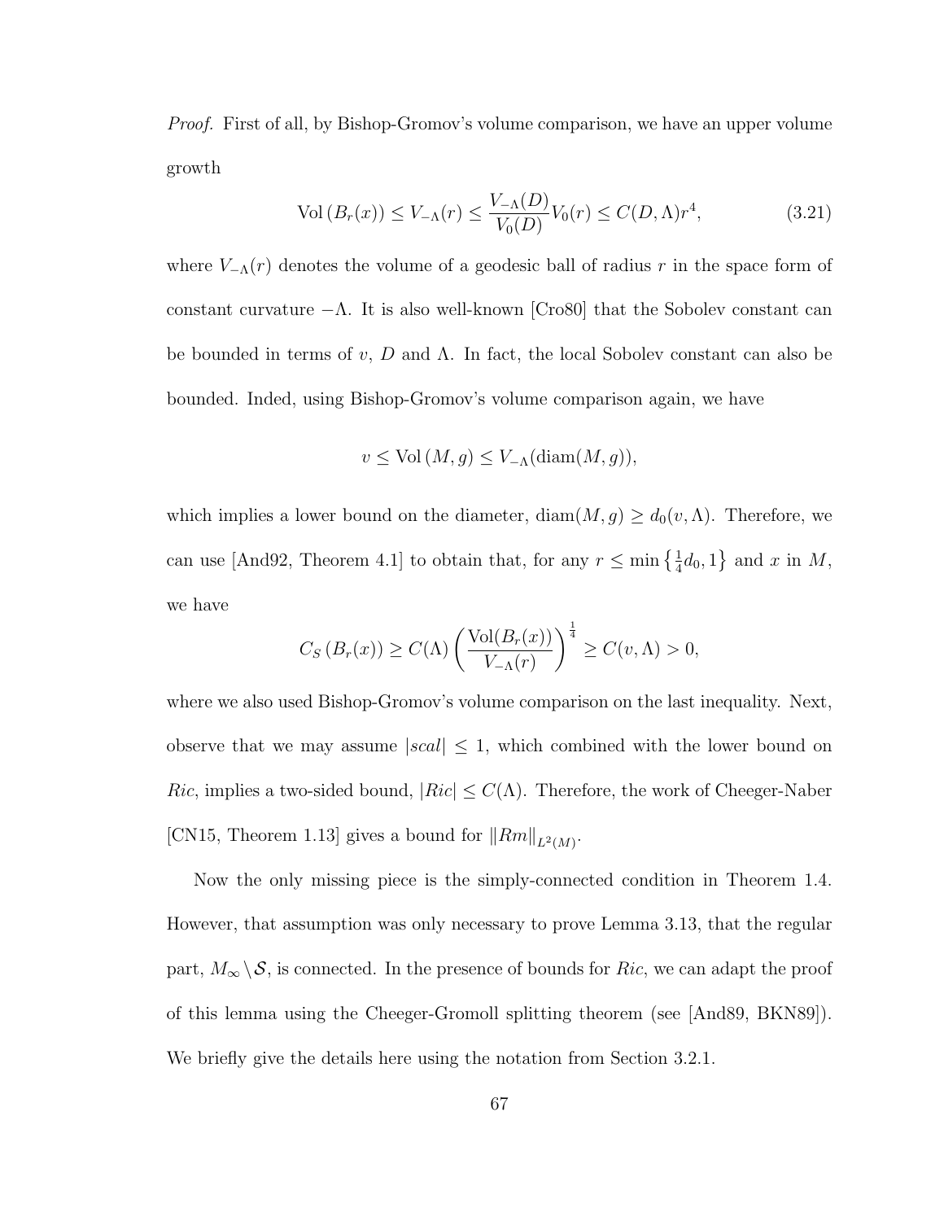*Proof.* First of all, by Bishop-Gromov's volume comparison, we have an upper volume growth

$$\operatorname{Vol}(B_r(x)) \leq V_{-\Lambda}(r) \leq \frac{V_{-\Lambda}(D)}{V_0(D)} V_0(r) \leq C(D, \Lambda) r^4, \tag{3.21}$$

where $V_{-\Lambda}(r)$ denotes the volume of a geodesic ball of radius $r$ in the space form of constant curvature $-\Lambda$. It is also well-known [Cro80] that the Sobolev constant can be bounded in terms of $v$, $D$ and $\Lambda$. In fact, the local Sobolev constant can also be bounded. Inded, using Bishop-Gromov's volume comparison again, we have

$$v \leq \operatorname{Vol}(M, g) \leq V_{-\Lambda}(\operatorname{diam}(M, g)),$$

which implies a lower bound on the diameter, $\operatorname{diam}(M, g) \geq d_0(v, \Lambda)$. Therefore, we can use [And92, Theorem 4.1] to obtain that, for any $r \leq \min\left\{\frac{1}{4}d_0, 1\right\}$ and $x$ in $M$, we have

$$C_S(B_r(x)) \geq C(\Lambda) \left( \frac{\operatorname{Vol}(B_r(x))}{V_{-\Lambda}(r)} \right)^{\frac{1}{4}} \geq C(v, \Lambda) > 0,$$

where we also used Bishop-Gromov's volume comparison on the last inequality. Next, observe that we may assume $|scal| \leq 1$, which combined with the lower bound on $Ric$, implies a two-sided bound, $|Ric| \leq C(\Lambda)$. Therefore, the work of Cheeger-Naber [CN15, Theorem 1.13] gives a bound for $\|Rm\|_{L^2(M)}$.

Now the only missing piece is the simply-connected condition in Theorem 1.4. However, that assumption was only necessary to prove Lemma 3.13, that the regular part, $M_\infty \setminus \mathcal{S}$, is connected. In the presence of bounds for $Ric$, we can adapt the proof of this lemma using the Cheeger-Gromoll splitting theorem (see [And89, BKN89]). We briefly give the details here using the notation from Section 3.2.1.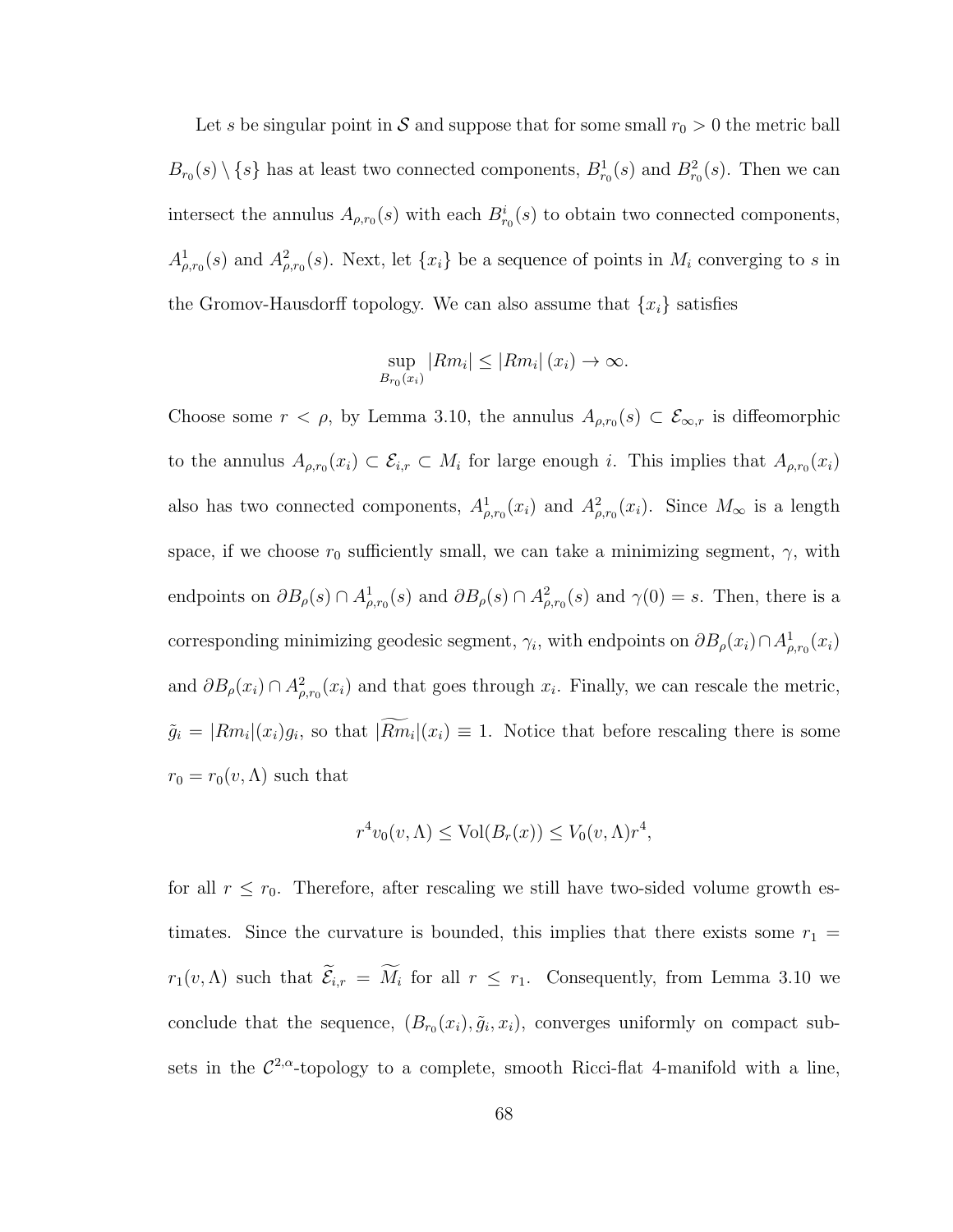Let $s$ be singular point in $\mathcal{S}$ and suppose that for some small $r_0 > 0$ the metric ball $B_{r_0}(s) \setminus \{s\}$ has at least two connected components, $B^1_{r_0}(s)$ and $B^2_{r_0}(s)$. Then we can intersect the annulus $A_{\rho,r_0}(s)$ with each $B^i_{r_0}(s)$ to obtain two connected components, $A^1_{\rho,r_0}(s)$ and $A^2_{\rho,r_0}(s)$. Next, let $\{x_i\}$ be a sequence of points in $M_i$ converging to $s$ in the Gromov-Hausdorff topology. We can also assume that $\{x_i\}$ satisfies

$$\sup_{B_{r_0}(x_i)} |Rm_i| \leq |Rm_i|(x_i) \to \infty.$$

Choose some $r < \rho$, by Lemma 3.10, the annulus $A_{\rho,r_0}(s) \subset \mathcal{E}_{\infty,r}$ is diffeomorphic to the annulus $A_{\rho,r_0}(x_i) \subset \mathcal{E}_{i,r} \subset M_i$ for large enough $i$. This implies that $A_{\rho,r_0}(x_i)$ also has two connected components, $A^1_{\rho,r_0}(x_i)$ and $A^2_{\rho,r_0}(x_i)$. Since $M_\infty$ is a length space, if we choose $r_0$ sufficiently small, we can take a minimizing segment, $\gamma$, with endpoints on $\partial B_\rho(s) \cap A^1_{\rho,r_0}(s)$ and $\partial B_\rho(s) \cap A^2_{\rho,r_0}(s)$ and $\gamma(0) = s$. Then, there is a corresponding minimizing geodesic segment, $\gamma_i$, with endpoints on $\partial B_\rho(x_i) \cap A^1_{\rho,r_0}(x_i)$ and $\partial B_\rho(x_i) \cap A^2_{\rho,r_0}(x_i)$ and that goes through $x_i$. Finally, we can rescale the metric, $\tilde{g}_i = |Rm_i|(x_i) g_i$, so that $|\widetilde{Rm_i}|(x_i) \equiv 1$. Notice that before rescaling there is some $r_0 = r_0(v, \Lambda)$ such that

$$r^4 v_0(v, \Lambda) \leq \mathrm{Vol}(B_r(x)) \leq V_0(v, \Lambda) r^4,$$

for all $r \leq r_0$. Therefore, after rescaling we still have two-sided volume growth estimates. Since the curvature is bounded, this implies that there exists some $r_1 = r_1(v, \Lambda)$ such that $\widetilde{\mathcal{E}}_{i,r} = \widetilde{M_i}$ for all $r \leq r_1$. Consequently, from Lemma 3.10 we conclude that the sequence, $(B_{r_0}(x_i), \tilde{g}_i, x_i)$, converges uniformly on compact subsets in the $\mathcal{C}^{2,\alpha}$-topology to a complete, smooth Ricci-flat 4-manifold with a line,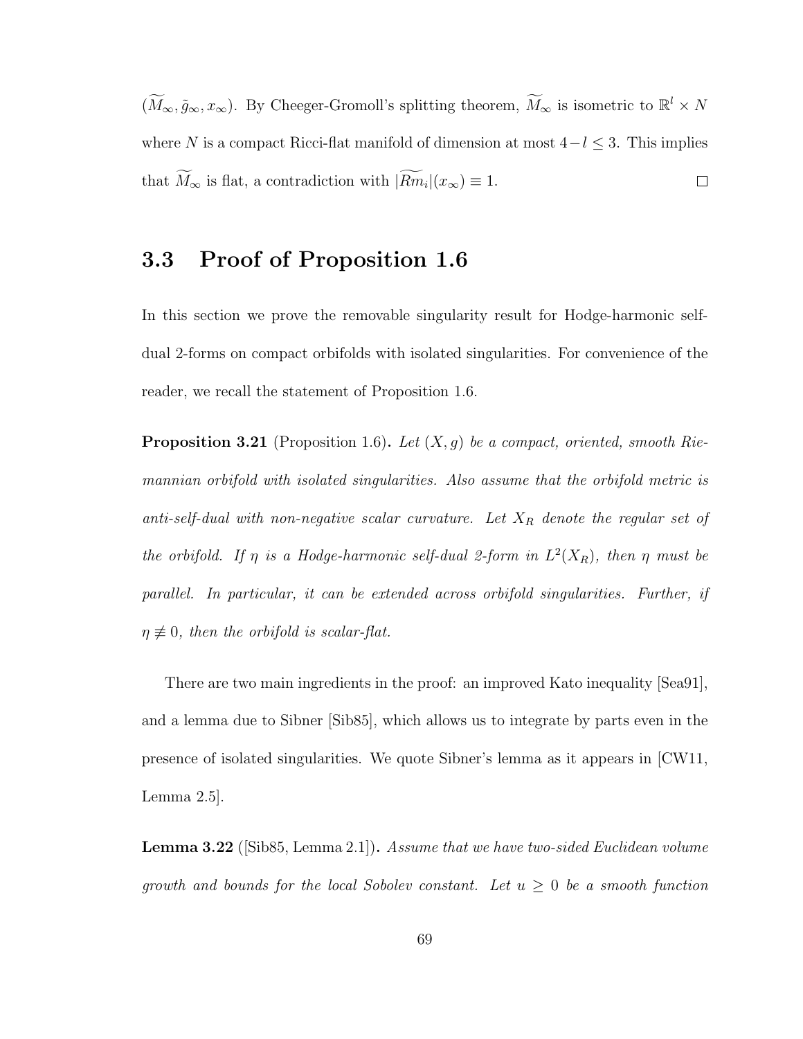$(\widetilde{M}_\infty, \tilde{g}_\infty, x_\infty)$. By Cheeger-Gromoll's splitting theorem, $\widetilde{M}_\infty$ is isometric to $\mathbb{R}^l \times N$ where $N$ is a compact Ricci-flat manifold of dimension at most $4-l \leq 3$. This implies that $\widetilde{M}_\infty$ is flat, a contradiction with $|\widetilde{Rm_i}|(x_\infty) \equiv 1$. $\square$

## 3.3 Proof of Proposition 1.6

In this section we prove the removable singularity result for Hodge-harmonic self-dual 2-forms on compact orbifolds with isolated singularities. For convenience of the reader, we recall the statement of Proposition 1.6.

**Proposition 3.21** (Proposition 1.6)**.** *Let $(X, g)$ be a compact, oriented, smooth Riemannian orbifold with isolated singularities. Also assume that the orbifold metric is anti-self-dual with non-negative scalar curvature. Let $X_R$ denote the regular set of the orbifold. If $\eta$ is a Hodge-harmonic self-dual 2-form in $L^2(X_R)$, then $\eta$ must be parallel. In particular, it can be extended across orbifold singularities. Further, if $\eta \not\equiv 0$, then the orbifold is scalar-flat.*

There are two main ingredients in the proof: an improved Kato inequality [Sea91], and a lemma due to Sibner [Sib85], which allows us to integrate by parts even in the presence of isolated singularities. We quote Sibner's lemma as it appears in [CW11, Lemma 2.5].

**Lemma 3.22** ([Sib85, Lemma 2.1])**.** *Assume that we have two-sided Euclidean volume growth and bounds for the local Sobolev constant. Let $u \geq 0$ be a smooth function*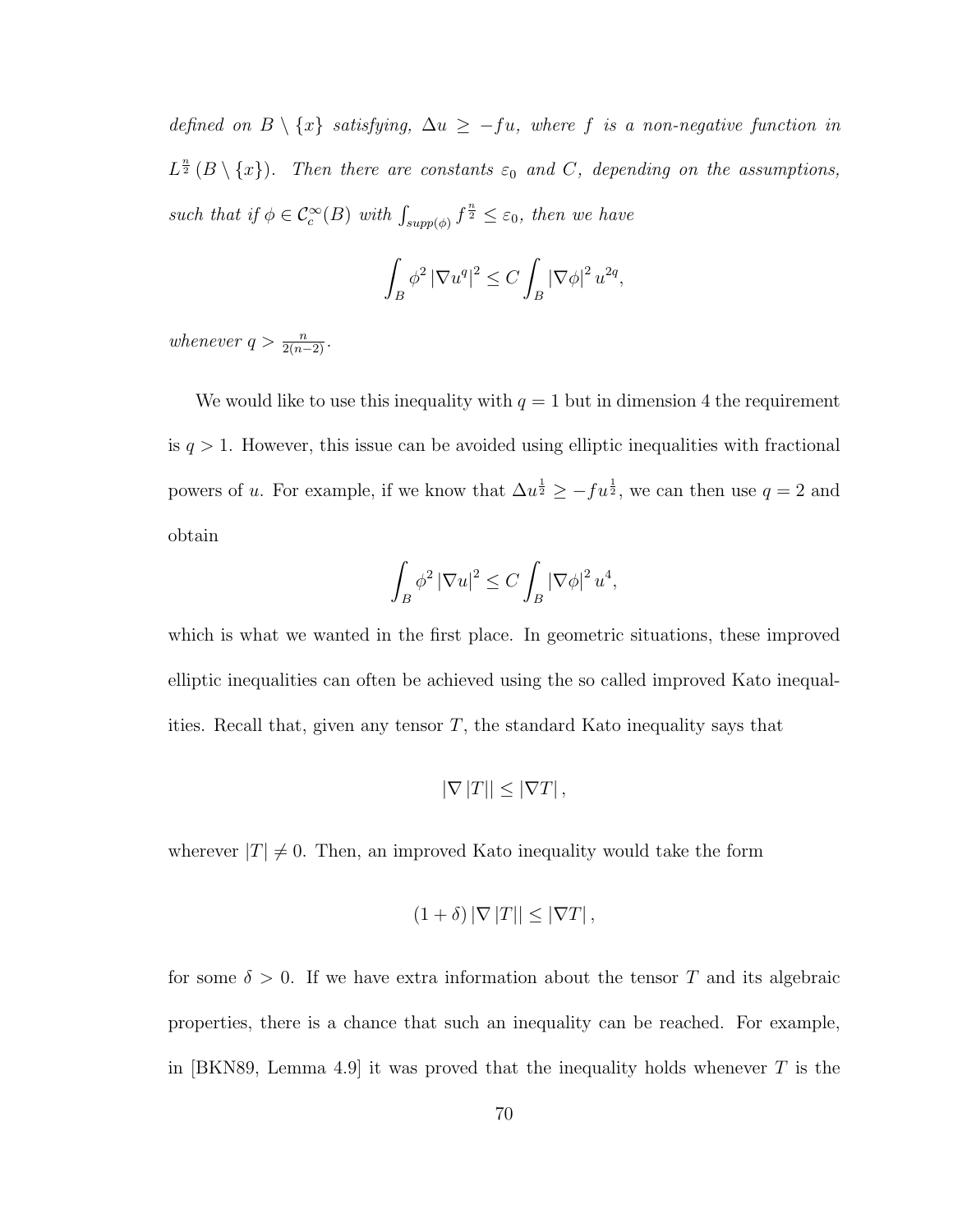*defined on $B \setminus \{x\}$ satisfying, $\Delta u \geq -fu$, where $f$ is a non-negative function in $L^{\frac{n}{2}}(B \setminus \{x\})$. Then there are constants $\varepsilon_0$ and $C$, depending on the assumptions, such that if $\phi \in \mathcal{C}_c^\infty(B)$ with $\int_{supp(\phi)} f^{\frac{n}{2}} \leq \varepsilon_0$, then we have*

$$\int_B \phi^2 |\nabla u^q|^2 \leq C \int_B |\nabla \phi|^2 u^{2q},$$

*whenever $q > \frac{n}{2(n-2)}$.*

We would like to use this inequality with $q = 1$ but in dimension 4 the requirement is $q > 1$. However, this issue can be avoided using elliptic inequalities with fractional powers of $u$. For example, if we know that $\Delta u^{\frac{1}{2}} \geq -fu^{\frac{1}{2}}$, we can then use $q = 2$ and obtain

$$\int_B \phi^2 |\nabla u|^2 \leq C \int_B |\nabla \phi|^2 u^4,$$

which is what we wanted in the first place. In geometric situations, these improved elliptic inequalities can often be achieved using the so called improved Kato inequalities. Recall that, given any tensor $T$, the standard Kato inequality says that

$$|\nabla |T|| \leq |\nabla T|,$$

wherever $|T| \neq 0$. Then, an improved Kato inequality would take the form

$$(1 + \delta) |\nabla |T|| \leq |\nabla T|,$$

for some $\delta > 0$. If we have extra information about the tensor $T$ and its algebraic properties, there is a chance that such an inequality can be reached. For example, in [BKN89, Lemma 4.9] it was proved that the inequality holds whenever $T$ is the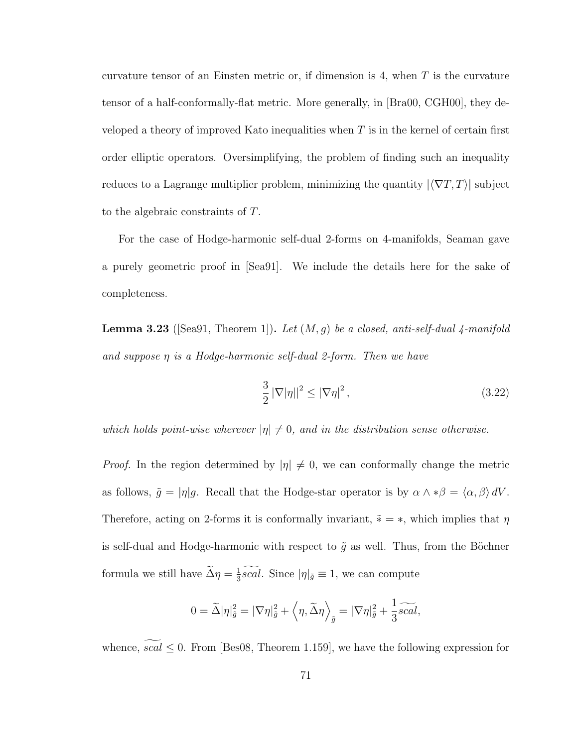curvature tensor of an Einsten metric or, if dimension is 4, when $T$ is the curvature tensor of a half-conformally-flat metric. More generally, in [Bra00, CGH00], they developed a theory of improved Kato inequalities when $T$ is in the kernel of certain first order elliptic operators. Oversimplifying, the problem of finding such an inequality reduces to a Lagrange multiplier problem, minimizing the quantity $|\langle \nabla T, T\rangle|$ subject to the algebraic constraints of $T$.

For the case of Hodge-harmonic self-dual 2-forms on 4-manifolds, Seaman gave a purely geometric proof in [Sea91]. We include the details here for the sake of completeness.

**Lemma 3.23** ([Sea91, Theorem 1])**.** *Let $(M, g)$ be a closed, anti-self-dual 4-manifold and suppose $\eta$ is a Hodge-harmonic self-dual 2-form. Then we have*

$$\frac{3}{2}\left|\nabla|\eta|\right|^2 \leq |\nabla \eta|^2, \tag{3.22}$$

*which holds point-wise wherever $|\eta| \neq 0$, and in the distribution sense otherwise.*

*Proof.* In the region determined by $|\eta| \neq 0$, we can conformally change the metric as follows, $\tilde{g} = |\eta| g$. Recall that the Hodge-star operator is by $\alpha \wedge *\beta = \langle \alpha, \beta\rangle \, dV$. Therefore, acting on 2-forms it is conformally invariant, $\tilde{*} = *$, which implies that $\eta$ is self-dual and Hodge-harmonic with respect to $\tilde{g}$ as well. Thus, from the Böchner formula we still have $\widetilde{\Delta}\eta = \frac{1}{3}\widetilde{scal}$. Since $|\eta|_{\tilde{g}} \equiv 1$, we can compute

$$0 = \widetilde{\Delta}|\eta|^2_{\tilde{g}} = |\nabla \eta|^2_{\tilde{g}} + \left\langle \eta, \widetilde{\Delta}\eta \right\rangle_{\tilde{g}} = |\nabla\eta|^2_{\tilde{g}} + \frac{1}{3}\widetilde{scal},$$

whence, $\widetilde{scal} \leq 0$. From [Bes08, Theorem 1.159], we have the following expression for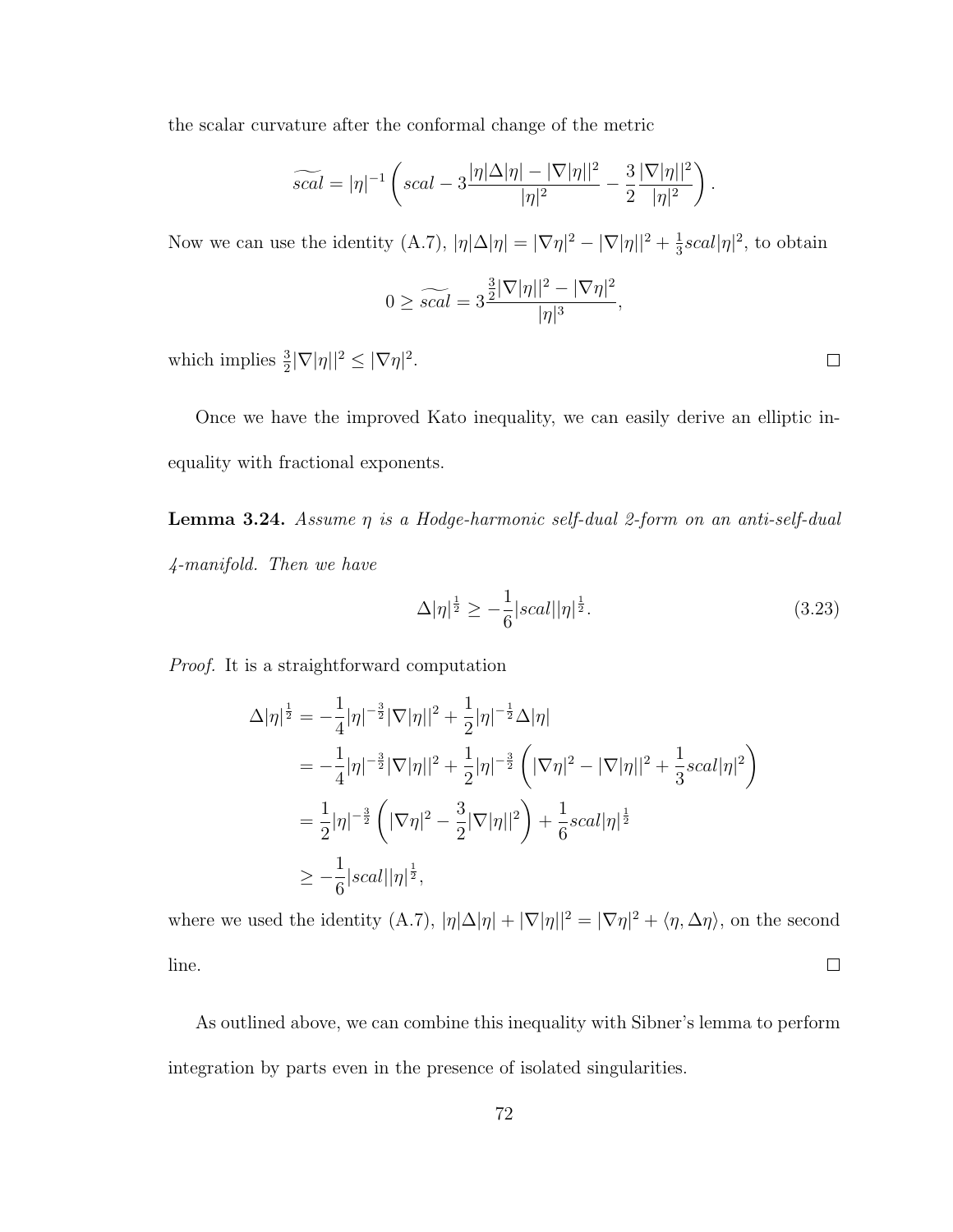the scalar curvature after the conformal change of the metric

$$\widetilde{scal} = |\eta|^{-1}\left(scal - 3\frac{|\eta|\Delta|\eta| - |\nabla|\eta||^2}{|\eta|^2} - \frac{3}{2}\frac{|\nabla|\eta||^2}{|\eta|^2}\right).$$

Now we can use the identity (A.7), $|\eta|\Delta|\eta| = |\nabla\eta|^2 - |\nabla|\eta||^2 + \frac{1}{3}scal|\eta|^2$, to obtain

$$0 \geq \widetilde{scal} = 3\frac{\frac{3}{2}|\nabla|\eta||^2 - |\nabla\eta|^2}{|\eta|^3},$$

which implies $\frac{3}{2}|\nabla|\eta||^2 \leq |\nabla\eta|^2$. □

Once we have the improved Kato inequality, we can easily derive an elliptic inequality with fractional exponents.

**Lemma 3.24.** *Assume $\eta$ is a Hodge-harmonic self-dual 2-form on an anti-self-dual 4-manifold. Then we have*

$$\Delta|\eta|^{\frac{1}{2}} \geq -\frac{1}{6}|scal||\eta|^{\frac{1}{2}}. \tag{3.23}$$

*Proof.* It is a straightforward computation

$$\begin{aligned}
\Delta|\eta|^{\frac{1}{2}} &= -\frac{1}{4}|\eta|^{-\frac{3}{2}}|\nabla|\eta||^2 + \frac{1}{2}|\eta|^{-\frac{1}{2}}\Delta|\eta| \\
&= -\frac{1}{4}|\eta|^{-\frac{3}{2}}|\nabla|\eta||^2 + \frac{1}{2}|\eta|^{-\frac{3}{2}}\left(|\nabla\eta|^2 - |\nabla|\eta||^2 + \frac{1}{3}scal|\eta|^2\right) \\
&= \frac{1}{2}|\eta|^{-\frac{3}{2}}\left(|\nabla\eta|^2 - \frac{3}{2}|\nabla|\eta||^2\right) + \frac{1}{6}scal|\eta|^{\frac{1}{2}} \\
&\geq -\frac{1}{6}|scal||\eta|^{\frac{1}{2}},
\end{aligned}$$

where we used the identity (A.7), $|\eta|\Delta|\eta| + |\nabla|\eta||^2 = |\nabla\eta|^2 + \langle\eta, \Delta\eta\rangle$, on the second line. □

As outlined above, we can combine this inequality with Sibner's lemma to perform integration by parts even in the presence of isolated singularities.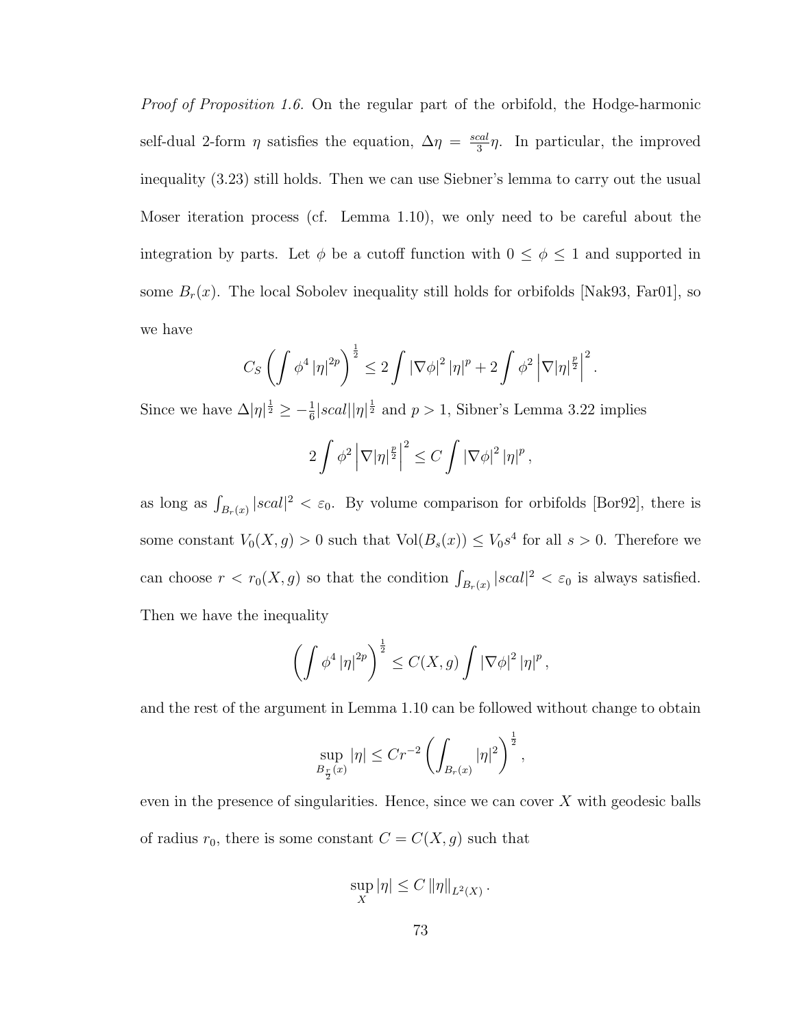*Proof of Proposition 1.6.* On the regular part of the orbifold, the Hodge-harmonic self-dual 2-form $\eta$ satisfies the equation, $\Delta\eta = \frac{scal}{3}\eta$. In particular, the improved inequality (3.23) still holds. Then we can use Siebner's lemma to carry out the usual Moser iteration process (cf. Lemma 1.10), we only need to be careful about the integration by parts. Let $\phi$ be a cutoff function with $0 \leq \phi \leq 1$ and supported in some $B_r(x)$. The local Sobolev inequality still holds for orbifolds [Nak93, Far01], so we have

$$C_S \left( \int \phi^4 |\eta|^{2p} \right)^{\frac{1}{2}} \leq 2 \int |\nabla \phi|^2 |\eta|^p + 2 \int \phi^2 \left| \nabla |\eta|^{\frac{p}{2}} \right|^2.$$

Since we have $\Delta|\eta|^{\frac{1}{2}} \geq -\frac{1}{6}|scal||\eta|^{\frac{1}{2}}$ and $p > 1$, Sibner's Lemma 3.22 implies

$$2 \int \phi^2 \left| \nabla |\eta|^{\frac{p}{2}} \right|^2 \leq C \int |\nabla \phi|^2 |\eta|^p,$$

as long as $\int_{B_r(x)} |scal|^2 < \varepsilon_0$. By volume comparison for orbifolds [Bor92], there is some constant $V_0(X, g) > 0$ such that $\mathrm{Vol}(B_s(x)) \leq V_0 s^4$ for all $s > 0$. Therefore we can choose $r < r_0(X, g)$ so that the condition $\int_{B_r(x)} |scal|^2 < \varepsilon_0$ is always satisfied. Then we have the inequality

$$\left( \int \phi^4 |\eta|^{2p} \right)^{\frac{1}{2}} \leq C(X, g) \int |\nabla \phi|^2 |\eta|^p,$$

and the rest of the argument in Lemma 1.10 can be followed without change to obtain

$$\sup_{B_{\frac{r}{2}}(x)} |\eta| \leq C r^{-2} \left( \int_{B_r(x)} |\eta|^2 \right)^{\frac{1}{2}},$$

even in the presence of singularities. Hence, since we can cover $X$ with geodesic balls of radius $r_0$, there is some constant $C = C(X, g)$ such that

$$\sup_X |\eta| \leq C \|\eta\|_{L^2(X)}.$$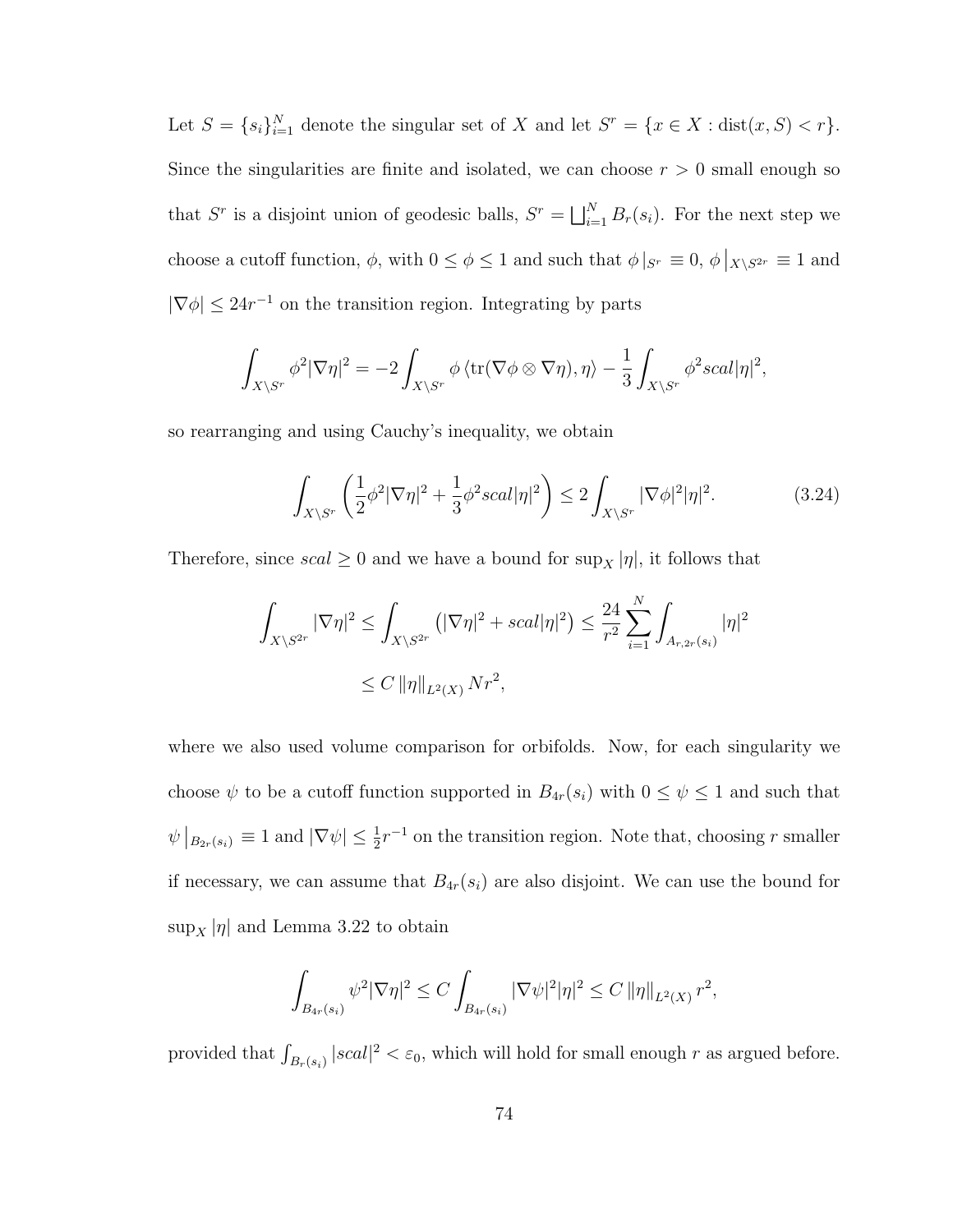Let $S = \{s_i\}_{i=1}^N$ denote the singular set of $X$ and let $S^r = \{x \in X : \operatorname{dist}(x, S) < r\}$. Since the singularities are finite and isolated, we can choose $r > 0$ small enough so that $S^r$ is a disjoint union of geodesic balls, $S^r = \bigsqcup_{i=1}^N B_r(s_i)$. For the next step we choose a cutoff function, $\phi$, with $0 \leq \phi \leq 1$ and such that $\phi|_{S^r} \equiv 0$, $\phi\big|_{X \setminus S^{2r}} \equiv 1$ and $|\nabla \phi| \leq 24 r^{-1}$ on the transition region. Integrating by parts

$$\int_{X \setminus S^r} \phi^2 |\nabla \eta|^2 = -2 \int_{X \setminus S^r} \phi \left\langle \operatorname{tr}(\nabla \phi \otimes \nabla \eta), \eta \right\rangle - \frac{1}{3} \int_{X \setminus S^r} \phi^2 scal |\eta|^2,$$

so rearranging and using Cauchy's inequality, we obtain

$$\int_{X \setminus S^r} \left( \frac{1}{2} \phi^2 |\nabla \eta|^2 + \frac{1}{3} \phi^2 scal |\eta|^2 \right) \leq 2 \int_{X \setminus S^r} |\nabla \phi|^2 |\eta|^2. \tag{3.24}$$

Therefore, since $scal \geq 0$ and we have a bound for $\sup_X |\eta|$, it follows that

$$\begin{aligned} \int_{X \setminus S^{2r}} |\nabla \eta|^2 \leq \int_{X \setminus S^{2r}} \left( |\nabla \eta|^2 + scal |\eta|^2 \right) \leq \frac{24}{r^2} \sum_{i=1}^N \int_{A_{r,2r}(s_i)} |\eta|^2 \\ \leq C \left\| \eta \right\|_{L^2(X)} N r^2, \end{aligned}$$

where we also used volume comparison for orbifolds. Now, for each singularity we choose $\psi$ to be a cutoff function supported in $B_{4r}(s_i)$ with $0 \leq \psi \leq 1$ and such that $\psi\big|_{B_{2r}(s_i)} \equiv 1$ and $|\nabla \psi| \leq \frac{1}{2} r^{-1}$ on the transition region. Note that, choosing $r$ smaller if necessary, we can assume that $B_{4r}(s_i)$ are also disjoint. We can use the bound for $\sup_X |\eta|$ and Lemma 3.22 to obtain

$$\int_{B_{4r}(s_i)} \psi^2 |\nabla \eta|^2 \leq C \int_{B_{4r}(s_i)} |\nabla \psi|^2 |\eta|^2 \leq C \left\| \eta \right\|_{L^2(X)} r^2,$$

provided that $\int_{B_r(s_i)} |scal|^2 < \varepsilon_0$, which will hold for small enough $r$ as argued before.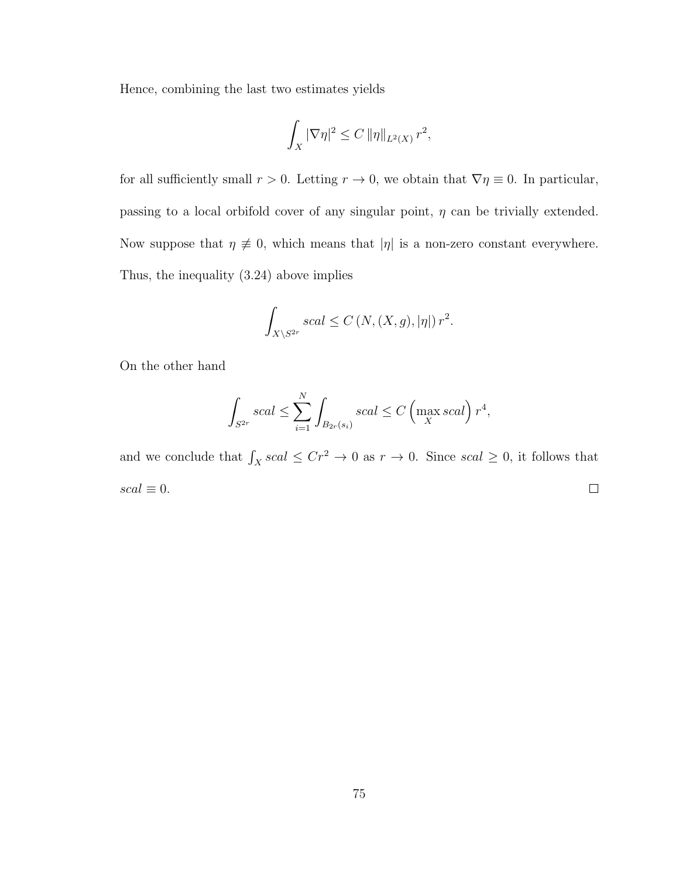Hence, combining the last two estimates yields

$$\int_X |\nabla \eta|^2 \leq C \, \|\eta\|_{L^2(X)} \, r^2,$$

for all sufficiently small $r > 0$. Letting $r \to 0$, we obtain that $\nabla \eta \equiv 0$. In particular, passing to a local orbifold cover of any singular point, $\eta$ can be trivially extended. Now suppose that $\eta \not\equiv 0$, which means that $|\eta|$ is a non-zero constant everywhere. Thus, the inequality (3.24) above implies

$$\int_{X \setminus S^{2r}} scal \leq C \, (N, (X, g), |\eta|) \, r^2.$$

On the other hand

$$\int_{S^{2r}} scal \leq \sum_{i=1}^{N} \int_{B_{2r}(s_i)} scal \leq C \left( \max_X scal \right) r^4,$$

and we conclude that $\int_X scal \leq Cr^2 \to 0$ as $r \to 0$. Since $scal \geq 0$, it follows that $scal \equiv 0$. $\square$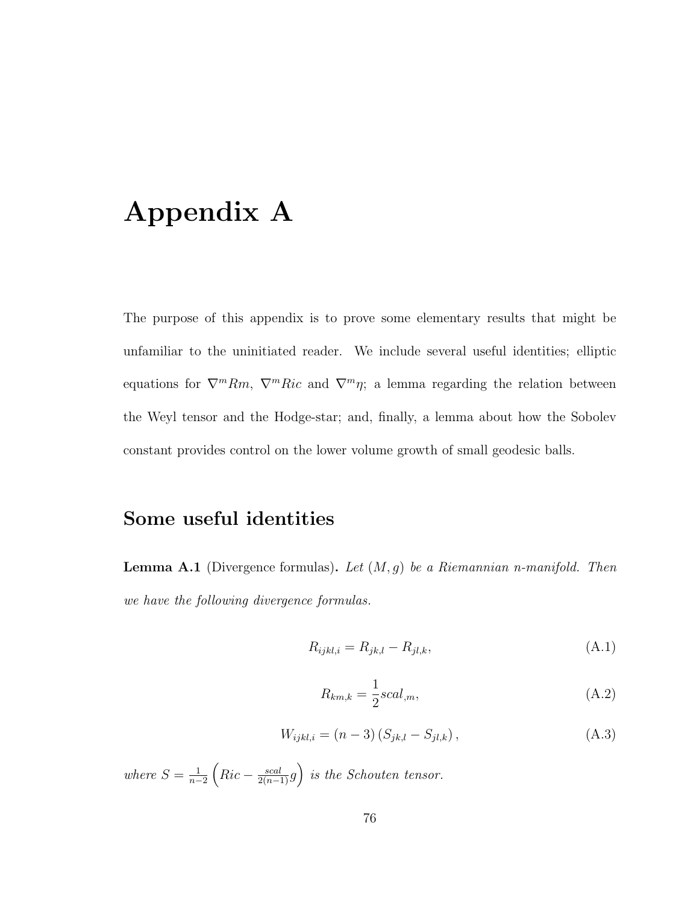# Appendix A

The purpose of this appendix is to prove some elementary results that might be unfamiliar to the uninitiated reader. We include several useful identities; elliptic equations for $\nabla^m Rm$, $\nabla^m Ric$ and $\nabla^m \eta$; a lemma regarding the relation between the Weyl tensor and the Hodge-star; and, finally, a lemma about how the Sobolev constant provides control on the lower volume growth of small geodesic balls.

## Some useful identities

**Lemma A.1** (Divergence formulas)**.** *Let $(M, g)$ be a Riemannian n-manifold. Then we have the following divergence formulas.*

$$R_{ijkl,i} = R_{jk,l} - R_{jl,k}, \tag{A.1}$$

$$R_{km,k} = \frac{1}{2} scal_{,m}, \tag{A.2}$$

$$W_{ijkl,i} = (n-3)\left(S_{jk,l} - S_{jl,k}\right), \tag{A.3}$$

*where $S = \frac{1}{n-2}\left(Ric - \frac{scal}{2(n-1)} g\right)$ is the Schouten tensor.*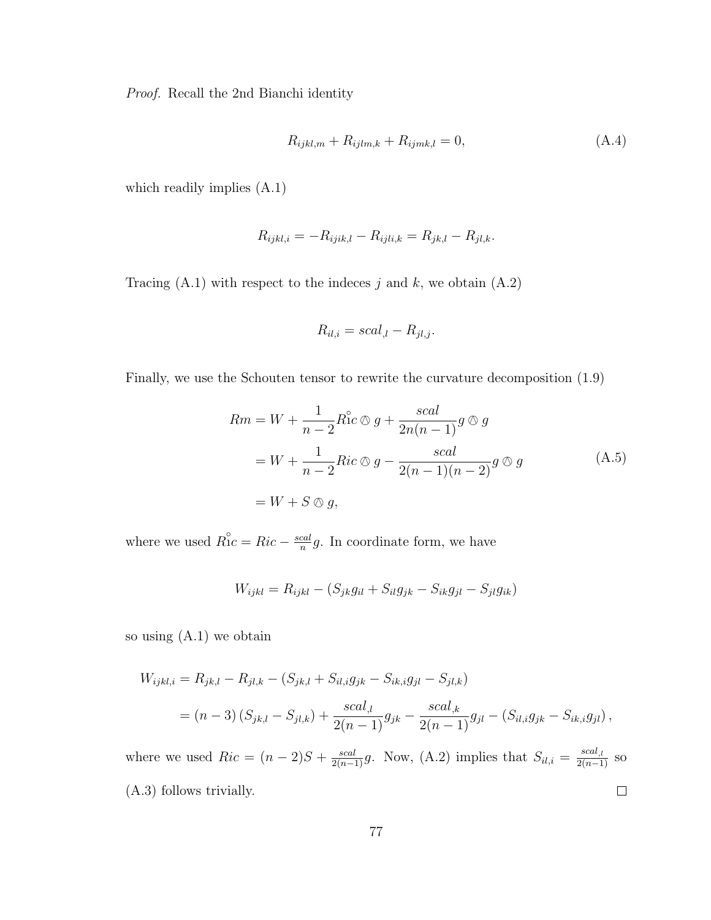*Proof.* Recall the 2nd Bianchi identity

$$R_{ijkl,m} + R_{ijlm,k} + R_{ijmk,l} = 0, \tag{A.4}$$

which readily implies (A.1)

$$R_{ijkl,i} = -R_{ijik,l} - R_{ijli,k} = R_{jk,l} - R_{jl,k}.$$

Tracing (A.1) with respect to the indeces $j$ and $k$, we obtain (A.2)

$$R_{il,i} = scal_{,l} - R_{jl,j}.$$

Finally, we use the Schouten tensor to rewrite the curvature decomposition (1.9)

$$\begin{aligned} Rm &= W + \frac{1}{n-2}\mathring{Ric} \owedge g + \frac{scal}{2n(n-1)} g \owedge g \\ &= W + \frac{1}{n-2} Ric \owedge g - \frac{scal}{2(n-1)(n-2)} g \owedge g \\ &= W + S \owedge g, \end{aligned} \tag{A.5}$$

where we used $\mathring{Ric} = Ric - \frac{scal}{n} g$. In coordinate form, we have

$$W_{ijkl} = R_{ijkl} - (S_{jk}g_{il} + S_{il}g_{jk} - S_{ik}g_{jl} - S_{jl}g_{ik})$$

so using (A.1) we obtain

$$\begin{aligned} W_{ijkl,i} &= R_{jk,l} - R_{jl,k} - (S_{jk,l} + S_{il,i}g_{jk} - S_{ik,i}g_{jl} - S_{jl,k}) \\ &= (n-3)\left(S_{jk,l} - S_{jl,k}\right) + \frac{scal_{,l}}{2(n-1)} g_{jk} - \frac{scal_{,k}}{2(n-1)} g_{jl} - \left(S_{il,i}g_{jk} - S_{ik,i}g_{jl}\right), \end{aligned}$$

where we used $Ric = (n-2)S + \frac{scal}{2(n-1)} g$. Now, (A.2) implies that $S_{il,i} = \frac{scal_{,l}}{2(n-1)}$ so (A.3) follows trivially. $\square$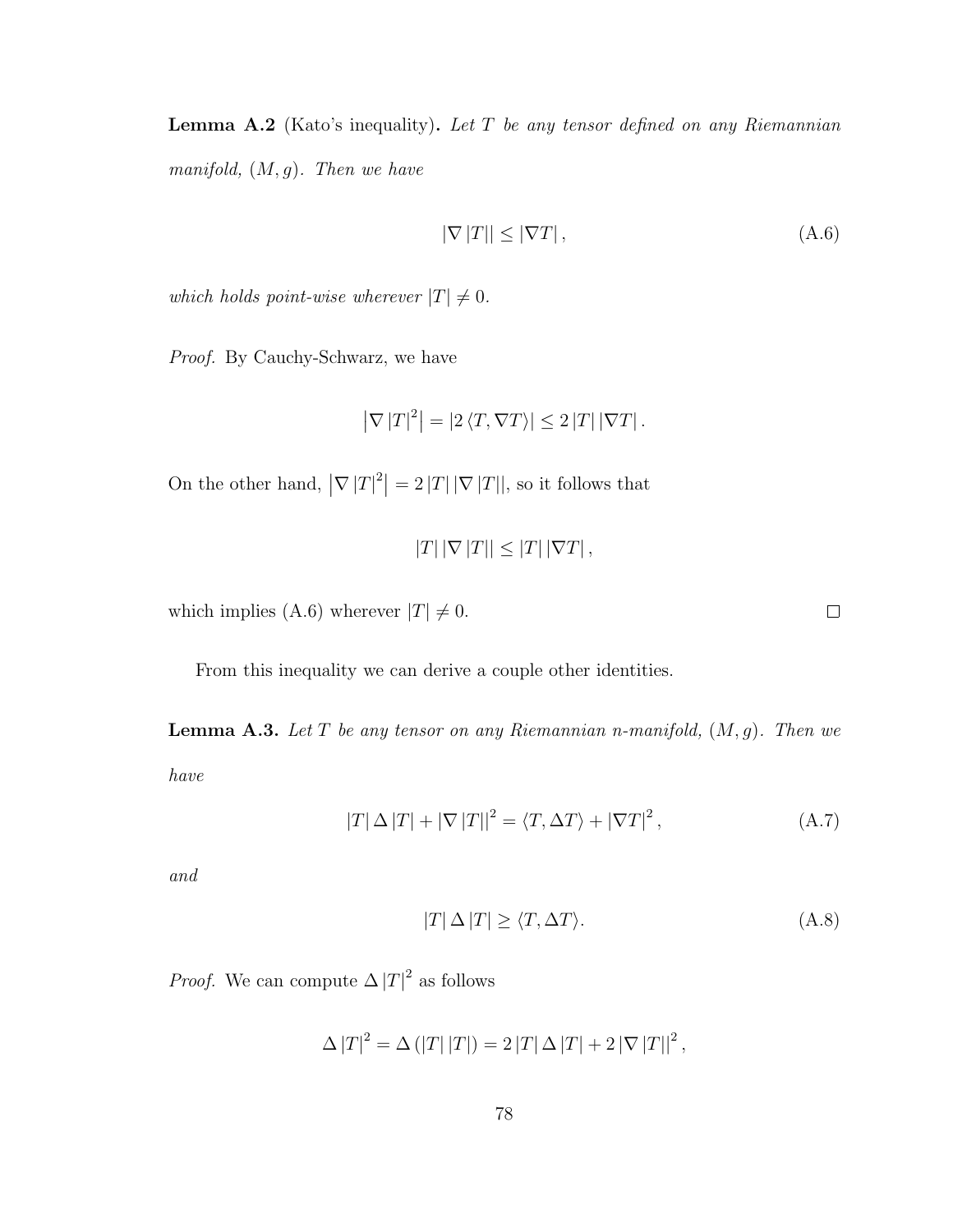**Lemma A.2** (Kato's inequality)**.** *Let $T$ be any tensor defined on any Riemannian manifold, $(M, g)$. Then we have*

$$|\nabla |T|| \leq |\nabla T|, \tag{A.6}$$

*which holds point-wise wherever $|T| \neq 0$.*

*Proof.* By Cauchy-Schwarz, we have

$$\left|\nabla |T|^2\right| = |2 \langle T, \nabla T \rangle| \leq 2 |T| |\nabla T|.$$

On the other hand, $\left|\nabla |T|^2\right| = 2 |T| |\nabla |T||$, so it follows that

$$|T| |\nabla |T|| \leq |T| |\nabla T|,$$

which implies (A.6) wherever $|T| \neq 0$. □

From this inequality we can derive a couple other identities.

**Lemma A.3.** *Let $T$ be any tensor on any Riemannian n-manifold, $(M, g)$. Then we have*

$$|T| \Delta |T| + |\nabla |T||^2 = \langle T, \Delta T \rangle + |\nabla T|^2, \tag{A.7}$$

*and*

$$|T| \Delta |T| \geq \langle T, \Delta T \rangle. \tag{A.8}$$

*Proof.* We can compute $\Delta |T|^2$ as follows

$$\Delta |T|^2 = \Delta (|T| |T|) = 2 |T| \Delta |T| + 2 |\nabla |T||^2,$$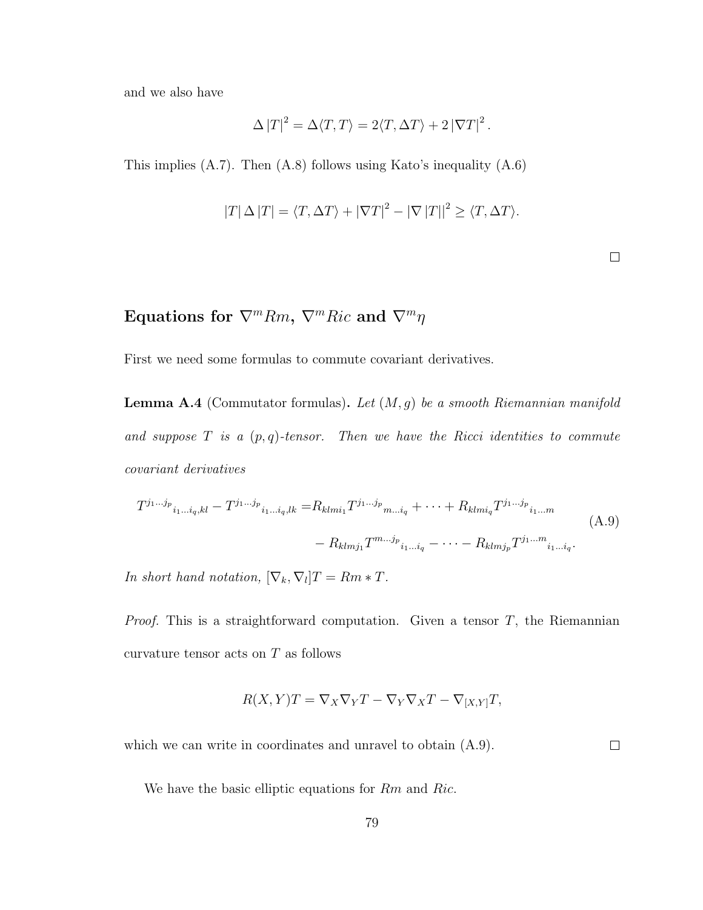and we also have

$$\Delta |T|^2 = \Delta\langle T, T\rangle = 2\langle T, \Delta T\rangle + 2|\nabla T|^2 .$$

This implies (A.7). Then (A.8) follows using Kato's inequality (A.6)

$$|T|\,\Delta |T| = \langle T, \Delta T\rangle + |\nabla T|^2 - |\nabla |T||^2 \geq \langle T, \Delta T\rangle.$$

□

## Equations for $\nabla^m Rm$, $\nabla^m Ric$ and $\nabla^m \eta$

First we need some formulas to commute covariant derivatives.

**Lemma A.4** (Commutator formulas)**.** *Let $(M, g)$ be a smooth Riemannian manifold and suppose $T$ is a $(p, q)$-tensor. Then we have the Ricci identities to commute covariant derivatives*

$$\begin{aligned} T^{j_1 \ldots j_p}{}_{i_1 \ldots i_q, kl} - T^{j_1 \ldots j_p}{}_{i_1 \ldots i_q, lk} =& R_{klmi_1} T^{j_1 \ldots j_p}{}_{m \ldots i_q} + \cdots + R_{klmi_q} T^{j_1 \ldots j_p}{}_{i_1 \ldots m} \\ & - R_{klmj_1} T^{m \ldots j_p}{}_{i_1 \ldots i_q} - \cdots - R_{klmj_p} T^{j_1 \ldots m}{}_{i_1 \ldots i_q}. \end{aligned} \tag{A.9}$$

*In short hand notation, $[\nabla_k, \nabla_l]T = Rm * T$.*

*Proof.* This is a straightforward computation. Given a tensor $T$, the Riemannian curvature tensor acts on $T$ as follows

$$R(X, Y)T = \nabla_X \nabla_Y T - \nabla_Y \nabla_X T - \nabla_{[X,Y]} T,$$

which we can write in coordinates and unravel to obtain (A.9). □

We have the basic elliptic equations for $Rm$ and $Ric$.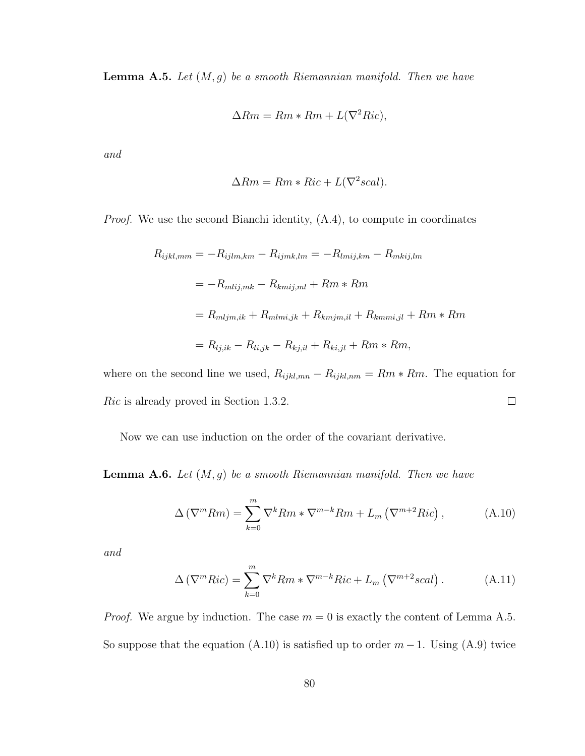**Lemma A.5.** *Let $(M, g)$ be a smooth Riemannian manifold. Then we have*

$$\Delta Rm = Rm * Rm + L(\nabla^2 Ric),$$

*and*

$$\Delta Rm = Rm * Ric + L(\nabla^2 scal).$$

*Proof.* We use the second Bianchi identity, (A.4), to compute in coordinates

$$\begin{aligned}
R_{ijkl,mm} &= -R_{ijlm,km} - R_{ijmk,lm} = -R_{lmij,km} - R_{mkij,lm} \\
&= -R_{mlij,mk} - R_{kmij,ml} + Rm * Rm \\
&= R_{mljm,ik} + R_{mlmi,jk} + R_{kmjm,il} + R_{kmmi,jl} + Rm * Rm \\
&= R_{lj,ik} - R_{li,jk} - R_{kj,il} + R_{ki,jl} + Rm * Rm,
\end{aligned}$$

where on the second line we used, $R_{ijkl,mn} - R_{ijkl,nm} = Rm * Rm$. The equation for $Ric$ is already proved in Section 1.3.2. $\square$

Now we can use induction on the order of the covariant derivative.

**Lemma A.6.** *Let $(M, g)$ be a smooth Riemannian manifold. Then we have*

$$\Delta \left(\nabla^m Rm\right) = \sum_{k=0}^{m} \nabla^k Rm * \nabla^{m-k} Rm + L_m \left(\nabla^{m+2} Ric\right), \tag{A.10}$$

*and*

$$\Delta \left(\nabla^m Ric\right) = \sum_{k=0}^{m} \nabla^k Rm * \nabla^{m-k} Ric + L_m \left(\nabla^{m+2} scal\right). \tag{A.11}$$

*Proof.* We argue by induction. The case $m = 0$ is exactly the content of Lemma A.5. So suppose that the equation (A.10) is satisfied up to order $m - 1$. Using (A.9) twice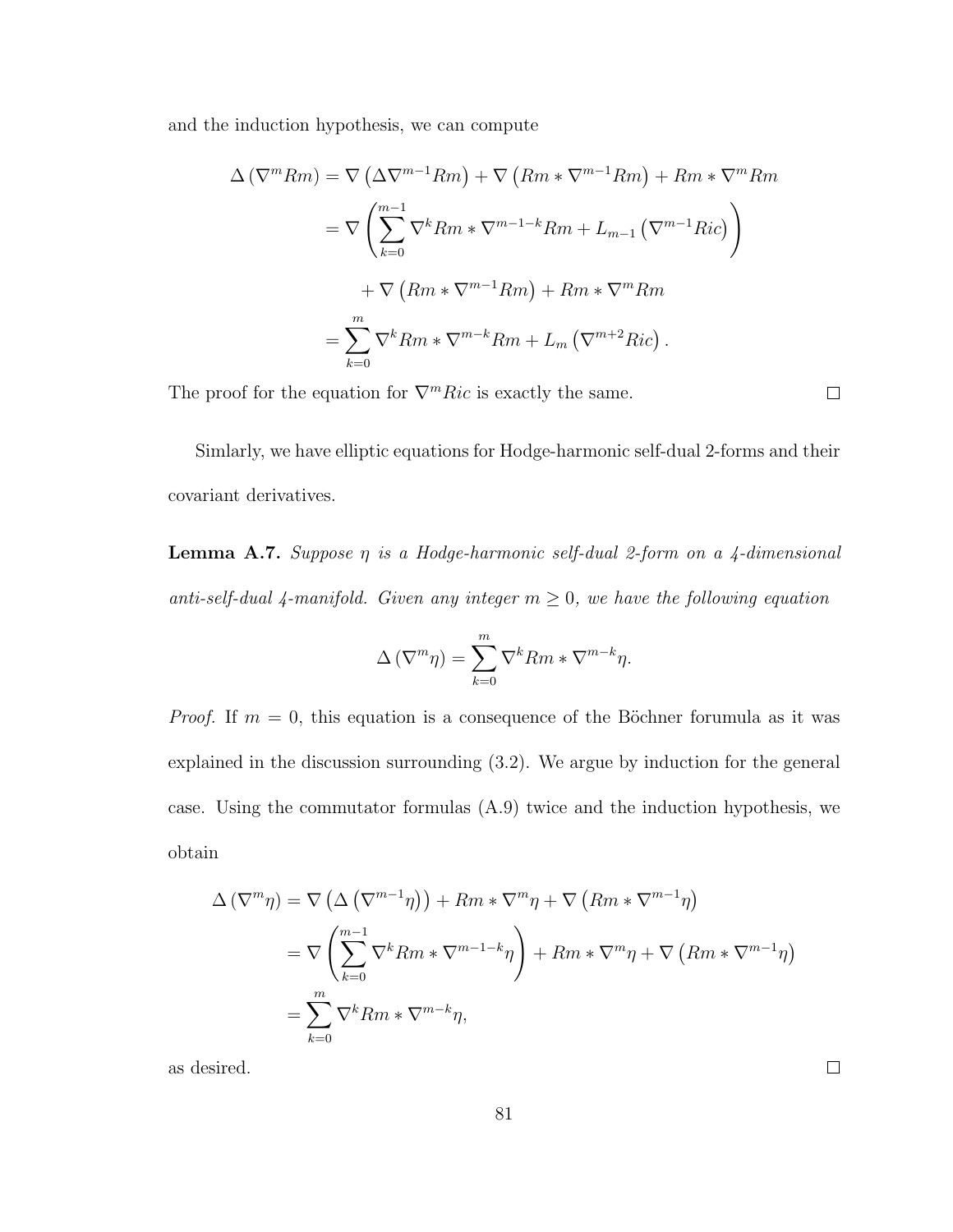and the induction hypothesis, we can compute

$$
\begin{aligned}
\Delta\left(\nabla^m Rm\right) &= \nabla\left(\Delta \nabla^{m-1} Rm\right) + \nabla\left(Rm * \nabla^{m-1} Rm\right) + Rm * \nabla^m Rm \\
&= \nabla\left(\sum_{k=0}^{m-1} \nabla^k Rm * \nabla^{m-1-k} Rm + L_{m-1}\left(\nabla^{m-1} Ric\right)\right) \\
&\quad + \nabla\left(Rm * \nabla^{m-1} Rm\right) + Rm * \nabla^m Rm \\
&= \sum_{k=0}^{m} \nabla^k Rm * \nabla^{m-k} Rm + L_m\left(\nabla^{m+2} Ric\right).
\end{aligned}
$$

The proof for the equation for $\nabla^m Ric$ is exactly the same. □

Simlarly, we have elliptic equations for Hodge-harmonic self-dual 2-forms and their covariant derivatives.

**Lemma A.7.** *Suppose $\eta$ is a Hodge-harmonic self-dual 2-form on a 4-dimensional anti-self-dual 4-manifold. Given any integer $m \geq 0$, we have the following equation*

$$
\Delta\left(\nabla^m \eta\right) = \sum_{k=0}^{m} \nabla^k Rm * \nabla^{m-k} \eta.
$$

*Proof.* If $m = 0$, this equation is a consequence of the Böchner forumula as it was explained in the discussion surrounding (3.2). We argue by induction for the general case. Using the commutator formulas (A.9) twice and the induction hypothesis, we obtain

$$
\begin{aligned}
\Delta\left(\nabla^m \eta\right) &= \nabla\left(\Delta\left(\nabla^{m-1} \eta\right)\right) + Rm * \nabla^m \eta + \nabla\left(Rm * \nabla^{m-1} \eta\right) \\
&= \nabla\left(\sum_{k=0}^{m-1} \nabla^k Rm * \nabla^{m-1-k} \eta\right) + Rm * \nabla^m \eta + \nabla\left(Rm * \nabla^{m-1} \eta\right) \\
&= \sum_{k=0}^{m} \nabla^k Rm * \nabla^{m-k} \eta,
\end{aligned}
$$

as desired. □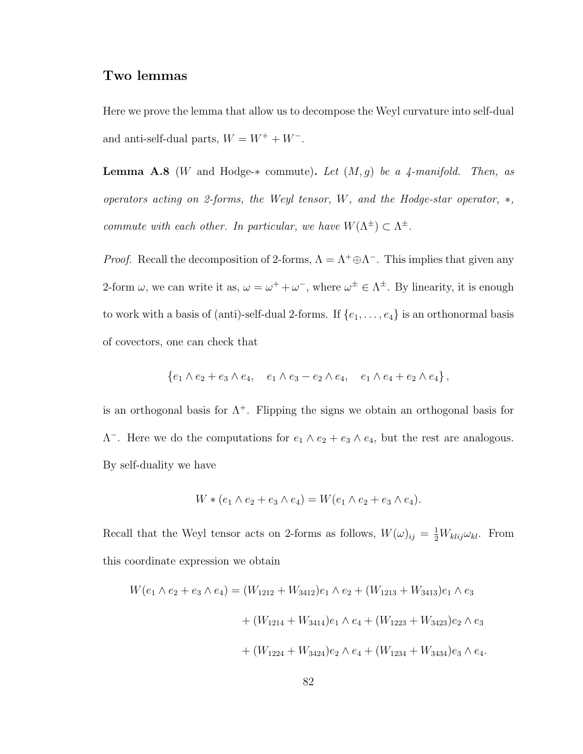## Two lemmas

Here we prove the lemma that allow us to decompose the Weyl curvature into self-dual and anti-self-dual parts, $W = W^+ + W^-$.

**Lemma A.8** (*W* and Hodge-$*$ commute)**.** *Let $(M, g)$ be a 4-manifold. Then, as operators acting on 2-forms, the Weyl tensor, $W$, and the Hodge-star operator, $*$, commute with each other. In particular, we have $W(\Lambda^{\pm}) \subset \Lambda^{\pm}$.*

*Proof.* Recall the decomposition of 2-forms, $\Lambda = \Lambda^+ \oplus \Lambda^-$. This implies that given any 2-form $\omega$, we can write it as, $\omega = \omega^+ + \omega^-$, where $\omega^{\pm} \in \Lambda^{\pm}$. By linearity, it is enough to work with a basis of (anti)-self-dual 2-forms. If $\{e_1, \ldots, e_4\}$ is an orthonormal basis of covectors, one can check that

$$\{e_1 \wedge e_2 + e_3 \wedge e_4, \quad e_1 \wedge e_3 - e_2 \wedge e_4, \quad e_1 \wedge e_4 + e_2 \wedge e_4\},$$

is an orthogonal basis for $\Lambda^+$. Flipping the signs we obtain an orthogonal basis for $\Lambda^-$. Here we do the computations for $e_1 \wedge e_2 + e_3 \wedge e_4$, but the rest are analogous. By self-duality we have

$$W * (e_1 \wedge e_2 + e_3 \wedge e_4) = W(e_1 \wedge e_2 + e_3 \wedge e_4).$$

Recall that the Weyl tensor acts on 2-forms as follows, $W(\omega)_{ij} = \frac{1}{2} W_{klij}\omega_{kl}$. From this coordinate expression we obtain

$$\begin{aligned} W(e_1 \wedge e_2 + e_3 \wedge e_4) = &(W_{1212} + W_{3412}) e_1 \wedge e_2 + (W_{1213} + W_{3413}) e_1 \wedge e_3 \\ &+ (W_{1214} + W_{3414}) e_1 \wedge e_4 + (W_{1223} + W_{3423}) e_2 \wedge e_3 \\ &+ (W_{1224} + W_{3424}) e_2 \wedge e_4 + (W_{1234} + W_{3434}) e_3 \wedge e_4. \end{aligned}$$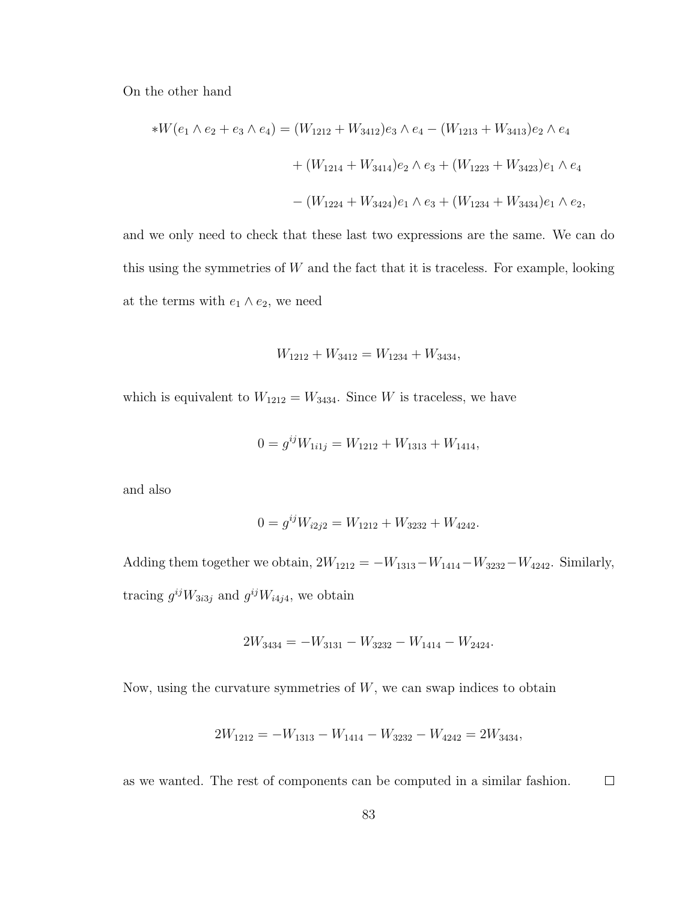On the other hand

$$
\begin{aligned}
*W(e_1 \wedge e_2 + e_3 \wedge e_4) = &(W_{1212} + W_{3412}) e_3 \wedge e_4 - (W_{1213} + W_{3413}) e_2 \wedge e_4 \\
&+ (W_{1214} + W_{3414}) e_2 \wedge e_3 + (W_{1223} + W_{3423}) e_1 \wedge e_4 \\
&- (W_{1224} + W_{3424}) e_1 \wedge e_3 + (W_{1234} + W_{3434}) e_1 \wedge e_2,
\end{aligned}
$$

and we only need to check that these last two expressions are the same. We can do this using the symmetries of $W$ and the fact that it is traceless. For example, looking at the terms with $e_1 \wedge e_2$, we need

$$
W_{1212} + W_{3412} = W_{1234} + W_{3434},
$$

which is equivalent to $W_{1212} = W_{3434}$. Since $W$ is traceless, we have

$$
0 = g^{ij} W_{1i1j} = W_{1212} + W_{1313} + W_{1414},
$$

and also

$$
0 = g^{ij} W_{i2j2} = W_{1212} + W_{3232} + W_{4242}.
$$

Adding them together we obtain, $2W_{1212} = -W_{1313} - W_{1414} - W_{3232} - W_{4242}$. Similarly, tracing $g^{ij} W_{3i3j}$ and $g^{ij} W_{i4j4}$, we obtain

$$
2W_{3434} = -W_{3131} - W_{3232} - W_{1414} - W_{2424}.
$$

Now, using the curvature symmetries of $W$, we can swap indices to obtain

$$
2W_{1212} = -W_{1313} - W_{1414} - W_{3232} - W_{4242} = 2W_{3434},
$$

as we wanted. The rest of components can be computed in a similar fashion. □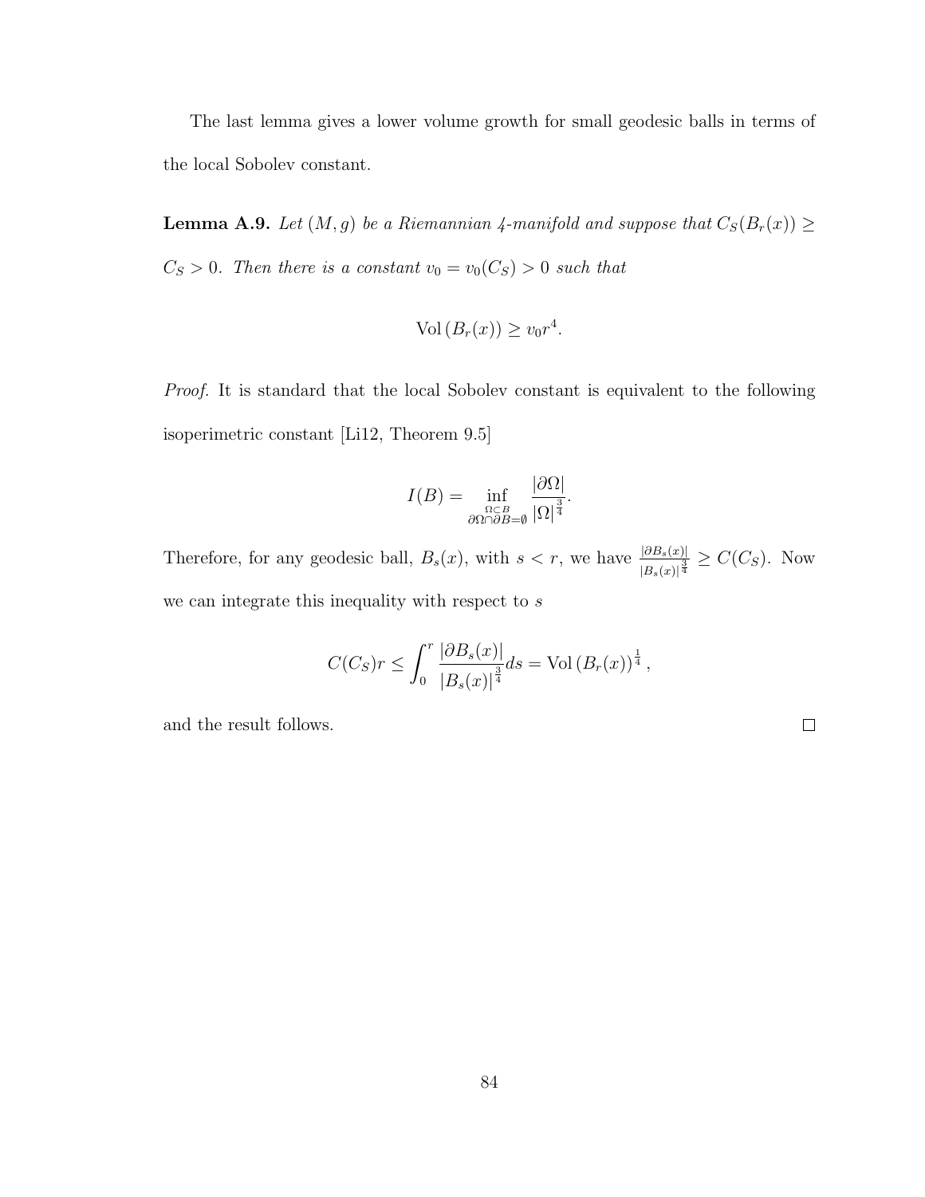The last lemma gives a lower volume growth for small geodesic balls in terms of the local Sobolev constant.

**Lemma A.9.** *Let $(M, g)$ be a Riemannian 4-manifold and suppose that $C_S(B_r(x)) \geq C_S > 0$. Then there is a constant $v_0 = v_0(C_S) > 0$ such that*

$$\mathrm{Vol}\left(B_r(x)\right) \geq v_0 r^4.$$

*Proof.* It is standard that the local Sobolev constant is equivalent to the following isoperimetric constant [Li12, Theorem 9.5]

$$I(B) = \inf_{\substack{\Omega \subset B \\ \partial\Omega \cap \partial B = \emptyset}} \frac{|\partial \Omega|}{|\Omega|^{\frac{3}{4}}}.$$

Therefore, for any geodesic ball, $B_s(x)$, with $s < r$, we have $\frac{|\partial B_s(x)|}{|B_s(x)|^{\frac{3}{4}}} \geq C(C_S)$. Now we can integrate this inequality with respect to $s$

$$C(C_S) r \leq \int_0^r \frac{|\partial B_s(x)|}{|B_s(x)|^{\frac{3}{4}}} ds = \mathrm{Vol}\left(B_r(x)\right)^{\frac{1}{4}},$$

and the result follows. □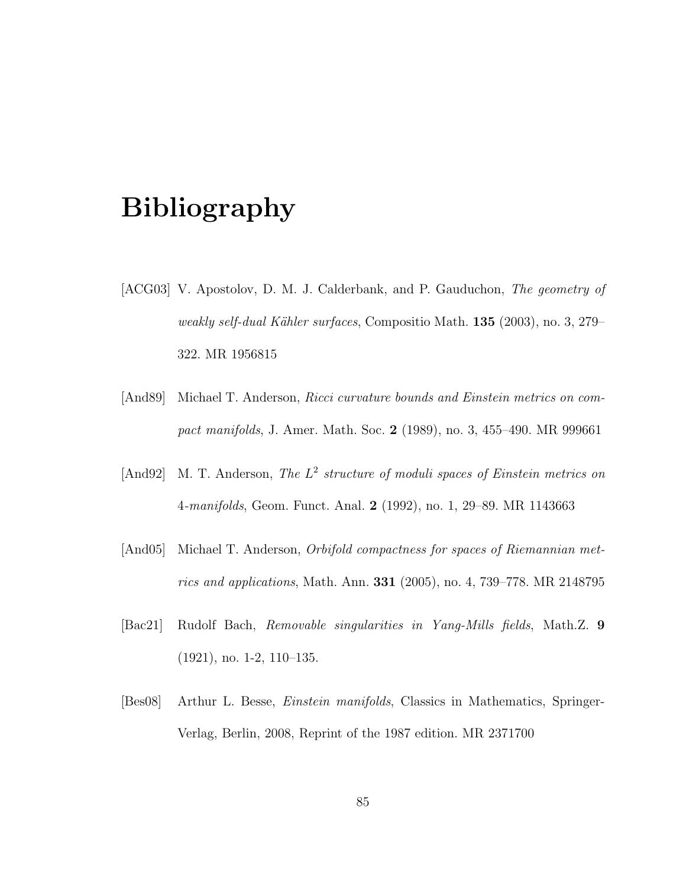# Bibliography

[ACG03] V. Apostolov, D. M. J. Calderbank, and P. Gauduchon, *The geometry of weakly self-dual Kähler surfaces*, Compositio Math. **135** (2003), no. 3, 279–322. MR 1956815

[And89] Michael T. Anderson, *Ricci curvature bounds and Einstein metrics on compact manifolds*, J. Amer. Math. Soc. **2** (1989), no. 3, 455–490. MR 999661

[And92] M. T. Anderson, *The $L^2$ structure of moduli spaces of Einstein metrics on 4-manifolds*, Geom. Funct. Anal. **2** (1992), no. 1, 29–89. MR 1143663

[And05] Michael T. Anderson, *Orbifold compactness for spaces of Riemannian metrics and applications*, Math. Ann. **331** (2005), no. 4, 739–778. MR 2148795

[Bac21] Rudolf Bach, *Removable singularities in Yang-Mills fields*, Math.Z. **9** (1921), no. 1-2, 110–135.

[Bes08] Arthur L. Besse, *Einstein manifolds*, Classics in Mathematics, Springer-Verlag, Berlin, 2008, Reprint of the 1987 edition. MR 2371700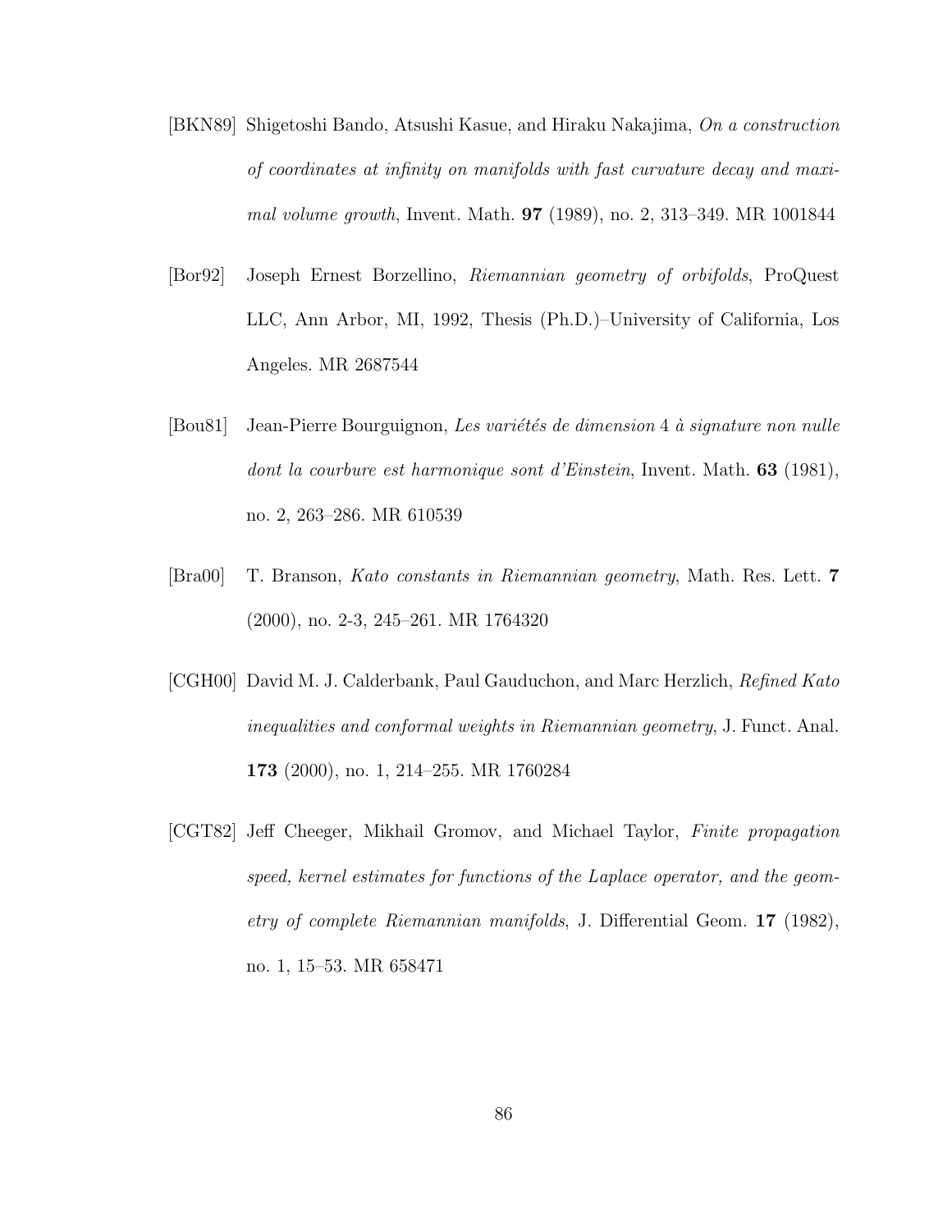[BKN89] Shigetoshi Bando, Atsushi Kasue, and Hiraku Nakajima, *On a construction of coordinates at infinity on manifolds with fast curvature decay and maximal volume growth*, Invent. Math. **97** (1989), no. 2, 313–349. MR 1001844

[Bor92] Joseph Ernest Borzellino, *Riemannian geometry of orbifolds*, ProQuest LLC, Ann Arbor, MI, 1992, Thesis (Ph.D.)–University of California, Los Angeles. MR 2687544

[Bou81] Jean-Pierre Bourguignon, *Les variétés de dimension* 4 *à signature non nulle dont la courbure est harmonique sont d'Einstein*, Invent. Math. **63** (1981), no. 2, 263–286. MR 610539

[Bra00] T. Branson, *Kato constants in Riemannian geometry*, Math. Res. Lett. **7** (2000), no. 2-3, 245–261. MR 1764320

[CGH00] David M. J. Calderbank, Paul Gauduchon, and Marc Herzlich, *Refined Kato inequalities and conformal weights in Riemannian geometry*, J. Funct. Anal. **173** (2000), no. 1, 214–255. MR 1760284

[CGT82] Jeff Cheeger, Mikhail Gromov, and Michael Taylor, *Finite propagation speed, kernel estimates for functions of the Laplace operator, and the geometry of complete Riemannian manifolds*, J. Differential Geom. **17** (1982), no. 1, 15–53. MR 658471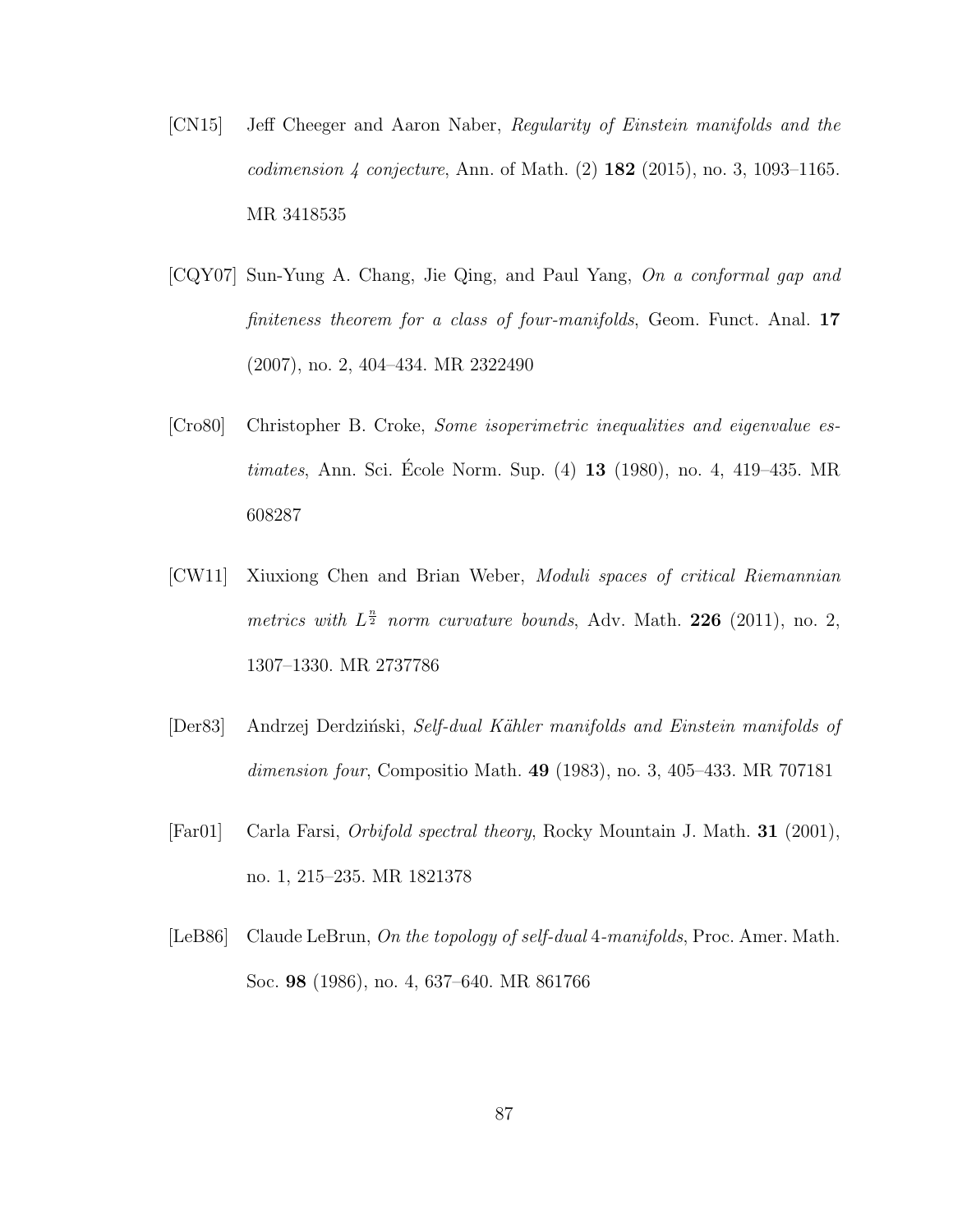[CN15] Jeff Cheeger and Aaron Naber, *Regularity of Einstein manifolds and the codimension 4 conjecture*, Ann. of Math. (2) **182** (2015), no. 3, 1093–1165. MR 3418535

[CQY07] Sun-Yung A. Chang, Jie Qing, and Paul Yang, *On a conformal gap and finiteness theorem for a class of four-manifolds*, Geom. Funct. Anal. **17** (2007), no. 2, 404–434. MR 2322490

[Cro80] Christopher B. Croke, *Some isoperimetric inequalities and eigenvalue estimates*, Ann. Sci. École Norm. Sup. (4) **13** (1980), no. 4, 419–435. MR 608287

[CW11] Xiuxiong Chen and Brian Weber, *Moduli spaces of critical Riemannian metrics with $L^{\frac{n}{2}}$ norm curvature bounds*, Adv. Math. **226** (2011), no. 2, 1307–1330. MR 2737786

[Der83] Andrzej Derdziński, *Self-dual Kähler manifolds and Einstein manifolds of dimension four*, Compositio Math. **49** (1983), no. 3, 405–433. MR 707181

[Far01] Carla Farsi, *Orbifold spectral theory*, Rocky Mountain J. Math. **31** (2001), no. 1, 215–235. MR 1821378

[LeB86] Claude LeBrun, *On the topology of self-dual 4-manifolds*, Proc. Amer. Math. Soc. **98** (1986), no. 4, 637–640. MR 861766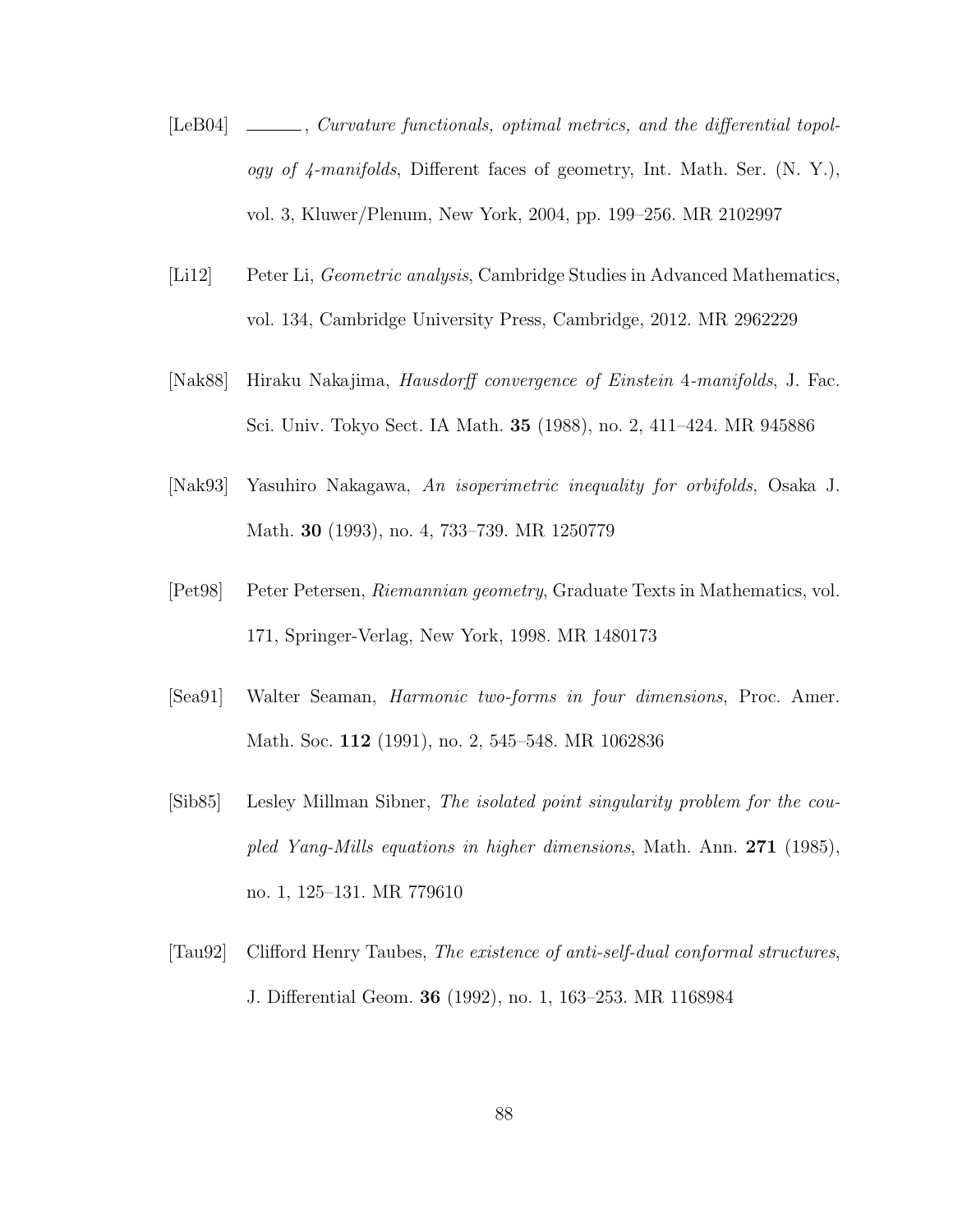[LeB04] ———, *Curvature functionals, optimal metrics, and the differential topology of 4-manifolds*, Different faces of geometry, Int. Math. Ser. (N. Y.), vol. 3, Kluwer/Plenum, New York, 2004, pp. 199–256. MR 2102997

[Li12] Peter Li, *Geometric analysis*, Cambridge Studies in Advanced Mathematics, vol. 134, Cambridge University Press, Cambridge, 2012. MR 2962229

[Nak88] Hiraku Nakajima, *Hausdorff convergence of Einstein* 4*-manifolds*, J. Fac. Sci. Univ. Tokyo Sect. IA Math. **35** (1988), no. 2, 411–424. MR 945886

[Nak93] Yasuhiro Nakagawa, *An isoperimetric inequality for orbifolds*, Osaka J. Math. **30** (1993), no. 4, 733–739. MR 1250779

[Pet98] Peter Petersen, *Riemannian geometry*, Graduate Texts in Mathematics, vol. 171, Springer-Verlag, New York, 1998. MR 1480173

[Sea91] Walter Seaman, *Harmonic two-forms in four dimensions*, Proc. Amer. Math. Soc. **112** (1991), no. 2, 545–548. MR 1062836

[Sib85] Lesley Millman Sibner, *The isolated point singularity problem for the coupled Yang-Mills equations in higher dimensions*, Math. Ann. **271** (1985), no. 1, 125–131. MR 779610

[Tau92] Clifford Henry Taubes, *The existence of anti-self-dual conformal structures*, J. Differential Geom. **36** (1992), no. 1, 163–253. MR 1168984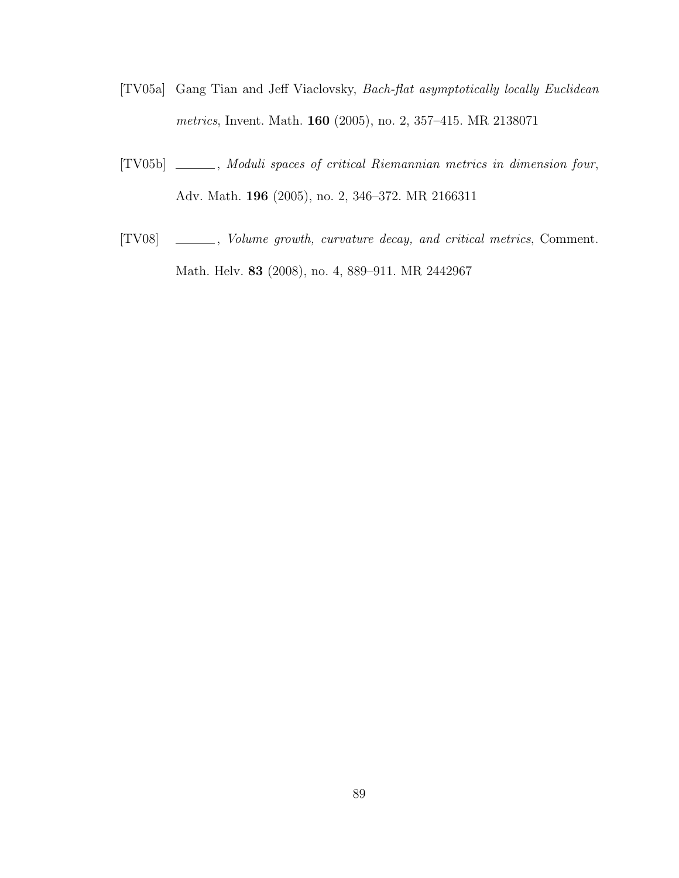[TV05a] Gang Tian and Jeff Viaclovsky, *Bach-flat asymptotically locally Euclidean metrics*, Invent. Math. **160** (2005), no. 2, 357–415. MR 2138071

[TV05b] ______, *Moduli spaces of critical Riemannian metrics in dimension four*, Adv. Math. **196** (2005), no. 2, 346–372. MR 2166311

[TV08] ______, *Volume growth, curvature decay, and critical metrics*, Comment. Math. Helv. **83** (2008), no. 4, 889–911. MR 2442967